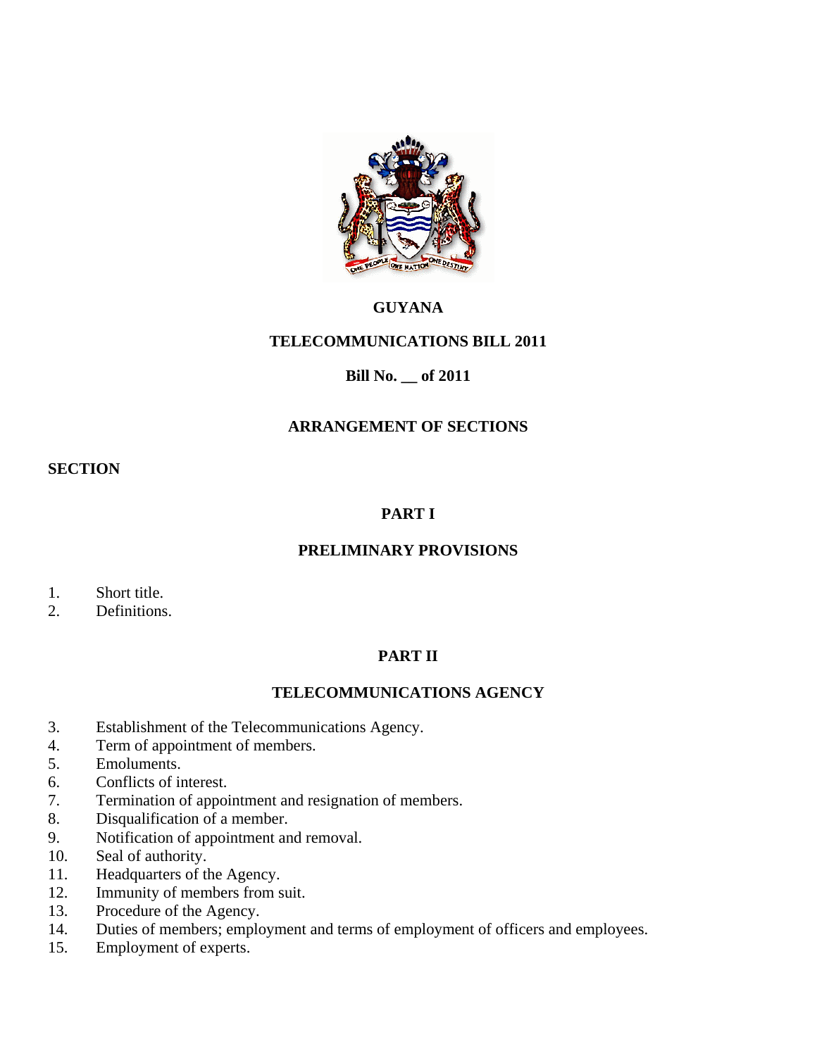# GUYANA

## TELECOMMUNICATIONS BILL 2011

**Bill No. __ of 2011**

## ARRANGEMENT OF SECTIONS

**SECTION**

## PART I

## PRELIMINARY PROVISIONS

1. Short title.
2. Definitions.

## PART II

## TELECOMMUNICATIONS AGENCY

3. Establishment of the Telecommunications Agency.
4. Term of appointment of members.
5. Emoluments.
6. Conflicts of interest.
7. Termination of appointment and resignation of members.
8. Disqualification of a member.
9. Notification of appointment and removal.
10. Seal of authority.
11. Headquarters of the Agency.
12. Immunity of members from suit.
13. Procedure of the Agency.
14. Duties of members; employment and terms of employment of officers and employees.
15. Employment of experts.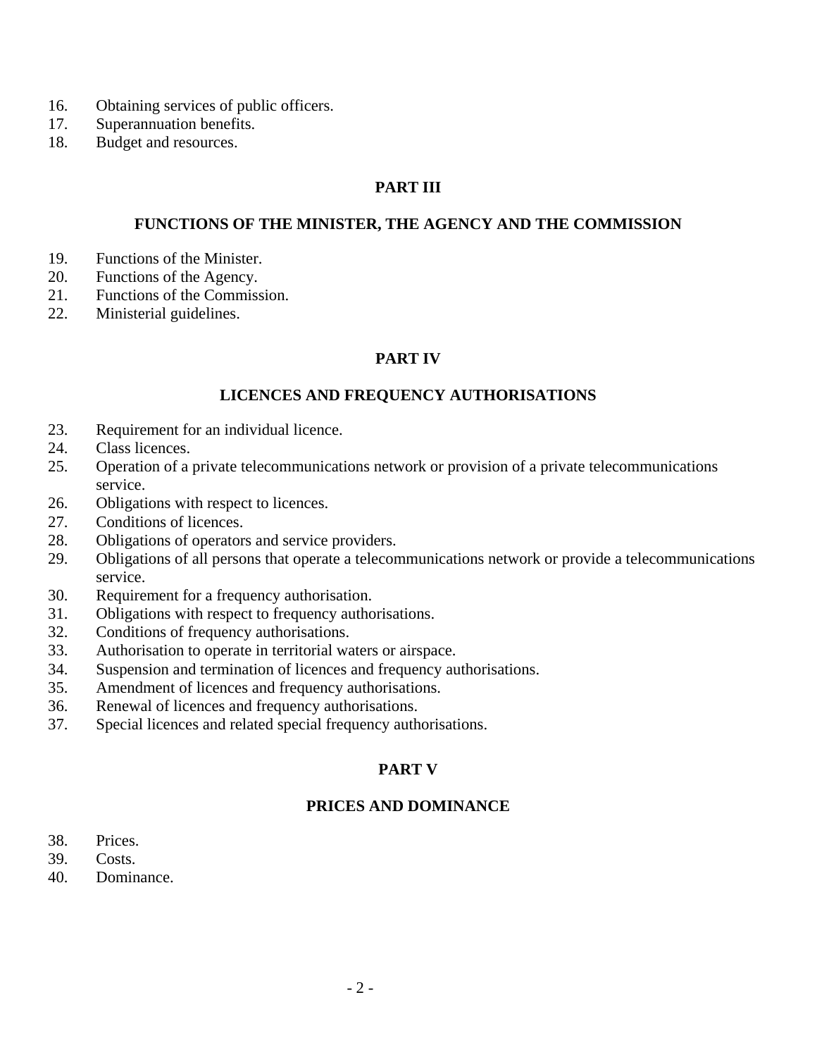16. Obtaining services of public officers.
17. Superannuation benefits.
18. Budget and resources.

## PART III

## FUNCTIONS OF THE MINISTER, THE AGENCY AND THE COMMISSION

19. Functions of the Minister.
20. Functions of the Agency.
21. Functions of the Commission.
22. Ministerial guidelines.

## PART IV

## LICENCES AND FREQUENCY AUTHORISATIONS

23. Requirement for an individual licence.
24. Class licences.
25. Operation of a private telecommunications network or provision of a private telecommunications service.
26. Obligations with respect to licences.
27. Conditions of licences.
28. Obligations of operators and service providers.
29. Obligations of all persons that operate a telecommunications network or provide a telecommunications service.
30. Requirement for a frequency authorisation.
31. Obligations with respect to frequency authorisations.
32. Conditions of frequency authorisations.
33. Authorisation to operate in territorial waters or airspace.
34. Suspension and termination of licences and frequency authorisations.
35. Amendment of licences and frequency authorisations.
36. Renewal of licences and frequency authorisations.
37. Special licences and related special frequency authorisations.

## PART V

## PRICES AND DOMINANCE

38. Prices.
39. Costs.
40. Dominance.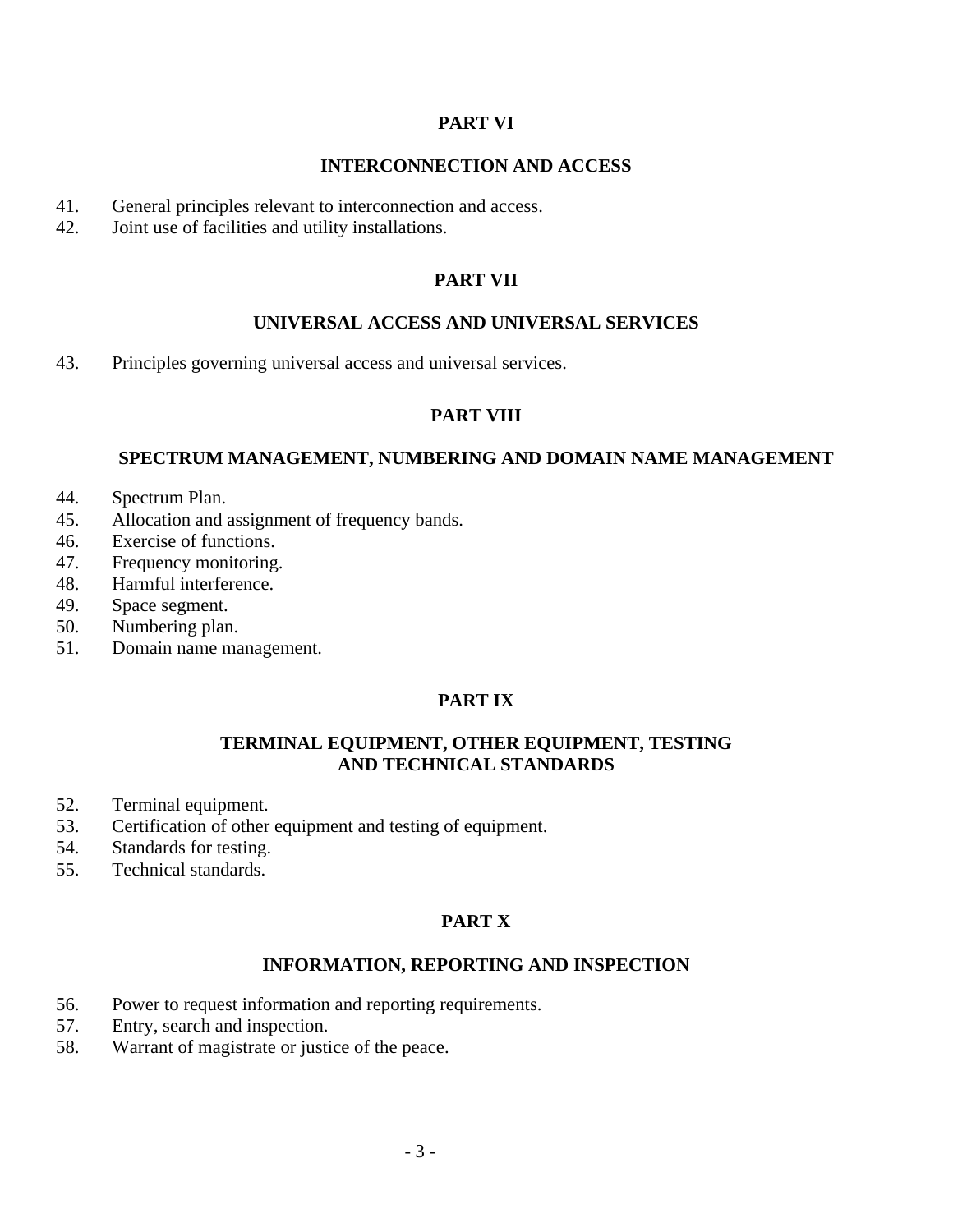## PART VI

## INTERCONNECTION AND ACCESS

41. General principles relevant to interconnection and access.
42. Joint use of facilities and utility installations.

## PART VII

## UNIVERSAL ACCESS AND UNIVERSAL SERVICES

43. Principles governing universal access and universal services.

## PART VIII

## SPECTRUM MANAGEMENT, NUMBERING AND DOMAIN NAME MANAGEMENT

44. Spectrum Plan.
45. Allocation and assignment of frequency bands.
46. Exercise of functions.
47. Frequency monitoring.
48. Harmful interference.
49. Space segment.
50. Numbering plan.
51. Domain name management.

## PART IX

## TERMINAL EQUIPMENT, OTHER EQUIPMENT, TESTING AND TECHNICAL STANDARDS

52. Terminal equipment.
53. Certification of other equipment and testing of equipment.
54. Standards for testing.
55. Technical standards.

## PART X

## INFORMATION, REPORTING AND INSPECTION

56. Power to request information and reporting requirements.
57. Entry, search and inspection.
58. Warrant of magistrate or justice of the peace.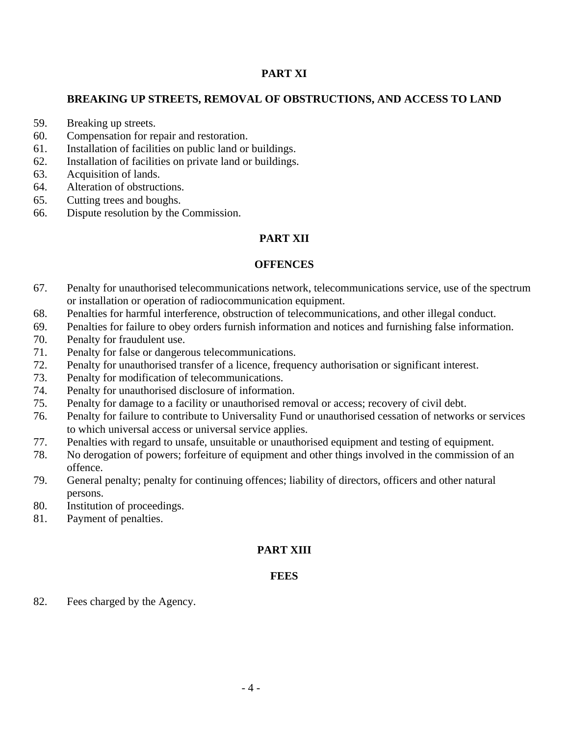## PART XI

## BREAKING UP STREETS, REMOVAL OF OBSTRUCTIONS, AND ACCESS TO LAND

59. Breaking up streets.
60. Compensation for repair and restoration.
61. Installation of facilities on public land or buildings.
62. Installation of facilities on private land or buildings.
63. Acquisition of lands.
64. Alteration of obstructions.
65. Cutting trees and boughs.
66. Dispute resolution by the Commission.

## PART XII

## OFFENCES

67. Penalty for unauthorised telecommunications network, telecommunications service, use of the spectrum or installation or operation of radiocommunication equipment.
68. Penalties for harmful interference, obstruction of telecommunications, and other illegal conduct.
69. Penalties for failure to obey orders furnish information and notices and furnishing false information.
70. Penalty for fraudulent use.
71. Penalty for false or dangerous telecommunications.
72. Penalty for unauthorised transfer of a licence, frequency authorisation or significant interest.
73. Penalty for modification of telecommunications.
74. Penalty for unauthorised disclosure of information.
75. Penalty for damage to a facility or unauthorised removal or access; recovery of civil debt.
76. Penalty for failure to contribute to Universality Fund or unauthorised cessation of networks or services to which universal access or universal service applies.
77. Penalties with regard to unsafe, unsuitable or unauthorised equipment and testing of equipment.
78. No derogation of powers; forfeiture of equipment and other things involved in the commission of an offence.
79. General penalty; penalty for continuing offences; liability of directors, officers and other natural persons.
80. Institution of proceedings.
81. Payment of penalties.

## PART XIII

## FEES

82. Fees charged by the Agency.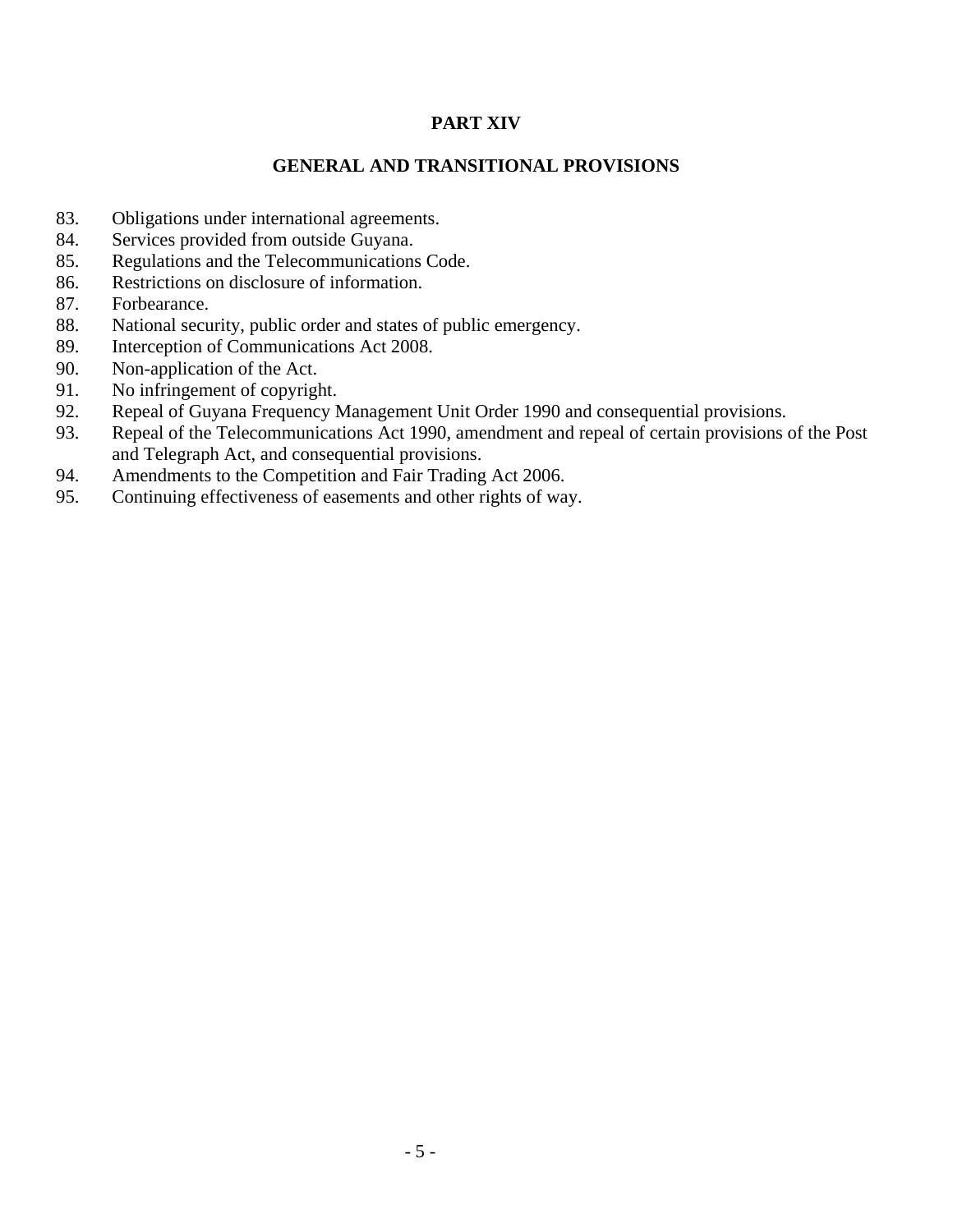## PART XIV

## GENERAL AND TRANSITIONAL PROVISIONS

83. Obligations under international agreements.
84. Services provided from outside Guyana.
85. Regulations and the Telecommunications Code.
86. Restrictions on disclosure of information.
87. Forbearance.
88. National security, public order and states of public emergency.
89. Interception of Communications Act 2008.
90. Non-application of the Act.
91. No infringement of copyright.
92. Repeal of Guyana Frequency Management Unit Order 1990 and consequential provisions.
93. Repeal of the Telecommunications Act 1990, amendment and repeal of certain provisions of the Post and Telegraph Act, and consequential provisions.
94. Amendments to the Competition and Fair Trading Act 2006.
95. Continuing effectiveness of easements and other rights of way.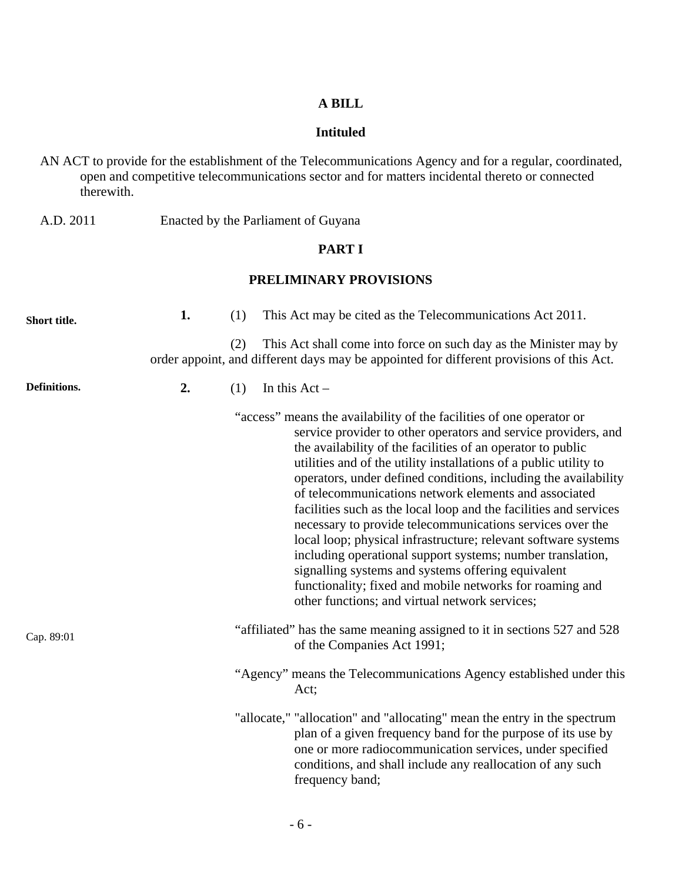**A BILL**

**Intituled**

AN ACT to provide for the establishment of the Telecommunications Agency and for a regular, coordinated, open and competitive telecommunications sector and for matters incidental thereto or connected therewith.

A.D. 2011 Enacted by the Parliament of Guyana

## PART I

## PRELIMINARY PROVISIONS

**Short title.**

**1.** (1) This Act may be cited as the Telecommunications Act 2011.

(2) This Act shall come into force on such day as the Minister may by order appoint, and different days may be appointed for different provisions of this Act.

**Definitions.**

**2.** (1) In this Act –

"access" means the availability of the facilities of one operator or service provider to other operators and service providers, and the availability of the facilities of an operator to public utilities and of the utility installations of a public utility to operators, under defined conditions, including the availability of telecommunications network elements and associated facilities such as the local loop and the facilities and services necessary to provide telecommunications services over the local loop; physical infrastructure; relevant software systems including operational support systems; number translation, signalling systems and systems offering equivalent functionality; fixed and mobile networks for roaming and other functions; and virtual network services;

Cap. 89:01

"affiliated" has the same meaning assigned to it in sections 527 and 528 of the Companies Act 1991;

"Agency" means the Telecommunications Agency established under this Act;

"allocate," "allocation" and "allocating" mean the entry in the spectrum plan of a given frequency band for the purpose of its use by one or more radiocommunication services, under specified conditions, and shall include any reallocation of any such frequency band;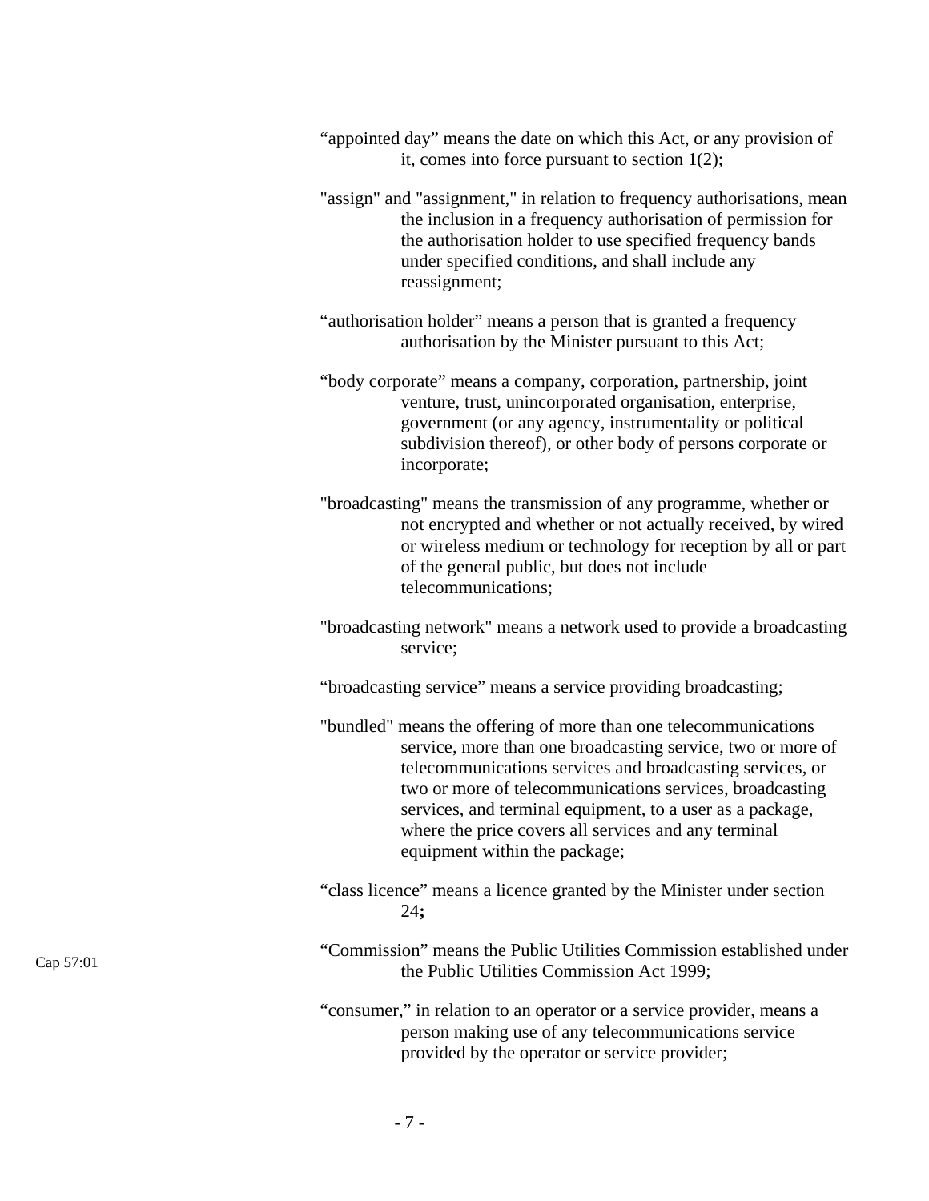"appointed day" means the date on which this Act, or any provision of it, comes into force pursuant to section 1(2);

"assign" and "assignment," in relation to frequency authorisations, mean the inclusion in a frequency authorisation of permission for the authorisation holder to use specified frequency bands under specified conditions, and shall include any reassignment;

"authorisation holder" means a person that is granted a frequency authorisation by the Minister pursuant to this Act;

"body corporate" means a company, corporation, partnership, joint venture, trust, unincorporated organisation, enterprise, government (or any agency, instrumentality or political subdivision thereof), or other body of persons corporate or incorporate;

"broadcasting" means the transmission of any programme, whether or not encrypted and whether or not actually received, by wired or wireless medium or technology for reception by all or part of the general public, but does not include telecommunications;

"broadcasting network" means a network used to provide a broadcasting service;

"broadcasting service" means a service providing broadcasting;

"bundled" means the offering of more than one telecommunications service, more than one broadcasting service, two or more of telecommunications services and broadcasting services, or two or more of telecommunications services, broadcasting services, and terminal equipment, to a user as a package, where the price covers all services and any terminal equipment within the package;

"class licence" means a licence granted by the Minister under section 24**;**

Cap 57:01

"Commission" means the Public Utilities Commission established under the Public Utilities Commission Act 1999;

"consumer," in relation to an operator or a service provider, means a person making use of any telecommunications service provided by the operator or service provider;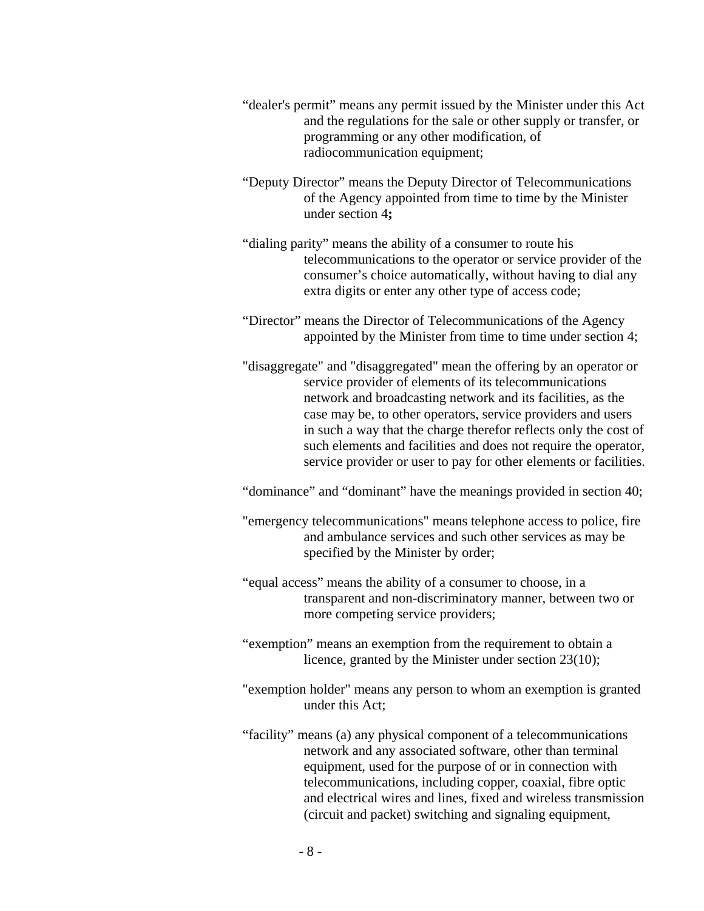"dealer's permit" means any permit issued by the Minister under this Act and the regulations for the sale or other supply or transfer, or programming or any other modification, of radiocommunication equipment;

"Deputy Director" means the Deputy Director of Telecommunications of the Agency appointed from time to time by the Minister under section 4**;**

"dialing parity" means the ability of a consumer to route his telecommunications to the operator or service provider of the consumer's choice automatically, without having to dial any extra digits or enter any other type of access code;

"Director" means the Director of Telecommunications of the Agency appointed by the Minister from time to time under section 4;

"disaggregate" and "disaggregated" mean the offering by an operator or service provider of elements of its telecommunications network and broadcasting network and its facilities, as the case may be, to other operators, service providers and users in such a way that the charge therefor reflects only the cost of such elements and facilities and does not require the operator, service provider or user to pay for other elements or facilities.

"dominance" and "dominant" have the meanings provided in section 40;

"emergency telecommunications" means telephone access to police, fire and ambulance services and such other services as may be specified by the Minister by order;

"equal access" means the ability of a consumer to choose, in a transparent and non-discriminatory manner, between two or more competing service providers;

"exemption" means an exemption from the requirement to obtain a licence, granted by the Minister under section 23(10);

"exemption holder" means any person to whom an exemption is granted under this Act;

"facility" means (a) any physical component of a telecommunications network and any associated software, other than terminal equipment, used for the purpose of or in connection with telecommunications, including copper, coaxial, fibre optic and electrical wires and lines, fixed and wireless transmission (circuit and packet) switching and signaling equipment,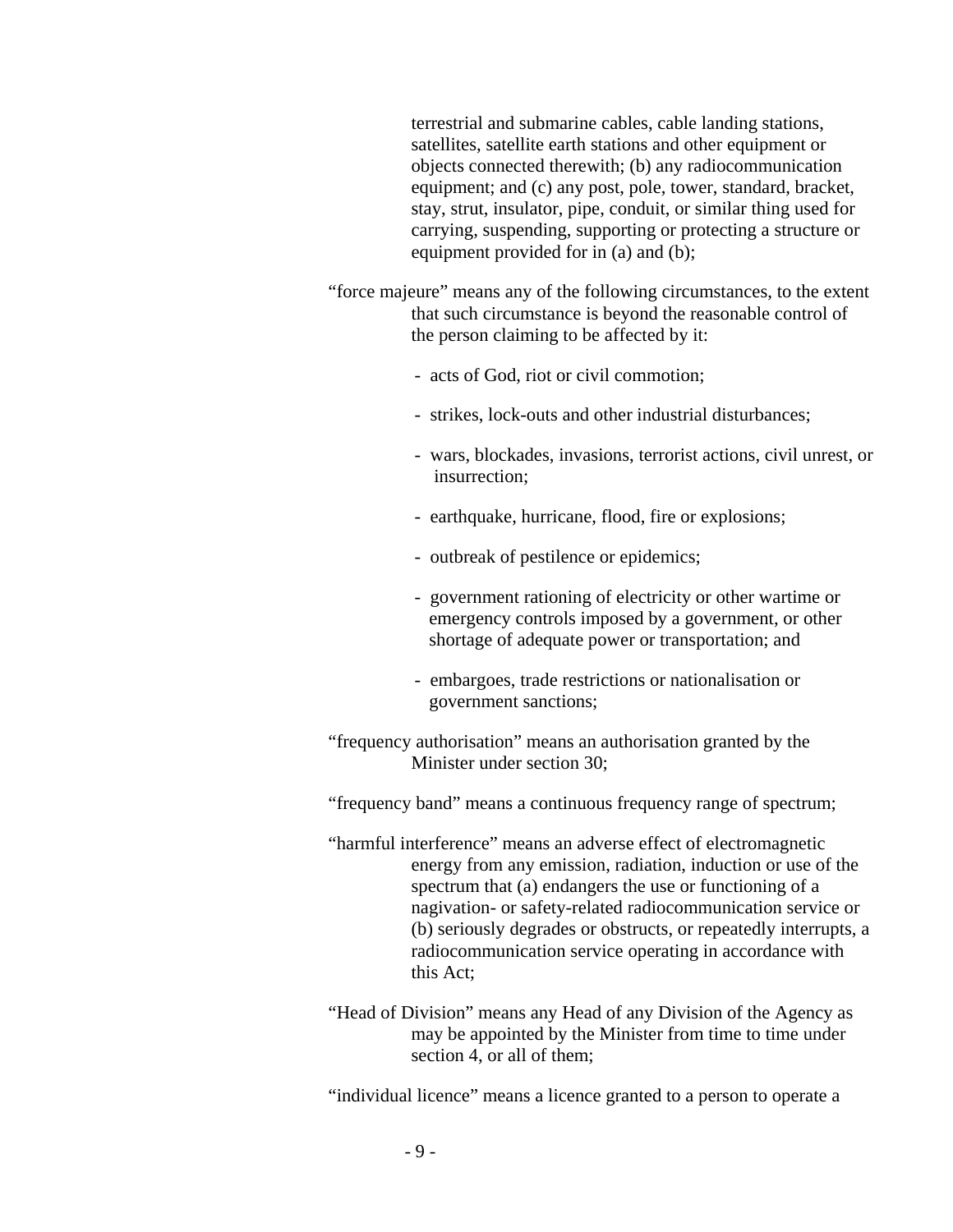terrestrial and submarine cables, cable landing stations, satellites, satellite earth stations and other equipment or objects connected therewith; (b) any radiocommunication equipment; and (c) any post, pole, tower, standard, bracket, stay, strut, insulator, pipe, conduit, or similar thing used for carrying, suspending, supporting or protecting a structure or equipment provided for in (a) and (b);

"force majeure" means any of the following circumstances, to the extent that such circumstance is beyond the reasonable control of the person claiming to be affected by it:

- acts of God, riot or civil commotion;
- strikes, lock-outs and other industrial disturbances;
- wars, blockades, invasions, terrorist actions, civil unrest, or insurrection;
- earthquake, hurricane, flood, fire or explosions;
- outbreak of pestilence or epidemics;
- government rationing of electricity or other wartime or emergency controls imposed by a government, or other shortage of adequate power or transportation; and
- embargoes, trade restrictions or nationalisation or government sanctions;

"frequency authorisation" means an authorisation granted by the Minister under section 30;

"frequency band" means a continuous frequency range of spectrum;

"harmful interference" means an adverse effect of electromagnetic energy from any emission, radiation, induction or use of the spectrum that (a) endangers the use or functioning of a nagivation- or safety-related radiocommunication service or (b) seriously degrades or obstructs, or repeatedly interrupts, a radiocommunication service operating in accordance with this Act;

"Head of Division" means any Head of any Division of the Agency as may be appointed by the Minister from time to time under section 4, or all of them;

"individual licence" means a licence granted to a person to operate a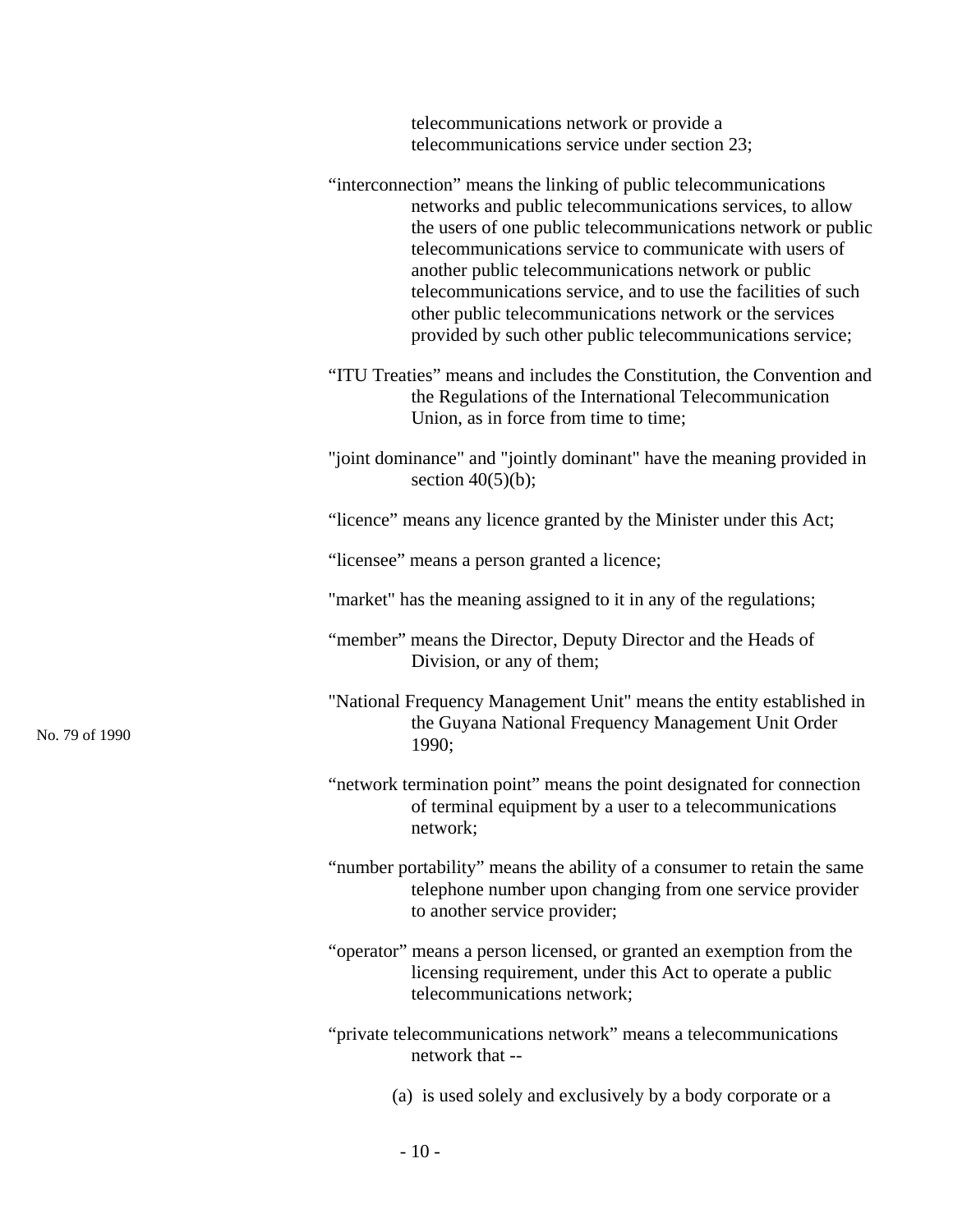telecommunications network or provide a telecommunications service under section 23;

"interconnection" means the linking of public telecommunications networks and public telecommunications services, to allow the users of one public telecommunications network or public telecommunications service to communicate with users of another public telecommunications network or public telecommunications service, and to use the facilities of such other public telecommunications network or the services provided by such other public telecommunications service;

"ITU Treaties" means and includes the Constitution, the Convention and the Regulations of the International Telecommunication Union, as in force from time to time;

"joint dominance" and "jointly dominant" have the meaning provided in section 40(5)(b);

"licence" means any licence granted by the Minister under this Act;

"licensee" means a person granted a licence;

"market" has the meaning assigned to it in any of the regulations;

"member" means the Director, Deputy Director and the Heads of Division, or any of them;

No. 79 of 1990

"National Frequency Management Unit" means the entity established in the Guyana National Frequency Management Unit Order 1990;

"network termination point" means the point designated for connection of terminal equipment by a user to a telecommunications network;

"number portability" means the ability of a consumer to retain the same telephone number upon changing from one service provider to another service provider;

"operator" means a person licensed, or granted an exemption from the licensing requirement, under this Act to operate a public telecommunications network;

"private telecommunications network" means a telecommunications network that --

(a) is used solely and exclusively by a body corporate or a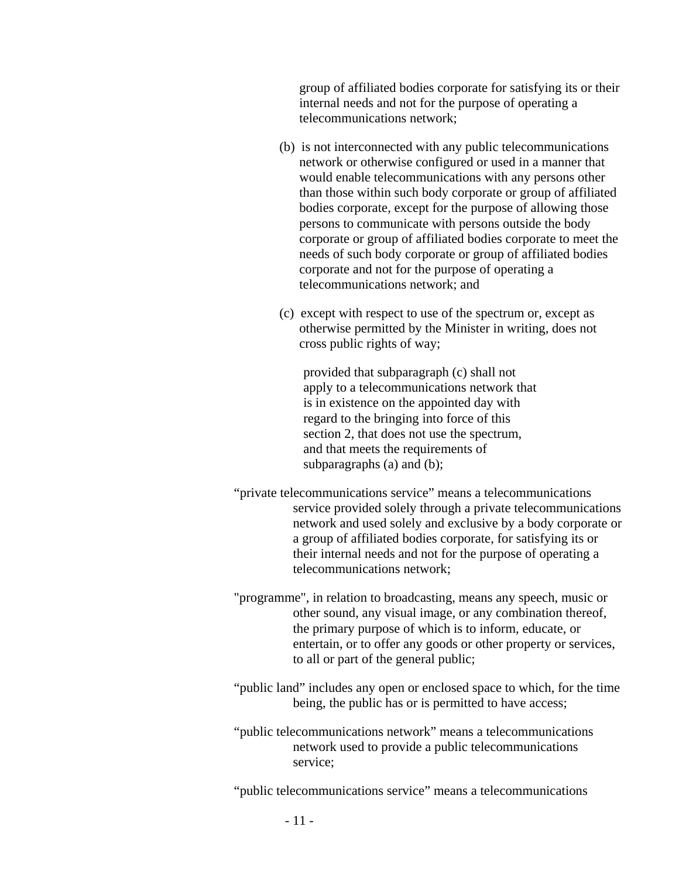group of affiliated bodies corporate for satisfying its or their internal needs and not for the purpose of operating a telecommunications network;

(b) is not interconnected with any public telecommunications network or otherwise configured or used in a manner that would enable telecommunications with any persons other than those within such body corporate or group of affiliated bodies corporate, except for the purpose of allowing those persons to communicate with persons outside the body corporate or group of affiliated bodies corporate to meet the needs of such body corporate or group of affiliated bodies corporate and not for the purpose of operating a telecommunications network; and

(c) except with respect to use of the spectrum or, except as otherwise permitted by the Minister in writing, does not cross public rights of way;

provided that subparagraph (c) shall not apply to a telecommunications network that is in existence on the appointed day with regard to the bringing into force of this section 2, that does not use the spectrum, and that meets the requirements of subparagraphs (a) and (b);

“private telecommunications service” means a telecommunications service provided solely through a private telecommunications network and used solely and exclusive by a body corporate or a group of affiliated bodies corporate, for satisfying its or their internal needs and not for the purpose of operating a telecommunications network;

"programme", in relation to broadcasting, means any speech, music or other sound, any visual image, or any combination thereof, the primary purpose of which is to inform, educate, or entertain, or to offer any goods or other property or services, to all or part of the general public;

“public land” includes any open or enclosed space to which, for the time being, the public has or is permitted to have access;

“public telecommunications network” means a telecommunications network used to provide a public telecommunications service;

“public telecommunications service” means a telecommunications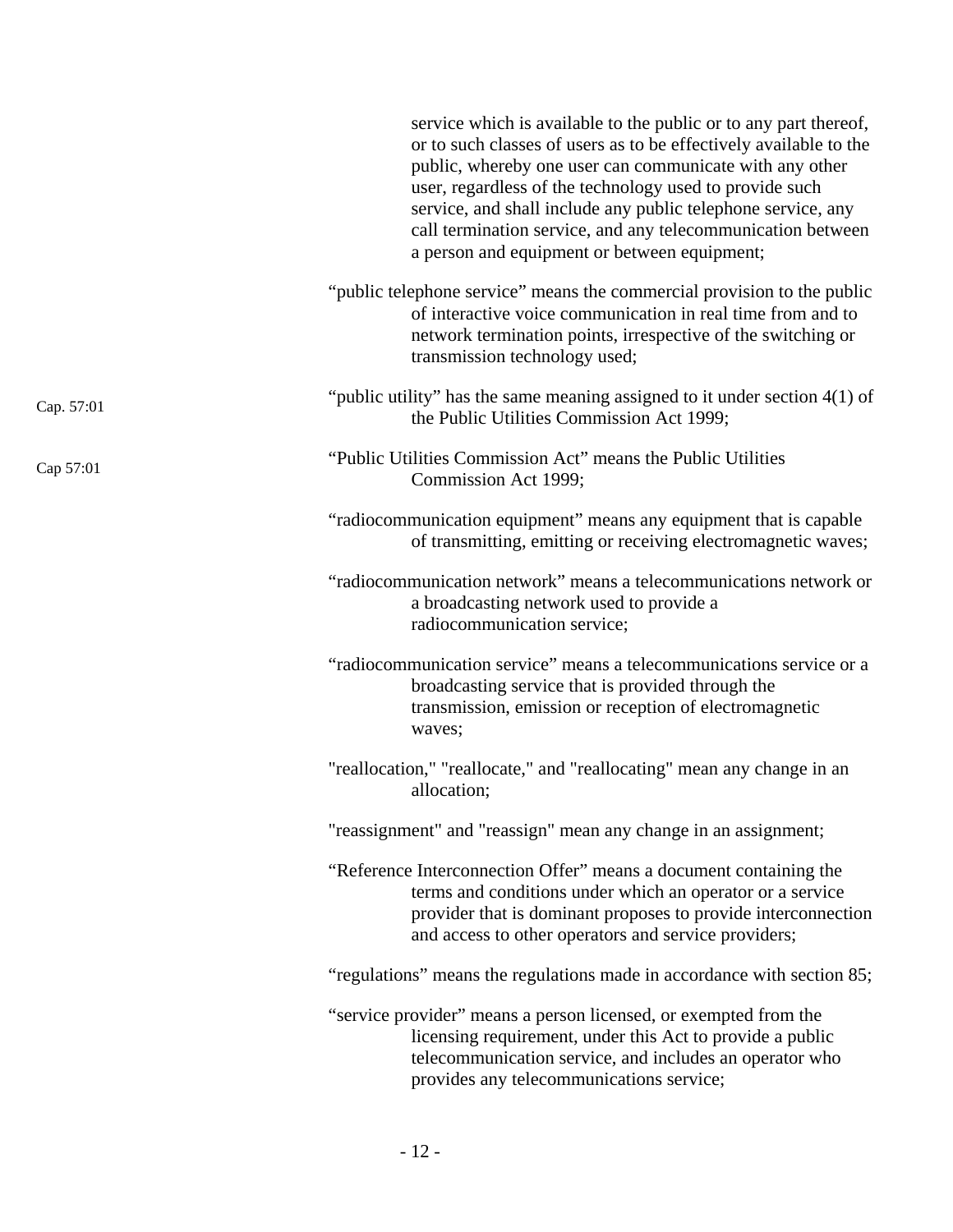service which is available to the public or to any part thereof, or to such classes of users as to be effectively available to the public, whereby one user can communicate with any other user, regardless of the technology used to provide such service, and shall include any public telephone service, any call termination service, and any telecommunication between a person and equipment or between equipment;

"public telephone service" means the commercial provision to the public of interactive voice communication in real time from and to network termination points, irrespective of the switching or transmission technology used;

Cap. 57:01

"public utility" has the same meaning assigned to it under section 4(1) of the Public Utilities Commission Act 1999;

Cap 57:01

"Public Utilities Commission Act" means the Public Utilities Commission Act 1999;

"radiocommunication equipment" means any equipment that is capable of transmitting, emitting or receiving electromagnetic waves;

"radiocommunication network" means a telecommunications network or a broadcasting network used to provide a radiocommunication service;

"radiocommunication service" means a telecommunications service or a broadcasting service that is provided through the transmission, emission or reception of electromagnetic waves;

"reallocation," "reallocate," and "reallocating" mean any change in an allocation;

"reassignment" and "reassign" mean any change in an assignment;

"Reference Interconnection Offer" means a document containing the terms and conditions under which an operator or a service provider that is dominant proposes to provide interconnection and access to other operators and service providers;

"regulations" means the regulations made in accordance with section 85;

"service provider" means a person licensed, or exempted from the licensing requirement, under this Act to provide a public telecommunication service, and includes an operator who provides any telecommunications service;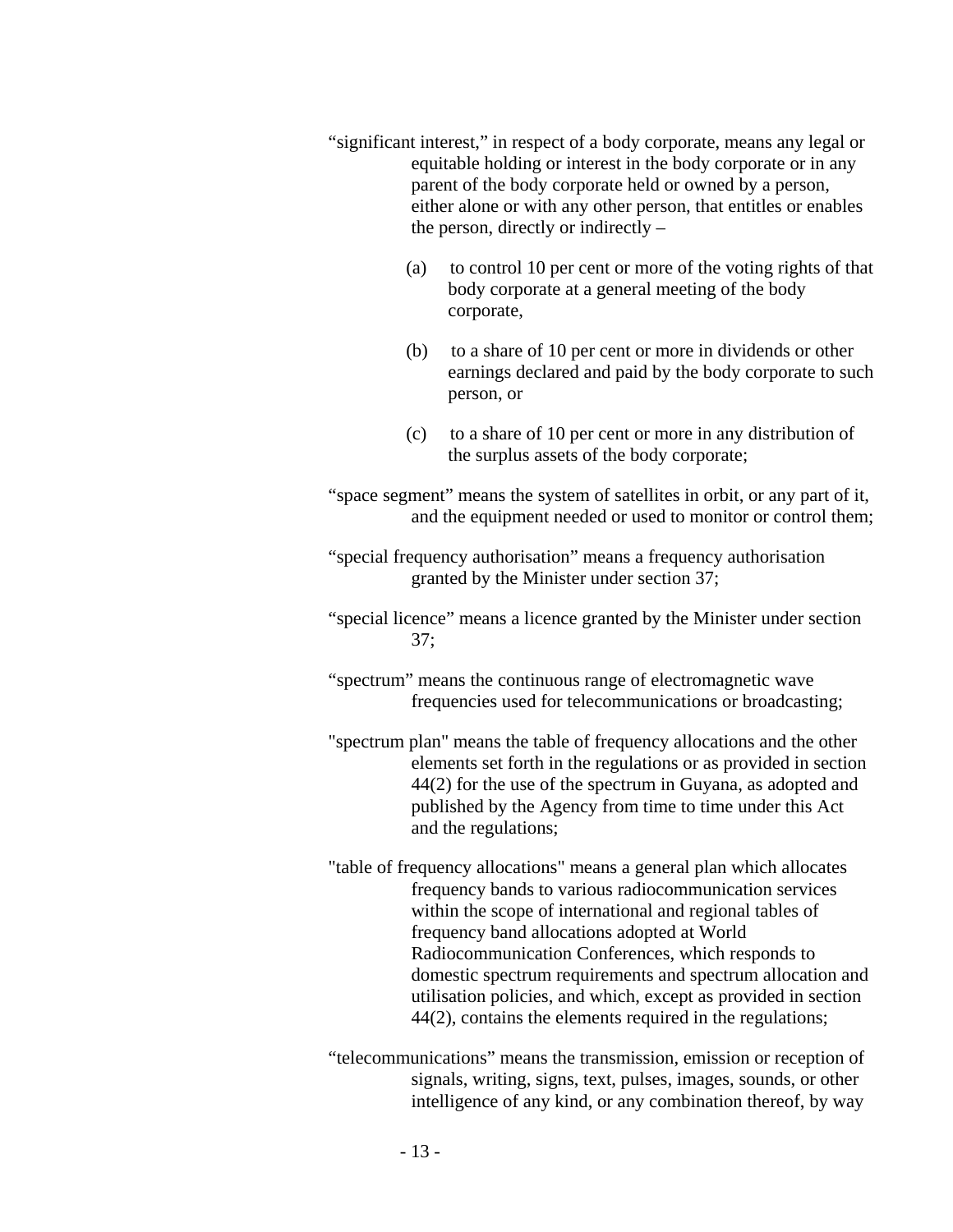“significant interest,” in respect of a body corporate, means any legal or equitable holding or interest in the body corporate or in any parent of the body corporate held or owned by a person, either alone or with any other person, that entitles or enables the person, directly or indirectly –

(a) to control 10 per cent or more of the voting rights of that body corporate at a general meeting of the body corporate,

(b) to a share of 10 per cent or more in dividends or other earnings declared and paid by the body corporate to such person, or

(c) to a share of 10 per cent or more in any distribution of the surplus assets of the body corporate;

“space segment” means the system of satellites in orbit, or any part of it, and the equipment needed or used to monitor or control them;

“special frequency authorisation” means a frequency authorisation granted by the Minister under section 37;

“special licence” means a licence granted by the Minister under section 37;

“spectrum” means the continuous range of electromagnetic wave frequencies used for telecommunications or broadcasting;

"spectrum plan" means the table of frequency allocations and the other elements set forth in the regulations or as provided in section 44(2) for the use of the spectrum in Guyana, as adopted and published by the Agency from time to time under this Act and the regulations;

"table of frequency allocations" means a general plan which allocates frequency bands to various radiocommunication services within the scope of international and regional tables of frequency band allocations adopted at World Radiocommunication Conferences, which responds to domestic spectrum requirements and spectrum allocation and utilisation policies, and which, except as provided in section 44(2), contains the elements required in the regulations;

“telecommunications” means the transmission, emission or reception of signals, writing, signs, text, pulses, images, sounds, or other intelligence of any kind, or any combination thereof, by way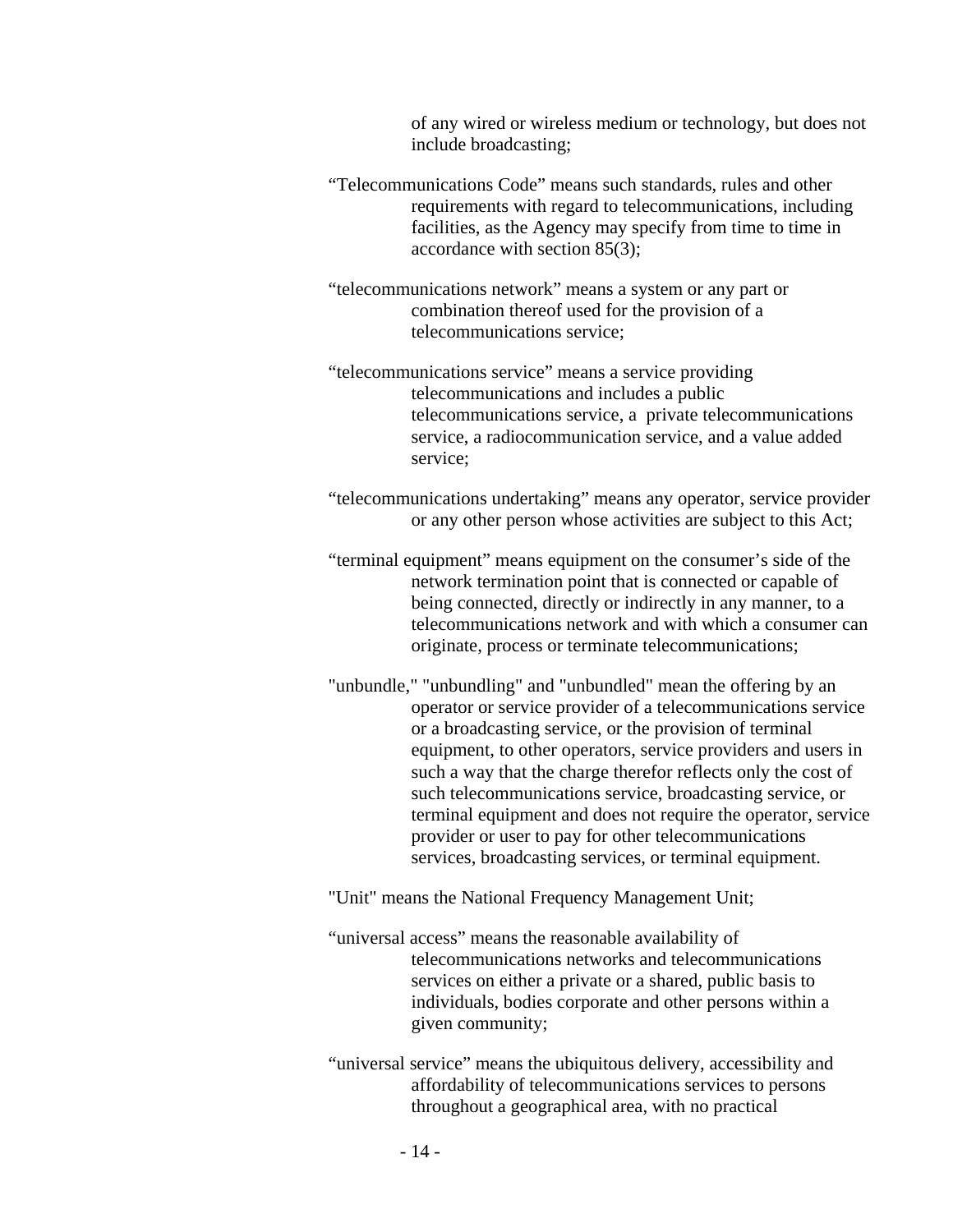of any wired or wireless medium or technology, but does not include broadcasting;

"Telecommunications Code" means such standards, rules and other requirements with regard to telecommunications, including facilities, as the Agency may specify from time to time in accordance with section 85(3);

"telecommunications network" means a system or any part or combination thereof used for the provision of a telecommunications service;

"telecommunications service" means a service providing telecommunications and includes a public telecommunications service, a private telecommunications service, a radiocommunication service, and a value added service;

"telecommunications undertaking" means any operator, service provider or any other person whose activities are subject to this Act;

"terminal equipment" means equipment on the consumer's side of the network termination point that is connected or capable of being connected, directly or indirectly in any manner, to a telecommunications network and with which a consumer can originate, process or terminate telecommunications;

"unbundle," "unbundling" and "unbundled" mean the offering by an operator or service provider of a telecommunications service or a broadcasting service, or the provision of terminal equipment, to other operators, service providers and users in such a way that the charge therefor reflects only the cost of such telecommunications service, broadcasting service, or terminal equipment and does not require the operator, service provider or user to pay for other telecommunications services, broadcasting services, or terminal equipment.

"Unit" means the National Frequency Management Unit;

"universal access" means the reasonable availability of telecommunications networks and telecommunications services on either a private or a shared, public basis to individuals, bodies corporate and other persons within a given community;

"universal service" means the ubiquitous delivery, accessibility and affordability of telecommunications services to persons throughout a geographical area, with no practical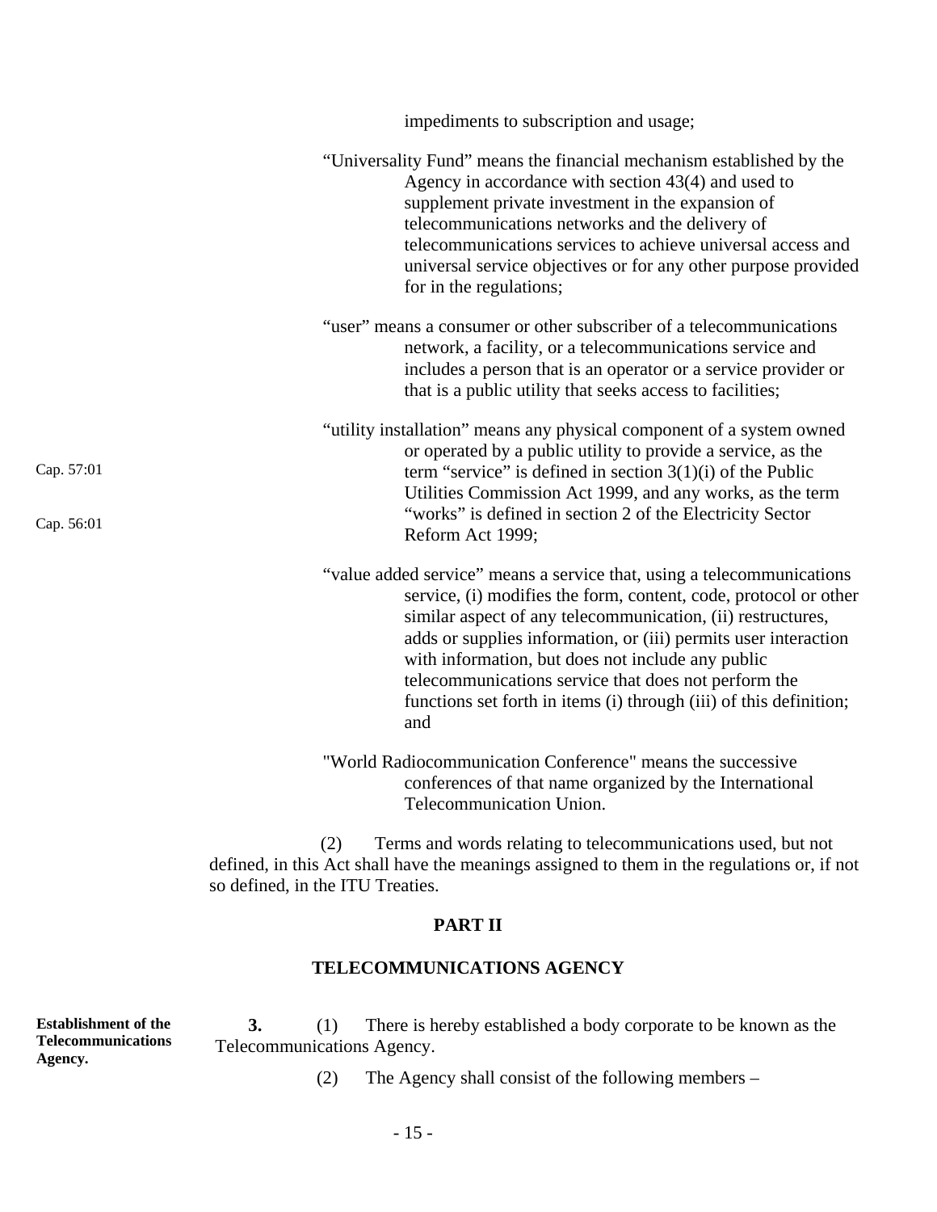impediments to subscription and usage;

"Universality Fund" means the financial mechanism established by the Agency in accordance with section 43(4) and used to supplement private investment in the expansion of telecommunications networks and the delivery of telecommunications services to achieve universal access and universal service objectives or for any other purpose provided for in the regulations;

"user" means a consumer or other subscriber of a telecommunications network, a facility, or a telecommunications service and includes a person that is an operator or a service provider or that is a public utility that seeks access to facilities;

Cap. 57:01

Cap. 56:01

"utility installation" means any physical component of a system owned or operated by a public utility to provide a service, as the term "service" is defined in section 3(1)(i) of the Public Utilities Commission Act 1999, and any works, as the term "works" is defined in section 2 of the Electricity Sector Reform Act 1999;

"value added service" means a service that, using a telecommunications service, (i) modifies the form, content, code, protocol or other similar aspect of any telecommunication, (ii) restructures, adds or supplies information, or (iii) permits user interaction with information, but does not include any public telecommunications service that does not perform the functions set forth in items (i) through (iii) of this definition; and

"World Radiocommunication Conference" means the successive conferences of that name organized by the International Telecommunication Union.

(2) Terms and words relating to telecommunications used, but not defined, in this Act shall have the meanings assigned to them in the regulations or, if not so defined, in the ITU Treaties.

## PART II

## TELECOMMUNICATIONS AGENCY

**Establishment of the Telecommunications Agency.**

**3.** (1) There is hereby established a body corporate to be known as the Telecommunications Agency.

(2) The Agency shall consist of the following members –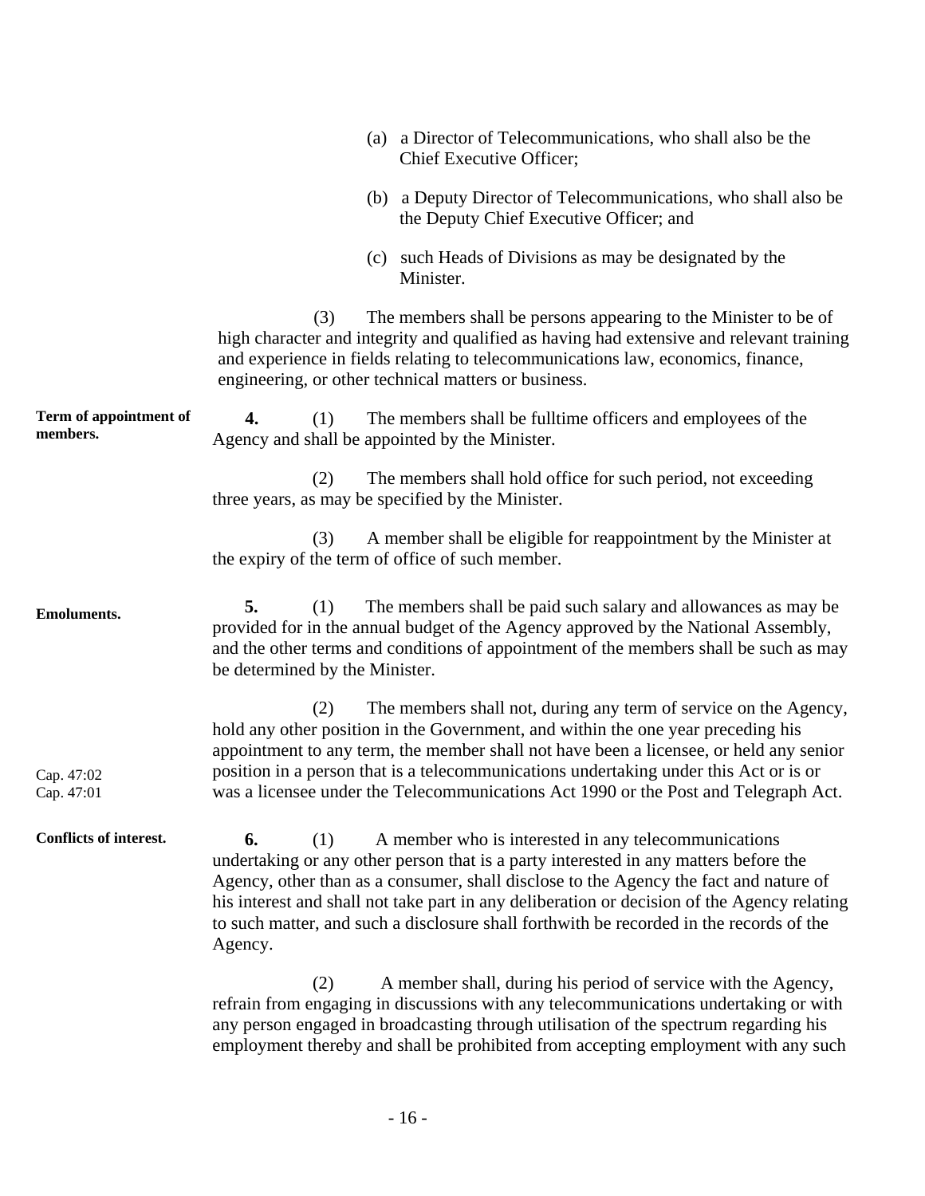(a) a Director of Telecommunications, who shall also be the Chief Executive Officer;

(b) a Deputy Director of Telecommunications, who shall also be the Deputy Chief Executive Officer; and

(c) such Heads of Divisions as may be designated by the Minister.

(3) The members shall be persons appearing to the Minister to be of high character and integrity and qualified as having had extensive and relevant training and experience in fields relating to telecommunications law, economics, finance, engineering, or other technical matters or business.

**Term of appointment of members.**

**4.** (1) The members shall be fulltime officers and employees of the Agency and shall be appointed by the Minister.

(2) The members shall hold office for such period, not exceeding three years, as may be specified by the Minister.

(3) A member shall be eligible for reappointment by the Minister at the expiry of the term of office of such member.

**Emoluments.**

**5.** (1) The members shall be paid such salary and allowances as may be provided for in the annual budget of the Agency approved by the National Assembly, and the other terms and conditions of appointment of the members shall be such as may be determined by the Minister.

(2) The members shall not, during any term of service on the Agency, hold any other position in the Government, and within the one year preceding his appointment to any term, the member shall not have been a licensee, or held any senior position in a person that is a telecommunications undertaking under this Act or is or was a licensee under the Telecommunications Act 1990 or the Post and Telegraph Act.

Cap. 47:02
Cap. 47:01

**Conflicts of interest.**

**6.** (1) A member who is interested in any telecommunications undertaking or any other person that is a party interested in any matters before the Agency, other than as a consumer, shall disclose to the Agency the fact and nature of his interest and shall not take part in any deliberation or decision of the Agency relating to such matter, and such a disclosure shall forthwith be recorded in the records of the Agency.

(2) A member shall, during his period of service with the Agency, refrain from engaging in discussions with any telecommunications undertaking or with any person engaged in broadcasting through utilisation of the spectrum regarding his employment thereby and shall be prohibited from accepting employment with any such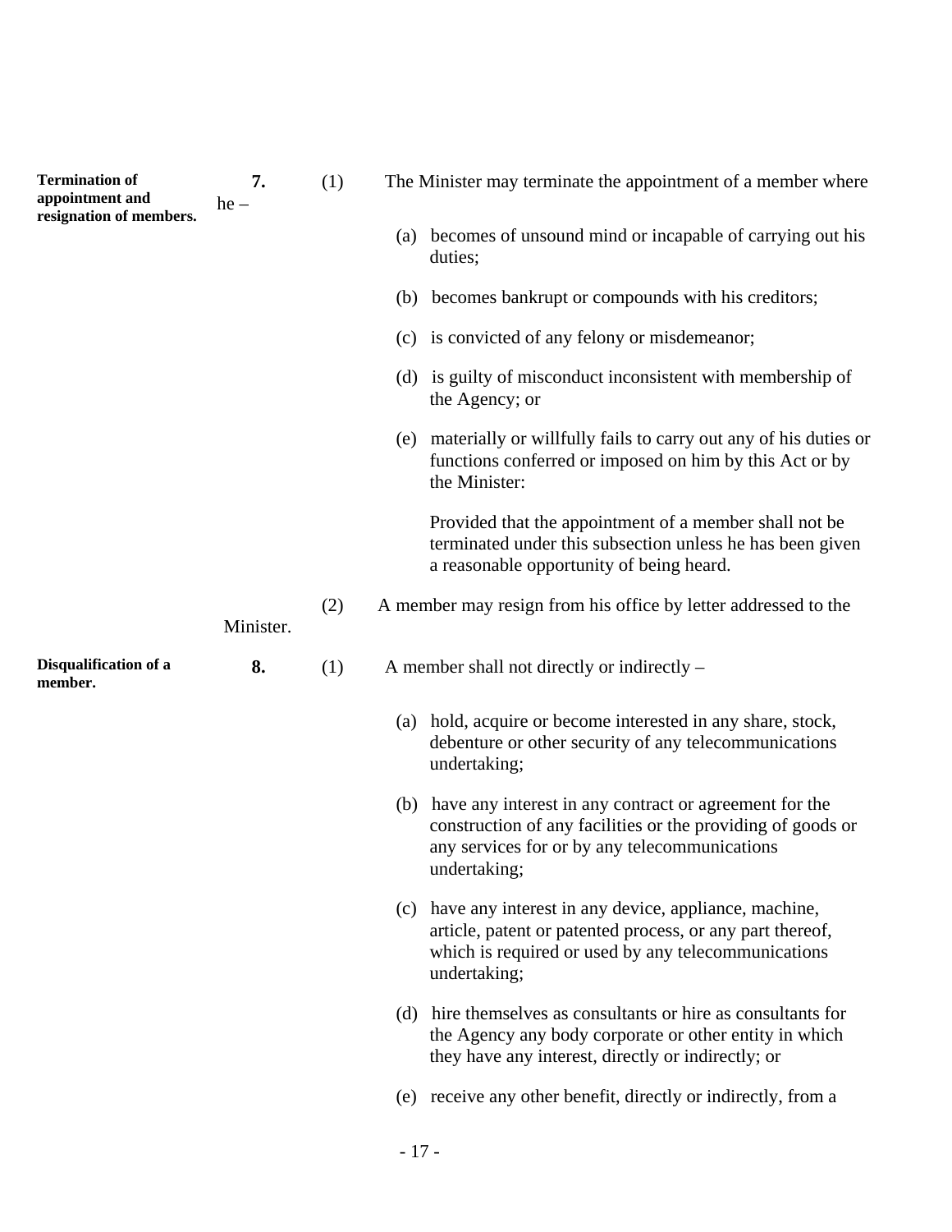**Termination of appointment and resignation of members.**

**7.** (1) The Minister may terminate the appointment of a member where he –

(a) becomes of unsound mind or incapable of carrying out his duties;

(b) becomes bankrupt or compounds with his creditors;

(c) is convicted of any felony or misdemeanor;

(d) is guilty of misconduct inconsistent with membership of the Agency; or

(e) materially or willfully fails to carry out any of his duties or functions conferred or imposed on him by this Act or by the Minister:

Provided that the appointment of a member shall not be terminated under this subsection unless he has been given a reasonable opportunity of being heard.

(2) A member may resign from his office by letter addressed to the Minister.

**Disqualification of a member.**

**8.** (1) A member shall not directly or indirectly –

(a) hold, acquire or become interested in any share, stock, debenture or other security of any telecommunications undertaking;

(b) have any interest in any contract or agreement for the construction of any facilities or the providing of goods or any services for or by any telecommunications undertaking;

(c) have any interest in any device, appliance, machine, article, patent or patented process, or any part thereof, which is required or used by any telecommunications undertaking;

(d) hire themselves as consultants or hire as consultants for the Agency any body corporate or other entity in which they have any interest, directly or indirectly; or

(e) receive any other benefit, directly or indirectly, from a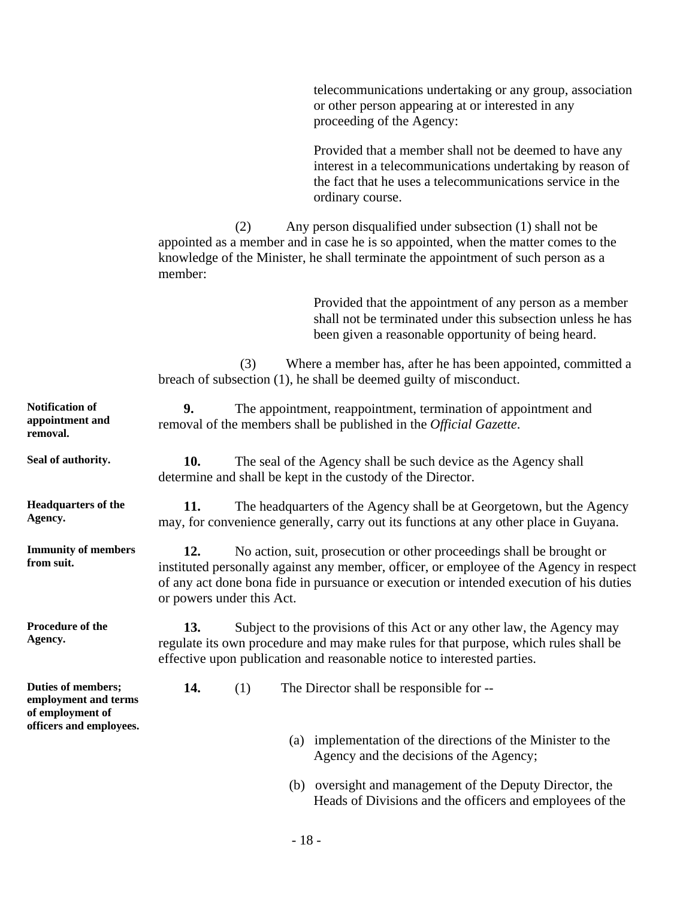telecommunications undertaking or any group, association or other person appearing at or interested in any proceeding of the Agency:

Provided that a member shall not be deemed to have any interest in a telecommunications undertaking by reason of the fact that he uses a telecommunications service in the ordinary course.

(2) Any person disqualified under subsection (1) shall not be appointed as a member and in case he is so appointed, when the matter comes to the knowledge of the Minister, he shall terminate the appointment of such person as a member:

Provided that the appointment of any person as a member shall not be terminated under this subsection unless he has been given a reasonable opportunity of being heard.

(3) Where a member has, after he has been appointed, committed a breach of subsection (1), he shall be deemed guilty of misconduct.

**Notification of appointment and removal.**

**9.** The appointment, reappointment, termination of appointment and removal of the members shall be published in the *Official Gazette*.

**Seal of authority.**

**10.** The seal of the Agency shall be such device as the Agency shall determine and shall be kept in the custody of the Director.

**Headquarters of the Agency.**

**11.** The headquarters of the Agency shall be at Georgetown, but the Agency may, for convenience generally, carry out its functions at any other place in Guyana.

**Immunity of members from suit.**

**12.** No action, suit, prosecution or other proceedings shall be brought or instituted personally against any member, officer, or employee of the Agency in respect of any act done bona fide in pursuance or execution or intended execution of his duties or powers under this Act.

**Procedure of the Agency.**

**13.** Subject to the provisions of this Act or any other law, the Agency may regulate its own procedure and may make rules for that purpose, which rules shall be effective upon publication and reasonable notice to interested parties.

**Duties of members; employment and terms of employment of officers and employees.**

**14.** (1) The Director shall be responsible for --

(a) implementation of the directions of the Minister to the Agency and the decisions of the Agency;

(b) oversight and management of the Deputy Director, the Heads of Divisions and the officers and employees of the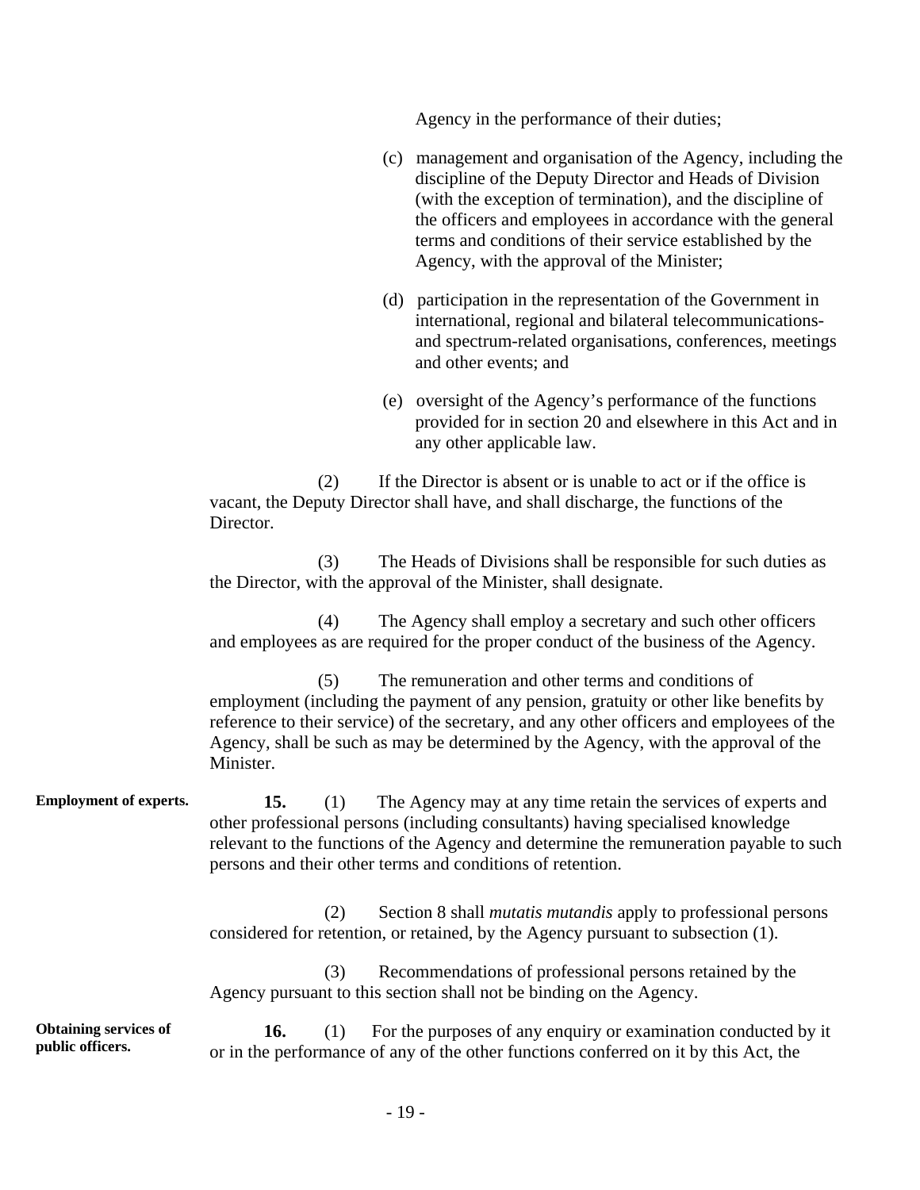Agency in the performance of their duties;

(c) management and organisation of the Agency, including the discipline of the Deputy Director and Heads of Division (with the exception of termination), and the discipline of the officers and employees in accordance with the general terms and conditions of their service established by the Agency, with the approval of the Minister;

(d) participation in the representation of the Government in international, regional and bilateral telecommunications- and spectrum-related organisations, conferences, meetings and other events; and

(e) oversight of the Agency's performance of the functions provided for in section 20 and elsewhere in this Act and in any other applicable law.

(2) If the Director is absent or is unable to act or if the office is vacant, the Deputy Director shall have, and shall discharge, the functions of the Director.

(3) The Heads of Divisions shall be responsible for such duties as the Director, with the approval of the Minister, shall designate.

(4) The Agency shall employ a secretary and such other officers and employees as are required for the proper conduct of the business of the Agency.

(5) The remuneration and other terms and conditions of employment (including the payment of any pension, gratuity or other like benefits by reference to their service) of the secretary, and any other officers and employees of the Agency, shall be such as may be determined by the Agency, with the approval of the Minister.

**Employment of experts.**

**15.** (1) The Agency may at any time retain the services of experts and other professional persons (including consultants) having specialised knowledge relevant to the functions of the Agency and determine the remuneration payable to such persons and their other terms and conditions of retention.

(2) Section 8 shall *mutatis mutandis* apply to professional persons considered for retention, or retained, by the Agency pursuant to subsection (1).

(3) Recommendations of professional persons retained by the Agency pursuant to this section shall not be binding on the Agency.

**Obtaining services of public officers.**

**16.** (1) For the purposes of any enquiry or examination conducted by it or in the performance of any of the other functions conferred on it by this Act, the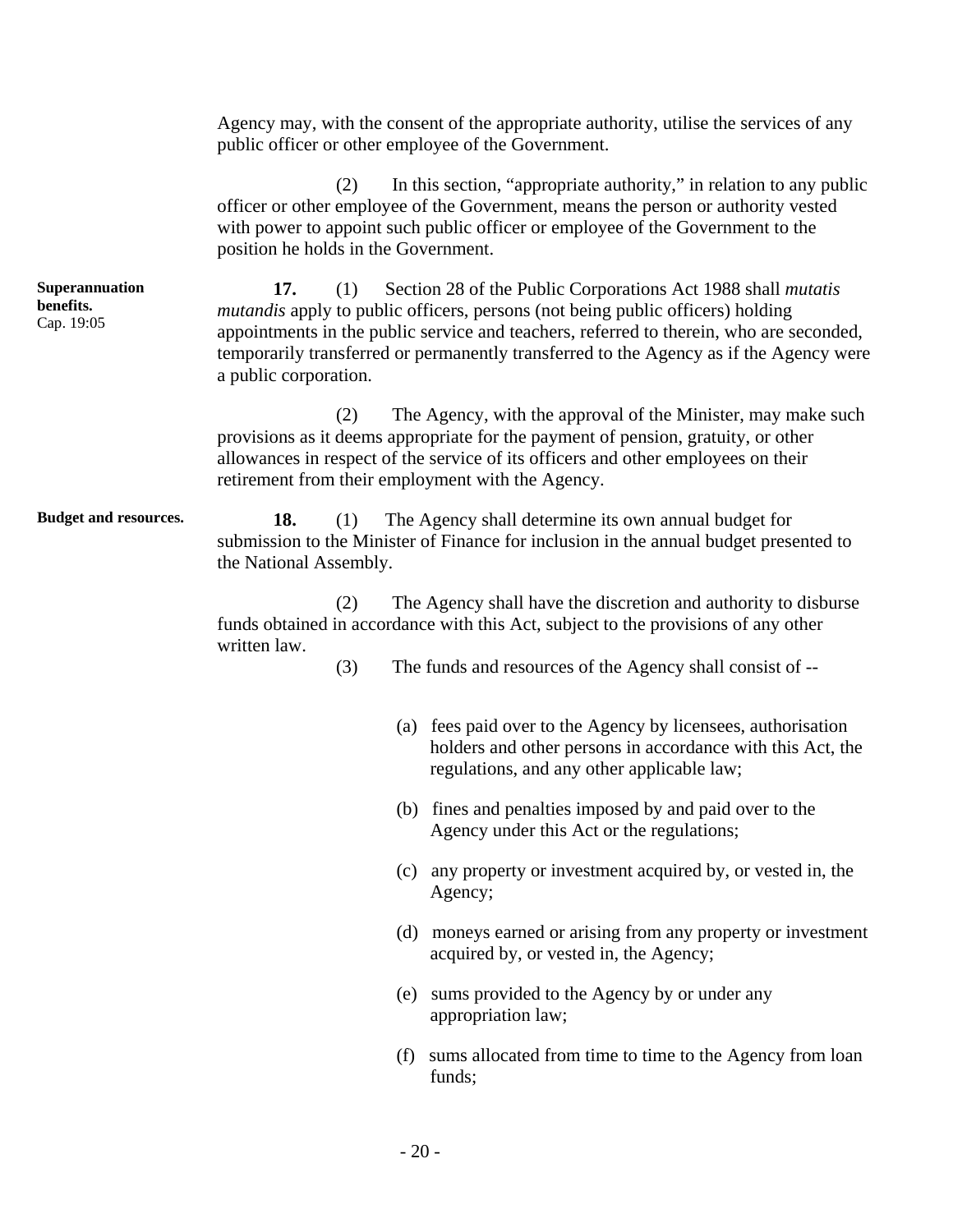Agency may, with the consent of the appropriate authority, utilise the services of any public officer or other employee of the Government.

(2) In this section, "appropriate authority," in relation to any public officer or other employee of the Government, means the person or authority vested with power to appoint such public officer or employee of the Government to the position he holds in the Government.

**Superannuation benefits.**
Cap. 19:05

**17.** (1) Section 28 of the Public Corporations Act 1988 shall *mutatis mutandis* apply to public officers, persons (not being public officers) holding appointments in the public service and teachers, referred to therein, who are seconded, temporarily transferred or permanently transferred to the Agency as if the Agency were a public corporation.

(2) The Agency, with the approval of the Minister, may make such provisions as it deems appropriate for the payment of pension, gratuity, or other allowances in respect of the service of its officers and other employees on their retirement from their employment with the Agency.

**Budget and resources.**

**18.** (1) The Agency shall determine its own annual budget for submission to the Minister of Finance for inclusion in the annual budget presented to the National Assembly.

(2) The Agency shall have the discretion and authority to disburse funds obtained in accordance with this Act, subject to the provisions of any other written law.

(3) The funds and resources of the Agency shall consist of --

(a) fees paid over to the Agency by licensees, authorisation holders and other persons in accordance with this Act, the regulations, and any other applicable law;

(b) fines and penalties imposed by and paid over to the Agency under this Act or the regulations;

(c) any property or investment acquired by, or vested in, the Agency;

(d) moneys earned or arising from any property or investment acquired by, or vested in, the Agency;

(e) sums provided to the Agency by or under any appropriation law;

(f) sums allocated from time to time to the Agency from loan funds;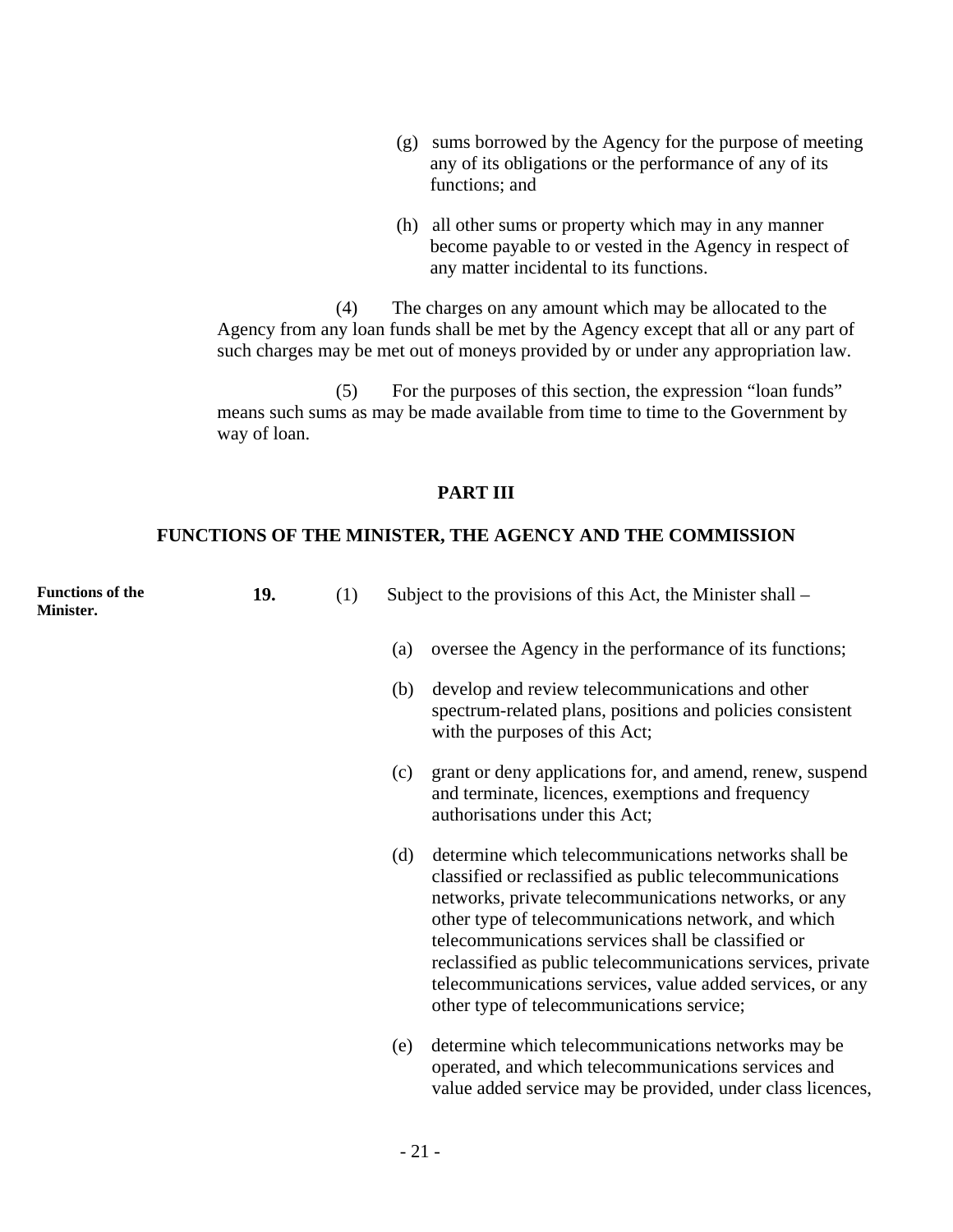(g) sums borrowed by the Agency for the purpose of meeting any of its obligations or the performance of any of its functions; and

(h) all other sums or property which may in any manner become payable to or vested in the Agency in respect of any matter incidental to its functions.

(4) The charges on any amount which may be allocated to the Agency from any loan funds shall be met by the Agency except that all or any part of such charges may be met out of moneys provided by or under any appropriation law.

(5) For the purposes of this section, the expression "loan funds" means such sums as may be made available from time to time to the Government by way of loan.

## PART III

## FUNCTIONS OF THE MINISTER, THE AGENCY AND THE COMMISSION

**Functions of the Minister.**

**19.** (1) Subject to the provisions of this Act, the Minister shall –

(a) oversee the Agency in the performance of its functions;

(b) develop and review telecommunications and other spectrum-related plans, positions and policies consistent with the purposes of this Act;

(c) grant or deny applications for, and amend, renew, suspend and terminate, licences, exemptions and frequency authorisations under this Act;

(d) determine which telecommunications networks shall be classified or reclassified as public telecommunications networks, private telecommunications networks, or any other type of telecommunications network, and which telecommunications services shall be classified or reclassified as public telecommunications services, private telecommunications services, value added services, or any other type of telecommunications service;

(e) determine which telecommunications networks may be operated, and which telecommunications services and value added service may be provided, under class licences,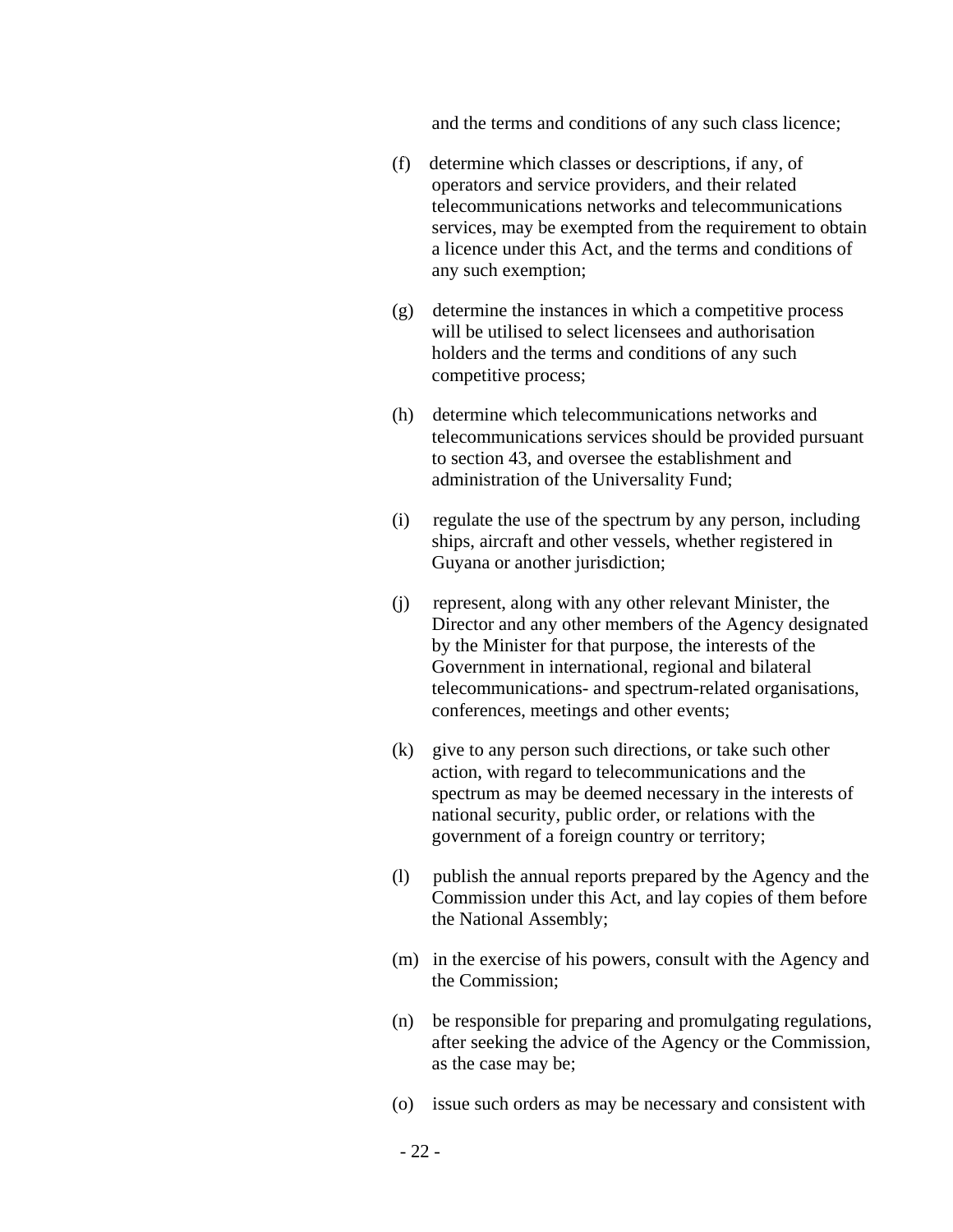and the terms and conditions of any such class licence;

(f) determine which classes or descriptions, if any, of operators and service providers, and their related telecommunications networks and telecommunications services, may be exempted from the requirement to obtain a licence under this Act, and the terms and conditions of any such exemption;

(g) determine the instances in which a competitive process will be utilised to select licensees and authorisation holders and the terms and conditions of any such competitive process;

(h) determine which telecommunications networks and telecommunications services should be provided pursuant to section 43, and oversee the establishment and administration of the Universality Fund;

(i) regulate the use of the spectrum by any person, including ships, aircraft and other vessels, whether registered in Guyana or another jurisdiction;

(j) represent, along with any other relevant Minister, the Director and any other members of the Agency designated by the Minister for that purpose, the interests of the Government in international, regional and bilateral telecommunications- and spectrum-related organisations, conferences, meetings and other events;

(k) give to any person such directions, or take such other action, with regard to telecommunications and the spectrum as may be deemed necessary in the interests of national security, public order, or relations with the government of a foreign country or territory;

(l) publish the annual reports prepared by the Agency and the Commission under this Act, and lay copies of them before the National Assembly;

(m) in the exercise of his powers, consult with the Agency and the Commission;

(n) be responsible for preparing and promulgating regulations, after seeking the advice of the Agency or the Commission, as the case may be;

(o) issue such orders as may be necessary and consistent with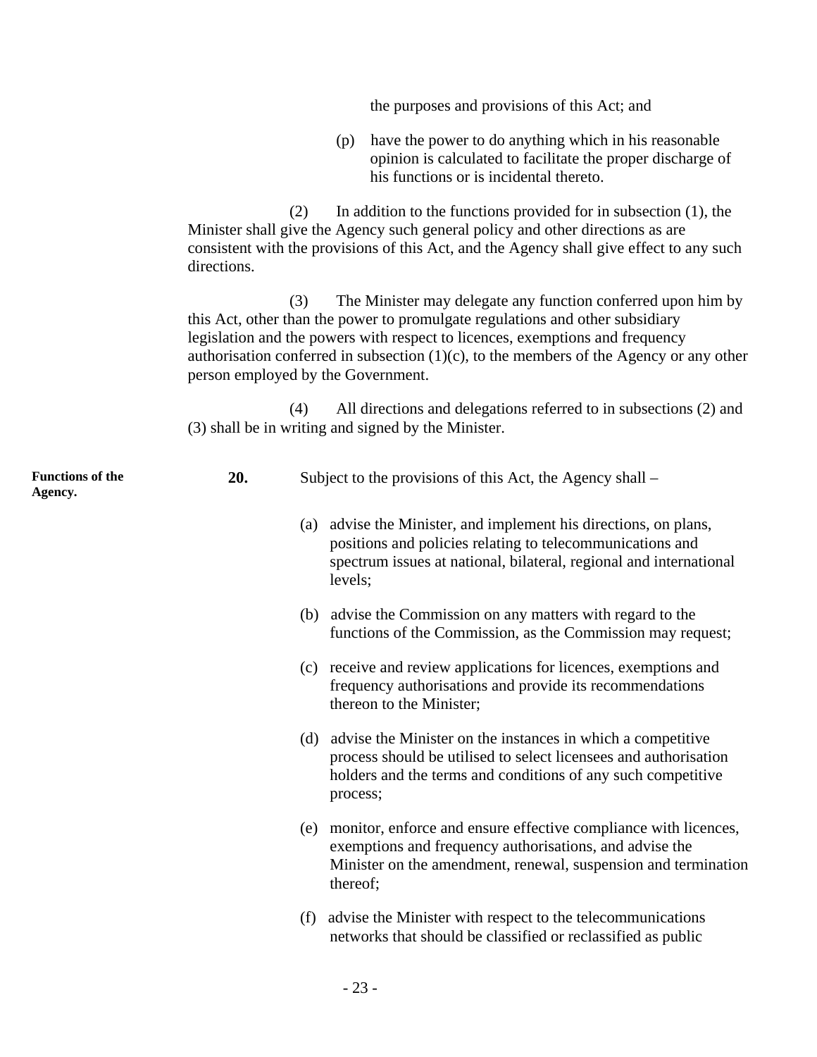the purposes and provisions of this Act; and

(p) have the power to do anything which in his reasonable opinion is calculated to facilitate the proper discharge of his functions or is incidental thereto.

(2) In addition to the functions provided for in subsection (1), the Minister shall give the Agency such general policy and other directions as are consistent with the provisions of this Act, and the Agency shall give effect to any such directions.

(3) The Minister may delegate any function conferred upon him by this Act, other than the power to promulgate regulations and other subsidiary legislation and the powers with respect to licences, exemptions and frequency authorisation conferred in subsection (1)(c), to the members of the Agency or any other person employed by the Government.

(4) All directions and delegations referred to in subsections (2) and (3) shall be in writing and signed by the Minister.

**Functions of the Agency.**

**20.** Subject to the provisions of this Act, the Agency shall –

(a) advise the Minister, and implement his directions, on plans, positions and policies relating to telecommunications and spectrum issues at national, bilateral, regional and international levels;

(b) advise the Commission on any matters with regard to the functions of the Commission, as the Commission may request;

(c) receive and review applications for licences, exemptions and frequency authorisations and provide its recommendations thereon to the Minister;

(d) advise the Minister on the instances in which a competitive process should be utilised to select licensees and authorisation holders and the terms and conditions of any such competitive process;

(e) monitor, enforce and ensure effective compliance with licences, exemptions and frequency authorisations, and advise the Minister on the amendment, renewal, suspension and termination thereof;

(f) advise the Minister with respect to the telecommunications networks that should be classified or reclassified as public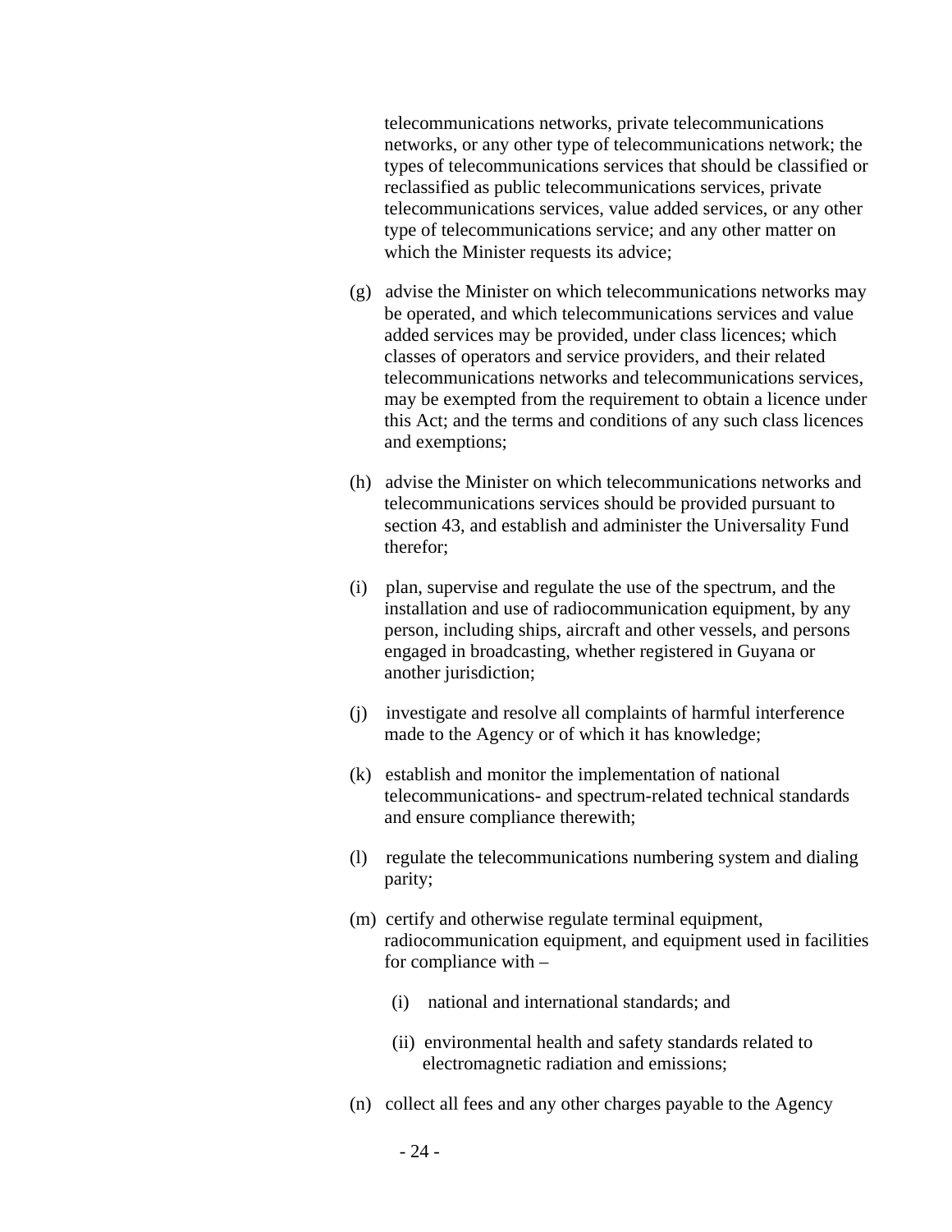telecommunications networks, private telecommunications networks, or any other type of telecommunications network; the types of telecommunications services that should be classified or reclassified as public telecommunications services, private telecommunications services, value added services, or any other type of telecommunications service; and any other matter on which the Minister requests its advice;

(g) advise the Minister on which telecommunications networks may be operated, and which telecommunications services and value added services may be provided, under class licences; which classes of operators and service providers, and their related telecommunications networks and telecommunications services, may be exempted from the requirement to obtain a licence under this Act; and the terms and conditions of any such class licences and exemptions;

(h) advise the Minister on which telecommunications networks and telecommunications services should be provided pursuant to section 43, and establish and administer the Universality Fund therefor;

(i) plan, supervise and regulate the use of the spectrum, and the installation and use of radiocommunication equipment, by any person, including ships, aircraft and other vessels, and persons engaged in broadcasting, whether registered in Guyana or another jurisdiction;

(j) investigate and resolve all complaints of harmful interference made to the Agency or of which it has knowledge;

(k) establish and monitor the implementation of national telecommunications- and spectrum-related technical standards and ensure compliance therewith;

(l) regulate the telecommunications numbering system and dialing parity;

(m) certify and otherwise regulate terminal equipment, radiocommunication equipment, and equipment used in facilities for compliance with –

  (i) national and international standards; and

  (ii) environmental health and safety standards related to electromagnetic radiation and emissions;

(n) collect all fees and any other charges payable to the Agency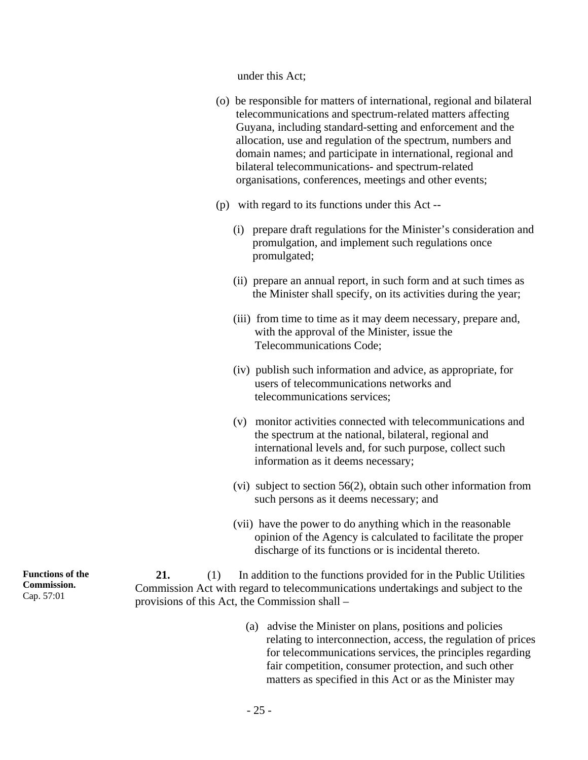under this Act;

(o) be responsible for matters of international, regional and bilateral telecommunications and spectrum-related matters affecting Guyana, including standard-setting and enforcement and the allocation, use and regulation of the spectrum, numbers and domain names; and participate in international, regional and bilateral telecommunications- and spectrum-related organisations, conferences, meetings and other events;

(p) with regard to its functions under this Act --

(i) prepare draft regulations for the Minister's consideration and promulgation, and implement such regulations once promulgated;

(ii) prepare an annual report, in such form and at such times as the Minister shall specify, on its activities during the year;

(iii) from time to time as it may deem necessary, prepare and, with the approval of the Minister, issue the Telecommunications Code;

(iv) publish such information and advice, as appropriate, for users of telecommunications networks and telecommunications services;

(v) monitor activities connected with telecommunications and the spectrum at the national, bilateral, regional and international levels and, for such purpose, collect such information as it deems necessary;

(vi) subject to section 56(2), obtain such other information from such persons as it deems necessary; and

(vii) have the power to do anything which in the reasonable opinion of the Agency is calculated to facilitate the proper discharge of its functions or is incidental thereto.

**Functions of the Commission.**
Cap. 57:01

**21.** (1) In addition to the functions provided for in the Public Utilities Commission Act with regard to telecommunications undertakings and subject to the provisions of this Act, the Commission shall –

(a) advise the Minister on plans, positions and policies relating to interconnection, access, the regulation of prices for telecommunications services, the principles regarding fair competition, consumer protection, and such other matters as specified in this Act or as the Minister may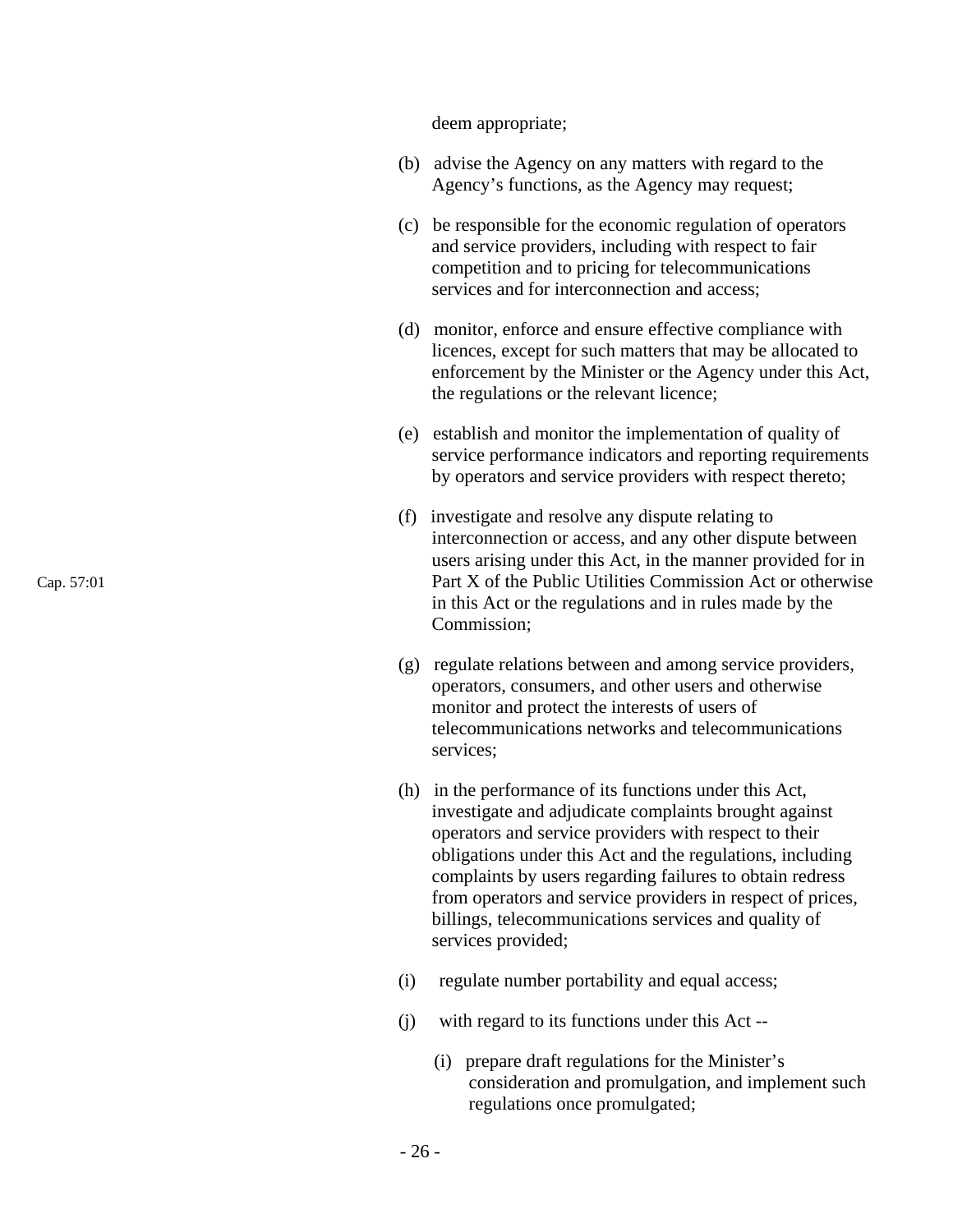deem appropriate;

(b) advise the Agency on any matters with regard to the Agency's functions, as the Agency may request;

(c) be responsible for the economic regulation of operators and service providers, including with respect to fair competition and to pricing for telecommunications services and for interconnection and access;

(d) monitor, enforce and ensure effective compliance with licences, except for such matters that may be allocated to enforcement by the Minister or the Agency under this Act, the regulations or the relevant licence;

(e) establish and monitor the implementation of quality of service performance indicators and reporting requirements by operators and service providers with respect thereto;

Cap. 57:01

(f) investigate and resolve any dispute relating to interconnection or access, and any other dispute between users arising under this Act, in the manner provided for in Part X of the Public Utilities Commission Act or otherwise in this Act or the regulations and in rules made by the Commission;

(g) regulate relations between and among service providers, operators, consumers, and other users and otherwise monitor and protect the interests of users of telecommunications networks and telecommunications services;

(h) in the performance of its functions under this Act, investigate and adjudicate complaints brought against operators and service providers with respect to their obligations under this Act and the regulations, including complaints by users regarding failures to obtain redress from operators and service providers in respect of prices, billings, telecommunications services and quality of services provided;

(i) regulate number portability and equal access;

(j) with regard to its functions under this Act --

(i) prepare draft regulations for the Minister's consideration and promulgation, and implement such regulations once promulgated;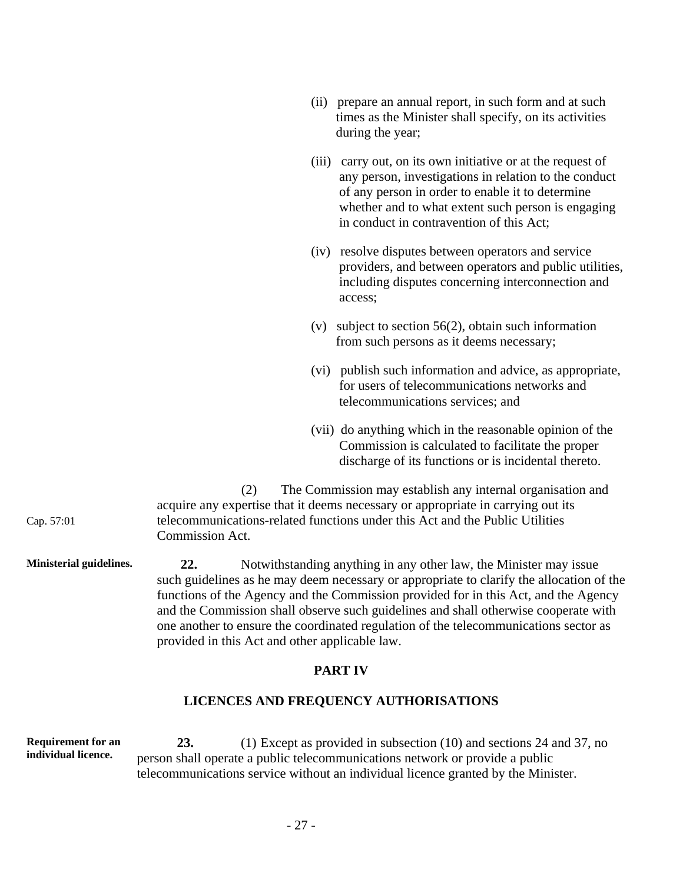(ii) prepare an annual report, in such form and at such times as the Minister shall specify, on its activities during the year;

(iii) carry out, on its own initiative or at the request of any person, investigations in relation to the conduct of any person in order to enable it to determine whether and to what extent such person is engaging in conduct in contravention of this Act;

(iv) resolve disputes between operators and service providers, and between operators and public utilities, including disputes concerning interconnection and access;

(v) subject to section 56(2), obtain such information from such persons as it deems necessary;

(vi) publish such information and advice, as appropriate, for users of telecommunications networks and telecommunications services; and

(vii) do anything which in the reasonable opinion of the Commission is calculated to facilitate the proper discharge of its functions or is incidental thereto.

(2) The Commission may establish any internal organisation and acquire any expertise that it deems necessary or appropriate in carrying out its telecommunications-related functions under this Act and the Public Utilities Commission Act.

Cap. 57:01

**Ministerial guidelines.**

**22.** Notwithstanding anything in any other law, the Minister may issue such guidelines as he may deem necessary or appropriate to clarify the allocation of the functions of the Agency and the Commission provided for in this Act, and the Agency and the Commission shall observe such guidelines and shall otherwise cooperate with one another to ensure the coordinated regulation of the telecommunications sector as provided in this Act and other applicable law.

## PART IV

## LICENCES AND FREQUENCY AUTHORISATIONS

**Requirement for an individual licence.**

**23.** (1) Except as provided in subsection (10) and sections 24 and 37, no person shall operate a public telecommunications network or provide a public telecommunications service without an individual licence granted by the Minister.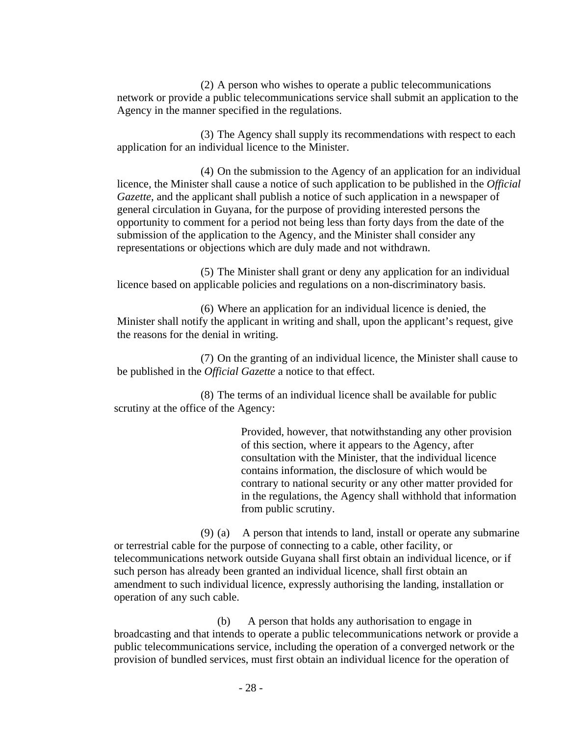(2) A person who wishes to operate a public telecommunications network or provide a public telecommunications service shall submit an application to the Agency in the manner specified in the regulations.

(3) The Agency shall supply its recommendations with respect to each application for an individual licence to the Minister.

(4) On the submission to the Agency of an application for an individual licence, the Minister shall cause a notice of such application to be published in the *Official Gazette*, and the applicant shall publish a notice of such application in a newspaper of general circulation in Guyana, for the purpose of providing interested persons the opportunity to comment for a period not being less than forty days from the date of the submission of the application to the Agency, and the Minister shall consider any representations or objections which are duly made and not withdrawn.

(5) The Minister shall grant or deny any application for an individual licence based on applicable policies and regulations on a non-discriminatory basis.

(6) Where an application for an individual licence is denied, the Minister shall notify the applicant in writing and shall, upon the applicant's request, give the reasons for the denial in writing.

(7) On the granting of an individual licence, the Minister shall cause to be published in the *Official Gazette* a notice to that effect.

(8) The terms of an individual licence shall be available for public scrutiny at the office of the Agency:

> Provided, however, that notwithstanding any other provision of this section, where it appears to the Agency, after consultation with the Minister, that the individual licence contains information, the disclosure of which would be contrary to national security or any other matter provided for in the regulations, the Agency shall withhold that information from public scrutiny.

(9) (a) A person that intends to land, install or operate any submarine or terrestrial cable for the purpose of connecting to a cable, other facility, or telecommunications network outside Guyana shall first obtain an individual licence, or if such person has already been granted an individual licence, shall first obtain an amendment to such individual licence, expressly authorising the landing, installation or operation of any such cable.

(b) A person that holds any authorisation to engage in broadcasting and that intends to operate a public telecommunications network or provide a public telecommunications service, including the operation of a converged network or the provision of bundled services, must first obtain an individual licence for the operation of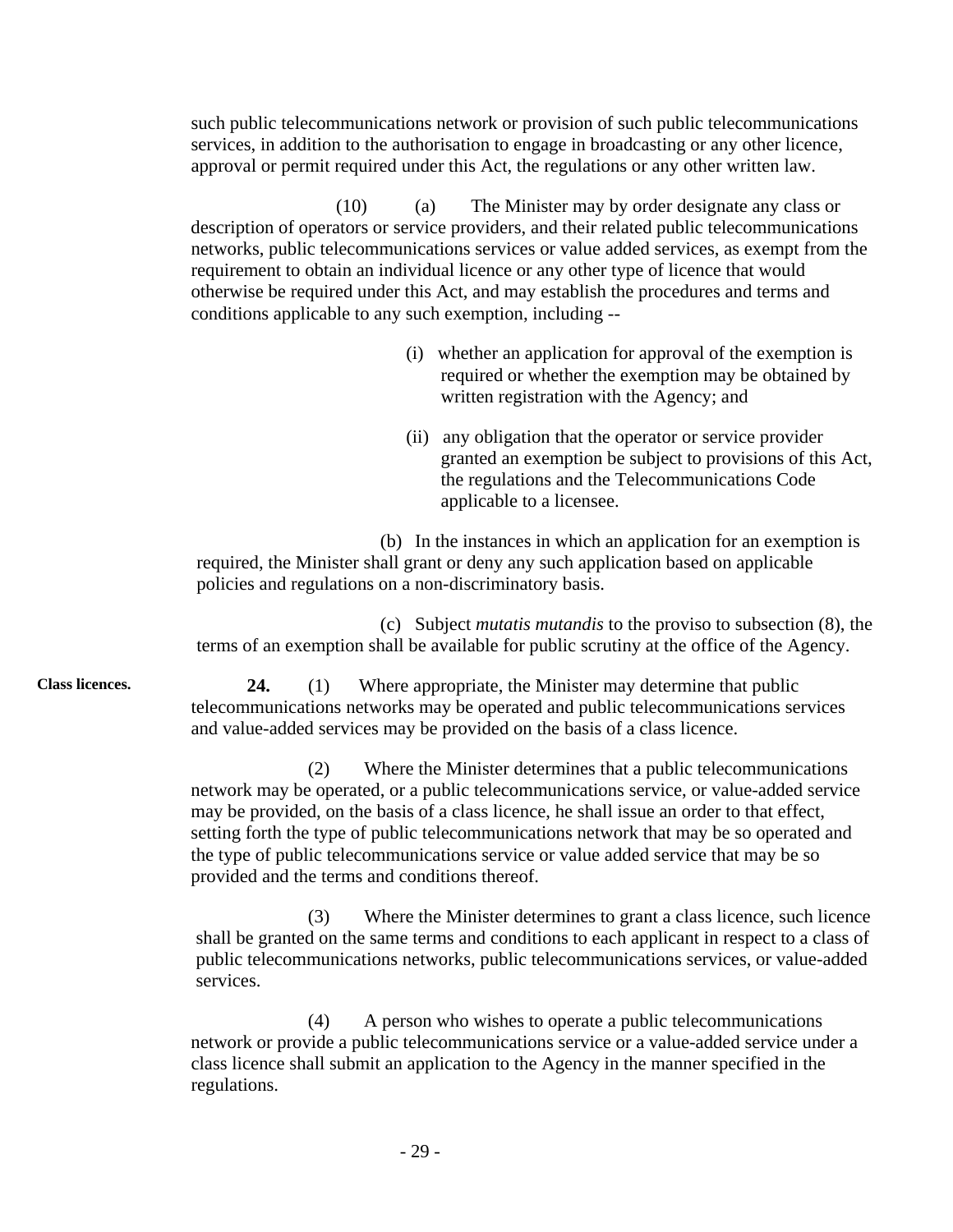such public telecommunications network or provision of such public telecommunications services, in addition to the authorisation to engage in broadcasting or any other licence, approval or permit required under this Act, the regulations or any other written law.

(10) (a) The Minister may by order designate any class or description of operators or service providers, and their related public telecommunications networks, public telecommunications services or value added services, as exempt from the requirement to obtain an individual licence or any other type of licence that would otherwise be required under this Act, and may establish the procedures and terms and conditions applicable to any such exemption, including --

(i) whether an application for approval of the exemption is required or whether the exemption may be obtained by written registration with the Agency; and

(ii) any obligation that the operator or service provider granted an exemption be subject to provisions of this Act, the regulations and the Telecommunications Code applicable to a licensee.

(b) In the instances in which an application for an exemption is required, the Minister shall grant or deny any such application based on applicable policies and regulations on a non-discriminatory basis.

(c) Subject *mutatis mutandis* to the proviso to subsection (8), the terms of an exemption shall be available for public scrutiny at the office of the Agency.

**Class licences.**

**24.** (1) Where appropriate, the Minister may determine that public telecommunications networks may be operated and public telecommunications services and value-added services may be provided on the basis of a class licence.

(2) Where the Minister determines that a public telecommunications network may be operated, or a public telecommunications service, or value-added service may be provided, on the basis of a class licence, he shall issue an order to that effect, setting forth the type of public telecommunications network that may be so operated and the type of public telecommunications service or value added service that may be so provided and the terms and conditions thereof.

(3) Where the Minister determines to grant a class licence, such licence shall be granted on the same terms and conditions to each applicant in respect to a class of public telecommunications networks, public telecommunications services, or value-added services.

(4) A person who wishes to operate a public telecommunications network or provide a public telecommunications service or a value-added service under a class licence shall submit an application to the Agency in the manner specified in the regulations.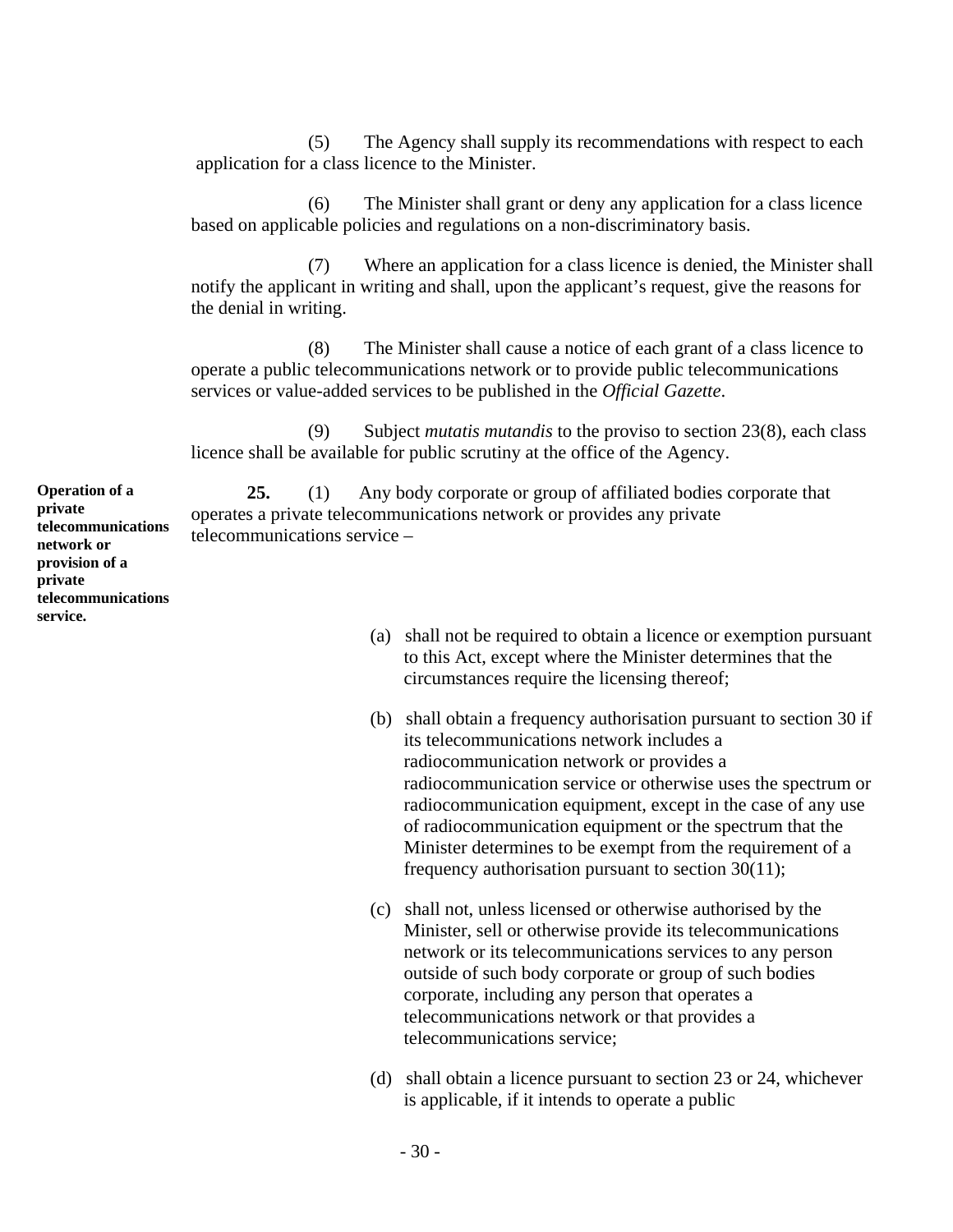(5) The Agency shall supply its recommendations with respect to each application for a class licence to the Minister.

(6) The Minister shall grant or deny any application for a class licence based on applicable policies and regulations on a non-discriminatory basis.

(7) Where an application for a class licence is denied, the Minister shall notify the applicant in writing and shall, upon the applicant's request, give the reasons for the denial in writing.

(8) The Minister shall cause a notice of each grant of a class licence to operate a public telecommunications network or to provide public telecommunications services or value-added services to be published in the *Official Gazette*.

(9) Subject *mutatis mutandis* to the proviso to section 23(8), each class licence shall be available for public scrutiny at the office of the Agency.

**Operation of a private telecommunications network or provision of a private telecommunications service.**

**25.** (1) Any body corporate or group of affiliated bodies corporate that operates a private telecommunications network or provides any private telecommunications service –

(a) shall not be required to obtain a licence or exemption pursuant to this Act, except where the Minister determines that the circumstances require the licensing thereof;

(b) shall obtain a frequency authorisation pursuant to section 30 if its telecommunications network includes a radiocommunication network or provides a radiocommunication service or otherwise uses the spectrum or radiocommunication equipment, except in the case of any use of radiocommunication equipment or the spectrum that the Minister determines to be exempt from the requirement of a frequency authorisation pursuant to section 30(11);

(c) shall not, unless licensed or otherwise authorised by the Minister, sell or otherwise provide its telecommunications network or its telecommunications services to any person outside of such body corporate or group of such bodies corporate, including any person that operates a telecommunications network or that provides a telecommunications service;

(d) shall obtain a licence pursuant to section 23 or 24, whichever is applicable, if it intends to operate a public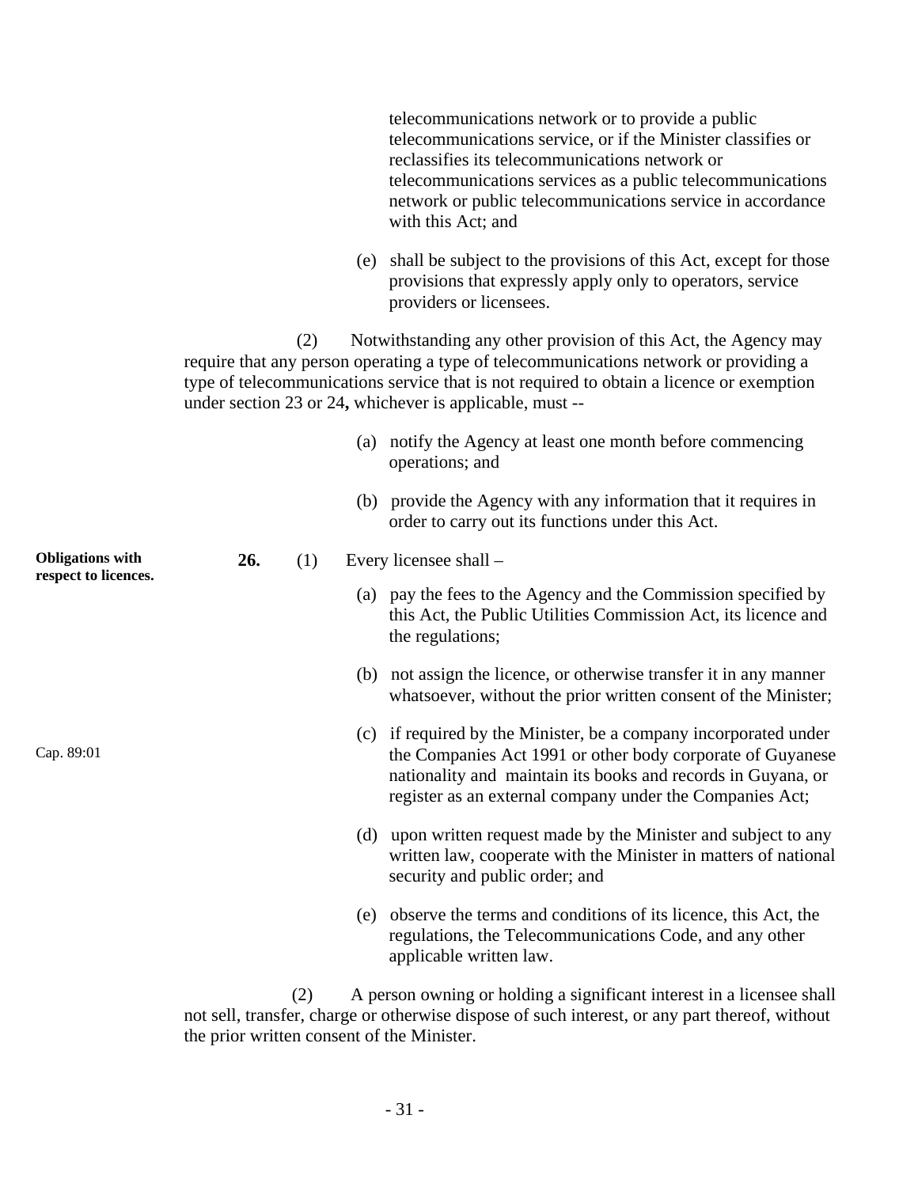telecommunications network or to provide a public telecommunications service, or if the Minister classifies or reclassifies its telecommunications network or telecommunications services as a public telecommunications network or public telecommunications service in accordance with this Act; and

(e) shall be subject to the provisions of this Act, except for those provisions that expressly apply only to operators, service providers or licensees.

(2) Notwithstanding any other provision of this Act, the Agency may require that any person operating a type of telecommunications network or providing a type of telecommunications service that is not required to obtain a licence or exemption under section 23 or 24**,** whichever is applicable, must --

(a) notify the Agency at least one month before commencing operations; and

(b) provide the Agency with any information that it requires in order to carry out its functions under this Act.

**Obligations with respect to licences.**

**26.** (1) Every licensee shall –

(a) pay the fees to the Agency and the Commission specified by this Act, the Public Utilities Commission Act, its licence and the regulations;

(b) not assign the licence, or otherwise transfer it in any manner whatsoever, without the prior written consent of the Minister;

Cap. 89:01

(c) if required by the Minister, be a company incorporated under the Companies Act 1991 or other body corporate of Guyanese nationality and maintain its books and records in Guyana, or register as an external company under the Companies Act;

(d) upon written request made by the Minister and subject to any written law, cooperate with the Minister in matters of national security and public order; and

(e) observe the terms and conditions of its licence, this Act, the regulations, the Telecommunications Code, and any other applicable written law.

(2) A person owning or holding a significant interest in a licensee shall not sell, transfer, charge or otherwise dispose of such interest, or any part thereof, without the prior written consent of the Minister.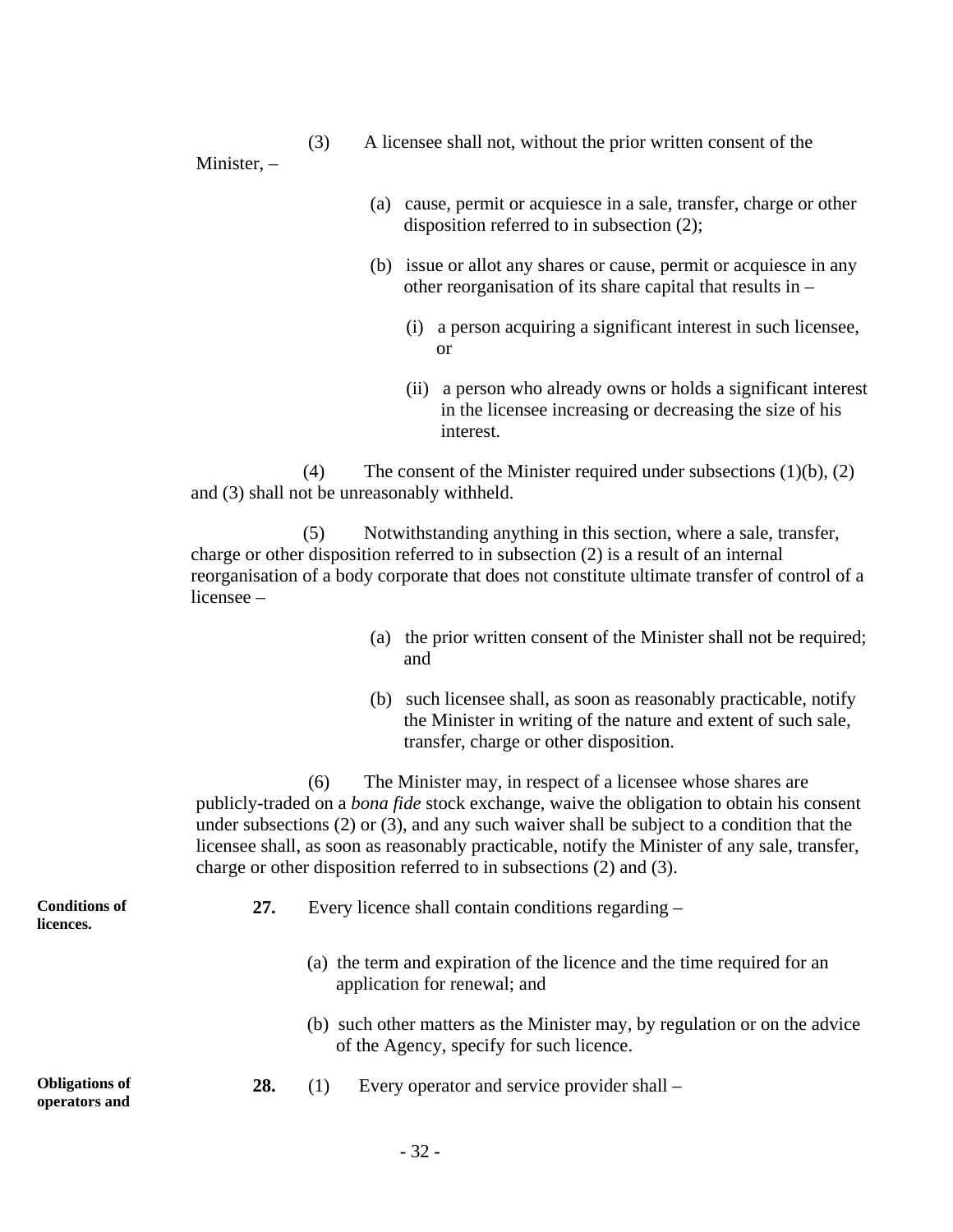(3) A licensee shall not, without the prior written consent of the Minister, –

(a) cause, permit or acquiesce in a sale, transfer, charge or other disposition referred to in subsection (2);

(b) issue or allot any shares or cause, permit or acquiesce in any other reorganisation of its share capital that results in –

(i) a person acquiring a significant interest in such licensee, or

(ii) a person who already owns or holds a significant interest in the licensee increasing or decreasing the size of his interest.

(4) The consent of the Minister required under subsections (1)(b), (2) and (3) shall not be unreasonably withheld.

(5) Notwithstanding anything in this section, where a sale, transfer, charge or other disposition referred to in subsection (2) is a result of an internal reorganisation of a body corporate that does not constitute ultimate transfer of control of a licensee –

(a) the prior written consent of the Minister shall not be required; and

(b) such licensee shall, as soon as reasonably practicable, notify the Minister in writing of the nature and extent of such sale, transfer, charge or other disposition.

(6) The Minister may, in respect of a licensee whose shares are publicly-traded on a *bona fide* stock exchange, waive the obligation to obtain his consent under subsections (2) or (3), and any such waiver shall be subject to a condition that the licensee shall, as soon as reasonably practicable, notify the Minister of any sale, transfer, charge or other disposition referred to in subsections (2) and (3).

**Conditions of licences.**

**27.** Every licence shall contain conditions regarding –

(a) the term and expiration of the licence and the time required for an application for renewal; and

(b) such other matters as the Minister may, by regulation or on the advice of the Agency, specify for such licence.

**Obligations of operators and**

**28.** (1) Every operator and service provider shall –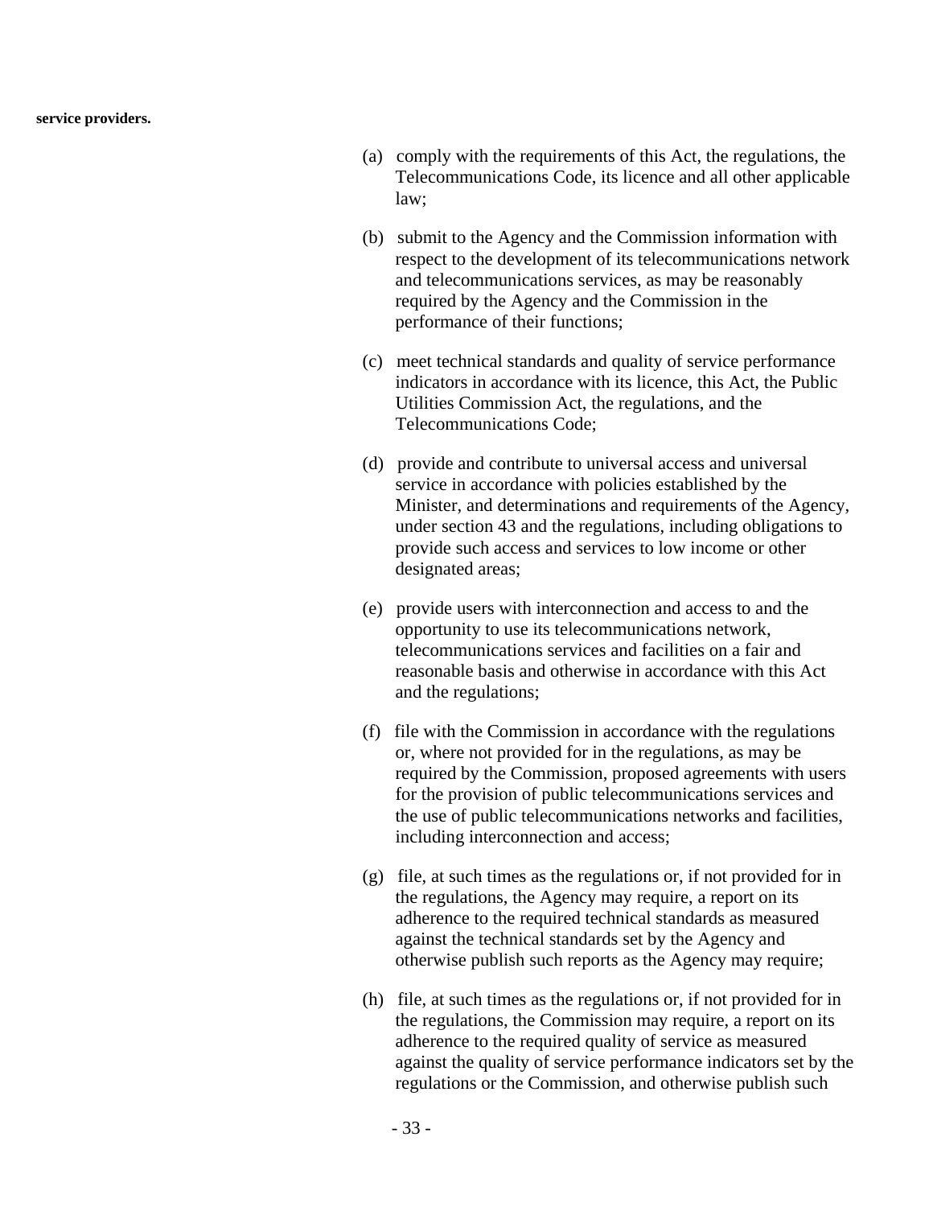**service providers.**

(a) comply with the requirements of this Act, the regulations, the Telecommunications Code, its licence and all other applicable law;

(b) submit to the Agency and the Commission information with respect to the development of its telecommunications network and telecommunications services, as may be reasonably required by the Agency and the Commission in the performance of their functions;

(c) meet technical standards and quality of service performance indicators in accordance with its licence, this Act, the Public Utilities Commission Act, the regulations, and the Telecommunications Code;

(d) provide and contribute to universal access and universal service in accordance with policies established by the Minister, and determinations and requirements of the Agency, under section 43 and the regulations, including obligations to provide such access and services to low income or other designated areas;

(e) provide users with interconnection and access to and the opportunity to use its telecommunications network, telecommunications services and facilities on a fair and reasonable basis and otherwise in accordance with this Act and the regulations;

(f) file with the Commission in accordance with the regulations or, where not provided for in the regulations, as may be required by the Commission, proposed agreements with users for the provision of public telecommunications services and the use of public telecommunications networks and facilities, including interconnection and access;

(g) file, at such times as the regulations or, if not provided for in the regulations, the Agency may require, a report on its adherence to the required technical standards as measured against the technical standards set by the Agency and otherwise publish such reports as the Agency may require;

(h) file, at such times as the regulations or, if not provided for in the regulations, the Commission may require, a report on its adherence to the required quality of service as measured against the quality of service performance indicators set by the regulations or the Commission, and otherwise publish such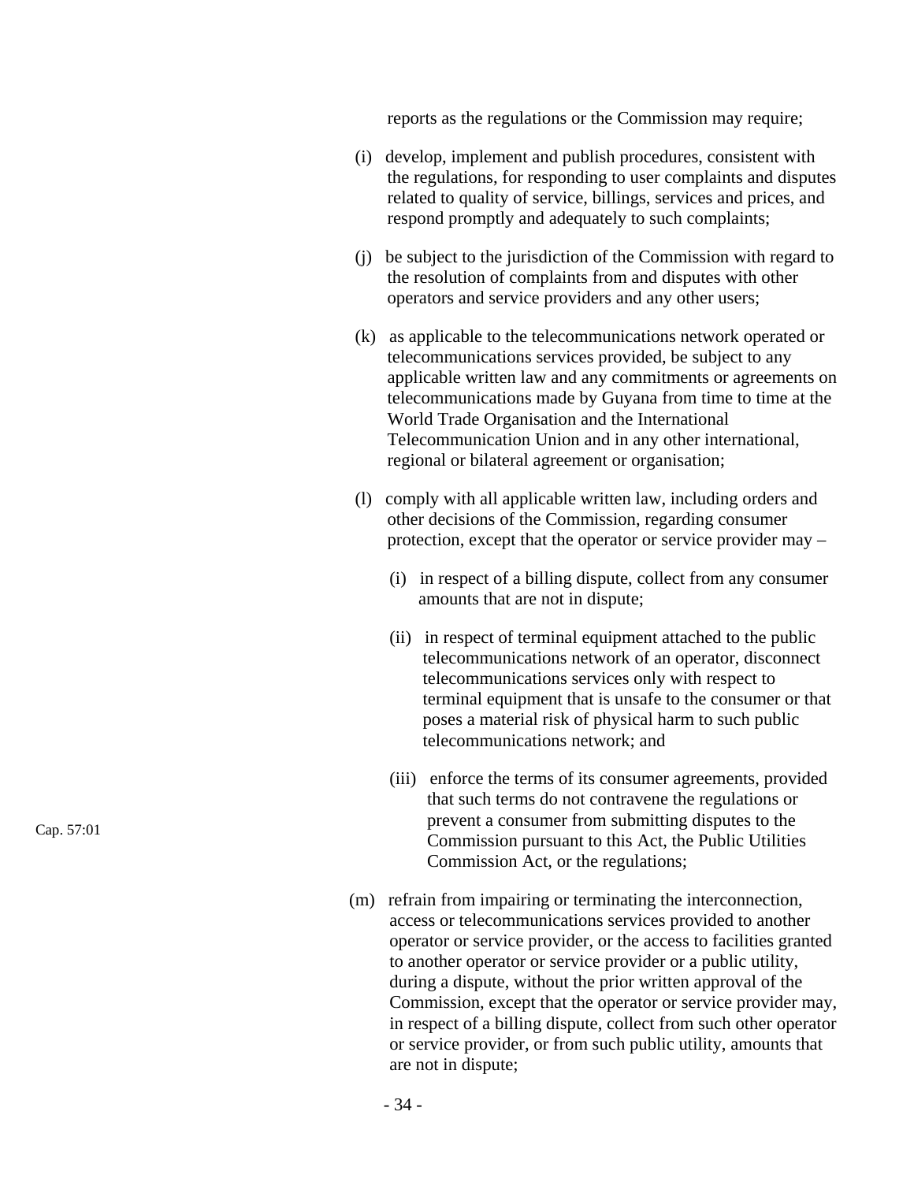reports as the regulations or the Commission may require;

(i) develop, implement and publish procedures, consistent with the regulations, for responding to user complaints and disputes related to quality of service, billings, services and prices, and respond promptly and adequately to such complaints;

(j) be subject to the jurisdiction of the Commission with regard to the resolution of complaints from and disputes with other operators and service providers and any other users;

(k) as applicable to the telecommunications network operated or telecommunications services provided, be subject to any applicable written law and any commitments or agreements on telecommunications made by Guyana from time to time at the World Trade Organisation and the International Telecommunication Union and in any other international, regional or bilateral agreement or organisation;

(l) comply with all applicable written law, including orders and other decisions of the Commission, regarding consumer protection, except that the operator or service provider may –

  (i) in respect of a billing dispute, collect from any consumer amounts that are not in dispute;

  (ii) in respect of terminal equipment attached to the public telecommunications network of an operator, disconnect telecommunications services only with respect to terminal equipment that is unsafe to the consumer or that poses a material risk of physical harm to such public telecommunications network; and

  (iii) enforce the terms of its consumer agreements, provided that such terms do not contravene the regulations or prevent a consumer from submitting disputes to the Commission pursuant to this Act, the Public Utilities Commission Act, or the regulations;

Cap. 57:01

(m) refrain from impairing or terminating the interconnection, access or telecommunications services provided to another operator or service provider, or the access to facilities granted to another operator or service provider or a public utility, during a dispute, without the prior written approval of the Commission, except that the operator or service provider may, in respect of a billing dispute, collect from such other operator or service provider, or from such public utility, amounts that are not in dispute;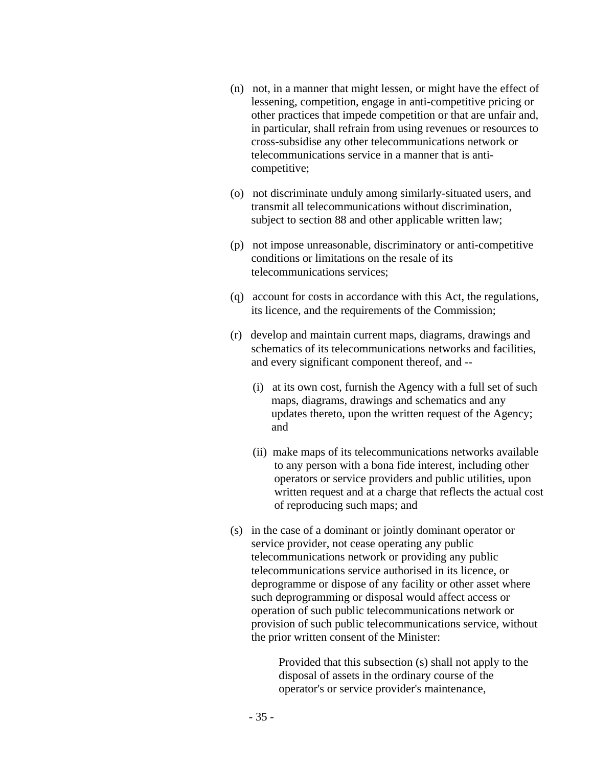(n) not, in a manner that might lessen, or might have the effect of lessening, competition, engage in anti-competitive pricing or other practices that impede competition or that are unfair and, in particular, shall refrain from using revenues or resources to cross-subsidise any other telecommunications network or telecommunications service in a manner that is anti-competitive;

(o) not discriminate unduly among similarly-situated users, and transmit all telecommunications without discrimination, subject to section 88 and other applicable written law;

(p) not impose unreasonable, discriminatory or anti-competitive conditions or limitations on the resale of its telecommunications services;

(q) account for costs in accordance with this Act, the regulations, its licence, and the requirements of the Commission;

(r) develop and maintain current maps, diagrams, drawings and schematics of its telecommunications networks and facilities, and every significant component thereof, and --

  (i) at its own cost, furnish the Agency with a full set of such maps, diagrams, drawings and schematics and any updates thereto, upon the written request of the Agency; and

  (ii) make maps of its telecommunications networks available to any person with a bona fide interest, including other operators or service providers and public utilities, upon written request and at a charge that reflects the actual cost of reproducing such maps; and

(s) in the case of a dominant or jointly dominant operator or service provider, not cease operating any public telecommunications network or providing any public telecommunications service authorised in its licence, or deprogramme or dispose of any facility or other asset where such deprogramming or disposal would affect access or operation of such public telecommunications network or provision of such public telecommunications service, without the prior written consent of the Minister:

> Provided that this subsection (s) shall not apply to the disposal of assets in the ordinary course of the operator's or service provider's maintenance,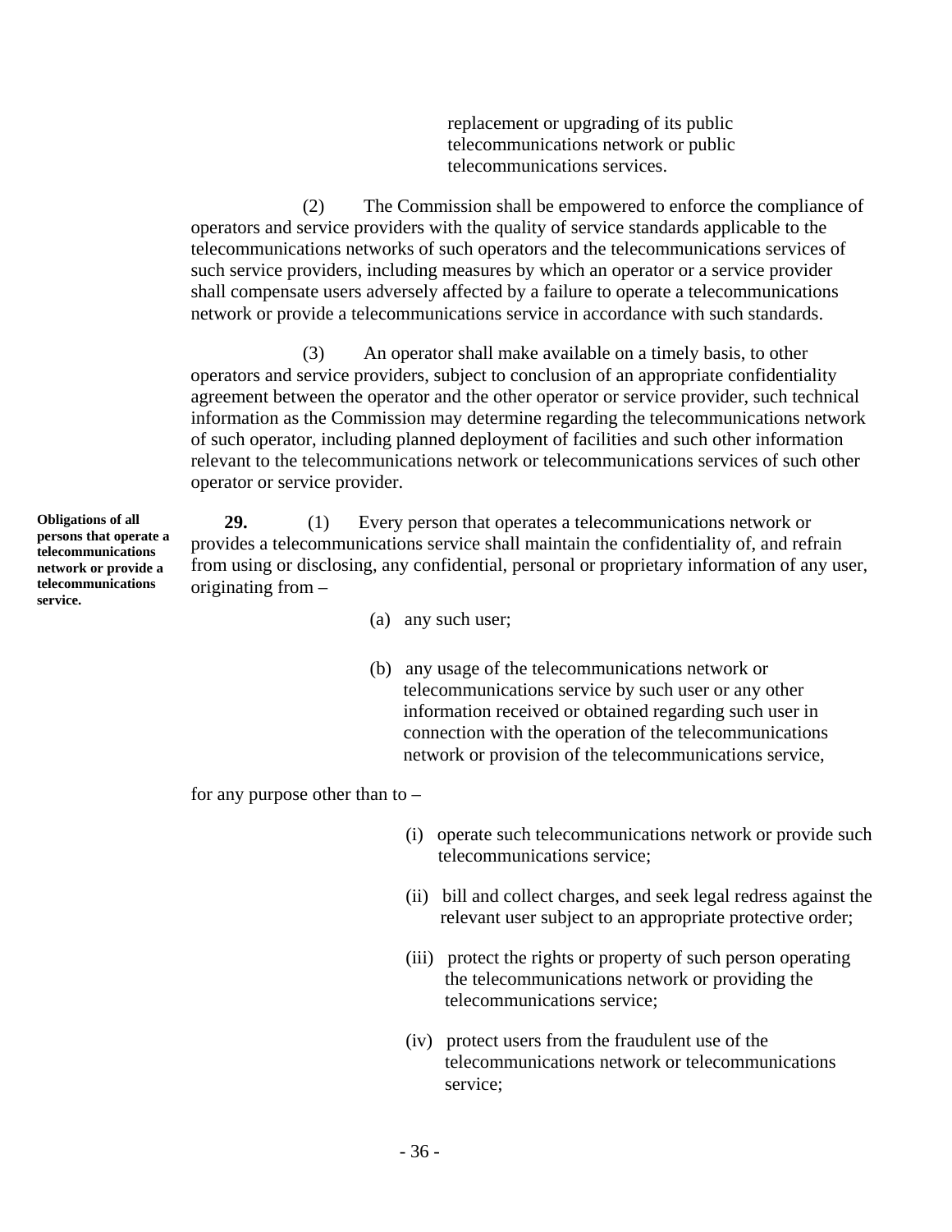replacement or upgrading of its public telecommunications network or public telecommunications services.

(2) The Commission shall be empowered to enforce the compliance of operators and service providers with the quality of service standards applicable to the telecommunications networks of such operators and the telecommunications services of such service providers, including measures by which an operator or a service provider shall compensate users adversely affected by a failure to operate a telecommunications network or provide a telecommunications service in accordance with such standards.

(3) An operator shall make available on a timely basis, to other operators and service providers, subject to conclusion of an appropriate confidentiality agreement between the operator and the other operator or service provider, such technical information as the Commission may determine regarding the telecommunications network of such operator, including planned deployment of facilities and such other information relevant to the telecommunications network or telecommunications services of such other operator or service provider.

**Obligations of all persons that operate a telecommunications network or provide a telecommunications service.**

**29.** (1) Every person that operates a telecommunications network or provides a telecommunications service shall maintain the confidentiality of, and refrain from using or disclosing, any confidential, personal or proprietary information of any user, originating from –

(a) any such user;

(b) any usage of the telecommunications network or telecommunications service by such user or any other information received or obtained regarding such user in connection with the operation of the telecommunications network or provision of the telecommunications service,

for any purpose other than to –

(i) operate such telecommunications network or provide such telecommunications service;

(ii) bill and collect charges, and seek legal redress against the relevant user subject to an appropriate protective order;

(iii) protect the rights or property of such person operating the telecommunications network or providing the telecommunications service;

(iv) protect users from the fraudulent use of the telecommunications network or telecommunications service;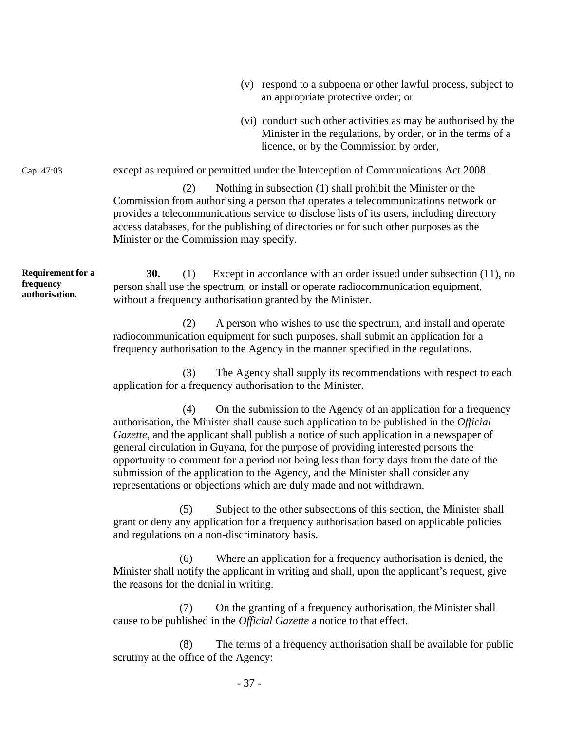(v) respond to a subpoena or other lawful process, subject to an appropriate protective order; or

(vi) conduct such other activities as may be authorised by the Minister in the regulations, by order, or in the terms of a licence, or by the Commission by order,

Cap. 47:03

except as required or permitted under the Interception of Communications Act 2008.

(2) Nothing in subsection (1) shall prohibit the Minister or the Commission from authorising a person that operates a telecommunications network or provides a telecommunications service to disclose lists of its users, including directory access databases, for the publishing of directories or for such other purposes as the Minister or the Commission may specify.

**Requirement for a frequency authorisation.**

**30.** (1) Except in accordance with an order issued under subsection (11), no person shall use the spectrum, or install or operate radiocommunication equipment, without a frequency authorisation granted by the Minister.

(2) A person who wishes to use the spectrum, and install and operate radiocommunication equipment for such purposes, shall submit an application for a frequency authorisation to the Agency in the manner specified in the regulations.

(3) The Agency shall supply its recommendations with respect to each application for a frequency authorisation to the Minister.

(4) On the submission to the Agency of an application for a frequency authorisation, the Minister shall cause such application to be published in the *Official Gazette*, and the applicant shall publish a notice of such application in a newspaper of general circulation in Guyana, for the purpose of providing interested persons the opportunity to comment for a period not being less than forty days from the date of the submission of the application to the Agency, and the Minister shall consider any representations or objections which are duly made and not withdrawn.

(5) Subject to the other subsections of this section, the Minister shall grant or deny any application for a frequency authorisation based on applicable policies and regulations on a non-discriminatory basis.

(6) Where an application for a frequency authorisation is denied, the Minister shall notify the applicant in writing and shall, upon the applicant's request, give the reasons for the denial in writing.

(7) On the granting of a frequency authorisation, the Minister shall cause to be published in the *Official Gazette* a notice to that effect.

(8) The terms of a frequency authorisation shall be available for public scrutiny at the office of the Agency: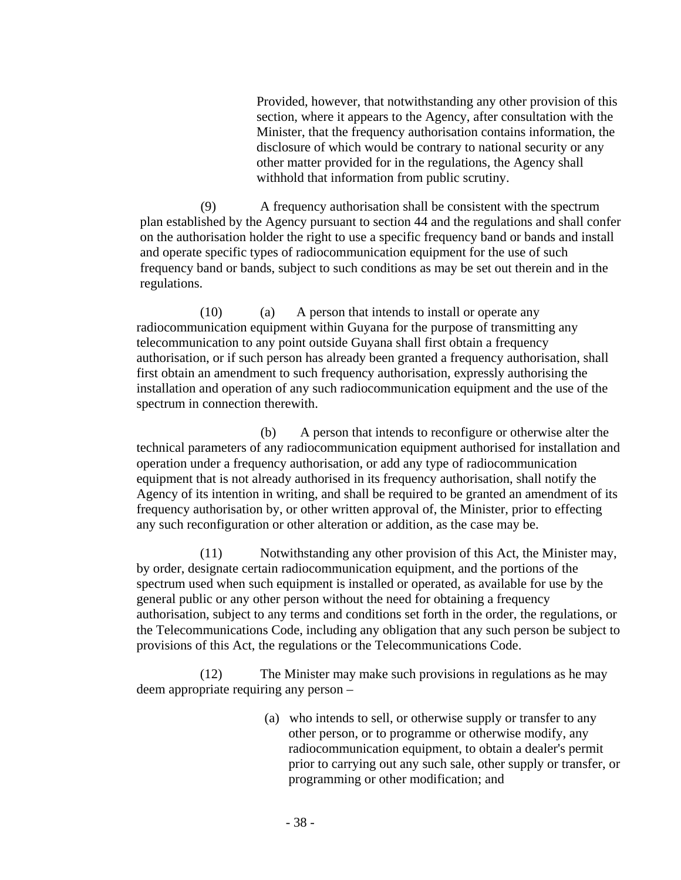Provided, however, that notwithstanding any other provision of this section, where it appears to the Agency, after consultation with the Minister, that the frequency authorisation contains information, the disclosure of which would be contrary to national security or any other matter provided for in the regulations, the Agency shall withhold that information from public scrutiny.

(9) A frequency authorisation shall be consistent with the spectrum plan established by the Agency pursuant to section 44 and the regulations and shall confer on the authorisation holder the right to use a specific frequency band or bands and install and operate specific types of radiocommunication equipment for the use of such frequency band or bands, subject to such conditions as may be set out therein and in the regulations.

(10) (a) A person that intends to install or operate any radiocommunication equipment within Guyana for the purpose of transmitting any telecommunication to any point outside Guyana shall first obtain a frequency authorisation, or if such person has already been granted a frequency authorisation, shall first obtain an amendment to such frequency authorisation, expressly authorising the installation and operation of any such radiocommunication equipment and the use of the spectrum in connection therewith.

(b) A person that intends to reconfigure or otherwise alter the technical parameters of any radiocommunication equipment authorised for installation and operation under a frequency authorisation, or add any type of radiocommunication equipment that is not already authorised in its frequency authorisation, shall notify the Agency of its intention in writing, and shall be required to be granted an amendment of its frequency authorisation by, or other written approval of, the Minister, prior to effecting any such reconfiguration or other alteration or addition, as the case may be.

(11) Notwithstanding any other provision of this Act, the Minister may, by order, designate certain radiocommunication equipment, and the portions of the spectrum used when such equipment is installed or operated, as available for use by the general public or any other person without the need for obtaining a frequency authorisation, subject to any terms and conditions set forth in the order, the regulations, or the Telecommunications Code, including any obligation that any such person be subject to provisions of this Act, the regulations or the Telecommunications Code.

(12) The Minister may make such provisions in regulations as he may deem appropriate requiring any person –

(a) who intends to sell, or otherwise supply or transfer to any other person, or to programme or otherwise modify, any radiocommunication equipment, to obtain a dealer's permit prior to carrying out any such sale, other supply or transfer, or programming or other modification; and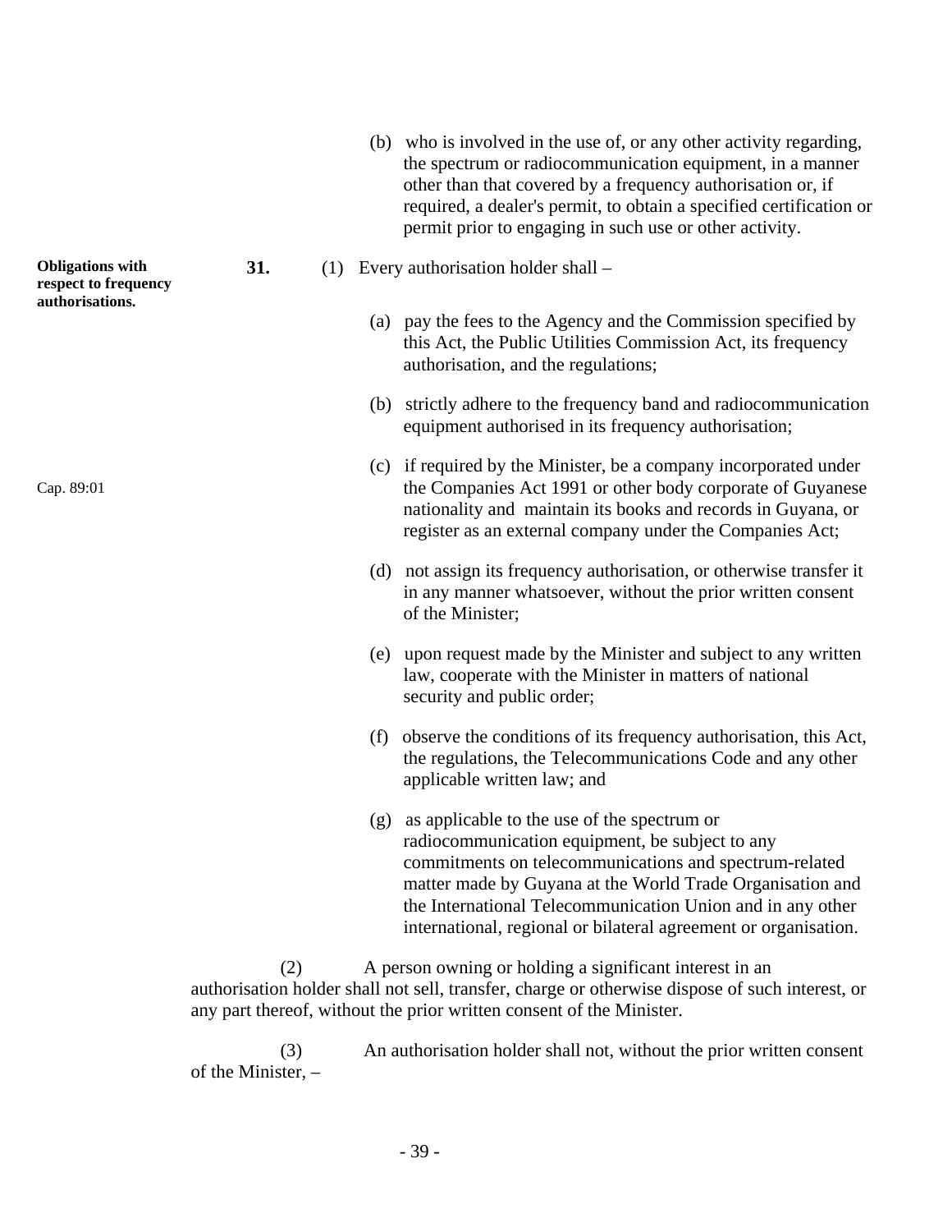(b) who is involved in the use of, or any other activity regarding, the spectrum or radiocommunication equipment, in a manner other than that covered by a frequency authorisation or, if required, a dealer's permit, to obtain a specified certification or permit prior to engaging in such use or other activity.

**Obligations with respect to frequency authorisations.**

**31.** (1) Every authorisation holder shall –

(a) pay the fees to the Agency and the Commission specified by this Act, the Public Utilities Commission Act, its frequency authorisation, and the regulations;

(b) strictly adhere to the frequency band and radiocommunication equipment authorised in its frequency authorisation;

Cap. 89:01

(c) if required by the Minister, be a company incorporated under the Companies Act 1991 or other body corporate of Guyanese nationality and maintain its books and records in Guyana, or register as an external company under the Companies Act;

(d) not assign its frequency authorisation, or otherwise transfer it in any manner whatsoever, without the prior written consent of the Minister;

(e) upon request made by the Minister and subject to any written law, cooperate with the Minister in matters of national security and public order;

(f) observe the conditions of its frequency authorisation, this Act, the regulations, the Telecommunications Code and any other applicable written law; and

(g) as applicable to the use of the spectrum or radiocommunication equipment, be subject to any commitments on telecommunications and spectrum-related matter made by Guyana at the World Trade Organisation and the International Telecommunication Union and in any other international, regional or bilateral agreement or organisation.

(2) A person owning or holding a significant interest in an authorisation holder shall not sell, transfer, charge or otherwise dispose of such interest, or any part thereof, without the prior written consent of the Minister.

(3) An authorisation holder shall not, without the prior written consent of the Minister, –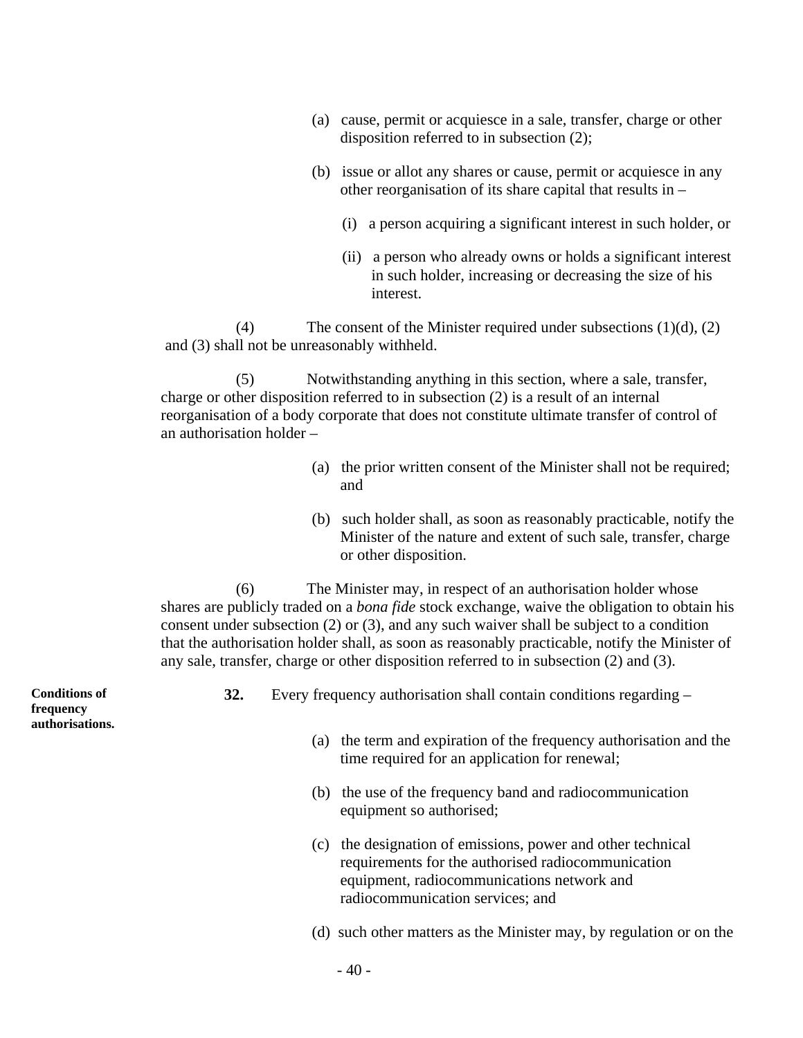(a) cause, permit or acquiesce in a sale, transfer, charge or other disposition referred to in subsection (2);

(b) issue or allot any shares or cause, permit or acquiesce in any other reorganisation of its share capital that results in –

(i) a person acquiring a significant interest in such holder, or

(ii) a person who already owns or holds a significant interest in such holder, increasing or decreasing the size of his interest.

(4) The consent of the Minister required under subsections (1)(d), (2) and (3) shall not be unreasonably withheld.

(5) Notwithstanding anything in this section, where a sale, transfer, charge or other disposition referred to in subsection (2) is a result of an internal reorganisation of a body corporate that does not constitute ultimate transfer of control of an authorisation holder –

(a) the prior written consent of the Minister shall not be required; and

(b) such holder shall, as soon as reasonably practicable, notify the Minister of the nature and extent of such sale, transfer, charge or other disposition.

(6) The Minister may, in respect of an authorisation holder whose shares are publicly traded on a *bona fide* stock exchange, waive the obligation to obtain his consent under subsection (2) or (3), and any such waiver shall be subject to a condition that the authorisation holder shall, as soon as reasonably practicable, notify the Minister of any sale, transfer, charge or other disposition referred to in subsection (2) and (3).

**Conditions of frequency authorisations.**

**32.** Every frequency authorisation shall contain conditions regarding –

(a) the term and expiration of the frequency authorisation and the time required for an application for renewal;

(b) the use of the frequency band and radiocommunication equipment so authorised;

(c) the designation of emissions, power and other technical requirements for the authorised radiocommunication equipment, radiocommunications network and radiocommunication services; and

(d) such other matters as the Minister may, by regulation or on the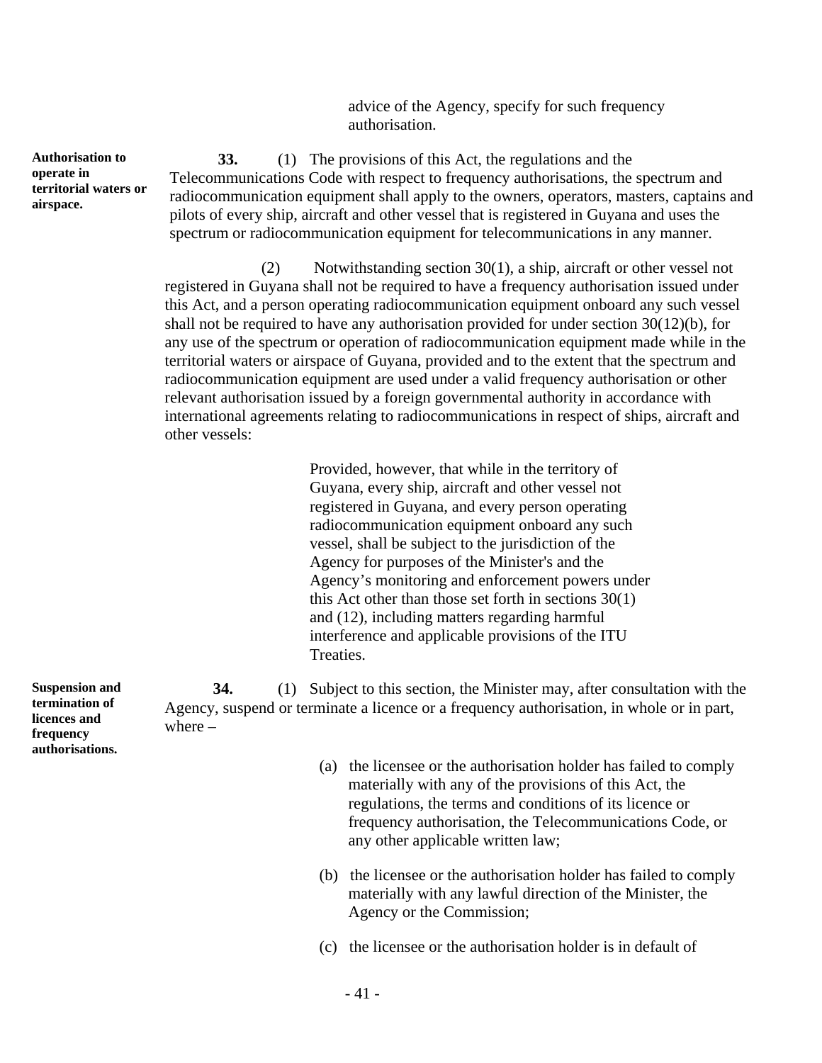advice of the Agency, specify for such frequency authorisation.

**Authorisation to operate in territorial waters or airspace.**

**33.** (1) The provisions of this Act, the regulations and the Telecommunications Code with respect to frequency authorisations, the spectrum and radiocommunication equipment shall apply to the owners, operators, masters, captains and pilots of every ship, aircraft and other vessel that is registered in Guyana and uses the spectrum or radiocommunication equipment for telecommunications in any manner.

(2) Notwithstanding section 30(1), a ship, aircraft or other vessel not registered in Guyana shall not be required to have a frequency authorisation issued under this Act, and a person operating radiocommunication equipment onboard any such vessel shall not be required to have any authorisation provided for under section 30(12)(b), for any use of the spectrum or operation of radiocommunication equipment made while in the territorial waters or airspace of Guyana, provided and to the extent that the spectrum and radiocommunication equipment are used under a valid frequency authorisation or other relevant authorisation issued by a foreign governmental authority in accordance with international agreements relating to radiocommunications in respect of ships, aircraft and other vessels:

Provided, however, that while in the territory of Guyana, every ship, aircraft and other vessel not registered in Guyana, and every person operating radiocommunication equipment onboard any such vessel, shall be subject to the jurisdiction of the Agency for purposes of the Minister's and the Agency's monitoring and enforcement powers under this Act other than those set forth in sections 30(1) and (12), including matters regarding harmful interference and applicable provisions of the ITU Treaties.

**Suspension and termination of licences and frequency authorisations.**

**34.** (1) Subject to this section, the Minister may, after consultation with the Agency, suspend or terminate a licence or a frequency authorisation, in whole or in part, where –

(a) the licensee or the authorisation holder has failed to comply materially with any of the provisions of this Act, the regulations, the terms and conditions of its licence or frequency authorisation, the Telecommunications Code, or any other applicable written law;

(b) the licensee or the authorisation holder has failed to comply materially with any lawful direction of the Minister, the Agency or the Commission;

(c) the licensee or the authorisation holder is in default of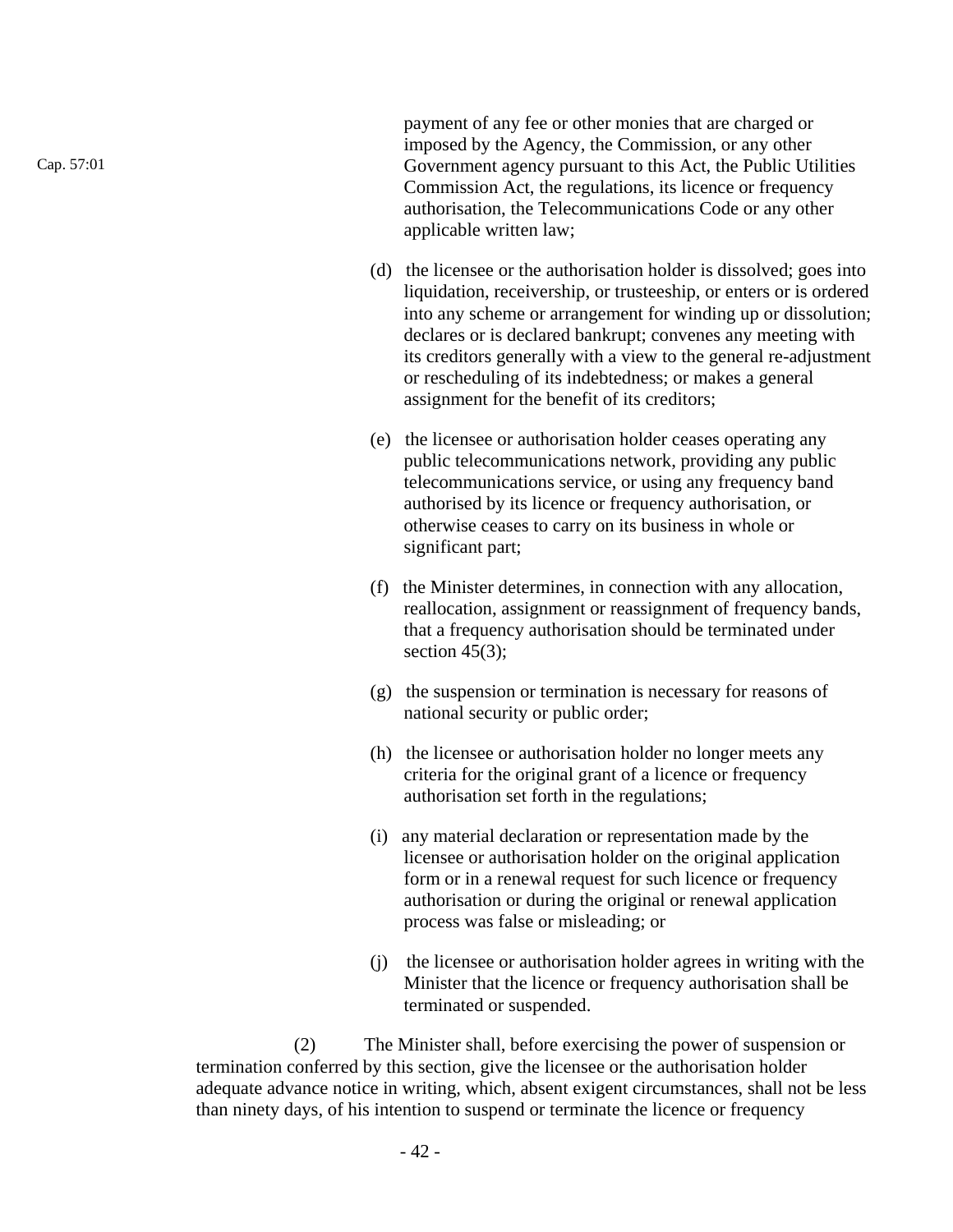payment of any fee or other monies that are charged or imposed by the Agency, the Commission, or any other Government agency pursuant to this Act, the Public Utilities Commission Act, the regulations, its licence or frequency authorisation, the Telecommunications Code or any other applicable written law;

Cap. 57:01

(d) the licensee or the authorisation holder is dissolved; goes into liquidation, receivership, or trusteeship, or enters or is ordered into any scheme or arrangement for winding up or dissolution; declares or is declared bankrupt; convenes any meeting with its creditors generally with a view to the general re-adjustment or rescheduling of its indebtedness; or makes a general assignment for the benefit of its creditors;

(e) the licensee or authorisation holder ceases operating any public telecommunications network, providing any public telecommunications service, or using any frequency band authorised by its licence or frequency authorisation, or otherwise ceases to carry on its business in whole or significant part;

(f) the Minister determines, in connection with any allocation, reallocation, assignment or reassignment of frequency bands, that a frequency authorisation should be terminated under section 45(3);

(g) the suspension or termination is necessary for reasons of national security or public order;

(h) the licensee or authorisation holder no longer meets any criteria for the original grant of a licence or frequency authorisation set forth in the regulations;

(i) any material declaration or representation made by the licensee or authorisation holder on the original application form or in a renewal request for such licence or frequency authorisation or during the original or renewal application process was false or misleading; or

(j) the licensee or authorisation holder agrees in writing with the Minister that the licence or frequency authorisation shall be terminated or suspended.

(2) The Minister shall, before exercising the power of suspension or termination conferred by this section, give the licensee or the authorisation holder adequate advance notice in writing, which, absent exigent circumstances, shall not be less than ninety days, of his intention to suspend or terminate the licence or frequency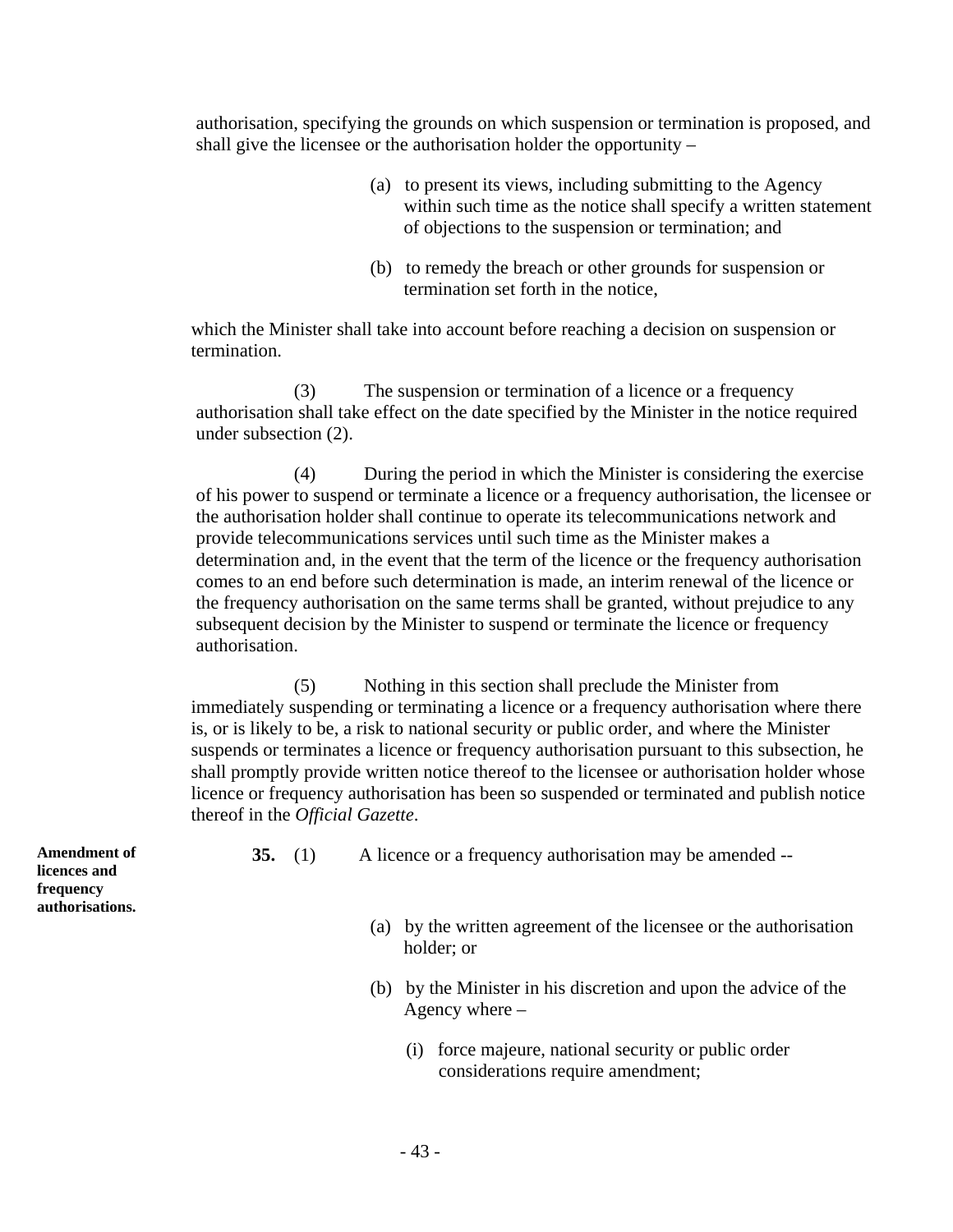authorisation, specifying the grounds on which suspension or termination is proposed, and shall give the licensee or the authorisation holder the opportunity –

(a) to present its views, including submitting to the Agency within such time as the notice shall specify a written statement of objections to the suspension or termination; and

(b) to remedy the breach or other grounds for suspension or termination set forth in the notice,

which the Minister shall take into account before reaching a decision on suspension or termination.

(3) The suspension or termination of a licence or a frequency authorisation shall take effect on the date specified by the Minister in the notice required under subsection (2).

(4) During the period in which the Minister is considering the exercise of his power to suspend or terminate a licence or a frequency authorisation, the licensee or the authorisation holder shall continue to operate its telecommunications network and provide telecommunications services until such time as the Minister makes a determination and, in the event that the term of the licence or the frequency authorisation comes to an end before such determination is made, an interim renewal of the licence or the frequency authorisation on the same terms shall be granted, without prejudice to any subsequent decision by the Minister to suspend or terminate the licence or frequency authorisation.

(5) Nothing in this section shall preclude the Minister from immediately suspending or terminating a licence or a frequency authorisation where there is, or is likely to be, a risk to national security or public order, and where the Minister suspends or terminates a licence or frequency authorisation pursuant to this subsection, he shall promptly provide written notice thereof to the licensee or authorisation holder whose licence or frequency authorisation has been so suspended or terminated and publish notice thereof in the *Official Gazette*.

**Amendment of licences and frequency authorisations.**

**35.** (1) A licence or a frequency authorisation may be amended --

(a) by the written agreement of the licensee or the authorisation holder; or

(b) by the Minister in his discretion and upon the advice of the Agency where –

(i) force majeure, national security or public order considerations require amendment;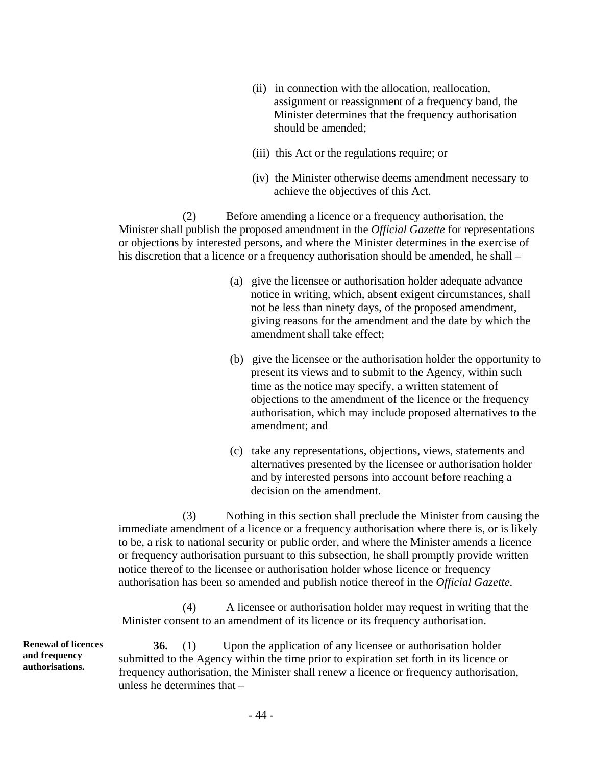(ii) in connection with the allocation, reallocation, assignment or reassignment of a frequency band, the Minister determines that the frequency authorisation should be amended;

(iii) this Act or the regulations require; or

(iv) the Minister otherwise deems amendment necessary to achieve the objectives of this Act.

(2) Before amending a licence or a frequency authorisation, the Minister shall publish the proposed amendment in the *Official Gazette* for representations or objections by interested persons, and where the Minister determines in the exercise of his discretion that a licence or a frequency authorisation should be amended, he shall –

(a) give the licensee or authorisation holder adequate advance notice in writing, which, absent exigent circumstances, shall not be less than ninety days, of the proposed amendment, giving reasons for the amendment and the date by which the amendment shall take effect;

(b) give the licensee or the authorisation holder the opportunity to present its views and to submit to the Agency, within such time as the notice may specify, a written statement of objections to the amendment of the licence or the frequency authorisation, which may include proposed alternatives to the amendment; and

(c) take any representations, objections, views, statements and alternatives presented by the licensee or authorisation holder and by interested persons into account before reaching a decision on the amendment.

(3) Nothing in this section shall preclude the Minister from causing the immediate amendment of a licence or a frequency authorisation where there is, or is likely to be, a risk to national security or public order, and where the Minister amends a licence or frequency authorisation pursuant to this subsection, he shall promptly provide written notice thereof to the licensee or authorisation holder whose licence or frequency authorisation has been so amended and publish notice thereof in the *Official Gazette*.

(4) A licensee or authorisation holder may request in writing that the Minister consent to an amendment of its licence or its frequency authorisation.

**Renewal of licences and frequency authorisations.**

**36.** (1) Upon the application of any licensee or authorisation holder submitted to the Agency within the time prior to expiration set forth in its licence or frequency authorisation, the Minister shall renew a licence or frequency authorisation, unless he determines that –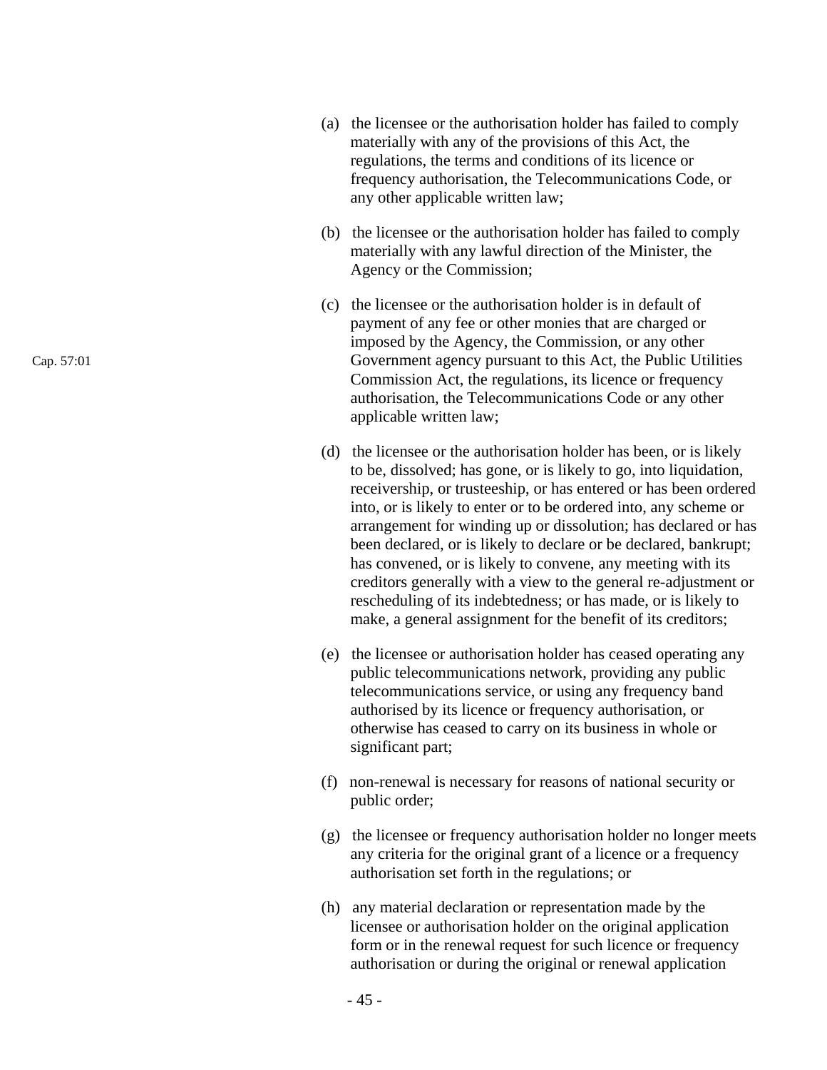(a) the licensee or the authorisation holder has failed to comply materially with any of the provisions of this Act, the regulations, the terms and conditions of its licence or frequency authorisation, the Telecommunications Code, or any other applicable written law;

(b) the licensee or the authorisation holder has failed to comply materially with any lawful direction of the Minister, the Agency or the Commission;

Cap. 57:01

(c) the licensee or the authorisation holder is in default of payment of any fee or other monies that are charged or imposed by the Agency, the Commission, or any other Government agency pursuant to this Act, the Public Utilities Commission Act, the regulations, its licence or frequency authorisation, the Telecommunications Code or any other applicable written law;

(d) the licensee or the authorisation holder has been, or is likely to be, dissolved; has gone, or is likely to go, into liquidation, receivership, or trusteeship, or has entered or has been ordered into, or is likely to enter or to be ordered into, any scheme or arrangement for winding up or dissolution; has declared or has been declared, or is likely to declare or be declared, bankrupt; has convened, or is likely to convene, any meeting with its creditors generally with a view to the general re-adjustment or rescheduling of its indebtedness; or has made, or is likely to make, a general assignment for the benefit of its creditors;

(e) the licensee or authorisation holder has ceased operating any public telecommunications network, providing any public telecommunications service, or using any frequency band authorised by its licence or frequency authorisation, or otherwise has ceased to carry on its business in whole or significant part;

(f) non-renewal is necessary for reasons of national security or public order;

(g) the licensee or frequency authorisation holder no longer meets any criteria for the original grant of a licence or a frequency authorisation set forth in the regulations; or

(h) any material declaration or representation made by the licensee or authorisation holder on the original application form or in the renewal request for such licence or frequency authorisation or during the original or renewal application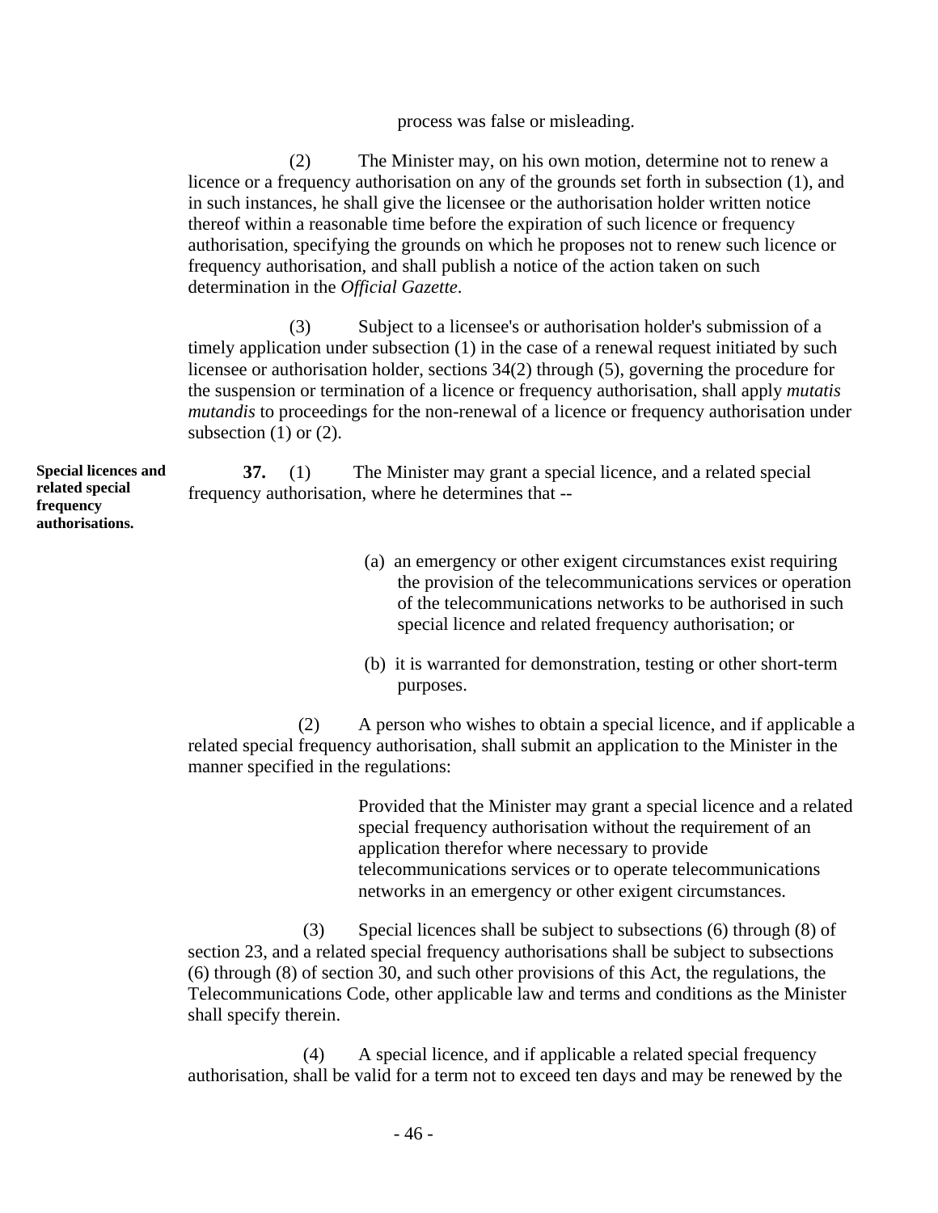process was false or misleading.

(2) The Minister may, on his own motion, determine not to renew a licence or a frequency authorisation on any of the grounds set forth in subsection (1), and in such instances, he shall give the licensee or the authorisation holder written notice thereof within a reasonable time before the expiration of such licence or frequency authorisation, specifying the grounds on which he proposes not to renew such licence or frequency authorisation, and shall publish a notice of the action taken on such determination in the *Official Gazette*.

(3) Subject to a licensee's or authorisation holder's submission of a timely application under subsection (1) in the case of a renewal request initiated by such licensee or authorisation holder, sections 34(2) through (5), governing the procedure for the suspension or termination of a licence or frequency authorisation, shall apply *mutatis mutandis* to proceedings for the non-renewal of a licence or frequency authorisation under subsection (1) or (2).

**Special licences and related special frequency authorisations.**

**37.** (1) The Minister may grant a special licence, and a related special frequency authorisation, where he determines that --

(a) an emergency or other exigent circumstances exist requiring the provision of the telecommunications services or operation of the telecommunications networks to be authorised in such special licence and related frequency authorisation; or

(b) it is warranted for demonstration, testing or other short-term purposes.

(2) A person who wishes to obtain a special licence, and if applicable a related special frequency authorisation, shall submit an application to the Minister in the manner specified in the regulations:

Provided that the Minister may grant a special licence and a related special frequency authorisation without the requirement of an application therefor where necessary to provide telecommunications services or to operate telecommunications networks in an emergency or other exigent circumstances.

(3) Special licences shall be subject to subsections (6) through (8) of section 23, and a related special frequency authorisations shall be subject to subsections (6) through (8) of section 30, and such other provisions of this Act, the regulations, the Telecommunications Code, other applicable law and terms and conditions as the Minister shall specify therein.

(4) A special licence, and if applicable a related special frequency authorisation, shall be valid for a term not to exceed ten days and may be renewed by the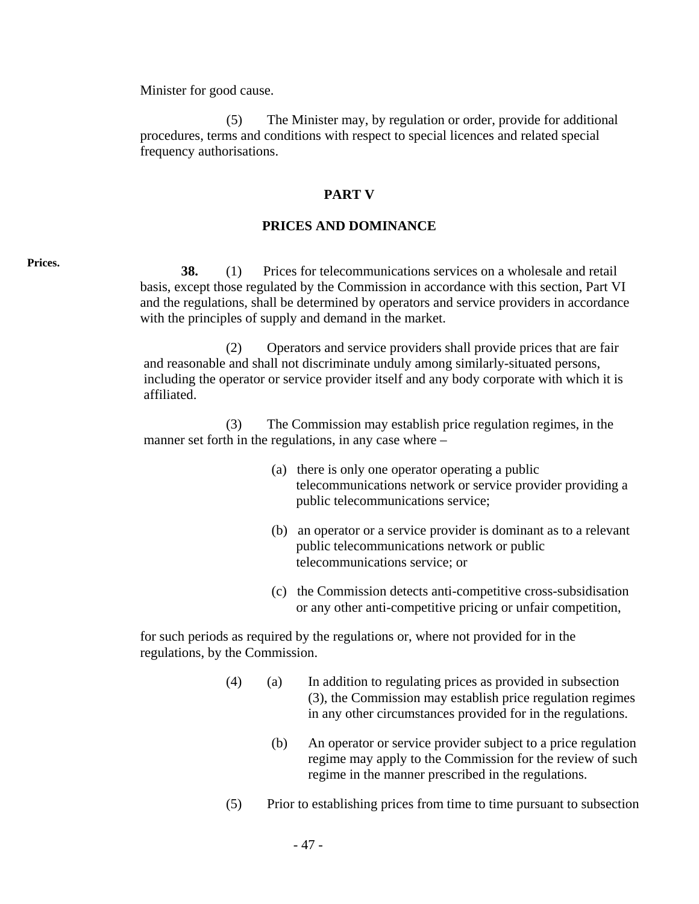Minister for good cause.

(5) The Minister may, by regulation or order, provide for additional procedures, terms and conditions with respect to special licences and related special frequency authorisations.

## PART V

## PRICES AND DOMINANCE

Prices.

**38.** (1) Prices for telecommunications services on a wholesale and retail basis, except those regulated by the Commission in accordance with this section, Part VI and the regulations, shall be determined by operators and service providers in accordance with the principles of supply and demand in the market.

(2) Operators and service providers shall provide prices that are fair and reasonable and shall not discriminate unduly among similarly-situated persons, including the operator or service provider itself and any body corporate with which it is affiliated.

(3) The Commission may establish price regulation regimes, in the manner set forth in the regulations, in any case where –

(a) there is only one operator operating a public telecommunications network or service provider providing a public telecommunications service;

(b) an operator or a service provider is dominant as to a relevant public telecommunications network or public telecommunications service; or

(c) the Commission detects anti-competitive cross-subsidisation or any other anti-competitive pricing or unfair competition,

for such periods as required by the regulations or, where not provided for in the regulations, by the Commission.

(4) (a) In addition to regulating prices as provided in subsection (3), the Commission may establish price regulation regimes in any other circumstances provided for in the regulations.

(b) An operator or service provider subject to a price regulation regime may apply to the Commission for the review of such regime in the manner prescribed in the regulations.

(5) Prior to establishing prices from time to time pursuant to subsection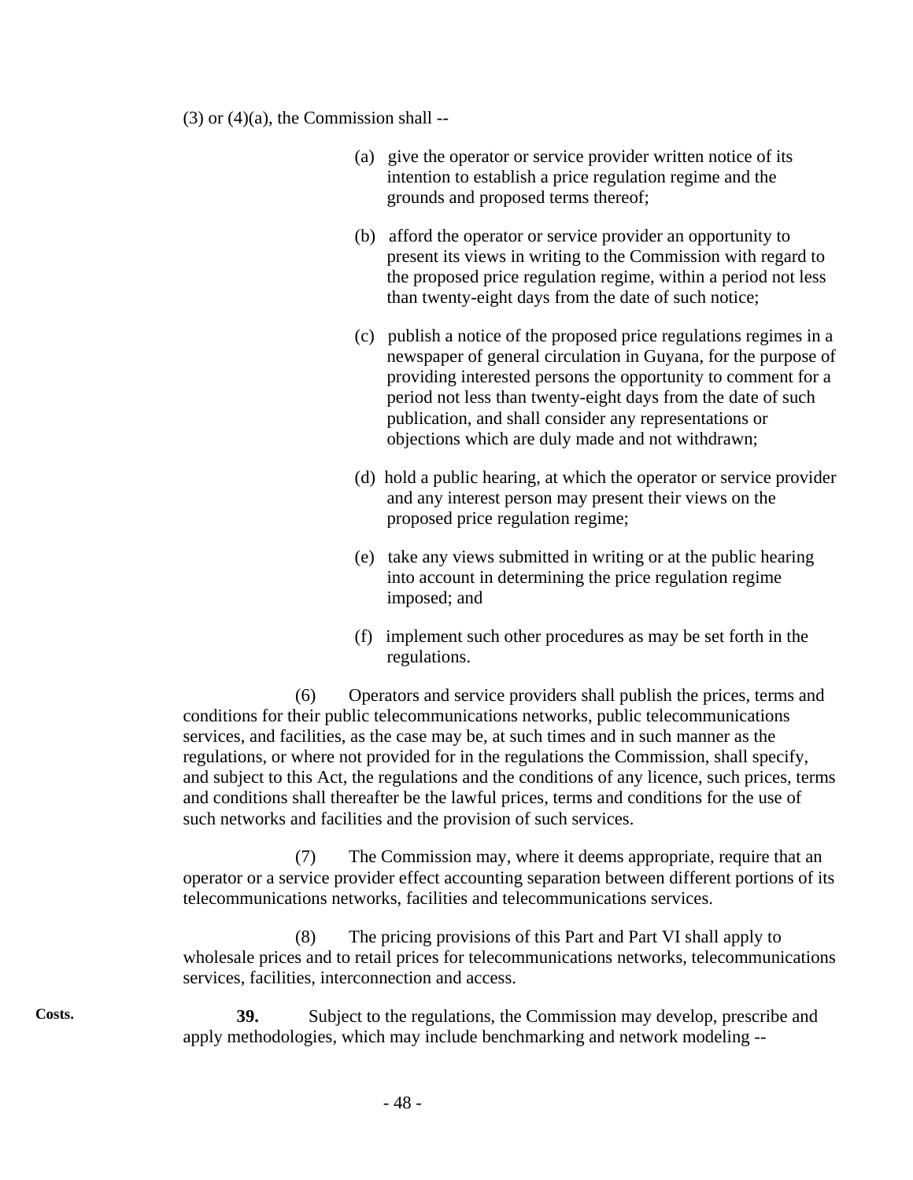(3) or (4)(a), the Commission shall --

(a) give the operator or service provider written notice of its intention to establish a price regulation regime and the grounds and proposed terms thereof;

(b) afford the operator or service provider an opportunity to present its views in writing to the Commission with regard to the proposed price regulation regime, within a period not less than twenty-eight days from the date of such notice;

(c) publish a notice of the proposed price regulations regimes in a newspaper of general circulation in Guyana, for the purpose of providing interested persons the opportunity to comment for a period not less than twenty-eight days from the date of such publication, and shall consider any representations or objections which are duly made and not withdrawn;

(d) hold a public hearing, at which the operator or service provider and any interest person may present their views on the proposed price regulation regime;

(e) take any views submitted in writing or at the public hearing into account in determining the price regulation regime imposed; and

(f) implement such other procedures as may be set forth in the regulations.

(6) Operators and service providers shall publish the prices, terms and conditions for their public telecommunications networks, public telecommunications services, and facilities, as the case may be, at such times and in such manner as the regulations, or where not provided for in the regulations the Commission, shall specify, and subject to this Act, the regulations and the conditions of any licence, such prices, terms and conditions shall thereafter be the lawful prices, terms and conditions for the use of such networks and facilities and the provision of such services.

(7) The Commission may, where it deems appropriate, require that an operator or a service provider effect accounting separation between different portions of its telecommunications networks, facilities and telecommunications services.

(8) The pricing provisions of this Part and Part VI shall apply to wholesale prices and to retail prices for telecommunications networks, telecommunications services, facilities, interconnection and access.

**Costs.**

**39.** Subject to the regulations, the Commission may develop, prescribe and apply methodologies, which may include benchmarking and network modeling --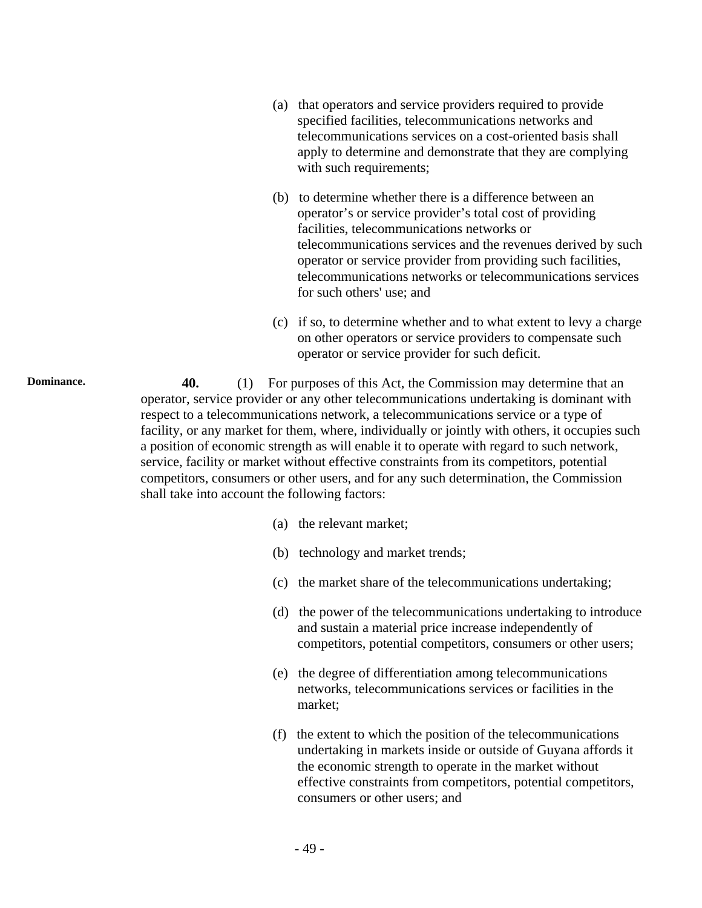(a) that operators and service providers required to provide specified facilities, telecommunications networks and telecommunications services on a cost-oriented basis shall apply to determine and demonstrate that they are complying with such requirements;

(b) to determine whether there is a difference between an operator's or service provider's total cost of providing facilities, telecommunications networks or telecommunications services and the revenues derived by such operator or service provider from providing such facilities, telecommunications networks or telecommunications services for such others' use; and

(c) if so, to determine whether and to what extent to levy a charge on other operators or service providers to compensate such operator or service provider for such deficit.

**Dominance.**

**40.** (1) For purposes of this Act, the Commission may determine that an operator, service provider or any other telecommunications undertaking is dominant with respect to a telecommunications network, a telecommunications service or a type of facility, or any market for them, where, individually or jointly with others, it occupies such a position of economic strength as will enable it to operate with regard to such network, service, facility or market without effective constraints from its competitors, potential competitors, consumers or other users, and for any such determination, the Commission shall take into account the following factors:

(a) the relevant market;

(b) technology and market trends;

(c) the market share of the telecommunications undertaking;

(d) the power of the telecommunications undertaking to introduce and sustain a material price increase independently of competitors, potential competitors, consumers or other users;

(e) the degree of differentiation among telecommunications networks, telecommunications services or facilities in the market;

(f) the extent to which the position of the telecommunications undertaking in markets inside or outside of Guyana affords it the economic strength to operate in the market without effective constraints from competitors, potential competitors, consumers or other users; and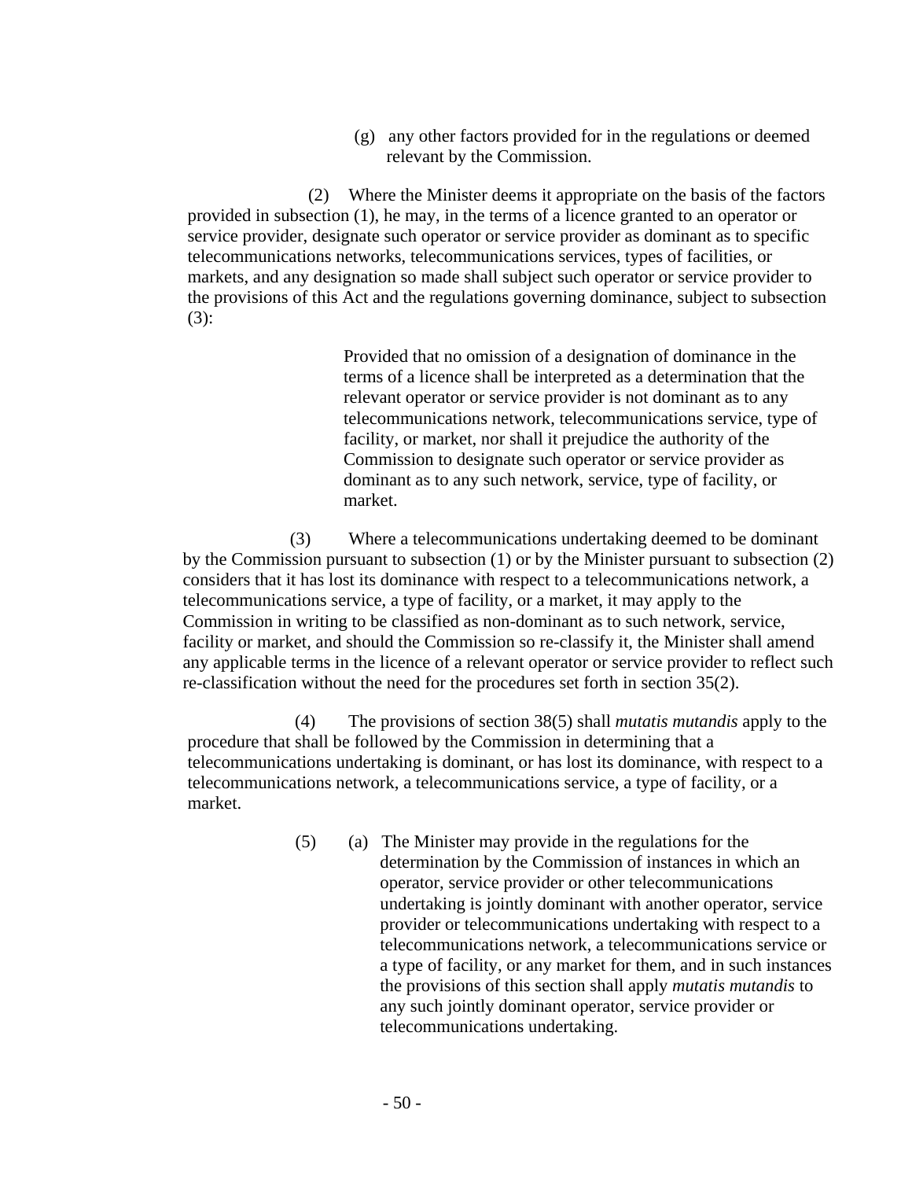(g) any other factors provided for in the regulations or deemed relevant by the Commission.

(2) Where the Minister deems it appropriate on the basis of the factors provided in subsection (1), he may, in the terms of a licence granted to an operator or service provider, designate such operator or service provider as dominant as to specific telecommunications networks, telecommunications services, types of facilities, or markets, and any designation so made shall subject such operator or service provider to the provisions of this Act and the regulations governing dominance, subject to subsection (3):

> Provided that no omission of a designation of dominance in the terms of a licence shall be interpreted as a determination that the relevant operator or service provider is not dominant as to any telecommunications network, telecommunications service, type of facility, or market, nor shall it prejudice the authority of the Commission to designate such operator or service provider as dominant as to any such network, service, type of facility, or market.

(3) Where a telecommunications undertaking deemed to be dominant by the Commission pursuant to subsection (1) or by the Minister pursuant to subsection (2) considers that it has lost its dominance with respect to a telecommunications network, a telecommunications service, a type of facility, or a market, it may apply to the Commission in writing to be classified as non-dominant as to such network, service, facility or market, and should the Commission so re-classify it, the Minister shall amend any applicable terms in the licence of a relevant operator or service provider to reflect such re-classification without the need for the procedures set forth in section 35(2).

(4) The provisions of section 38(5) shall *mutatis mutandis* apply to the procedure that shall be followed by the Commission in determining that a telecommunications undertaking is dominant, or has lost its dominance, with respect to a telecommunications network, a telecommunications service, a type of facility, or a market.

(5) (a) The Minister may provide in the regulations for the determination by the Commission of instances in which an operator, service provider or other telecommunications undertaking is jointly dominant with another operator, service provider or telecommunications undertaking with respect to a telecommunications network, a telecommunications service or a type of facility, or any market for them, and in such instances the provisions of this section shall apply *mutatis mutandis* to any such jointly dominant operator, service provider or telecommunications undertaking.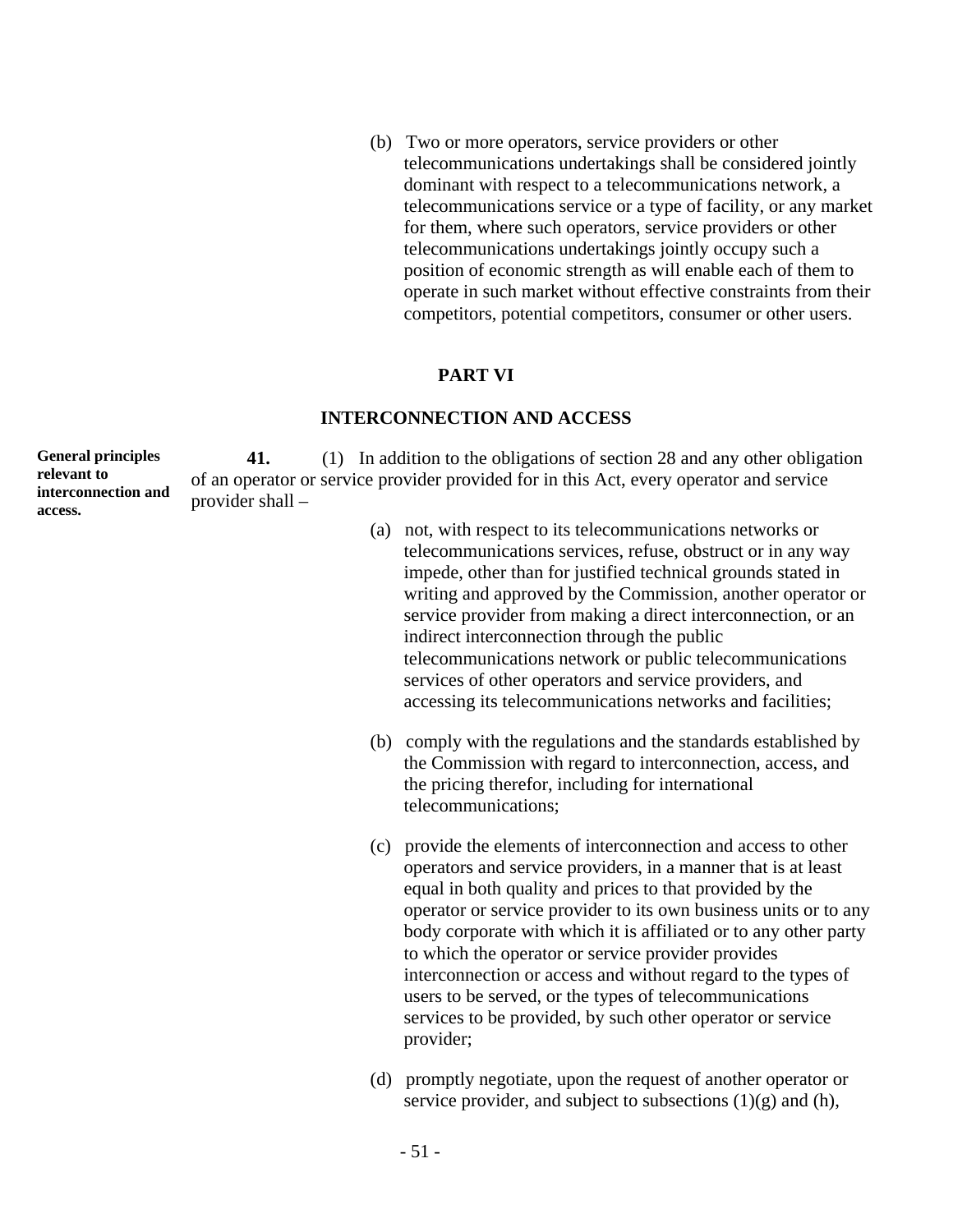(b) Two or more operators, service providers or other telecommunications undertakings shall be considered jointly dominant with respect to a telecommunications network, a telecommunications service or a type of facility, or any market for them, where such operators, service providers or other telecommunications undertakings jointly occupy such a position of economic strength as will enable each of them to operate in such market without effective constraints from their competitors, potential competitors, consumer or other users.

## PART VI

## INTERCONNECTION AND ACCESS

**General principles relevant to interconnection and access.**

**41.** (1) In addition to the obligations of section 28 and any other obligation of an operator or service provider provided for in this Act, every operator and service provider shall –

(a) not, with respect to its telecommunications networks or telecommunications services, refuse, obstruct or in any way impede, other than for justified technical grounds stated in writing and approved by the Commission, another operator or service provider from making a direct interconnection, or an indirect interconnection through the public telecommunications network or public telecommunications services of other operators and service providers, and accessing its telecommunications networks and facilities;

(b) comply with the regulations and the standards established by the Commission with regard to interconnection, access, and the pricing therefor, including for international telecommunications;

(c) provide the elements of interconnection and access to other operators and service providers, in a manner that is at least equal in both quality and prices to that provided by the operator or service provider to its own business units or to any body corporate with which it is affiliated or to any other party to which the operator or service provider provides interconnection or access and without regard to the types of users to be served, or the types of telecommunications services to be provided, by such other operator or service provider;

(d) promptly negotiate, upon the request of another operator or service provider, and subject to subsections (1)(g) and (h),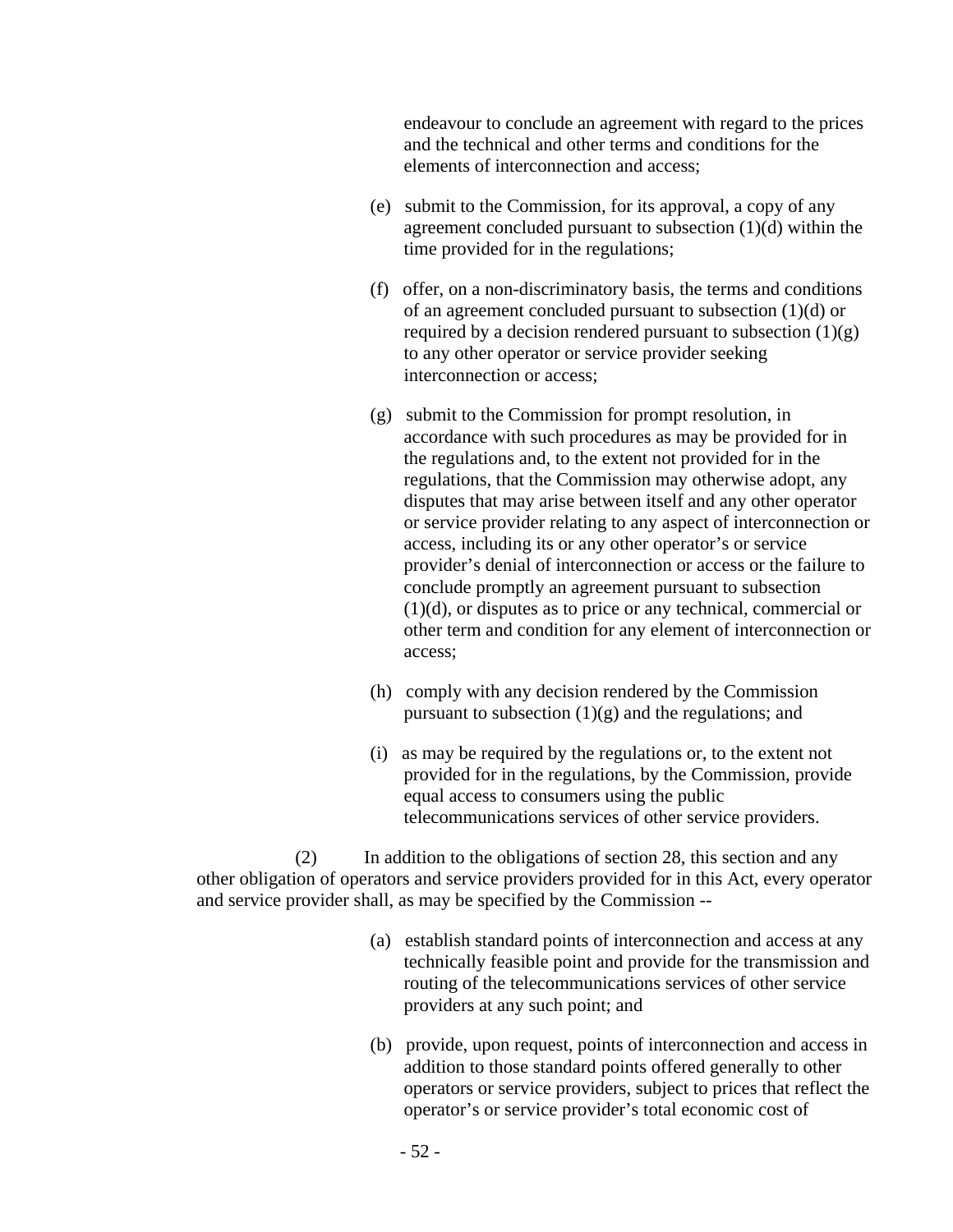endeavour to conclude an agreement with regard to the prices and the technical and other terms and conditions for the elements of interconnection and access;

(e) submit to the Commission, for its approval, a copy of any agreement concluded pursuant to subsection (1)(d) within the time provided for in the regulations;

(f) offer, on a non-discriminatory basis, the terms and conditions of an agreement concluded pursuant to subsection (1)(d) or required by a decision rendered pursuant to subsection (1)(g) to any other operator or service provider seeking interconnection or access;

(g) submit to the Commission for prompt resolution, in accordance with such procedures as may be provided for in the regulations and, to the extent not provided for in the regulations, that the Commission may otherwise adopt, any disputes that may arise between itself and any other operator or service provider relating to any aspect of interconnection or access, including its or any other operator's or service provider's denial of interconnection or access or the failure to conclude promptly an agreement pursuant to subsection (1)(d), or disputes as to price or any technical, commercial or other term and condition for any element of interconnection or access;

(h) comply with any decision rendered by the Commission pursuant to subsection (1)(g) and the regulations; and

(i) as may be required by the regulations or, to the extent not provided for in the regulations, by the Commission, provide equal access to consumers using the public telecommunications services of other service providers.

(2) In addition to the obligations of section 28, this section and any other obligation of operators and service providers provided for in this Act, every operator and service provider shall, as may be specified by the Commission --

(a) establish standard points of interconnection and access at any technically feasible point and provide for the transmission and routing of the telecommunications services of other service providers at any such point; and

(b) provide, upon request, points of interconnection and access in addition to those standard points offered generally to other operators or service providers, subject to prices that reflect the operator's or service provider's total economic cost of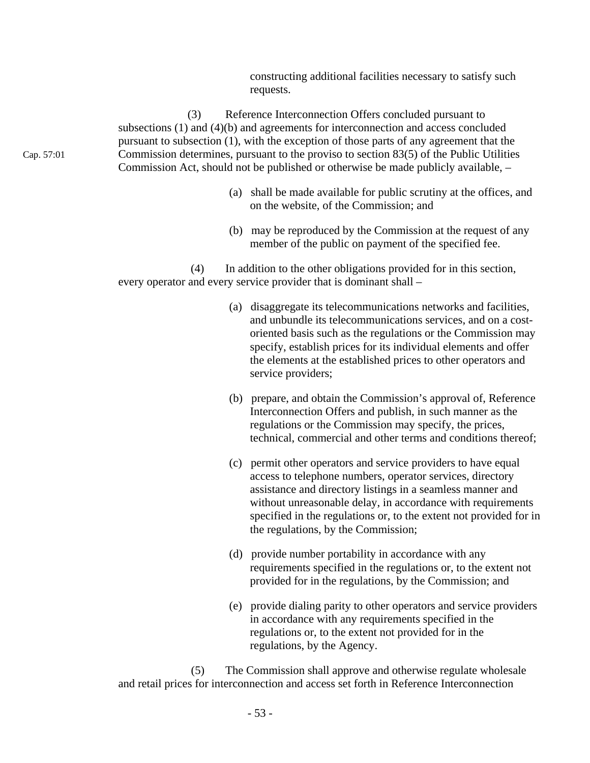constructing additional facilities necessary to satisfy such requests.

(3) Reference Interconnection Offers concluded pursuant to subsections (1) and (4)(b) and agreements for interconnection and access concluded pursuant to subsection (1), with the exception of those parts of any agreement that the Commission determines, pursuant to the proviso to section 83(5) of the Public Utilities Commission Act, should not be published or otherwise be made publicly available, –

Cap. 57:01

(a) shall be made available for public scrutiny at the offices, and on the website, of the Commission; and

(b) may be reproduced by the Commission at the request of any member of the public on payment of the specified fee.

(4) In addition to the other obligations provided for in this section, every operator and every service provider that is dominant shall –

(a) disaggregate its telecommunications networks and facilities, and unbundle its telecommunications services, and on a cost-oriented basis such as the regulations or the Commission may specify, establish prices for its individual elements and offer the elements at the established prices to other operators and service providers;

(b) prepare, and obtain the Commission's approval of, Reference Interconnection Offers and publish, in such manner as the regulations or the Commission may specify, the prices, technical, commercial and other terms and conditions thereof;

(c) permit other operators and service providers to have equal access to telephone numbers, operator services, directory assistance and directory listings in a seamless manner and without unreasonable delay, in accordance with requirements specified in the regulations or, to the extent not provided for in the regulations, by the Commission;

(d) provide number portability in accordance with any requirements specified in the regulations or, to the extent not provided for in the regulations, by the Commission; and

(e) provide dialing parity to other operators and service providers in accordance with any requirements specified in the regulations or, to the extent not provided for in the regulations, by the Agency.

(5) The Commission shall approve and otherwise regulate wholesale and retail prices for interconnection and access set forth in Reference Interconnection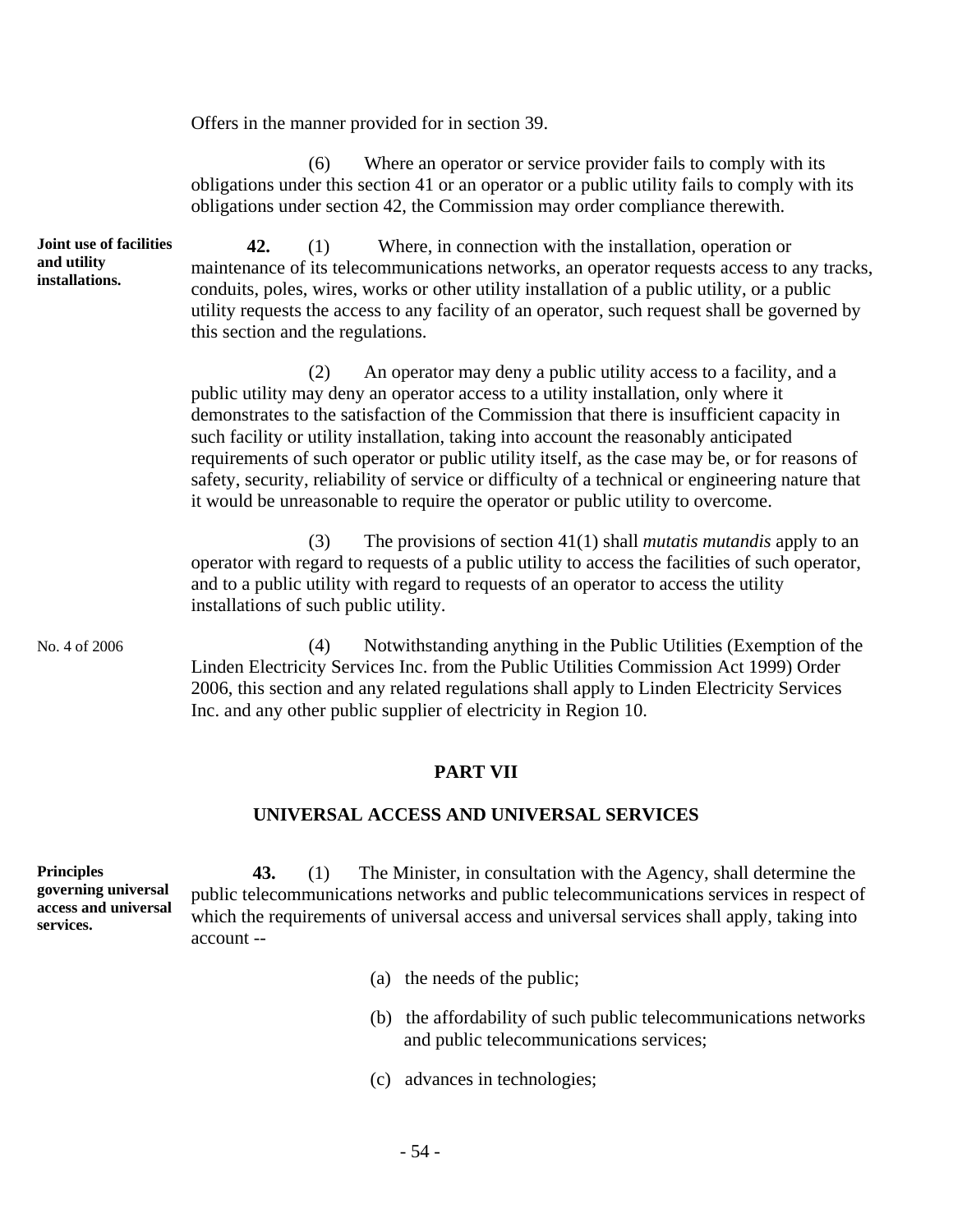Offers in the manner provided for in section 39.

(6) Where an operator or service provider fails to comply with its obligations under this section 41 or an operator or a public utility fails to comply with its obligations under section 42, the Commission may order compliance therewith.

**Joint use of facilities and utility installations.**

**42.** (1) Where, in connection with the installation, operation or maintenance of its telecommunications networks, an operator requests access to any tracks, conduits, poles, wires, works or other utility installation of a public utility, or a public utility requests the access to any facility of an operator, such request shall be governed by this section and the regulations.

(2) An operator may deny a public utility access to a facility, and a public utility may deny an operator access to a utility installation, only where it demonstrates to the satisfaction of the Commission that there is insufficient capacity in such facility or utility installation, taking into account the reasonably anticipated requirements of such operator or public utility itself, as the case may be, or for reasons of safety, security, reliability of service or difficulty of a technical or engineering nature that it would be unreasonable to require the operator or public utility to overcome.

(3) The provisions of section 41(1) shall *mutatis mutandis* apply to an operator with regard to requests of a public utility to access the facilities of such operator, and to a public utility with regard to requests of an operator to access the utility installations of such public utility.

No. 4 of 2006

(4) Notwithstanding anything in the Public Utilities (Exemption of the Linden Electricity Services Inc. from the Public Utilities Commission Act 1999) Order 2006, this section and any related regulations shall apply to Linden Electricity Services Inc. and any other public supplier of electricity in Region 10.

## PART VII

## UNIVERSAL ACCESS AND UNIVERSAL SERVICES

**Principles governing universal access and universal services.**

**43.** (1) The Minister, in consultation with the Agency, shall determine the public telecommunications networks and public telecommunications services in respect of which the requirements of universal access and universal services shall apply, taking into account --

(a) the needs of the public;

(b) the affordability of such public telecommunications networks and public telecommunications services;

(c) advances in technologies;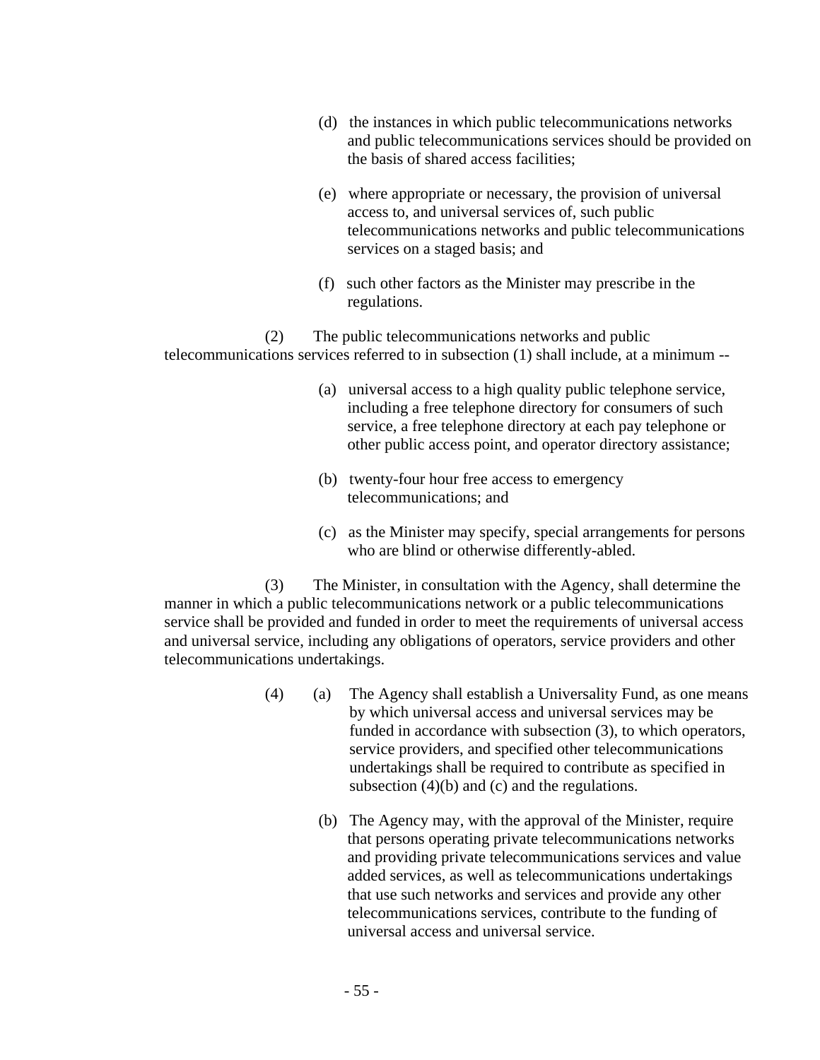(d) the instances in which public telecommunications networks and public telecommunications services should be provided on the basis of shared access facilities;

(e) where appropriate or necessary, the provision of universal access to, and universal services of, such public telecommunications networks and public telecommunications services on a staged basis; and

(f) such other factors as the Minister may prescribe in the regulations.

(2) The public telecommunications networks and public telecommunications services referred to in subsection (1) shall include, at a minimum --

(a) universal access to a high quality public telephone service, including a free telephone directory for consumers of such service, a free telephone directory at each pay telephone or other public access point, and operator directory assistance;

(b) twenty-four hour free access to emergency telecommunications; and

(c) as the Minister may specify, special arrangements for persons who are blind or otherwise differently-abled.

(3) The Minister, in consultation with the Agency, shall determine the manner in which a public telecommunications network or a public telecommunications service shall be provided and funded in order to meet the requirements of universal access and universal service, including any obligations of operators, service providers and other telecommunications undertakings.

(4) (a) The Agency shall establish a Universality Fund, as one means by which universal access and universal services may be funded in accordance with subsection (3), to which operators, service providers, and specified other telecommunications undertakings shall be required to contribute as specified in subsection (4)(b) and (c) and the regulations.

(b) The Agency may, with the approval of the Minister, require that persons operating private telecommunications networks and providing private telecommunications services and value added services, as well as telecommunications undertakings that use such networks and services and provide any other telecommunications services, contribute to the funding of universal access and universal service.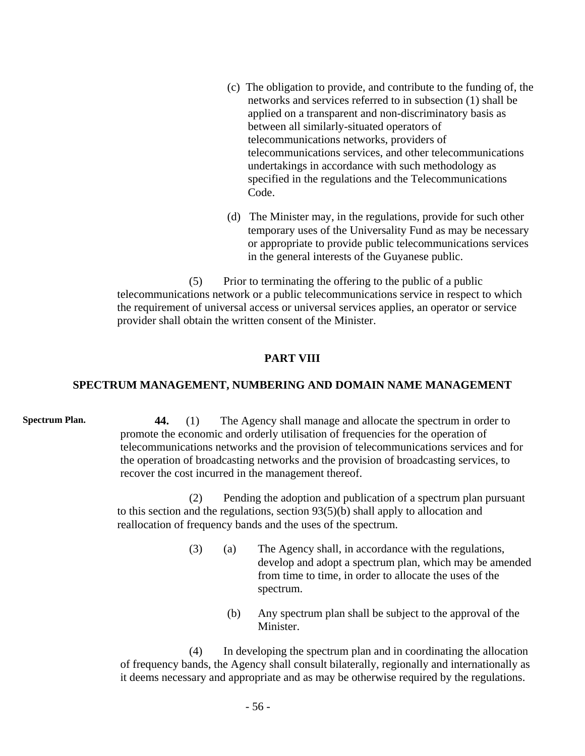(c) The obligation to provide, and contribute to the funding of, the networks and services referred to in subsection (1) shall be applied on a transparent and non-discriminatory basis as between all similarly-situated operators of telecommunications networks, providers of telecommunications services, and other telecommunications undertakings in accordance with such methodology as specified in the regulations and the Telecommunications Code.

(d) The Minister may, in the regulations, provide for such other temporary uses of the Universality Fund as may be necessary or appropriate to provide public telecommunications services in the general interests of the Guyanese public.

(5) Prior to terminating the offering to the public of a public telecommunications network or a public telecommunications service in respect to which the requirement of universal access or universal services applies, an operator or service provider shall obtain the written consent of the Minister.

## PART VIII

## SPECTRUM MANAGEMENT, NUMBERING AND DOMAIN NAME MANAGEMENT

**Spectrum Plan.**

**44.** (1) The Agency shall manage and allocate the spectrum in order to promote the economic and orderly utilisation of frequencies for the operation of telecommunications networks and the provision of telecommunications services and for the operation of broadcasting networks and the provision of broadcasting services, to recover the cost incurred in the management thereof.

(2) Pending the adoption and publication of a spectrum plan pursuant to this section and the regulations, section 93(5)(b) shall apply to allocation and reallocation of frequency bands and the uses of the spectrum.

(3) (a) The Agency shall, in accordance with the regulations, develop and adopt a spectrum plan, which may be amended from time to time, in order to allocate the uses of the spectrum.

(b) Any spectrum plan shall be subject to the approval of the Minister.

(4) In developing the spectrum plan and in coordinating the allocation of frequency bands, the Agency shall consult bilaterally, regionally and internationally as it deems necessary and appropriate and as may be otherwise required by the regulations.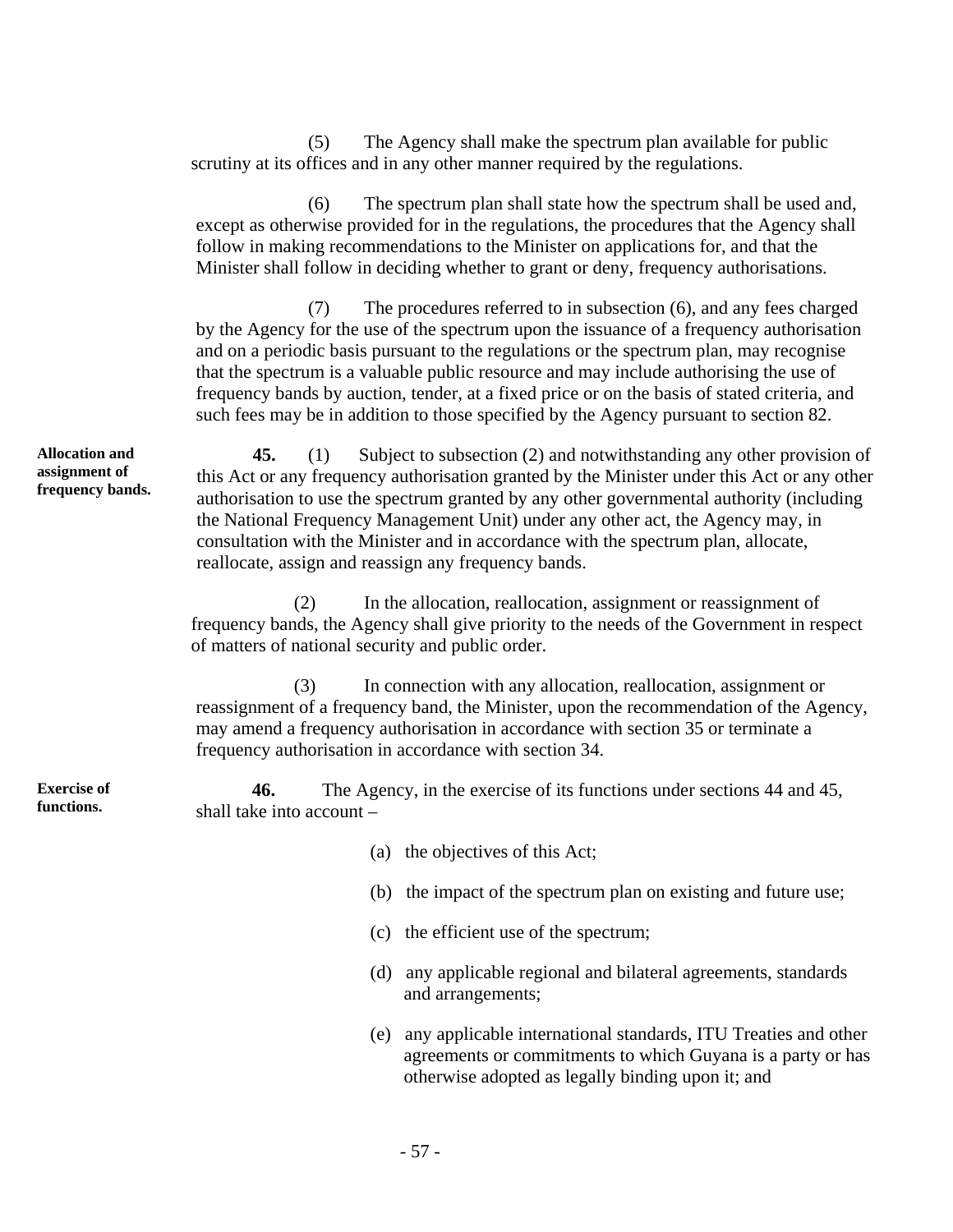(5) The Agency shall make the spectrum plan available for public scrutiny at its offices and in any other manner required by the regulations.

(6) The spectrum plan shall state how the spectrum shall be used and, except as otherwise provided for in the regulations, the procedures that the Agency shall follow in making recommendations to the Minister on applications for, and that the Minister shall follow in deciding whether to grant or deny, frequency authorisations.

(7) The procedures referred to in subsection (6), and any fees charged by the Agency for the use of the spectrum upon the issuance of a frequency authorisation and on a periodic basis pursuant to the regulations or the spectrum plan, may recognise that the spectrum is a valuable public resource and may include authorising the use of frequency bands by auction, tender, at a fixed price or on the basis of stated criteria, and such fees may be in addition to those specified by the Agency pursuant to section 82.

**Allocation and assignment of frequency bands.**

**45.** (1) Subject to subsection (2) and notwithstanding any other provision of this Act or any frequency authorisation granted by the Minister under this Act or any other authorisation to use the spectrum granted by any other governmental authority (including the National Frequency Management Unit) under any other act, the Agency may, in consultation with the Minister and in accordance with the spectrum plan, allocate, reallocate, assign and reassign any frequency bands.

(2) In the allocation, reallocation, assignment or reassignment of frequency bands, the Agency shall give priority to the needs of the Government in respect of matters of national security and public order.

(3) In connection with any allocation, reallocation, assignment or reassignment of a frequency band, the Minister, upon the recommendation of the Agency, may amend a frequency authorisation in accordance with section 35 or terminate a frequency authorisation in accordance with section 34.

**Exercise of functions.**

**46.** The Agency, in the exercise of its functions under sections 44 and 45, shall take into account –

(a) the objectives of this Act;

(b) the impact of the spectrum plan on existing and future use;

(c) the efficient use of the spectrum;

(d) any applicable regional and bilateral agreements, standards and arrangements;

(e) any applicable international standards, ITU Treaties and other agreements or commitments to which Guyana is a party or has otherwise adopted as legally binding upon it; and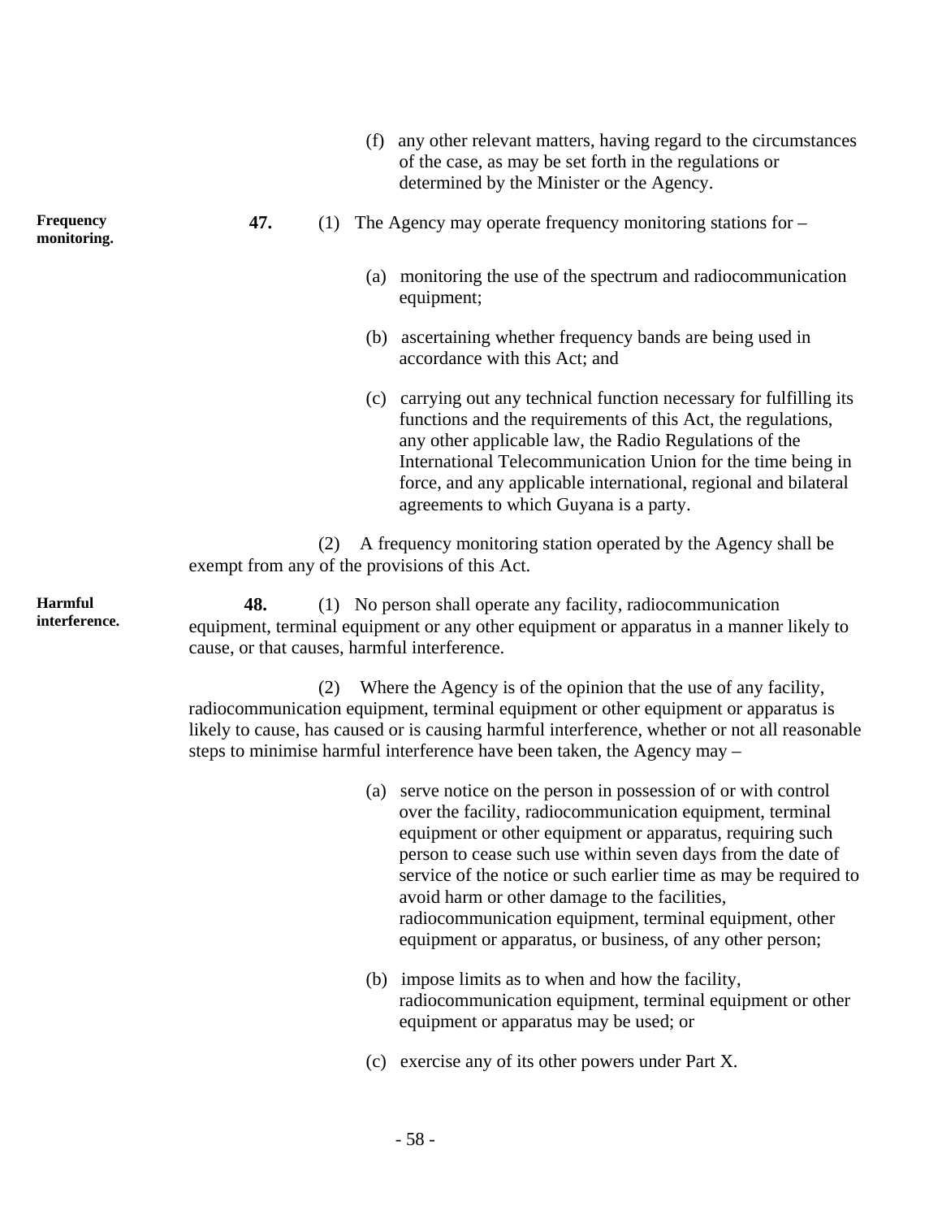(f) any other relevant matters, having regard to the circumstances of the case, as may be set forth in the regulations or determined by the Minister or the Agency.

**Frequency monitoring.**

**47.** (1) The Agency may operate frequency monitoring stations for –

(a) monitoring the use of the spectrum and radiocommunication equipment;

(b) ascertaining whether frequency bands are being used in accordance with this Act; and

(c) carrying out any technical function necessary for fulfilling its functions and the requirements of this Act, the regulations, any other applicable law, the Radio Regulations of the International Telecommunication Union for the time being in force, and any applicable international, regional and bilateral agreements to which Guyana is a party.

(2) A frequency monitoring station operated by the Agency shall be exempt from any of the provisions of this Act.

**Harmful interference.**

**48.** (1) No person shall operate any facility, radiocommunication equipment, terminal equipment or any other equipment or apparatus in a manner likely to cause, or that causes, harmful interference.

(2) Where the Agency is of the opinion that the use of any facility, radiocommunication equipment, terminal equipment or other equipment or apparatus is likely to cause, has caused or is causing harmful interference, whether or not all reasonable steps to minimise harmful interference have been taken, the Agency may –

(a) serve notice on the person in possession of or with control over the facility, radiocommunication equipment, terminal equipment or other equipment or apparatus, requiring such person to cease such use within seven days from the date of service of the notice or such earlier time as may be required to avoid harm or other damage to the facilities, radiocommunication equipment, terminal equipment, other equipment or apparatus, or business, of any other person;

(b) impose limits as to when and how the facility, radiocommunication equipment, terminal equipment or other equipment or apparatus may be used; or

(c) exercise any of its other powers under Part X.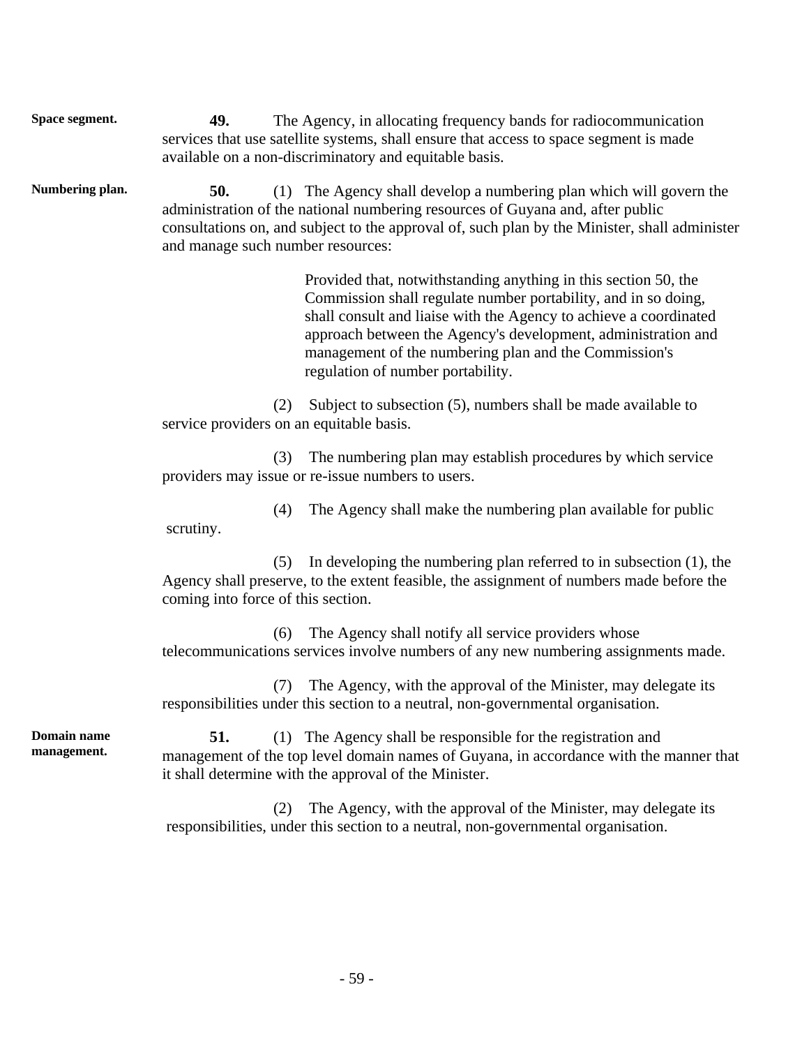**Space segment.**

**49.** The Agency, in allocating frequency bands for radiocommunication services that use satellite systems, shall ensure that access to space segment is made available on a non-discriminatory and equitable basis.

**Numbering plan.**

**50.** (1) The Agency shall develop a numbering plan which will govern the administration of the national numbering resources of Guyana and, after public consultations on, and subject to the approval of, such plan by the Minister, shall administer and manage such number resources:

> Provided that, notwithstanding anything in this section 50, the Commission shall regulate number portability, and in so doing, shall consult and liaise with the Agency to achieve a coordinated approach between the Agency's development, administration and management of the numbering plan and the Commission's regulation of number portability.

(2) Subject to subsection (5), numbers shall be made available to service providers on an equitable basis.

(3) The numbering plan may establish procedures by which service providers may issue or re-issue numbers to users.

(4) The Agency shall make the numbering plan available for public scrutiny.

(5) In developing the numbering plan referred to in subsection (1), the Agency shall preserve, to the extent feasible, the assignment of numbers made before the coming into force of this section.

(6) The Agency shall notify all service providers whose telecommunications services involve numbers of any new numbering assignments made.

(7) The Agency, with the approval of the Minister, may delegate its responsibilities under this section to a neutral, non-governmental organisation.

**Domain name management.**

**51.** (1) The Agency shall be responsible for the registration and management of the top level domain names of Guyana, in accordance with the manner that it shall determine with the approval of the Minister.

(2) The Agency, with the approval of the Minister, may delegate its responsibilities, under this section to a neutral, non-governmental organisation.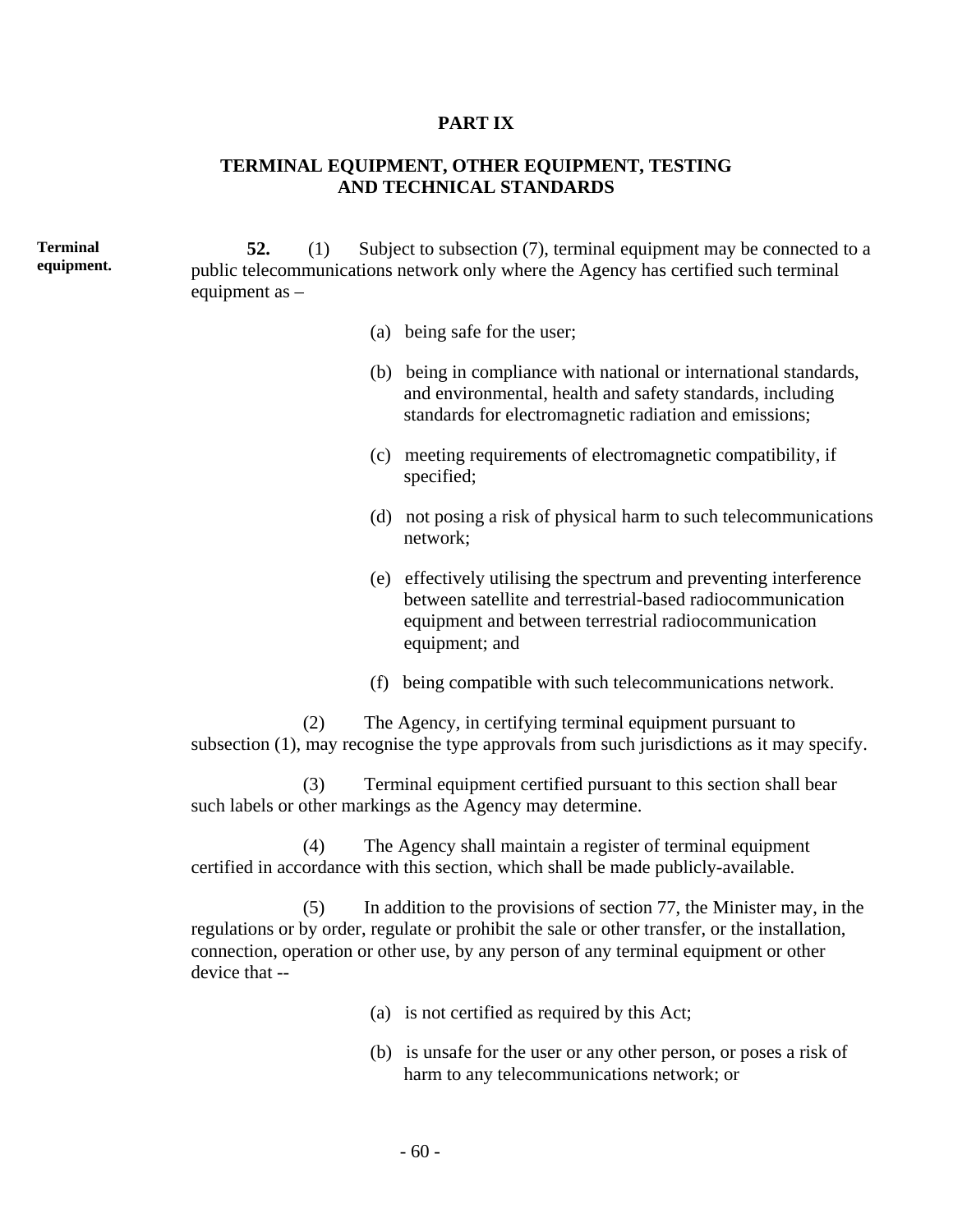## PART IX

## TERMINAL EQUIPMENT, OTHER EQUIPMENT, TESTING AND TECHNICAL STANDARDS

**Terminal equipment.**

**52.** (1) Subject to subsection (7), terminal equipment may be connected to a public telecommunications network only where the Agency has certified such terminal equipment as –

(a) being safe for the user;

(b) being in compliance with national or international standards, and environmental, health and safety standards, including standards for electromagnetic radiation and emissions;

(c) meeting requirements of electromagnetic compatibility, if specified;

(d) not posing a risk of physical harm to such telecommunications network;

(e) effectively utilising the spectrum and preventing interference between satellite and terrestrial-based radiocommunication equipment and between terrestrial radiocommunication equipment; and

(f) being compatible with such telecommunications network.

(2) The Agency, in certifying terminal equipment pursuant to subsection (1), may recognise the type approvals from such jurisdictions as it may specify.

(3) Terminal equipment certified pursuant to this section shall bear such labels or other markings as the Agency may determine.

(4) The Agency shall maintain a register of terminal equipment certified in accordance with this section, which shall be made publicly-available.

(5) In addition to the provisions of section 77, the Minister may, in the regulations or by order, regulate or prohibit the sale or other transfer, or the installation, connection, operation or other use, by any person of any terminal equipment or other device that --

(a) is not certified as required by this Act;

(b) is unsafe for the user or any other person, or poses a risk of harm to any telecommunications network; or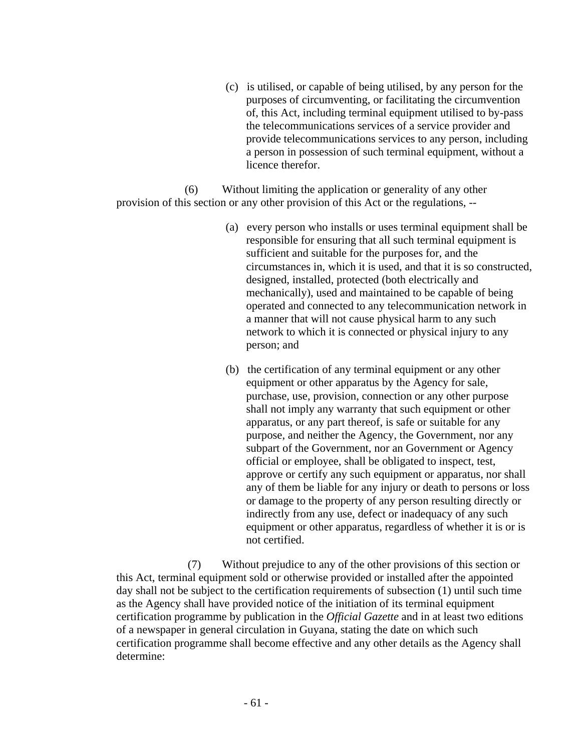(c) is utilised, or capable of being utilised, by any person for the purposes of circumventing, or facilitating the circumvention of, this Act, including terminal equipment utilised to by-pass the telecommunications services of a service provider and provide telecommunications services to any person, including a person in possession of such terminal equipment, without a licence therefor.

(6) Without limiting the application or generality of any other provision of this section or any other provision of this Act or the regulations, --

(a) every person who installs or uses terminal equipment shall be responsible for ensuring that all such terminal equipment is sufficient and suitable for the purposes for, and the circumstances in, which it is used, and that it is so constructed, designed, installed, protected (both electrically and mechanically), used and maintained to be capable of being operated and connected to any telecommunication network in a manner that will not cause physical harm to any such network to which it is connected or physical injury to any person; and

(b) the certification of any terminal equipment or any other equipment or other apparatus by the Agency for sale, purchase, use, provision, connection or any other purpose shall not imply any warranty that such equipment or other apparatus, or any part thereof, is safe or suitable for any purpose, and neither the Agency, the Government, nor any subpart of the Government, nor an Government or Agency official or employee, shall be obligated to inspect, test, approve or certify any such equipment or apparatus, nor shall any of them be liable for any injury or death to persons or loss or damage to the property of any person resulting directly or indirectly from any use, defect or inadequacy of any such equipment or other apparatus, regardless of whether it is or is not certified.

(7) Without prejudice to any of the other provisions of this section or this Act, terminal equipment sold or otherwise provided or installed after the appointed day shall not be subject to the certification requirements of subsection (1) until such time as the Agency shall have provided notice of the initiation of its terminal equipment certification programme by publication in the *Official Gazette* and in at least two editions of a newspaper in general circulation in Guyana, stating the date on which such certification programme shall become effective and any other details as the Agency shall determine: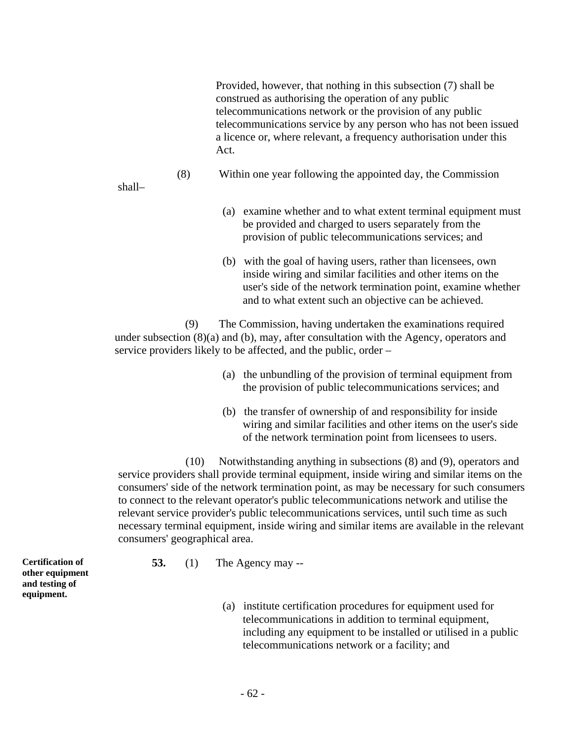Provided, however, that nothing in this subsection (7) shall be construed as authorising the operation of any public telecommunications network or the provision of any public telecommunications service by any person who has not been issued a licence or, where relevant, a frequency authorisation under this Act.

(8) Within one year following the appointed day, the Commission shall–

(a) examine whether and to what extent terminal equipment must be provided and charged to users separately from the provision of public telecommunications services; and

(b) with the goal of having users, rather than licensees, own inside wiring and similar facilities and other items on the user's side of the network termination point, examine whether and to what extent such an objective can be achieved.

(9) The Commission, having undertaken the examinations required under subsection (8)(a) and (b), may, after consultation with the Agency, operators and service providers likely to be affected, and the public, order –

(a) the unbundling of the provision of terminal equipment from the provision of public telecommunications services; and

(b) the transfer of ownership of and responsibility for inside wiring and similar facilities and other items on the user's side of the network termination point from licensees to users.

(10) Notwithstanding anything in subsections (8) and (9), operators and service providers shall provide terminal equipment, inside wiring and similar items on the consumers' side of the network termination point, as may be necessary for such consumers to connect to the relevant operator's public telecommunications network and utilise the relevant service provider's public telecommunications services, until such time as such necessary terminal equipment, inside wiring and similar items are available in the relevant consumers' geographical area.

**Certification of other equipment and testing of equipment.**

**53.** (1) The Agency may --

(a) institute certification procedures for equipment used for telecommunications in addition to terminal equipment, including any equipment to be installed or utilised in a public telecommunications network or a facility; and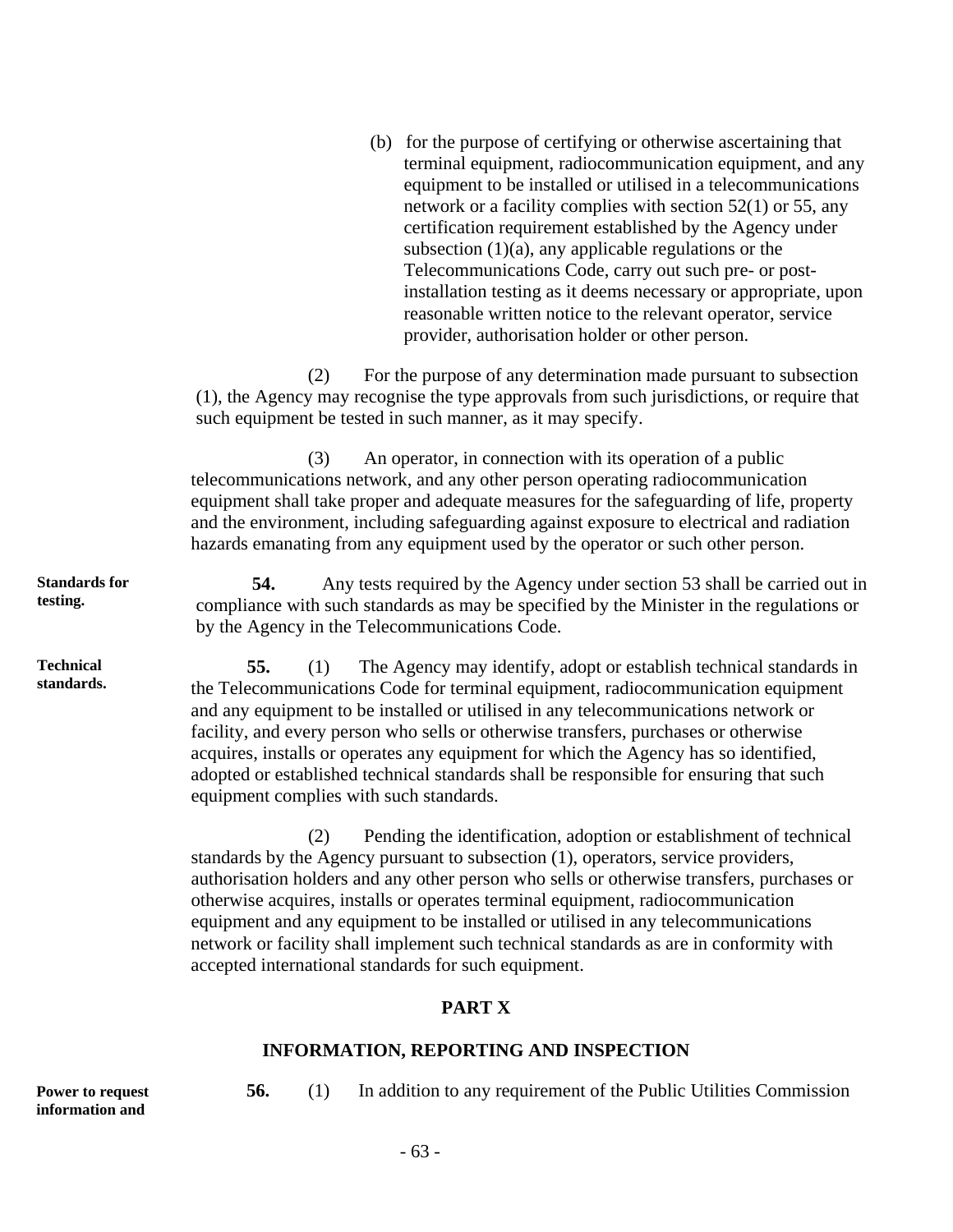(b) for the purpose of certifying or otherwise ascertaining that terminal equipment, radiocommunication equipment, and any equipment to be installed or utilised in a telecommunications network or a facility complies with section 52(1) or 55, any certification requirement established by the Agency under subsection (1)(a), any applicable regulations or the Telecommunications Code, carry out such pre- or post-installation testing as it deems necessary or appropriate, upon reasonable written notice to the relevant operator, service provider, authorisation holder or other person.

(2) For the purpose of any determination made pursuant to subsection (1), the Agency may recognise the type approvals from such jurisdictions, or require that such equipment be tested in such manner, as it may specify.

(3) An operator, in connection with its operation of a public telecommunications network, and any other person operating radiocommunication equipment shall take proper and adequate measures for the safeguarding of life, property and the environment, including safeguarding against exposure to electrical and radiation hazards emanating from any equipment used by the operator or such other person.

**Standards for testing.**

**54.** Any tests required by the Agency under section 53 shall be carried out in compliance with such standards as may be specified by the Minister in the regulations or by the Agency in the Telecommunications Code.

**Technical standards.**

**55.** (1) The Agency may identify, adopt or establish technical standards in the Telecommunications Code for terminal equipment, radiocommunication equipment and any equipment to be installed or utilised in any telecommunications network or facility, and every person who sells or otherwise transfers, purchases or otherwise acquires, installs or operates any equipment for which the Agency has so identified, adopted or established technical standards shall be responsible for ensuring that such equipment complies with such standards.

(2) Pending the identification, adoption or establishment of technical standards by the Agency pursuant to subsection (1), operators, service providers, authorisation holders and any other person who sells or otherwise transfers, purchases or otherwise acquires, installs or operates terminal equipment, radiocommunication equipment and any equipment to be installed or utilised in any telecommunications network or facility shall implement such technical standards as are in conformity with accepted international standards for such equipment.

## PART X

## INFORMATION, REPORTING AND INSPECTION

**Power to request information and**

**56.** (1) In addition to any requirement of the Public Utilities Commission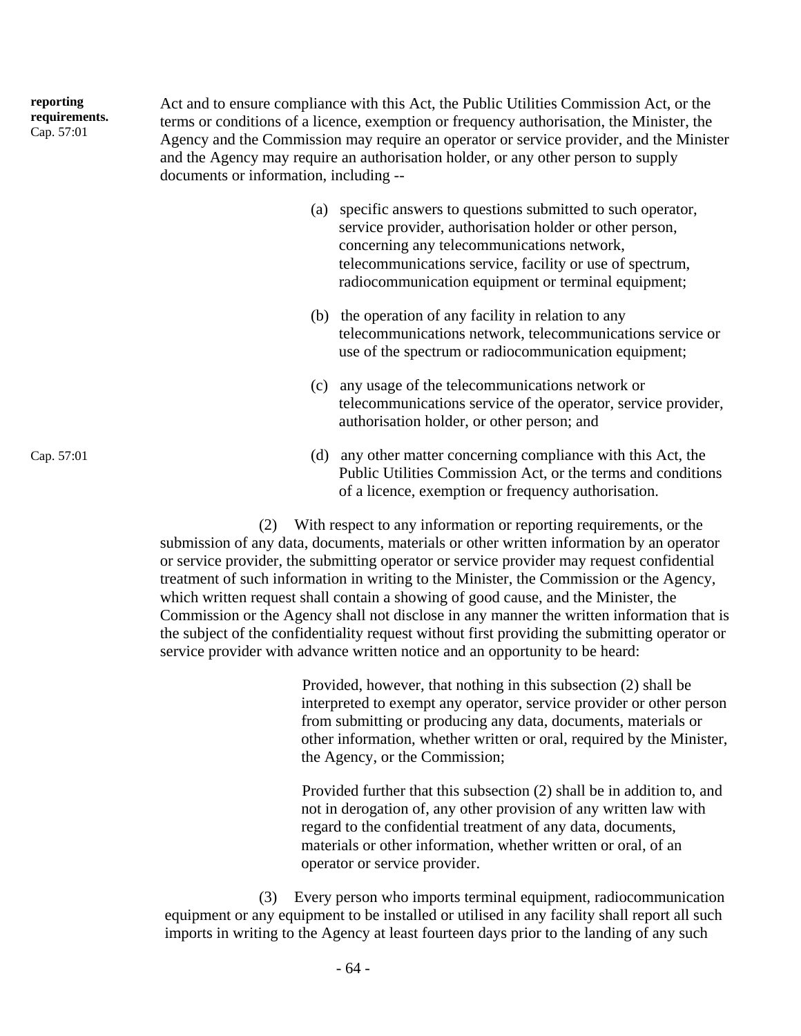**reporting requirements.**
Cap. 57:01

Act and to ensure compliance with this Act, the Public Utilities Commission Act, or the terms or conditions of a licence, exemption or frequency authorisation, the Minister, the Agency and the Commission may require an operator or service provider, and the Minister and the Agency may require an authorisation holder, or any other person to supply documents or information, including --

(a) specific answers to questions submitted to such operator, service provider, authorisation holder or other person, concerning any telecommunications network, telecommunications service, facility or use of spectrum, radiocommunication equipment or terminal equipment;

(b) the operation of any facility in relation to any telecommunications network, telecommunications service or use of the spectrum or radiocommunication equipment;

(c) any usage of the telecommunications network or telecommunications service of the operator, service provider, authorisation holder, or other person; and

Cap. 57:01

(d) any other matter concerning compliance with this Act, the Public Utilities Commission Act, or the terms and conditions of a licence, exemption or frequency authorisation.

(2) With respect to any information or reporting requirements, or the submission of any data, documents, materials or other written information by an operator or service provider, the submitting operator or service provider may request confidential treatment of such information in writing to the Minister, the Commission or the Agency, which written request shall contain a showing of good cause, and the Minister, the Commission or the Agency shall not disclose in any manner the written information that is the subject of the confidentiality request without first providing the submitting operator or service provider with advance written notice and an opportunity to be heard:

Provided, however, that nothing in this subsection (2) shall be interpreted to exempt any operator, service provider or other person from submitting or producing any data, documents, materials or other information, whether written or oral, required by the Minister, the Agency, or the Commission;

Provided further that this subsection (2) shall be in addition to, and not in derogation of, any other provision of any written law with regard to the confidential treatment of any data, documents, materials or other information, whether written or oral, of an operator or service provider.

(3) Every person who imports terminal equipment, radiocommunication equipment or any equipment to be installed or utilised in any facility shall report all such imports in writing to the Agency at least fourteen days prior to the landing of any such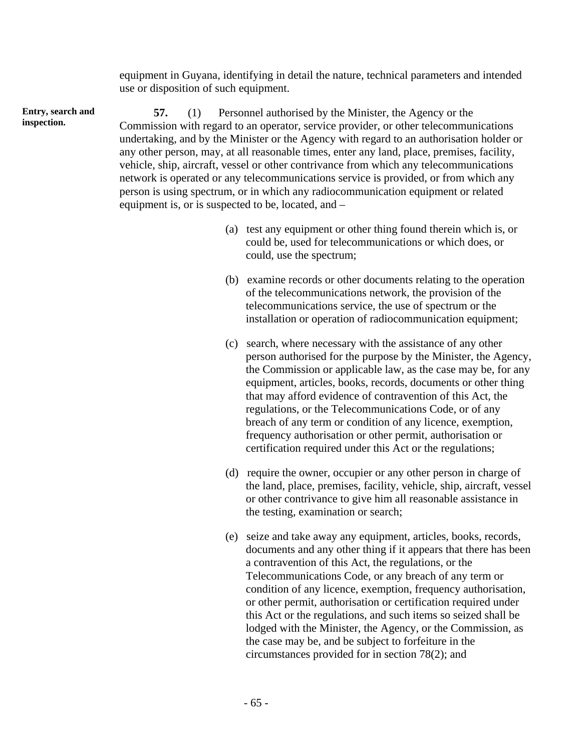equipment in Guyana, identifying in detail the nature, technical parameters and intended use or disposition of such equipment.

**Entry, search and inspection.**

**57.** (1) Personnel authorised by the Minister, the Agency or the Commission with regard to an operator, service provider, or other telecommunications undertaking, and by the Minister or the Agency with regard to an authorisation holder or any other person, may, at all reasonable times, enter any land, place, premises, facility, vehicle, ship, aircraft, vessel or other contrivance from which any telecommunications network is operated or any telecommunications service is provided, or from which any person is using spectrum, or in which any radiocommunication equipment or related equipment is, or is suspected to be, located, and –

(a) test any equipment or other thing found therein which is, or could be, used for telecommunications or which does, or could, use the spectrum;

(b) examine records or other documents relating to the operation of the telecommunications network, the provision of the telecommunications service, the use of spectrum or the installation or operation of radiocommunication equipment;

(c) search, where necessary with the assistance of any other person authorised for the purpose by the Minister, the Agency, the Commission or applicable law, as the case may be, for any equipment, articles, books, records, documents or other thing that may afford evidence of contravention of this Act, the regulations, or the Telecommunications Code, or of any breach of any term or condition of any licence, exemption, frequency authorisation or other permit, authorisation or certification required under this Act or the regulations;

(d) require the owner, occupier or any other person in charge of the land, place, premises, facility, vehicle, ship, aircraft, vessel or other contrivance to give him all reasonable assistance in the testing, examination or search;

(e) seize and take away any equipment, articles, books, records, documents and any other thing if it appears that there has been a contravention of this Act, the regulations, or the Telecommunications Code, or any breach of any term or condition of any licence, exemption, frequency authorisation, or other permit, authorisation or certification required under this Act or the regulations, and such items so seized shall be lodged with the Minister, the Agency, or the Commission, as the case may be, and be subject to forfeiture in the circumstances provided for in section 78(2); and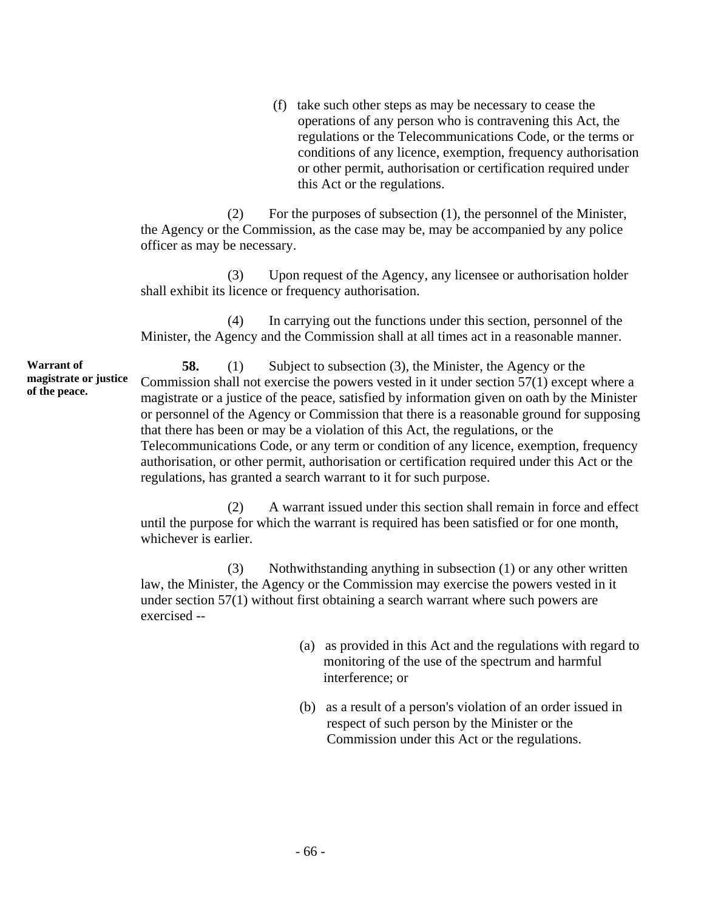(f) take such other steps as may be necessary to cease the operations of any person who is contravening this Act, the regulations or the Telecommunications Code, or the terms or conditions of any licence, exemption, frequency authorisation or other permit, authorisation or certification required under this Act or the regulations.

(2) For the purposes of subsection (1), the personnel of the Minister, the Agency or the Commission, as the case may be, may be accompanied by any police officer as may be necessary.

(3) Upon request of the Agency, any licensee or authorisation holder shall exhibit its licence or frequency authorisation.

(4) In carrying out the functions under this section, personnel of the Minister, the Agency and the Commission shall at all times act in a reasonable manner.

**Warrant of magistrate or justice of the peace.**

**58.** (1) Subject to subsection (3), the Minister, the Agency or the Commission shall not exercise the powers vested in it under section 57(1) except where a magistrate or a justice of the peace, satisfied by information given on oath by the Minister or personnel of the Agency or Commission that there is a reasonable ground for supposing that there has been or may be a violation of this Act, the regulations, or the Telecommunications Code, or any term or condition of any licence, exemption, frequency authorisation, or other permit, authorisation or certification required under this Act or the regulations, has granted a search warrant to it for such purpose.

(2) A warrant issued under this section shall remain in force and effect until the purpose for which the warrant is required has been satisfied or for one month, whichever is earlier.

(3) Nothwithstanding anything in subsection (1) or any other written law, the Minister, the Agency or the Commission may exercise the powers vested in it under section 57(1) without first obtaining a search warrant where such powers are exercised --

(a) as provided in this Act and the regulations with regard to monitoring of the use of the spectrum and harmful interference; or

(b) as a result of a person's violation of an order issued in respect of such person by the Minister or the Commission under this Act or the regulations.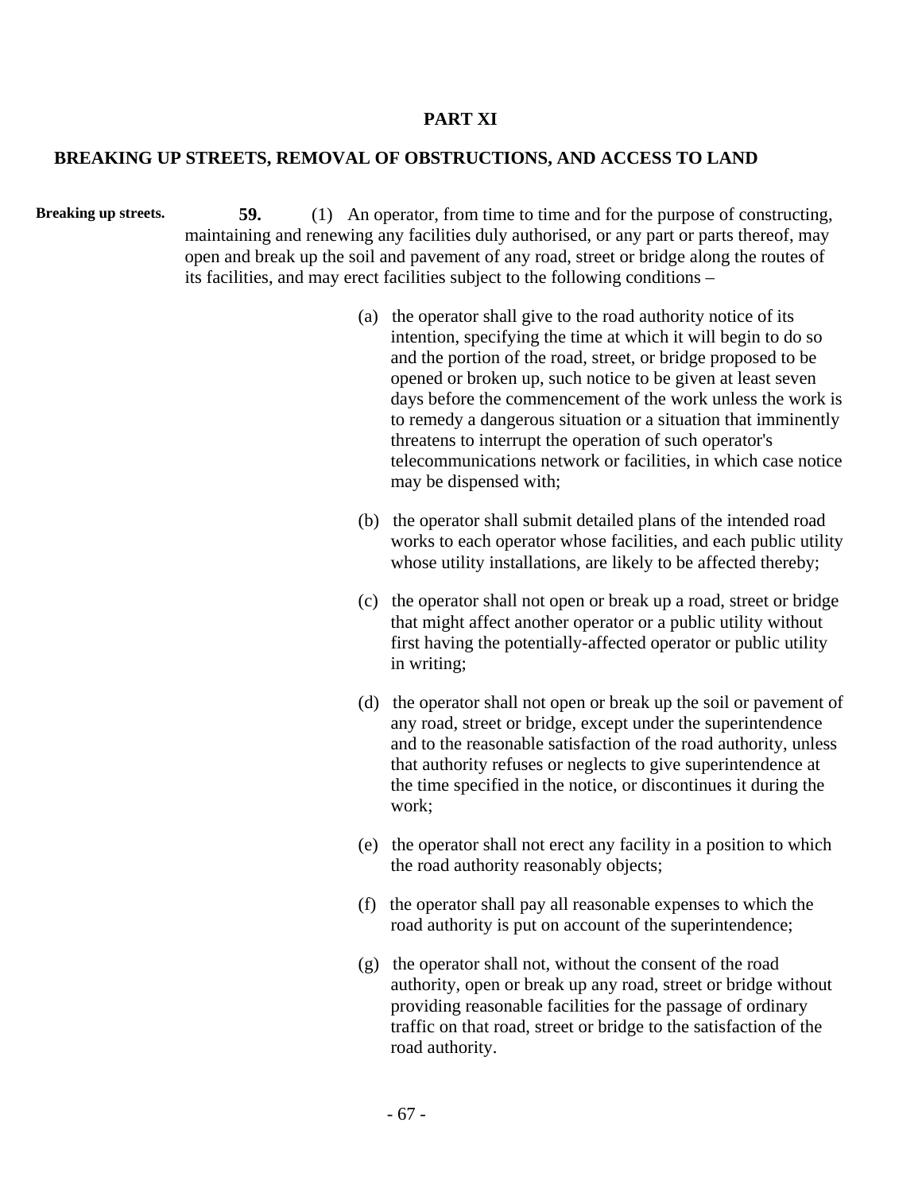## PART XI

## BREAKING UP STREETS, REMOVAL OF OBSTRUCTIONS, AND ACCESS TO LAND

**Breaking up streets.**

**59.** (1) An operator, from time to time and for the purpose of constructing, maintaining and renewing any facilities duly authorised, or any part or parts thereof, may open and break up the soil and pavement of any road, street or bridge along the routes of its facilities, and may erect facilities subject to the following conditions –

(a) the operator shall give to the road authority notice of its intention, specifying the time at which it will begin to do so and the portion of the road, street, or bridge proposed to be opened or broken up, such notice to be given at least seven days before the commencement of the work unless the work is to remedy a dangerous situation or a situation that imminently threatens to interrupt the operation of such operator's telecommunications network or facilities, in which case notice may be dispensed with;

(b) the operator shall submit detailed plans of the intended road works to each operator whose facilities, and each public utility whose utility installations, are likely to be affected thereby;

(c) the operator shall not open or break up a road, street or bridge that might affect another operator or a public utility without first having the potentially-affected operator or public utility in writing;

(d) the operator shall not open or break up the soil or pavement of any road, street or bridge, except under the superintendence and to the reasonable satisfaction of the road authority, unless that authority refuses or neglects to give superintendence at the time specified in the notice, or discontinues it during the work;

(e) the operator shall not erect any facility in a position to which the road authority reasonably objects;

(f) the operator shall pay all reasonable expenses to which the road authority is put on account of the superintendence;

(g) the operator shall not, without the consent of the road authority, open or break up any road, street or bridge without providing reasonable facilities for the passage of ordinary traffic on that road, street or bridge to the satisfaction of the road authority.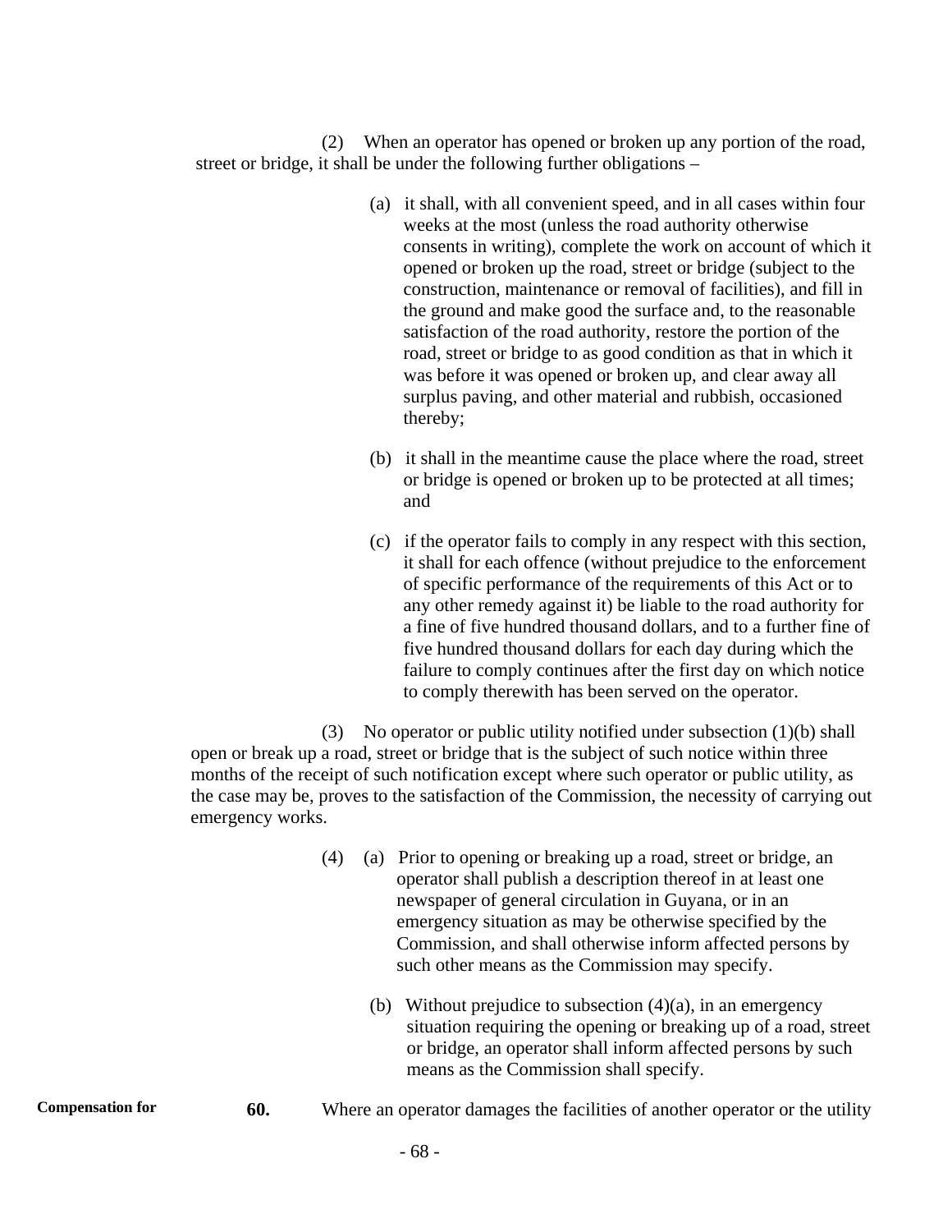(2) When an operator has opened or broken up any portion of the road, street or bridge, it shall be under the following further obligations –

(a) it shall, with all convenient speed, and in all cases within four weeks at the most (unless the road authority otherwise consents in writing), complete the work on account of which it opened or broken up the road, street or bridge (subject to the construction, maintenance or removal of facilities), and fill in the ground and make good the surface and, to the reasonable satisfaction of the road authority, restore the portion of the road, street or bridge to as good condition as that in which it was before it was opened or broken up, and clear away all surplus paving, and other material and rubbish, occasioned thereby;

(b) it shall in the meantime cause the place where the road, street or bridge is opened or broken up to be protected at all times; and

(c) if the operator fails to comply in any respect with this section, it shall for each offence (without prejudice to the enforcement of specific performance of the requirements of this Act or to any other remedy against it) be liable to the road authority for a fine of five hundred thousand dollars, and to a further fine of five hundred thousand dollars for each day during which the failure to comply continues after the first day on which notice to comply therewith has been served on the operator.

(3) No operator or public utility notified under subsection (1)(b) shall open or break up a road, street or bridge that is the subject of such notice within three months of the receipt of such notification except where such operator or public utility, as the case may be, proves to the satisfaction of the Commission, the necessity of carrying out emergency works.

(4) (a) Prior to opening or breaking up a road, street or bridge, an operator shall publish a description thereof in at least one newspaper of general circulation in Guyana, or in an emergency situation as may be otherwise specified by the Commission, and shall otherwise inform affected persons by such other means as the Commission may specify.

(b) Without prejudice to subsection (4)(a), in an emergency situation requiring the opening or breaking up of a road, street or bridge, an operator shall inform affected persons by such means as the Commission shall specify.

**Compensation for**

**60.** Where an operator damages the facilities of another operator or the utility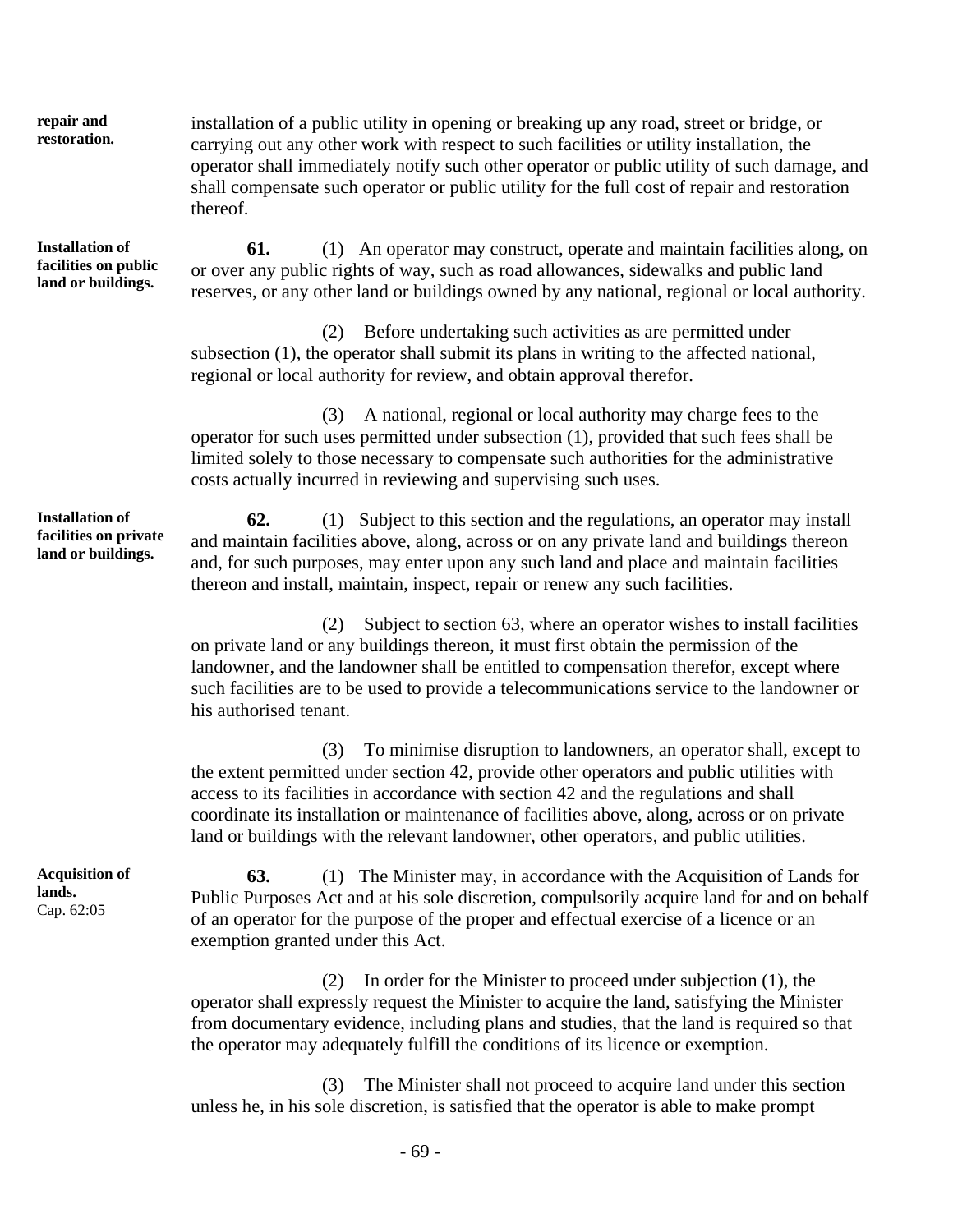**repair and restoration.**

installation of a public utility in opening or breaking up any road, street or bridge, or carrying out any other work with respect to such facilities or utility installation, the operator shall immediately notify such other operator or public utility of such damage, and shall compensate such operator or public utility for the full cost of repair and restoration thereof.

**Installation of facilities on public land or buildings.**

**61.** (1) An operator may construct, operate and maintain facilities along, on or over any public rights of way, such as road allowances, sidewalks and public land reserves, or any other land or buildings owned by any national, regional or local authority.

(2) Before undertaking such activities as are permitted under subsection (1), the operator shall submit its plans in writing to the affected national, regional or local authority for review, and obtain approval therefor.

(3) A national, regional or local authority may charge fees to the operator for such uses permitted under subsection (1), provided that such fees shall be limited solely to those necessary to compensate such authorities for the administrative costs actually incurred in reviewing and supervising such uses.

**Installation of facilities on private land or buildings.**

**62.** (1) Subject to this section and the regulations, an operator may install and maintain facilities above, along, across or on any private land and buildings thereon and, for such purposes, may enter upon any such land and place and maintain facilities thereon and install, maintain, inspect, repair or renew any such facilities.

(2) Subject to section 63, where an operator wishes to install facilities on private land or any buildings thereon, it must first obtain the permission of the landowner, and the landowner shall be entitled to compensation therefor, except where such facilities are to be used to provide a telecommunications service to the landowner or his authorised tenant.

(3) To minimise disruption to landowners, an operator shall, except to the extent permitted under section 42, provide other operators and public utilities with access to its facilities in accordance with section 42 and the regulations and shall coordinate its installation or maintenance of facilities above, along, across or on private land or buildings with the relevant landowner, other operators, and public utilities.

**Acquisition of lands.**
Cap. 62:05

**63.** (1) The Minister may, in accordance with the Acquisition of Lands for Public Purposes Act and at his sole discretion, compulsorily acquire land for and on behalf of an operator for the purpose of the proper and effectual exercise of a licence or an exemption granted under this Act.

(2) In order for the Minister to proceed under subjection (1), the operator shall expressly request the Minister to acquire the land, satisfying the Minister from documentary evidence, including plans and studies, that the land is required so that the operator may adequately fulfill the conditions of its licence or exemption.

(3) The Minister shall not proceed to acquire land under this section unless he, in his sole discretion, is satisfied that the operator is able to make prompt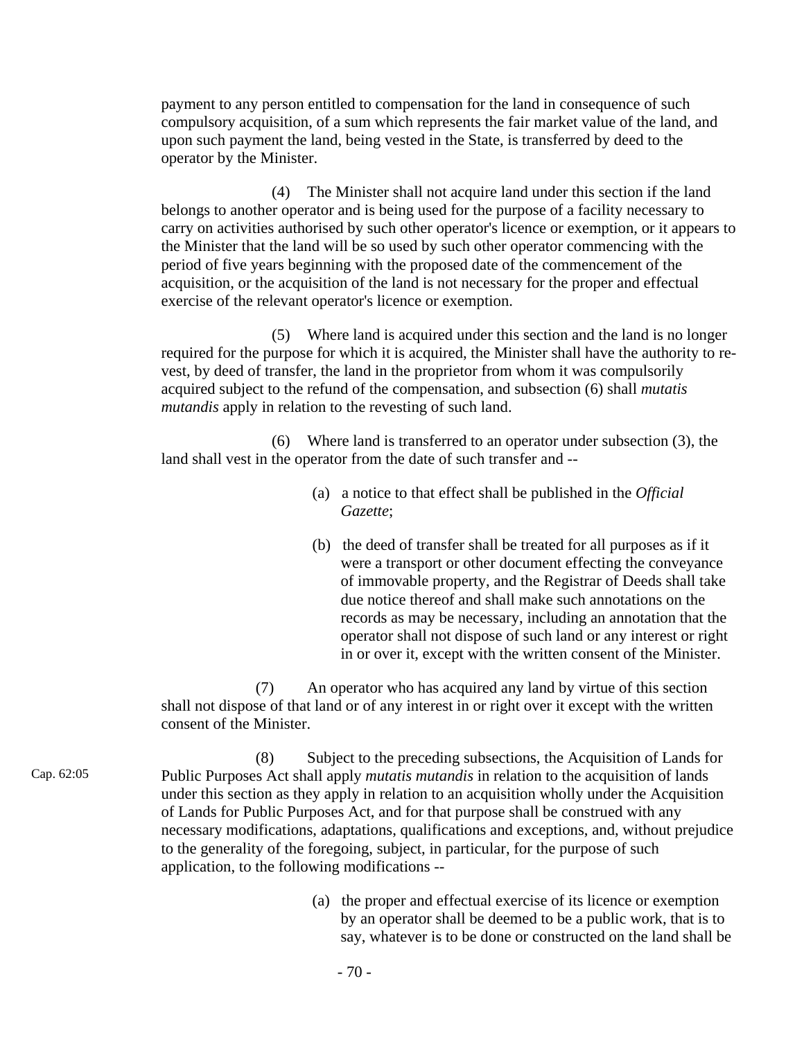payment to any person entitled to compensation for the land in consequence of such compulsory acquisition, of a sum which represents the fair market value of the land, and upon such payment the land, being vested in the State, is transferred by deed to the operator by the Minister.

(4) The Minister shall not acquire land under this section if the land belongs to another operator and is being used for the purpose of a facility necessary to carry on activities authorised by such other operator's licence or exemption, or it appears to the Minister that the land will be so used by such other operator commencing with the period of five years beginning with the proposed date of the commencement of the acquisition, or the acquisition of the land is not necessary for the proper and effectual exercise of the relevant operator's licence or exemption.

(5) Where land is acquired under this section and the land is no longer required for the purpose for which it is acquired, the Minister shall have the authority to re-vest, by deed of transfer, the land in the proprietor from whom it was compulsorily acquired subject to the refund of the compensation, and subsection (6) shall *mutatis mutandis* apply in relation to the revesting of such land.

(6) Where land is transferred to an operator under subsection (3), the land shall vest in the operator from the date of such transfer and --

(a) a notice to that effect shall be published in the *Official Gazette*;

(b) the deed of transfer shall be treated for all purposes as if it were a transport or other document effecting the conveyance of immovable property, and the Registrar of Deeds shall take due notice thereof and shall make such annotations on the records as may be necessary, including an annotation that the operator shall not dispose of such land or any interest or right in or over it, except with the written consent of the Minister.

(7) An operator who has acquired any land by virtue of this section shall not dispose of that land or of any interest in or right over it except with the written consent of the Minister.

Cap. 62:05

(8) Subject to the preceding subsections, the Acquisition of Lands for Public Purposes Act shall apply *mutatis mutandis* in relation to the acquisition of lands under this section as they apply in relation to an acquisition wholly under the Acquisition of Lands for Public Purposes Act, and for that purpose shall be construed with any necessary modifications, adaptations, qualifications and exceptions, and, without prejudice to the generality of the foregoing, subject, in particular, for the purpose of such application, to the following modifications --

(a) the proper and effectual exercise of its licence or exemption by an operator shall be deemed to be a public work, that is to say, whatever is to be done or constructed on the land shall be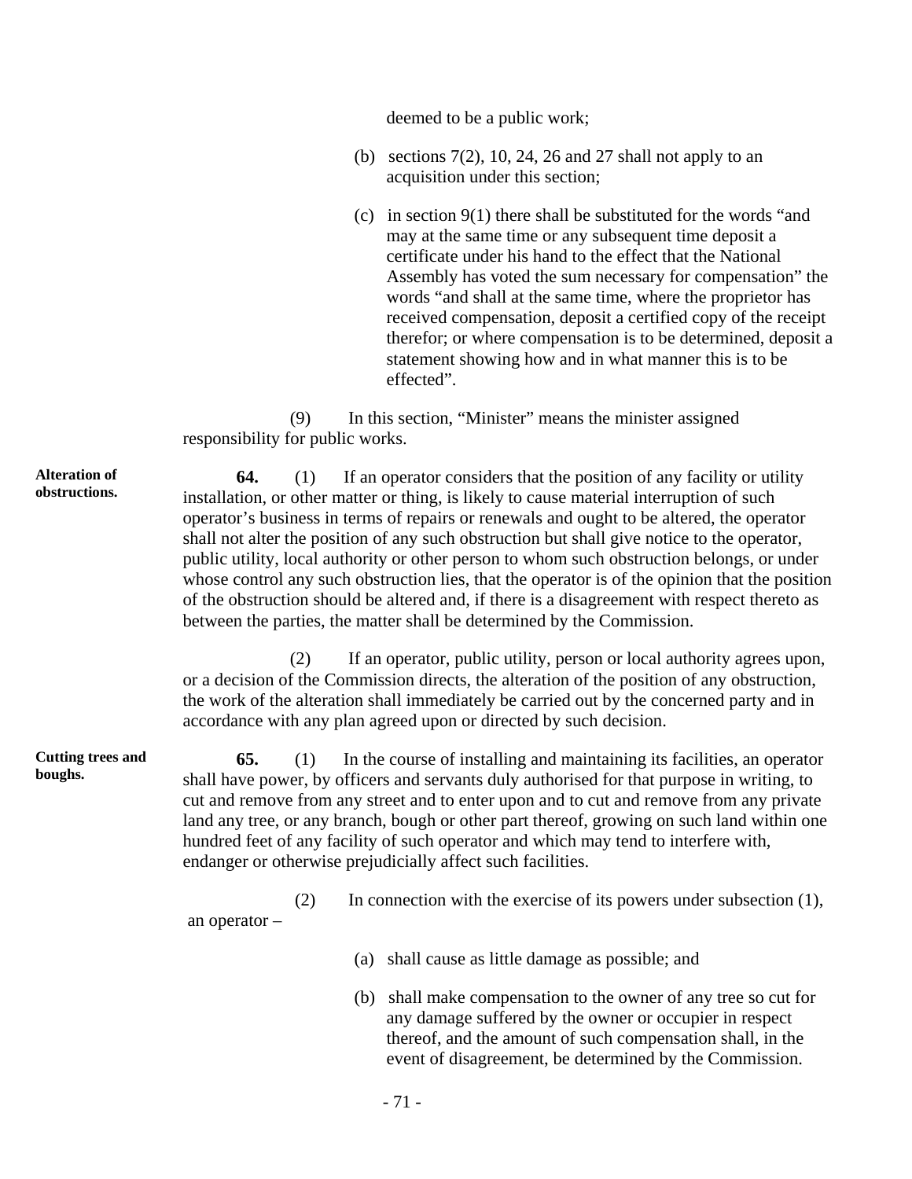deemed to be a public work;

(b) sections 7(2), 10, 24, 26 and 27 shall not apply to an acquisition under this section;

(c) in section 9(1) there shall be substituted for the words "and may at the same time or any subsequent time deposit a certificate under his hand to the effect that the National Assembly has voted the sum necessary for compensation" the words "and shall at the same time, where the proprietor has received compensation, deposit a certified copy of the receipt therefor; or where compensation is to be determined, deposit a statement showing how and in what manner this is to be effected".

(9) In this section, "Minister" means the minister assigned responsibility for public works.

**Alteration of obstructions.**

**64.** (1) If an operator considers that the position of any facility or utility installation, or other matter or thing, is likely to cause material interruption of such operator's business in terms of repairs or renewals and ought to be altered, the operator shall not alter the position of any such obstruction but shall give notice to the operator, public utility, local authority or other person to whom such obstruction belongs, or under whose control any such obstruction lies, that the operator is of the opinion that the position of the obstruction should be altered and, if there is a disagreement with respect thereto as between the parties, the matter shall be determined by the Commission.

(2) If an operator, public utility, person or local authority agrees upon, or a decision of the Commission directs, the alteration of the position of any obstruction, the work of the alteration shall immediately be carried out by the concerned party and in accordance with any plan agreed upon or directed by such decision.

**Cutting trees and boughs.**

**65.** (1) In the course of installing and maintaining its facilities, an operator shall have power, by officers and servants duly authorised for that purpose in writing, to cut and remove from any street and to enter upon and to cut and remove from any private land any tree, or any branch, bough or other part thereof, growing on such land within one hundred feet of any facility of such operator and which may tend to interfere with, endanger or otherwise prejudicially affect such facilities.

(2) In connection with the exercise of its powers under subsection (1), an operator –

(a) shall cause as little damage as possible; and

(b) shall make compensation to the owner of any tree so cut for any damage suffered by the owner or occupier in respect thereof, and the amount of such compensation shall, in the event of disagreement, be determined by the Commission.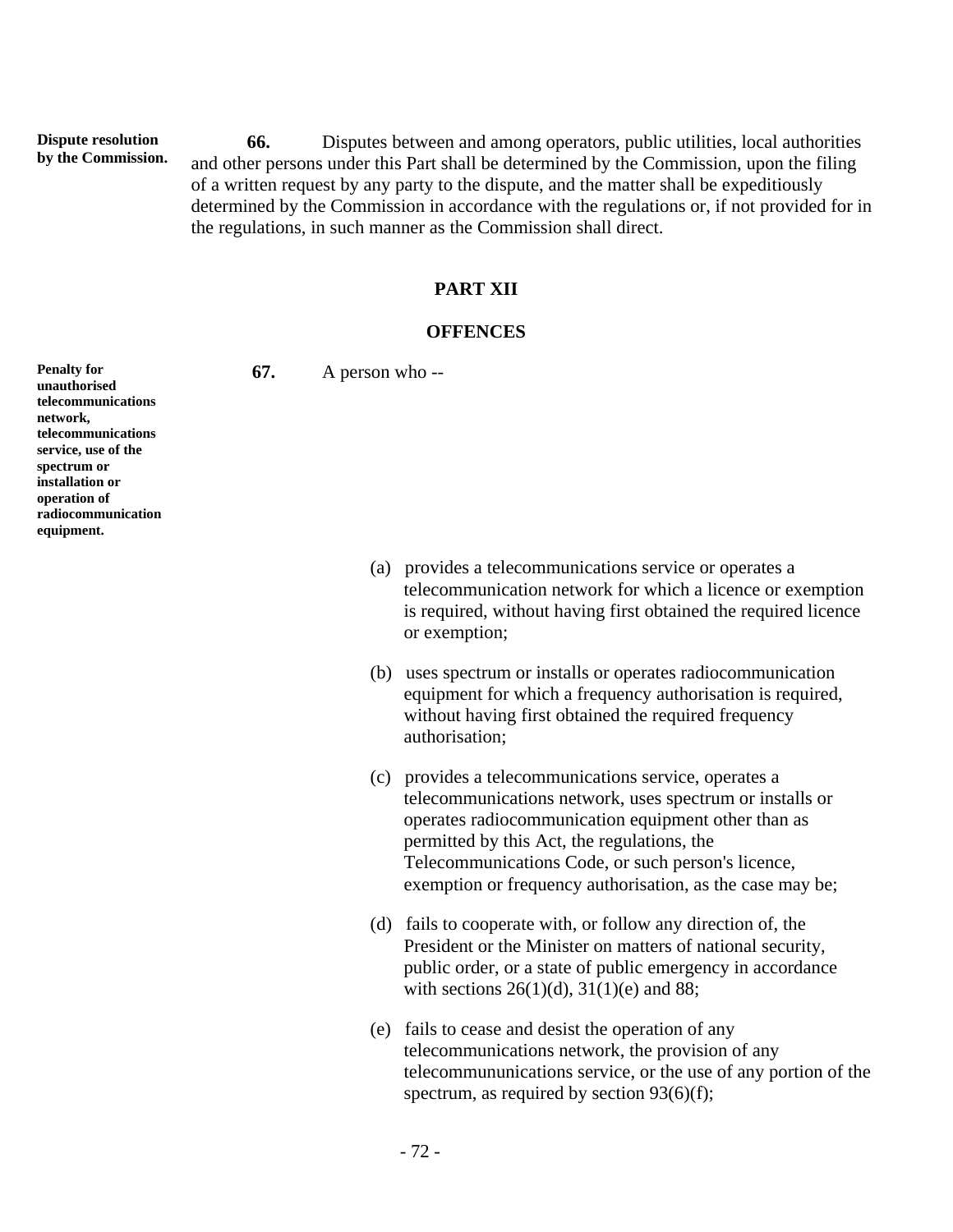**Dispute resolution by the Commission.**

**66.** Disputes between and among operators, public utilities, local authorities and other persons under this Part shall be determined by the Commission, upon the filing of a written request by any party to the dispute, and the matter shall be expeditiously determined by the Commission in accordance with the regulations or, if not provided for in the regulations, in such manner as the Commission shall direct.

## PART XII

## OFFENCES

**Penalty for unauthorised telecommunications network, telecommunications service, use of the spectrum or installation or operation of radiocommunication equipment.**

**67.** A person who --

(a) provides a telecommunications service or operates a telecommunication network for which a licence or exemption is required, without having first obtained the required licence or exemption;

(b) uses spectrum or installs or operates radiocommunication equipment for which a frequency authorisation is required, without having first obtained the required frequency authorisation;

(c) provides a telecommunications service, operates a telecommunications network, uses spectrum or installs or operates radiocommunication equipment other than as permitted by this Act, the regulations, the Telecommunications Code, or such person's licence, exemption or frequency authorisation, as the case may be;

(d) fails to cooperate with, or follow any direction of, the President or the Minister on matters of national security, public order, or a state of public emergency in accordance with sections 26(1)(d), 31(1)(e) and 88;

(e) fails to cease and desist the operation of any telecommunications network, the provision of any telecommununications service, or the use of any portion of the spectrum, as required by section 93(6)(f);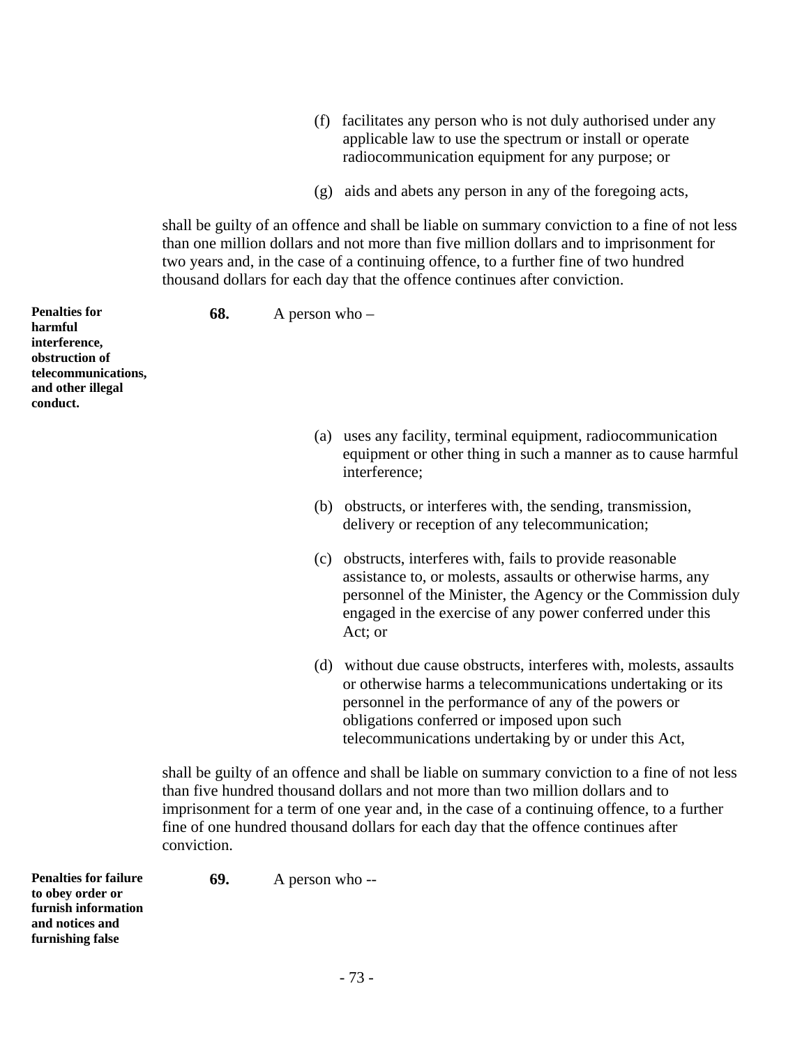(f) facilitates any person who is not duly authorised under any applicable law to use the spectrum or install or operate radiocommunication equipment for any purpose; or

(g) aids and abets any person in any of the foregoing acts,

shall be guilty of an offence and shall be liable on summary conviction to a fine of not less than one million dollars and not more than five million dollars and to imprisonment for two years and, in the case of a continuing offence, to a further fine of two hundred thousand dollars for each day that the offence continues after conviction.

**Penalties for harmful interference, obstruction of telecommunications, and other illegal conduct.**

**68.** A person who –

(a) uses any facility, terminal equipment, radiocommunication equipment or other thing in such a manner as to cause harmful interference;

(b) obstructs, or interferes with, the sending, transmission, delivery or reception of any telecommunication;

(c) obstructs, interferes with, fails to provide reasonable assistance to, or molests, assaults or otherwise harms, any personnel of the Minister, the Agency or the Commission duly engaged in the exercise of any power conferred under this Act; or

(d) without due cause obstructs, interferes with, molests, assaults or otherwise harms a telecommunications undertaking or its personnel in the performance of any of the powers or obligations conferred or imposed upon such telecommunications undertaking by or under this Act,

shall be guilty of an offence and shall be liable on summary conviction to a fine of not less than five hundred thousand dollars and not more than two million dollars and to imprisonment for a term of one year and, in the case of a continuing offence, to a further fine of one hundred thousand dollars for each day that the offence continues after conviction.

**Penalties for failure to obey order or furnish information and notices and furnishing false**

**69.** A person who --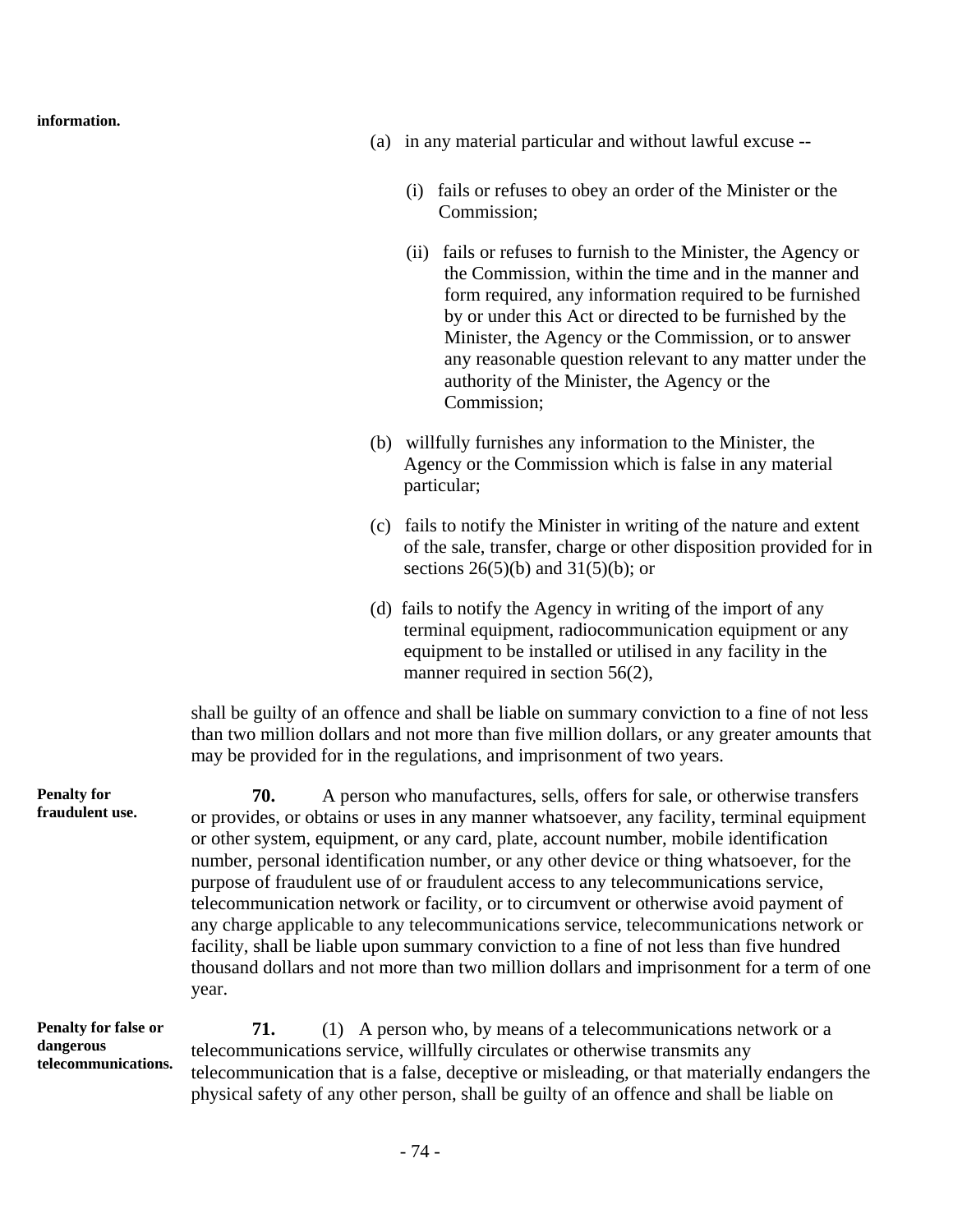information.

(a) in any material particular and without lawful excuse --

(i) fails or refuses to obey an order of the Minister or the Commission;

(ii) fails or refuses to furnish to the Minister, the Agency or the Commission, within the time and in the manner and form required, any information required to be furnished by or under this Act or directed to be furnished by the Minister, the Agency or the Commission, or to answer any reasonable question relevant to any matter under the authority of the Minister, the Agency or the Commission;

(b) willfully furnishes any information to the Minister, the Agency or the Commission which is false in any material particular;

(c) fails to notify the Minister in writing of the nature and extent of the sale, transfer, charge or other disposition provided for in sections 26(5)(b) and 31(5)(b); or

(d) fails to notify the Agency in writing of the import of any terminal equipment, radiocommunication equipment or any equipment to be installed or utilised in any facility in the manner required in section 56(2),

shall be guilty of an offence and shall be liable on summary conviction to a fine of not less than two million dollars and not more than five million dollars, or any greater amounts that may be provided for in the regulations, and imprisonment of two years.

**Penalty for fraudulent use.**

**70.** A person who manufactures, sells, offers for sale, or otherwise transfers or provides, or obtains or uses in any manner whatsoever, any facility, terminal equipment or other system, equipment, or any card, plate, account number, mobile identification number, personal identification number, or any other device or thing whatsoever, for the purpose of fraudulent use of or fraudulent access to any telecommunications service, telecommunication network or facility, or to circumvent or otherwise avoid payment of any charge applicable to any telecommunications service, telecommunications network or facility, shall be liable upon summary conviction to a fine of not less than five hundred thousand dollars and not more than two million dollars and imprisonment for a term of one year.

**Penalty for false or dangerous telecommunications.**

**71.** (1) A person who, by means of a telecommunications network or a telecommunications service, willfully circulates or otherwise transmits any telecommunication that is a false, deceptive or misleading, or that materially endangers the physical safety of any other person, shall be guilty of an offence and shall be liable on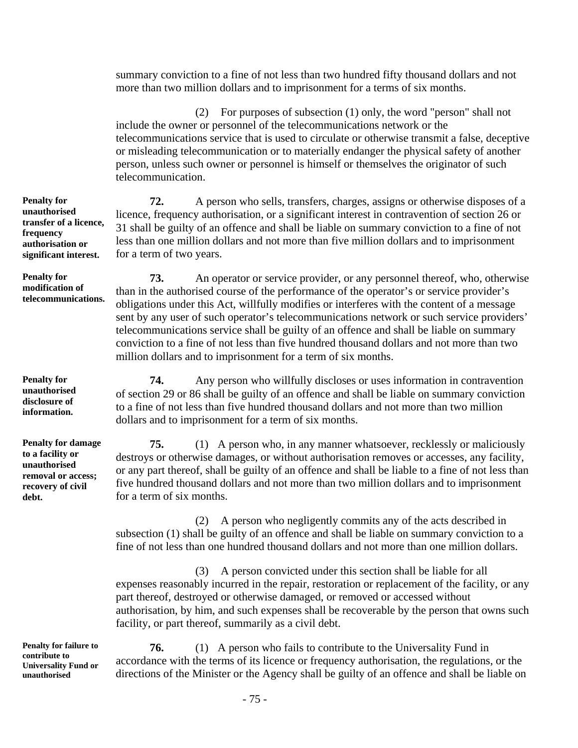summary conviction to a fine of not less than two hundred fifty thousand dollars and not more than two million dollars and to imprisonment for a terms of six months.

(2) For purposes of subsection (1) only, the word "person" shall not include the owner or personnel of the telecommunications network or the telecommunications service that is used to circulate or otherwise transmit a false, deceptive or misleading telecommunication or to materially endanger the physical safety of another person, unless such owner or personnel is himself or themselves the originator of such telecommunication.

**Penalty for unauthorised transfer of a licence, frequency authorisation or significant interest.**

**72.** A person who sells, transfers, charges, assigns or otherwise disposes of a licence, frequency authorisation, or a significant interest in contravention of section 26 or 31 shall be guilty of an offence and shall be liable on summary conviction to a fine of not less than one million dollars and not more than five million dollars and to imprisonment for a term of two years.

**Penalty for modification of telecommunications.**

**73.** An operator or service provider, or any personnel thereof, who, otherwise than in the authorised course of the performance of the operator's or service provider's obligations under this Act, willfully modifies or interferes with the content of a message sent by any user of such operator's telecommunications network or such service providers' telecommunications service shall be guilty of an offence and shall be liable on summary conviction to a fine of not less than five hundred thousand dollars and not more than two million dollars and to imprisonment for a term of six months.

**Penalty for unauthorised disclosure of information.**

**74.** Any person who willfully discloses or uses information in contravention of section 29 or 86 shall be guilty of an offence and shall be liable on summary conviction to a fine of not less than five hundred thousand dollars and not more than two million dollars and to imprisonment for a term of six months.

**Penalty for damage to a facility or unauthorised removal or access; recovery of civil debt.**

**75.** (1) A person who, in any manner whatsoever, recklessly or maliciously destroys or otherwise damages, or without authorisation removes or accesses, any facility, or any part thereof, shall be guilty of an offence and shall be liable to a fine of not less than five hundred thousand dollars and not more than two million dollars and to imprisonment for a term of six months.

(2) A person who negligently commits any of the acts described in subsection (1) shall be guilty of an offence and shall be liable on summary conviction to a fine of not less than one hundred thousand dollars and not more than one million dollars.

(3) A person convicted under this section shall be liable for all expenses reasonably incurred in the repair, restoration or replacement of the facility, or any part thereof, destroyed or otherwise damaged, or removed or accessed without authorisation, by him, and such expenses shall be recoverable by the person that owns such facility, or part thereof, summarily as a civil debt.

**Penalty for failure to contribute to Universality Fund or unauthorised**

**76.** (1) A person who fails to contribute to the Universality Fund in accordance with the terms of its licence or frequency authorisation, the regulations, or the directions of the Minister or the Agency shall be guilty of an offence and shall be liable on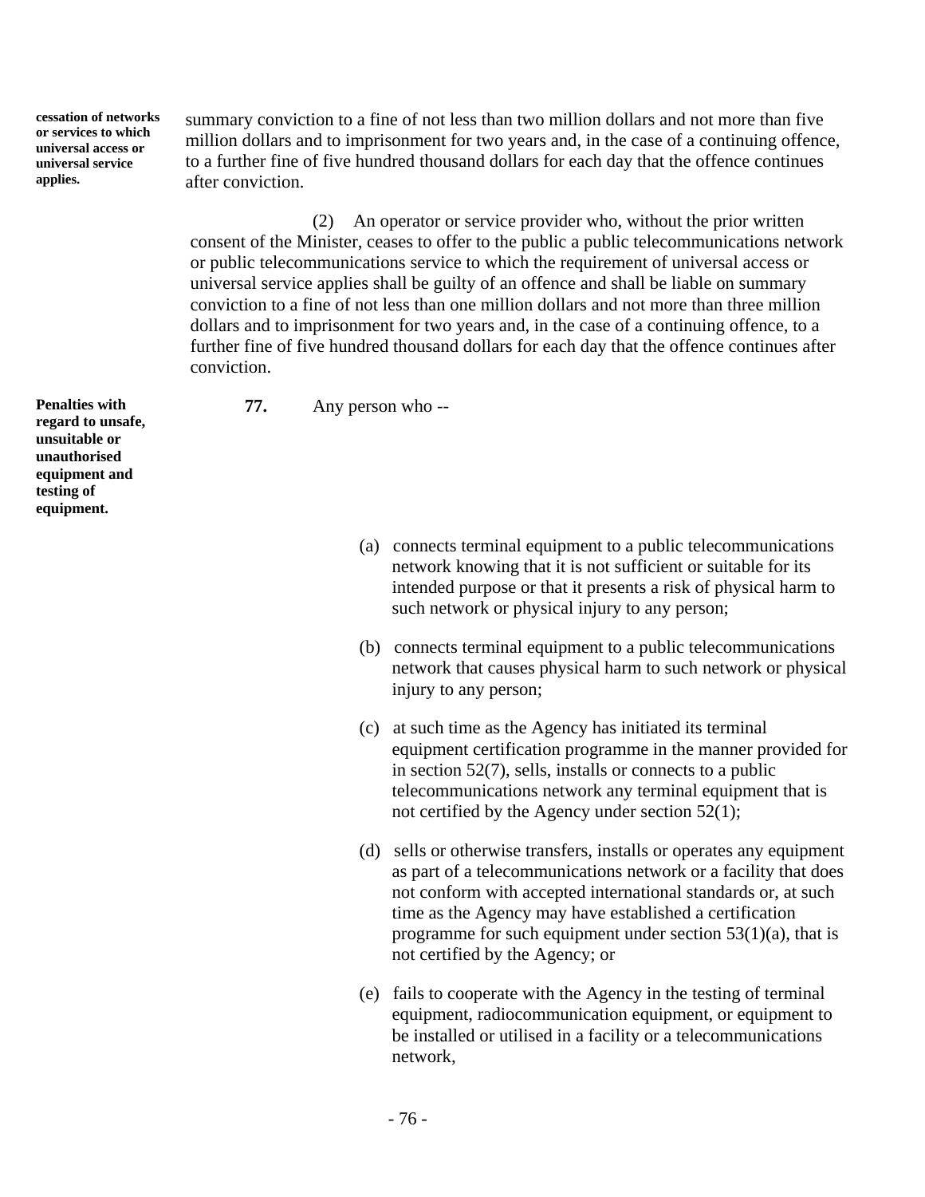**cessation of networks or services to which universal access or universal service applies.**

summary conviction to a fine of not less than two million dollars and not more than five million dollars and to imprisonment for two years and, in the case of a continuing offence, to a further fine of five hundred thousand dollars for each day that the offence continues after conviction.

(2) An operator or service provider who, without the prior written consent of the Minister, ceases to offer to the public a public telecommunications network or public telecommunications service to which the requirement of universal access or universal service applies shall be guilty of an offence and shall be liable on summary conviction to a fine of not less than one million dollars and not more than three million dollars and to imprisonment for two years and, in the case of a continuing offence, to a further fine of five hundred thousand dollars for each day that the offence continues after conviction.

**Penalties with regard to unsafe, unsuitable or unauthorised equipment and testing of equipment.**

**77.** Any person who --

(a) connects terminal equipment to a public telecommunications network knowing that it is not sufficient or suitable for its intended purpose or that it presents a risk of physical harm to such network or physical injury to any person;

(b) connects terminal equipment to a public telecommunications network that causes physical harm to such network or physical injury to any person;

(c) at such time as the Agency has initiated its terminal equipment certification programme in the manner provided for in section 52(7), sells, installs or connects to a public telecommunications network any terminal equipment that is not certified by the Agency under section 52(1);

(d) sells or otherwise transfers, installs or operates any equipment as part of a telecommunications network or a facility that does not conform with accepted international standards or, at such time as the Agency may have established a certification programme for such equipment under section 53(1)(a), that is not certified by the Agency; or

(e) fails to cooperate with the Agency in the testing of terminal equipment, radiocommunication equipment, or equipment to be installed or utilised in a facility or a telecommunications network,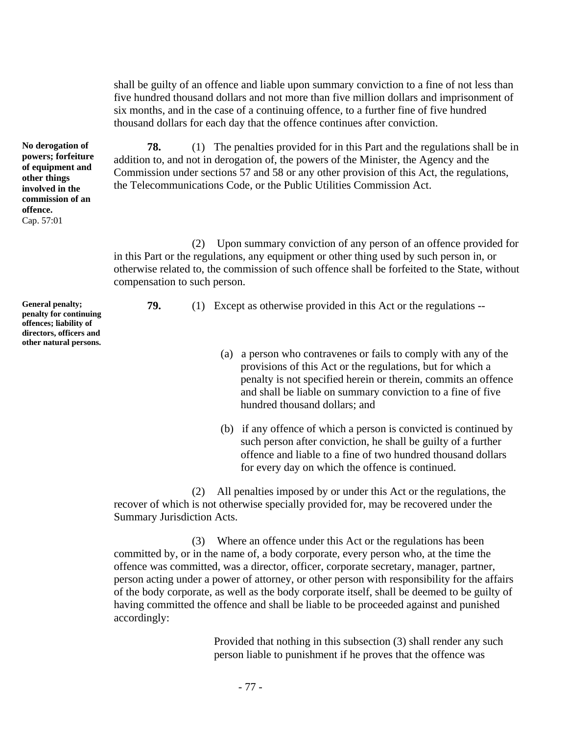shall be guilty of an offence and liable upon summary conviction to a fine of not less than five hundred thousand dollars and not more than five million dollars and imprisonment of six months, and in the case of a continuing offence, to a further fine of five hundred thousand dollars for each day that the offence continues after conviction.

**No derogation of powers; forfeiture of equipment and other things involved in the commission of an offence.**
Cap. 57:01

**78.** (1) The penalties provided for in this Part and the regulations shall be in addition to, and not in derogation of, the powers of the Minister, the Agency and the Commission under sections 57 and 58 or any other provision of this Act, the regulations, the Telecommunications Code, or the Public Utilities Commission Act.

(2) Upon summary conviction of any person of an offence provided for in this Part or the regulations, any equipment or other thing used by such person in, or otherwise related to, the commission of such offence shall be forfeited to the State, without compensation to such person.

**General penalty; penalty for continuing offences; liability of directors, officers and other natural persons.**

**79.** (1) Except as otherwise provided in this Act or the regulations --

(a) a person who contravenes or fails to comply with any of the provisions of this Act or the regulations, but for which a penalty is not specified herein or therein, commits an offence and shall be liable on summary conviction to a fine of five hundred thousand dollars; and

(b) if any offence of which a person is convicted is continued by such person after conviction, he shall be guilty of a further offence and liable to a fine of two hundred thousand dollars for every day on which the offence is continued.

(2) All penalties imposed by or under this Act or the regulations, the recover of which is not otherwise specially provided for, may be recovered under the Summary Jurisdiction Acts.

(3) Where an offence under this Act or the regulations has been committed by, or in the name of, a body corporate, every person who, at the time the offence was committed, was a director, officer, corporate secretary, manager, partner, person acting under a power of attorney, or other person with responsibility for the affairs of the body corporate, as well as the body corporate itself, shall be deemed to be guilty of having committed the offence and shall be liable to be proceeded against and punished accordingly:

Provided that nothing in this subsection (3) shall render any such person liable to punishment if he proves that the offence was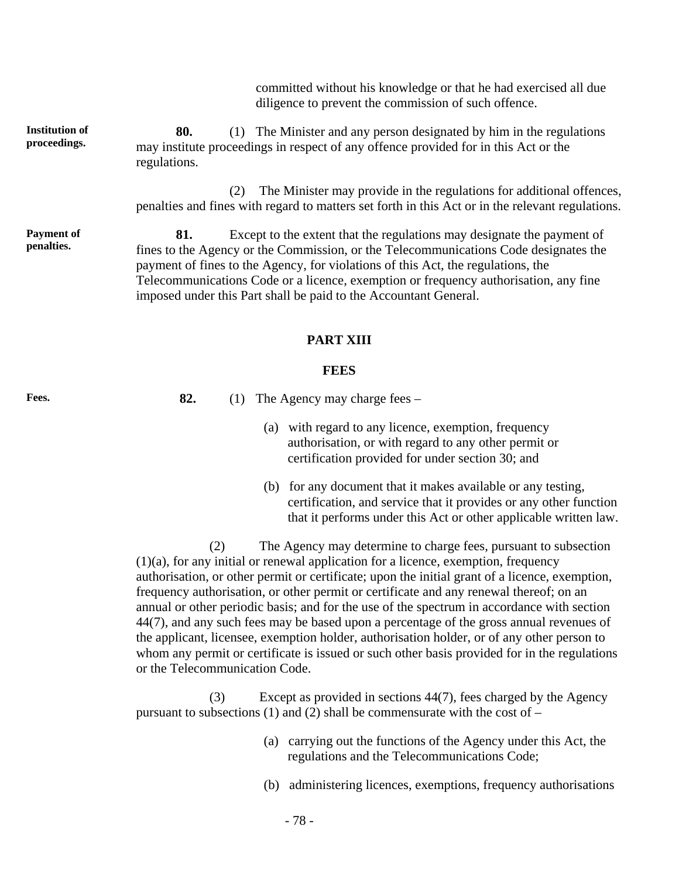committed without his knowledge or that he had exercised all due diligence to prevent the commission of such offence.

**Institution of proceedings.**

**80.** (1) The Minister and any person designated by him in the regulations may institute proceedings in respect of any offence provided for in this Act or the regulations.

(2) The Minister may provide in the regulations for additional offences, penalties and fines with regard to matters set forth in this Act or in the relevant regulations.

**Payment of penalties.**

**81.** Except to the extent that the regulations may designate the payment of fines to the Agency or the Commission, or the Telecommunications Code designates the payment of fines to the Agency, for violations of this Act, the regulations, the Telecommunications Code or a licence, exemption or frequency authorisation, any fine imposed under this Part shall be paid to the Accountant General.

## PART XIII

## FEES

**Fees.**

**82.** (1) The Agency may charge fees –

(a) with regard to any licence, exemption, frequency authorisation, or with regard to any other permit or certification provided for under section 30; and

(b) for any document that it makes available or any testing, certification, and service that it provides or any other function that it performs under this Act or other applicable written law.

(2) The Agency may determine to charge fees, pursuant to subsection (1)(a), for any initial or renewal application for a licence, exemption, frequency authorisation, or other permit or certificate; upon the initial grant of a licence, exemption, frequency authorisation, or other permit or certificate and any renewal thereof; on an annual or other periodic basis; and for the use of the spectrum in accordance with section 44(7), and any such fees may be based upon a percentage of the gross annual revenues of the applicant, licensee, exemption holder, authorisation holder, or of any other person to whom any permit or certificate is issued or such other basis provided for in the regulations or the Telecommunication Code.

(3) Except as provided in sections 44(7), fees charged by the Agency pursuant to subsections (1) and (2) shall be commensurate with the cost of –

(a) carrying out the functions of the Agency under this Act, the regulations and the Telecommunications Code;

(b) administering licences, exemptions, frequency authorisations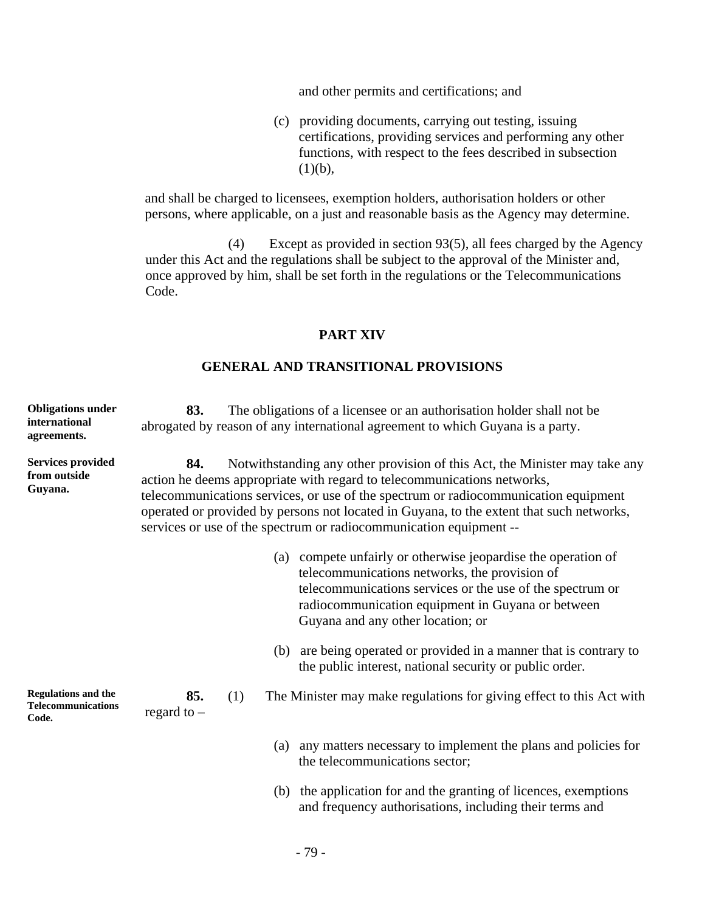and other permits and certifications; and

(c) providing documents, carrying out testing, issuing certifications, providing services and performing any other functions, with respect to the fees described in subsection (1)(b),

and shall be charged to licensees, exemption holders, authorisation holders or other persons, where applicable, on a just and reasonable basis as the Agency may determine.

(4) Except as provided in section 93(5), all fees charged by the Agency under this Act and the regulations shall be subject to the approval of the Minister and, once approved by him, shall be set forth in the regulations or the Telecommunications Code.

## PART XIV

## GENERAL AND TRANSITIONAL PROVISIONS

**Obligations under international agreements.**

**83.** The obligations of a licensee or an authorisation holder shall not be abrogated by reason of any international agreement to which Guyana is a party.

**Services provided from outside Guyana.**

**84.** Notwithstanding any other provision of this Act, the Minister may take any action he deems appropriate with regard to telecommunications networks, telecommunications services, or use of the spectrum or radiocommunication equipment operated or provided by persons not located in Guyana, to the extent that such networks, services or use of the spectrum or radiocommunication equipment --

(a) compete unfairly or otherwise jeopardise the operation of telecommunications networks, the provision of telecommunications services or the use of the spectrum or radiocommunication equipment in Guyana or between Guyana and any other location; or

(b) are being operated or provided in a manner that is contrary to the public interest, national security or public order.

**Regulations and the Telecommunications Code.**

**85.** (1) The Minister may make regulations for giving effect to this Act with regard to –

(a) any matters necessary to implement the plans and policies for the telecommunications sector;

(b) the application for and the granting of licences, exemptions and frequency authorisations, including their terms and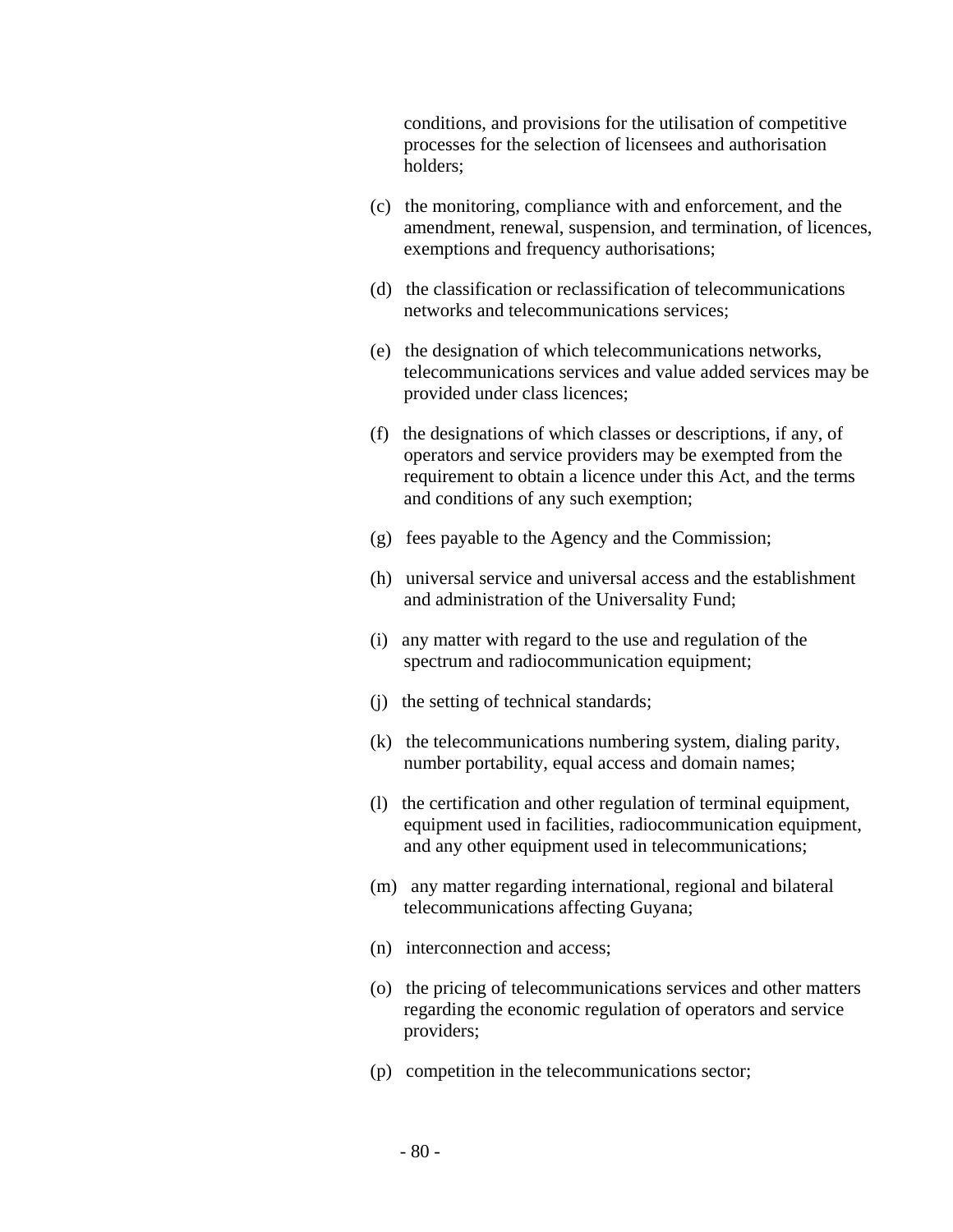conditions, and provisions for the utilisation of competitive processes for the selection of licensees and authorisation holders;

(c) the monitoring, compliance with and enforcement, and the amendment, renewal, suspension, and termination, of licences, exemptions and frequency authorisations;

(d) the classification or reclassification of telecommunications networks and telecommunications services;

(e) the designation of which telecommunications networks, telecommunications services and value added services may be provided under class licences;

(f) the designations of which classes or descriptions, if any, of operators and service providers may be exempted from the requirement to obtain a licence under this Act, and the terms and conditions of any such exemption;

(g) fees payable to the Agency and the Commission;

(h) universal service and universal access and the establishment and administration of the Universality Fund;

(i) any matter with regard to the use and regulation of the spectrum and radiocommunication equipment;

(j) the setting of technical standards;

(k) the telecommunications numbering system, dialing parity, number portability, equal access and domain names;

(l) the certification and other regulation of terminal equipment, equipment used in facilities, radiocommunication equipment, and any other equipment used in telecommunications;

(m) any matter regarding international, regional and bilateral telecommunications affecting Guyana;

(n) interconnection and access;

(o) the pricing of telecommunications services and other matters regarding the economic regulation of operators and service providers;

(p) competition in the telecommunications sector;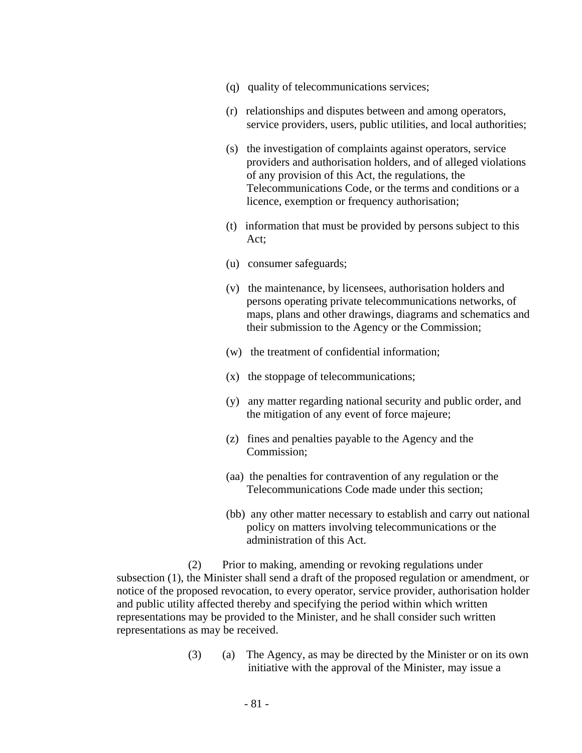(q) quality of telecommunications services;

(r) relationships and disputes between and among operators, service providers, users, public utilities, and local authorities;

(s) the investigation of complaints against operators, service providers and authorisation holders, and of alleged violations of any provision of this Act, the regulations, the Telecommunications Code, or the terms and conditions or a licence, exemption or frequency authorisation;

(t) information that must be provided by persons subject to this Act;

(u) consumer safeguards;

(v) the maintenance, by licensees, authorisation holders and persons operating private telecommunications networks, of maps, plans and other drawings, diagrams and schematics and their submission to the Agency or the Commission;

(w) the treatment of confidential information;

(x) the stoppage of telecommunications;

(y) any matter regarding national security and public order, and the mitigation of any event of force majeure;

(z) fines and penalties payable to the Agency and the Commission;

(aa) the penalties for contravention of any regulation or the Telecommunications Code made under this section;

(bb) any other matter necessary to establish and carry out national policy on matters involving telecommunications or the administration of this Act.

(2) Prior to making, amending or revoking regulations under subsection (1), the Minister shall send a draft of the proposed regulation or amendment, or notice of the proposed revocation, to every operator, service provider, authorisation holder and public utility affected thereby and specifying the period within which written representations may be provided to the Minister, and he shall consider such written representations as may be received.

(3) (a) The Agency, as may be directed by the Minister or on its own initiative with the approval of the Minister, may issue a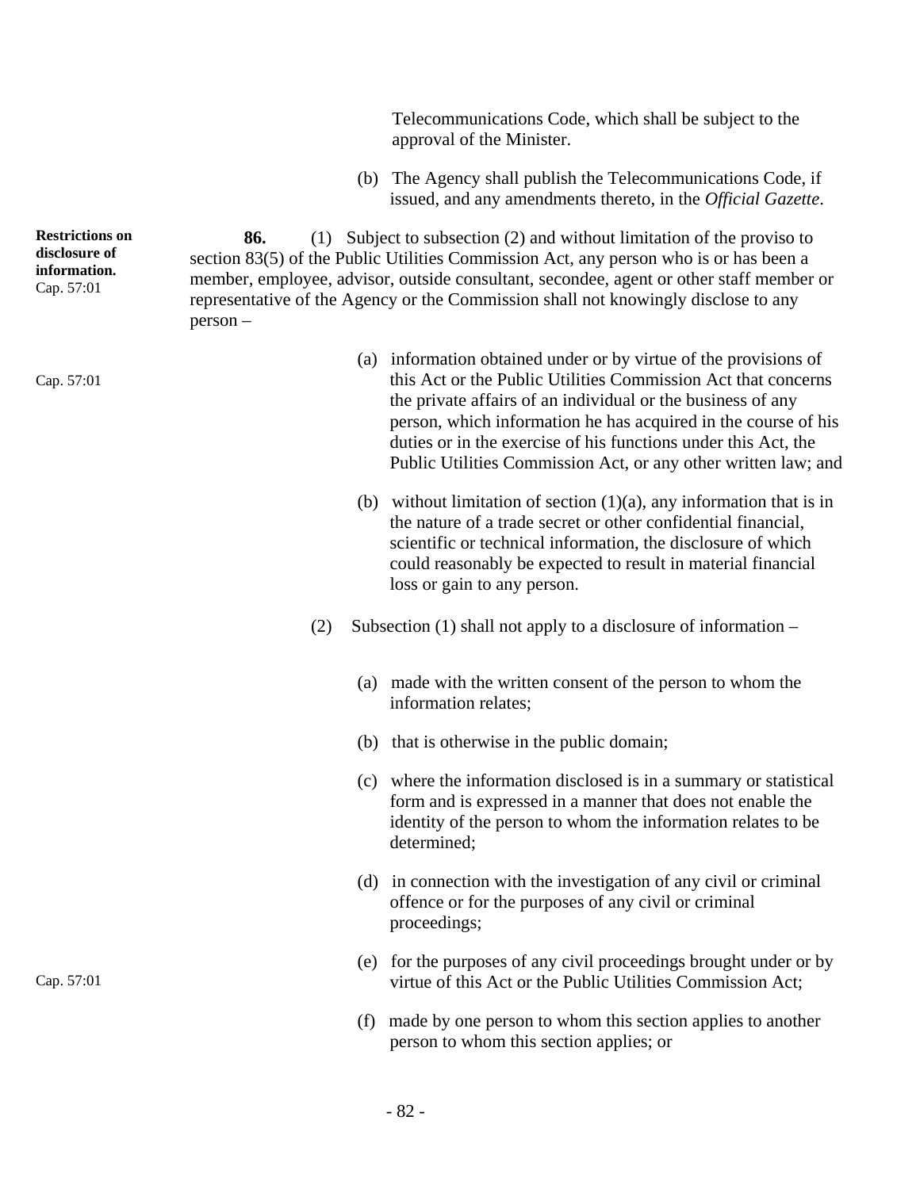Telecommunications Code, which shall be subject to the approval of the Minister.

(b) The Agency shall publish the Telecommunications Code, if issued, and any amendments thereto, in the *Official Gazette*.

**Restrictions on disclosure of information.**
Cap. 57:01

**86.** (1) Subject to subsection (2) and without limitation of the proviso to section 83(5) of the Public Utilities Commission Act, any person who is or has been a member, employee, advisor, outside consultant, secondee, agent or other staff member or representative of the Agency or the Commission shall not knowingly disclose to any person –

Cap. 57:01

(a) information obtained under or by virtue of the provisions of this Act or the Public Utilities Commission Act that concerns the private affairs of an individual or the business of any person, which information he has acquired in the course of his duties or in the exercise of his functions under this Act, the Public Utilities Commission Act, or any other written law; and

(b) without limitation of section (1)(a), any information that is in the nature of a trade secret or other confidential financial, scientific or technical information, the disclosure of which could reasonably be expected to result in material financial loss or gain to any person.

(2) Subsection (1) shall not apply to a disclosure of information –

(a) made with the written consent of the person to whom the information relates;

(b) that is otherwise in the public domain;

(c) where the information disclosed is in a summary or statistical form and is expressed in a manner that does not enable the identity of the person to whom the information relates to be determined;

(d) in connection with the investigation of any civil or criminal offence or for the purposes of any civil or criminal proceedings;

Cap. 57:01

(e) for the purposes of any civil proceedings brought under or by virtue of this Act or the Public Utilities Commission Act;

(f) made by one person to whom this section applies to another person to whom this section applies; or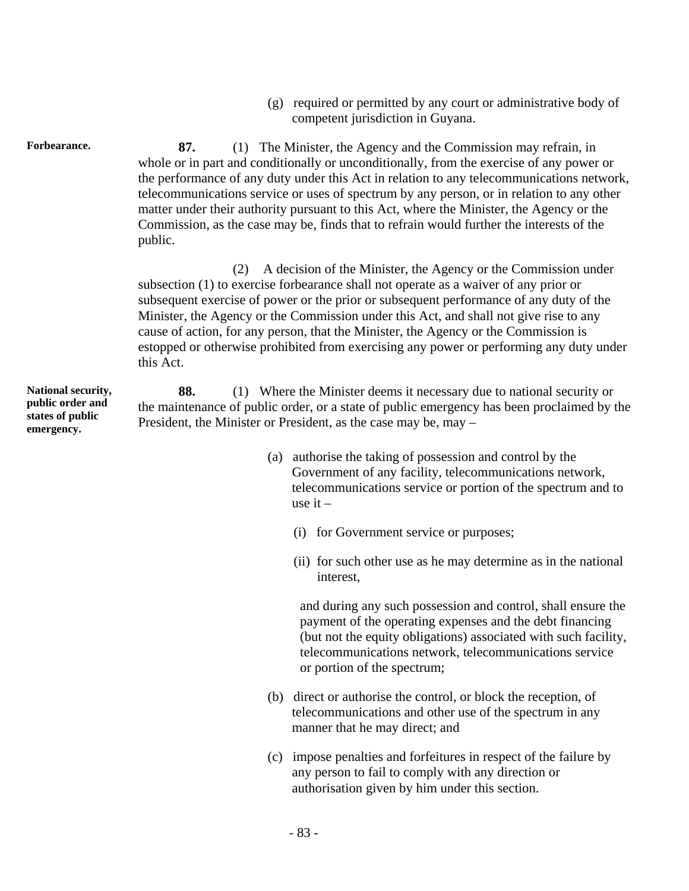(g) required or permitted by any court or administrative body of competent jurisdiction in Guyana.

**Forbearance.**

**87.** (1) The Minister, the Agency and the Commission may refrain, in whole or in part and conditionally or unconditionally, from the exercise of any power or the performance of any duty under this Act in relation to any telecommunications network, telecommunications service or uses of spectrum by any person, or in relation to any other matter under their authority pursuant to this Act, where the Minister, the Agency or the Commission, as the case may be, finds that to refrain would further the interests of the public.

(2) A decision of the Minister, the Agency or the Commission under subsection (1) to exercise forbearance shall not operate as a waiver of any prior or subsequent exercise of power or the prior or subsequent performance of any duty of the Minister, the Agency or the Commission under this Act, and shall not give rise to any cause of action, for any person, that the Minister, the Agency or the Commission is estopped or otherwise prohibited from exercising any power or performing any duty under this Act.

**National security, public order and states of public emergency.**

**88.** (1) Where the Minister deems it necessary due to national security or the maintenance of public order, or a state of public emergency has been proclaimed by the President, the Minister or President, as the case may be, may –

(a) authorise the taking of possession and control by the Government of any facility, telecommunications network, telecommunications service or portion of the spectrum and to use it –

(i) for Government service or purposes;

(ii) for such other use as he may determine as in the national interest,

and during any such possession and control, shall ensure the payment of the operating expenses and the debt financing (but not the equity obligations) associated with such facility, telecommunications network, telecommunications service or portion of the spectrum;

(b) direct or authorise the control, or block the reception, of telecommunications and other use of the spectrum in any manner that he may direct; and

(c) impose penalties and forfeitures in respect of the failure by any person to fail to comply with any direction or authorisation given by him under this section.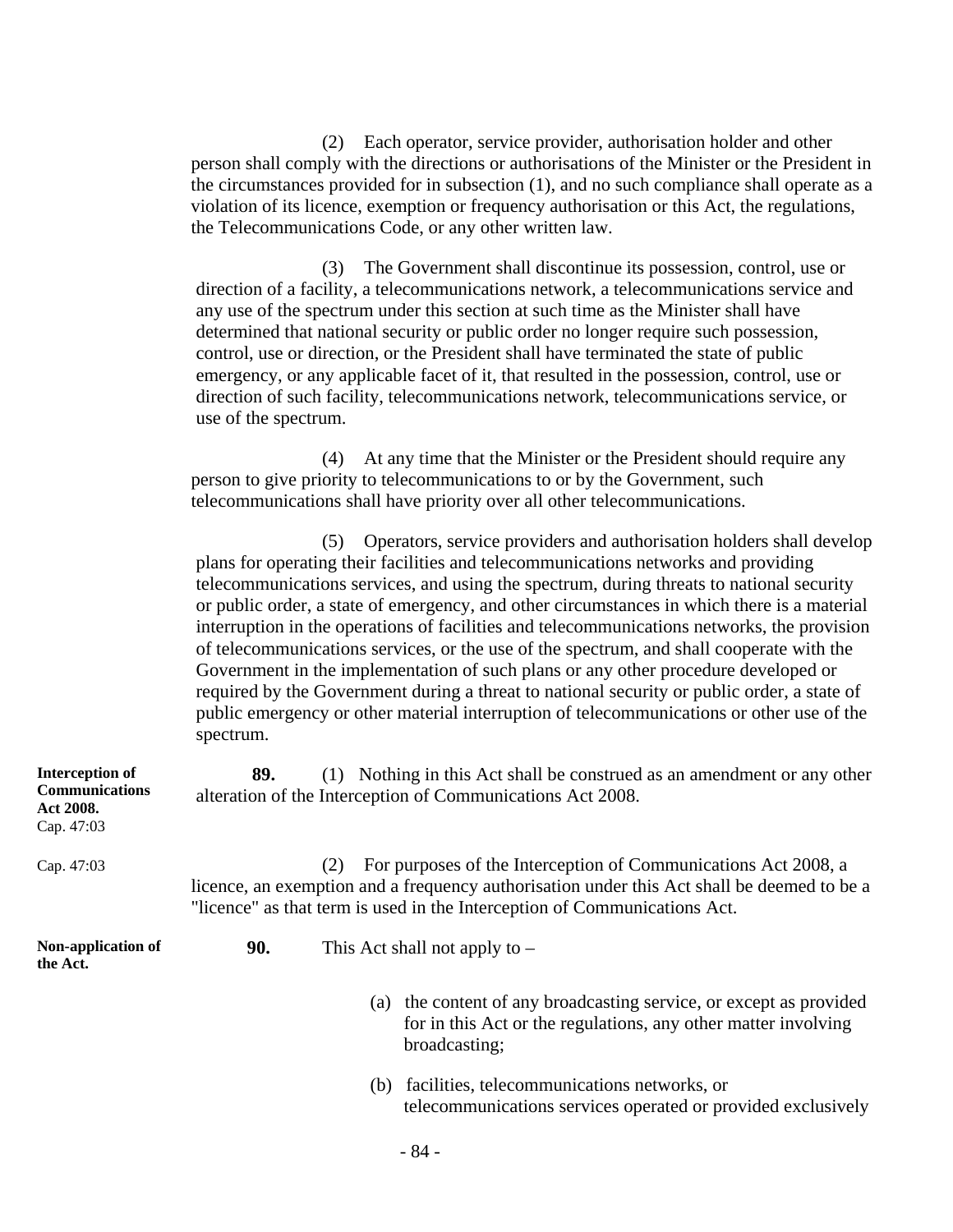(2) Each operator, service provider, authorisation holder and other person shall comply with the directions or authorisations of the Minister or the President in the circumstances provided for in subsection (1), and no such compliance shall operate as a violation of its licence, exemption or frequency authorisation or this Act, the regulations, the Telecommunications Code, or any other written law.

(3) The Government shall discontinue its possession, control, use or direction of a facility, a telecommunications network, a telecommunications service and any use of the spectrum under this section at such time as the Minister shall have determined that national security or public order no longer require such possession, control, use or direction, or the President shall have terminated the state of public emergency, or any applicable facet of it, that resulted in the possession, control, use or direction of such facility, telecommunications network, telecommunications service, or use of the spectrum.

(4) At any time that the Minister or the President should require any person to give priority to telecommunications to or by the Government, such telecommunications shall have priority over all other telecommunications.

(5) Operators, service providers and authorisation holders shall develop plans for operating their facilities and telecommunications networks and providing telecommunications services, and using the spectrum, during threats to national security or public order, a state of emergency, and other circumstances in which there is a material interruption in the operations of facilities and telecommunications networks, the provision of telecommunications services, or the use of the spectrum, and shall cooperate with the Government in the implementation of such plans or any other procedure developed or required by the Government during a threat to national security or public order, a state of public emergency or other material interruption of telecommunications or other use of the spectrum.

**Interception of Communications Act 2008.**
Cap. 47:03

**89.** (1) Nothing in this Act shall be construed as an amendment or any other alteration of the Interception of Communications Act 2008.

Cap. 47:03

(2) For purposes of the Interception of Communications Act 2008, a licence, an exemption and a frequency authorisation under this Act shall be deemed to be a "licence" as that term is used in the Interception of Communications Act.

**Non-application of the Act.**

**90.** This Act shall not apply to –

(a) the content of any broadcasting service, or except as provided for in this Act or the regulations, any other matter involving broadcasting;

(b) facilities, telecommunications networks, or telecommunications services operated or provided exclusively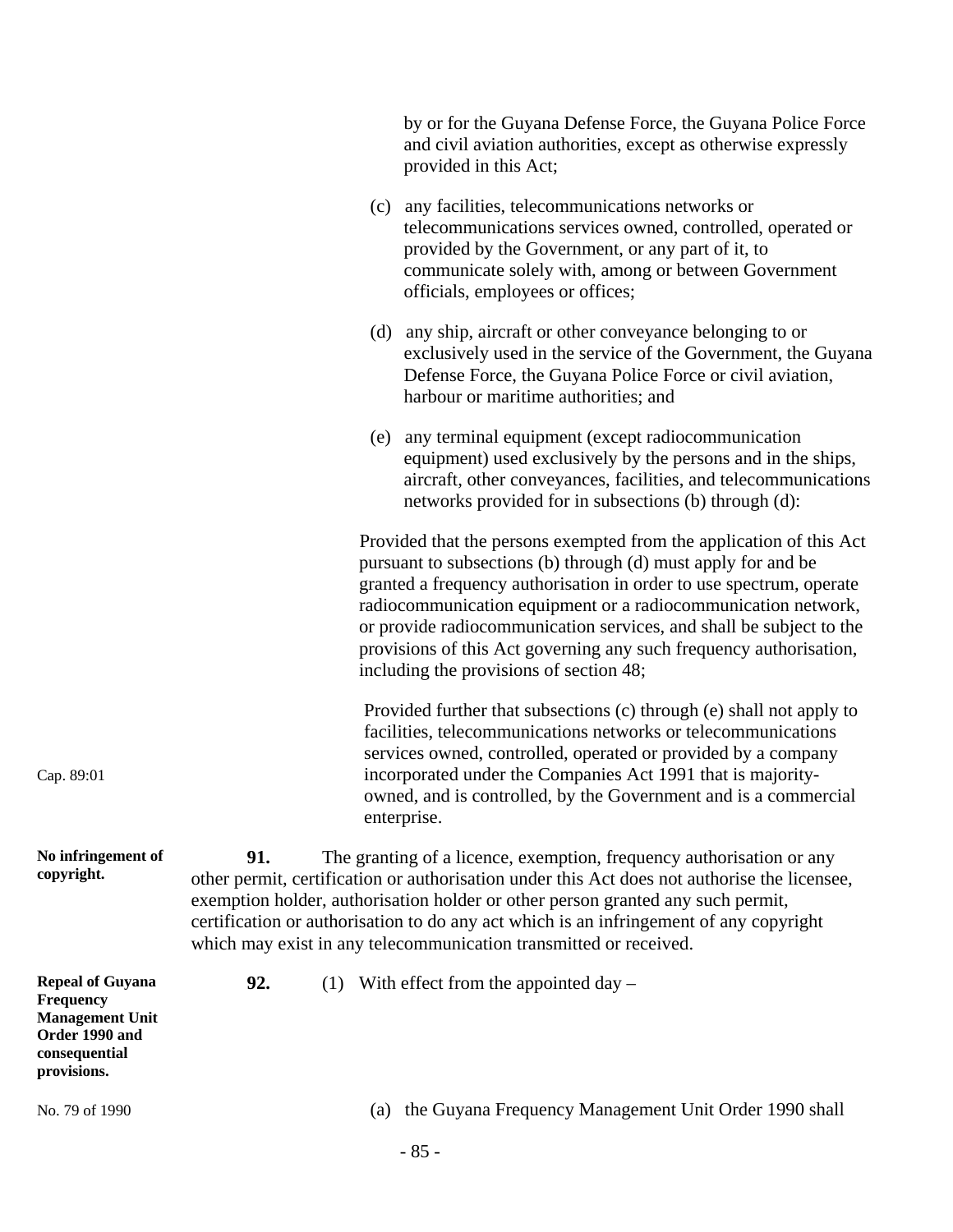by or for the Guyana Defense Force, the Guyana Police Force and civil aviation authorities, except as otherwise expressly provided in this Act;

(c) any facilities, telecommunications networks or telecommunications services owned, controlled, operated or provided by the Government, or any part of it, to communicate solely with, among or between Government officials, employees or offices;

(d) any ship, aircraft or other conveyance belonging to or exclusively used in the service of the Government, the Guyana Defense Force, the Guyana Police Force or civil aviation, harbour or maritime authorities; and

(e) any terminal equipment (except radiocommunication equipment) used exclusively by the persons and in the ships, aircraft, other conveyances, facilities, and telecommunications networks provided for in subsections (b) through (d):

Provided that the persons exempted from the application of this Act pursuant to subsections (b) through (d) must apply for and be granted a frequency authorisation in order to use spectrum, operate radiocommunication equipment or a radiocommunication network, or provide radiocommunication services, and shall be subject to the provisions of this Act governing any such frequency authorisation, including the provisions of section 48;

Cap. 89:01

Provided further that subsections (c) through (e) shall not apply to facilities, telecommunications networks or telecommunications services owned, controlled, operated or provided by a company incorporated under the Companies Act 1991 that is majority-owned, and is controlled, by the Government and is a commercial enterprise.

**No infringement of copyright.**

**91.** The granting of a licence, exemption, frequency authorisation or any other permit, certification or authorisation under this Act does not authorise the licensee, exemption holder, authorisation holder or other person granted any such permit, certification or authorisation to do any act which is an infringement of any copyright which may exist in any telecommunication transmitted or received.

**Repeal of Guyana Frequency Management Unit Order 1990 and consequential provisions.**

**92.** (1) With effect from the appointed day –

No. 79 of 1990

(a) the Guyana Frequency Management Unit Order 1990 shall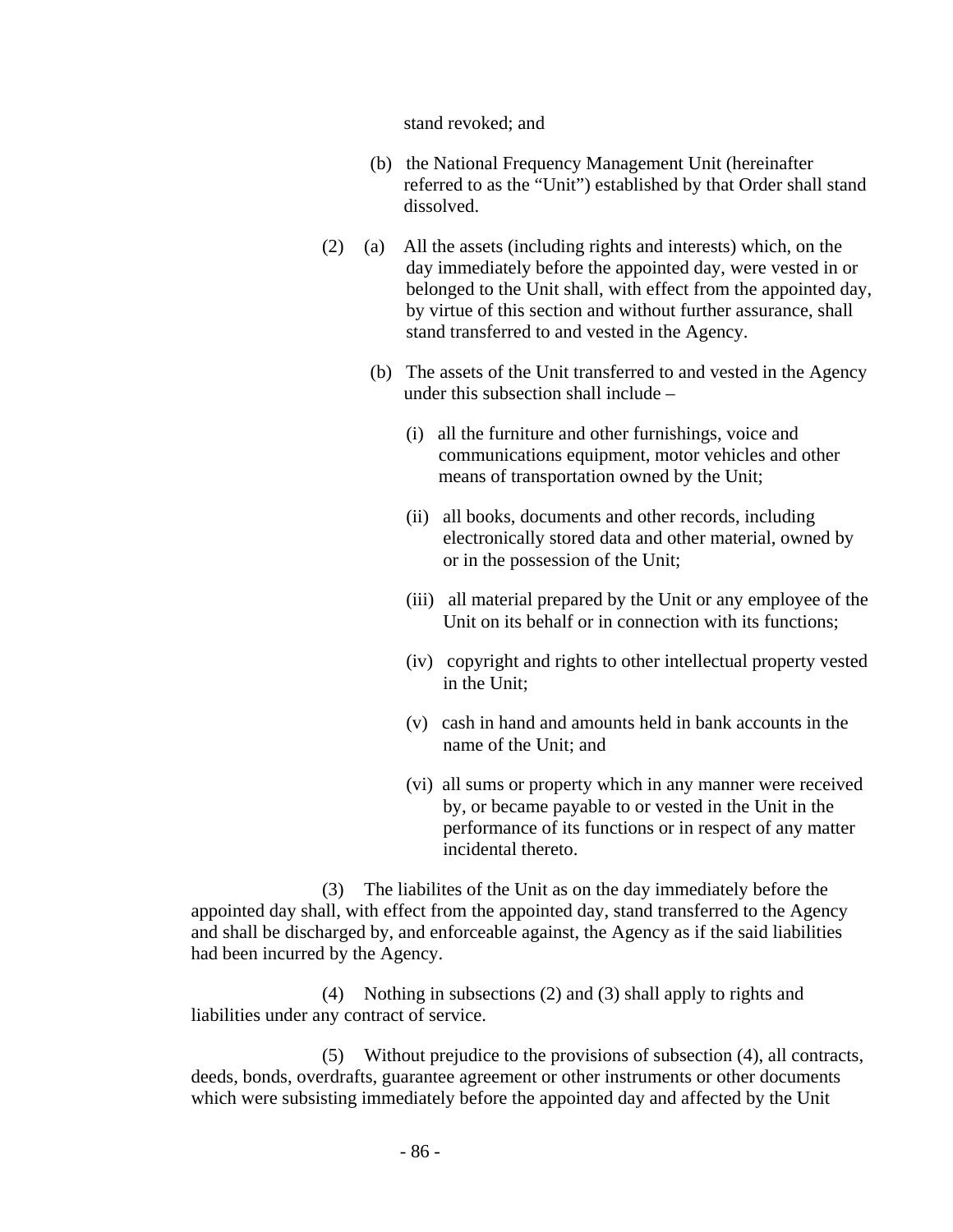stand revoked; and

(b) the National Frequency Management Unit (hereinafter referred to as the "Unit") established by that Order shall stand dissolved.

(2) (a) All the assets (including rights and interests) which, on the day immediately before the appointed day, were vested in or belonged to the Unit shall, with effect from the appointed day, by virtue of this section and without further assurance, shall stand transferred to and vested in the Agency.

(b) The assets of the Unit transferred to and vested in the Agency under this subsection shall include –

(i) all the furniture and other furnishings, voice and communications equipment, motor vehicles and other means of transportation owned by the Unit;

(ii) all books, documents and other records, including electronically stored data and other material, owned by or in the possession of the Unit;

(iii) all material prepared by the Unit or any employee of the Unit on its behalf or in connection with its functions;

(iv) copyright and rights to other intellectual property vested in the Unit;

(v) cash in hand and amounts held in bank accounts in the name of the Unit; and

(vi) all sums or property which in any manner were received by, or became payable to or vested in the Unit in the performance of its functions or in respect of any matter incidental thereto.

(3) The liabilites of the Unit as on the day immediately before the appointed day shall, with effect from the appointed day, stand transferred to the Agency and shall be discharged by, and enforceable against, the Agency as if the said liabilities had been incurred by the Agency.

(4) Nothing in subsections (2) and (3) shall apply to rights and liabilities under any contract of service.

(5) Without prejudice to the provisions of subsection (4), all contracts, deeds, bonds, overdrafts, guarantee agreement or other instruments or other documents which were subsisting immediately before the appointed day and affected by the Unit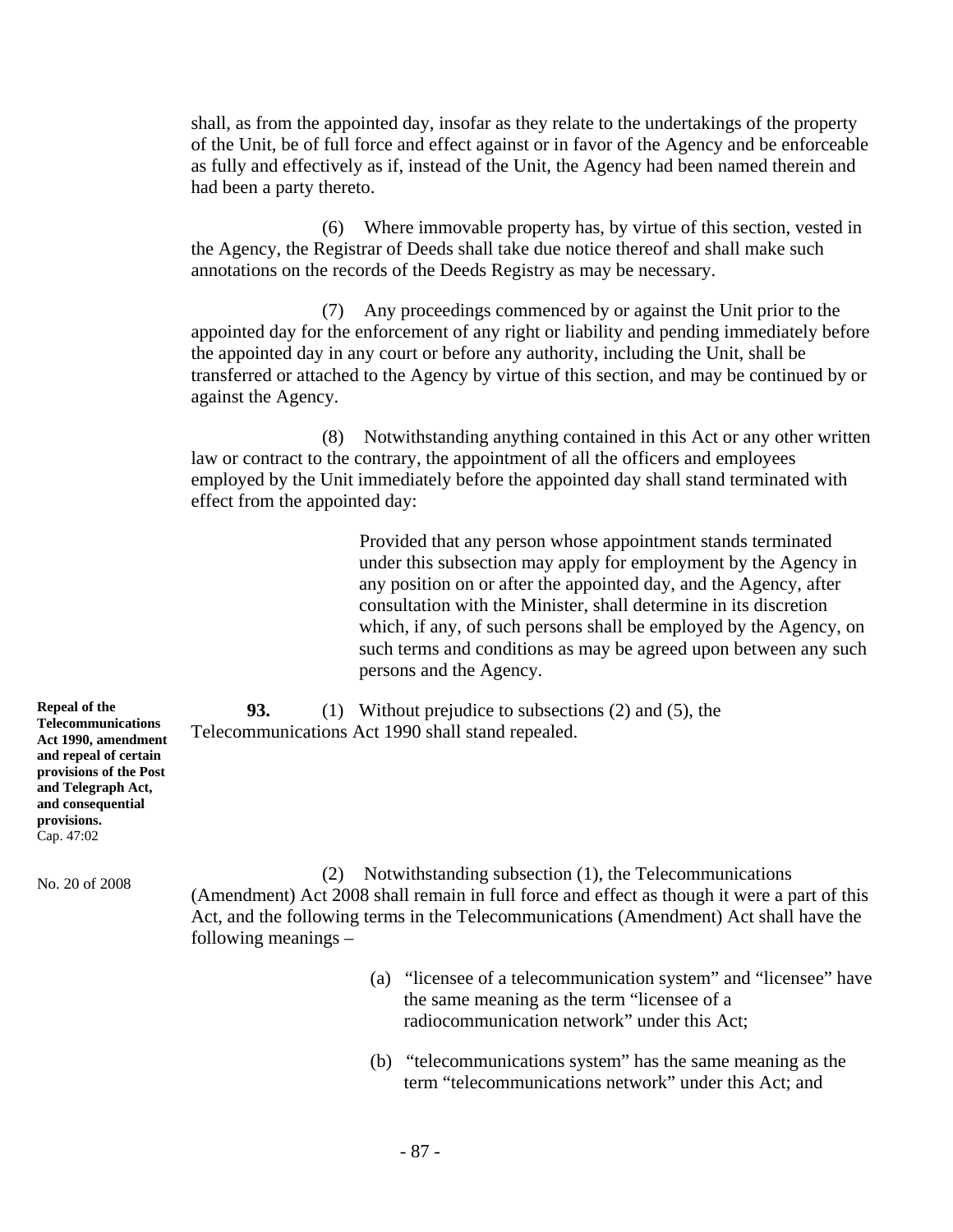shall, as from the appointed day, insofar as they relate to the undertakings of the property of the Unit, be of full force and effect against or in favor of the Agency and be enforceable as fully and effectively as if, instead of the Unit, the Agency had been named therein and had been a party thereto.

(6) Where immovable property has, by virtue of this section, vested in the Agency, the Registrar of Deeds shall take due notice thereof and shall make such annotations on the records of the Deeds Registry as may be necessary.

(7) Any proceedings commenced by or against the Unit prior to the appointed day for the enforcement of any right or liability and pending immediately before the appointed day in any court or before any authority, including the Unit, shall be transferred or attached to the Agency by virtue of this section, and may be continued by or against the Agency.

(8) Notwithstanding anything contained in this Act or any other written law or contract to the contrary, the appointment of all the officers and employees employed by the Unit immediately before the appointed day shall stand terminated with effect from the appointed day:

> Provided that any person whose appointment stands terminated under this subsection may apply for employment by the Agency in any position on or after the appointed day, and the Agency, after consultation with the Minister, shall determine in its discretion which, if any, of such persons shall be employed by the Agency, on such terms and conditions as may be agreed upon between any such persons and the Agency.

**Repeal of the Telecommunications Act 1990, amendment and repeal of certain provisions of the Post and Telegraph Act, and consequential provisions.**
Cap. 47:02

**93.** (1) Without prejudice to subsections (2) and (5), the Telecommunications Act 1990 shall stand repealed.

No. 20 of 2008

(2) Notwithstanding subsection (1), the Telecommunications (Amendment) Act 2008 shall remain in full force and effect as though it were a part of this Act, and the following terms in the Telecommunications (Amendment) Act shall have the following meanings –

(a) "licensee of a telecommunication system" and "licensee" have the same meaning as the term "licensee of a radiocommunication network" under this Act;

(b) "telecommunications system" has the same meaning as the term "telecommunications network" under this Act; and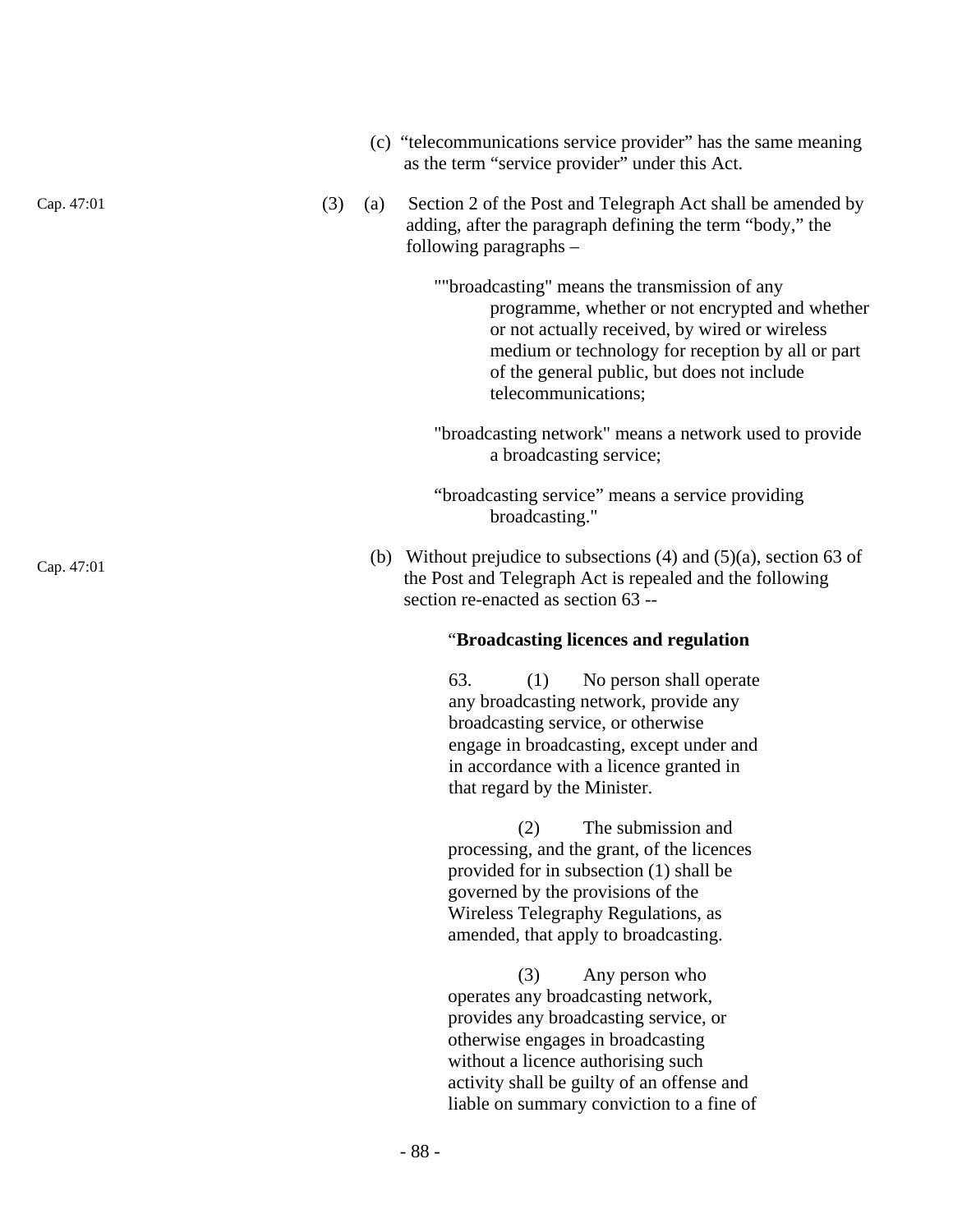(c) "telecommunications service provider" has the same meaning as the term "service provider" under this Act.

Cap. 47:01

(3) (a) Section 2 of the Post and Telegraph Act shall be amended by adding, after the paragraph defining the term "body," the following paragraphs –

""broadcasting" means the transmission of any programme, whether or not encrypted and whether or not actually received, by wired or wireless medium or technology for reception by all or part of the general public, but does not include telecommunications;

"broadcasting network" means a network used to provide a broadcasting service;

"broadcasting service" means a service providing broadcasting."

Cap. 47:01

(b) Without prejudice to subsections (4) and (5)(a), section 63 of the Post and Telegraph Act is repealed and the following section re-enacted as section 63 --

"**Broadcasting licences and regulation**

63. (1) No person shall operate any broadcasting network, provide any broadcasting service, or otherwise engage in broadcasting, except under and in accordance with a licence granted in that regard by the Minister.

(2) The submission and processing, and the grant, of the licences provided for in subsection (1) shall be governed by the provisions of the Wireless Telegraphy Regulations, as amended, that apply to broadcasting.

(3) Any person who operates any broadcasting network, provides any broadcasting service, or otherwise engages in broadcasting without a licence authorising such activity shall be guilty of an offense and liable on summary conviction to a fine of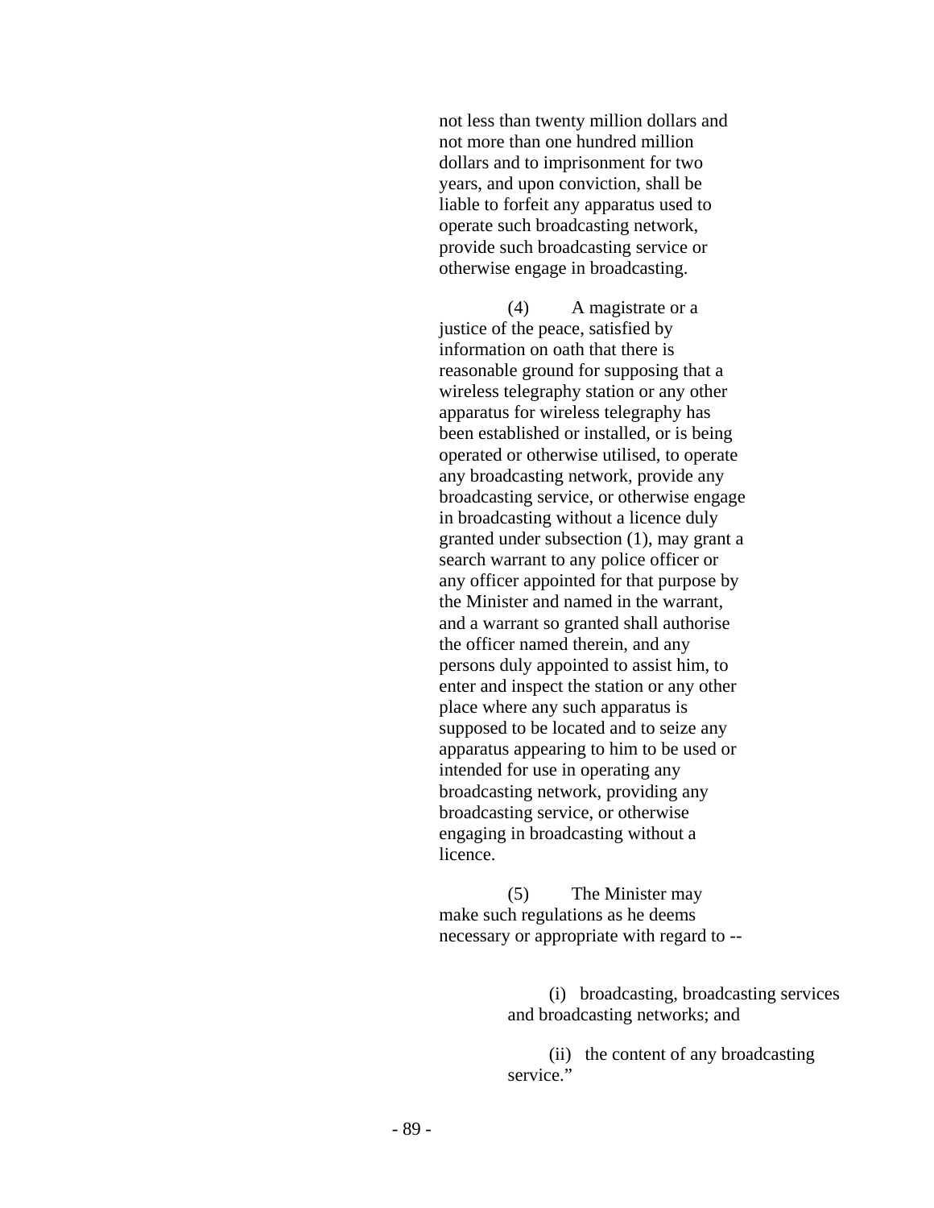not less than twenty million dollars and not more than one hundred million dollars and to imprisonment for two years, and upon conviction, shall be liable to forfeit any apparatus used to operate such broadcasting network, provide such broadcasting service or otherwise engage in broadcasting.

(4) A magistrate or a justice of the peace, satisfied by information on oath that there is reasonable ground for supposing that a wireless telegraphy station or any other apparatus for wireless telegraphy has been established or installed, or is being operated or otherwise utilised, to operate any broadcasting network, provide any broadcasting service, or otherwise engage in broadcasting without a licence duly granted under subsection (1), may grant a search warrant to any police officer or any officer appointed for that purpose by the Minister and named in the warrant, and a warrant so granted shall authorise the officer named therein, and any persons duly appointed to assist him, to enter and inspect the station or any other place where any such apparatus is supposed to be located and to seize any apparatus appearing to him to be used or intended for use in operating any broadcasting network, providing any broadcasting service, or otherwise engaging in broadcasting without a licence.

(5) The Minister may make such regulations as he deems necessary or appropriate with regard to --

(i) broadcasting, broadcasting services and broadcasting networks; and

(ii) the content of any broadcasting service."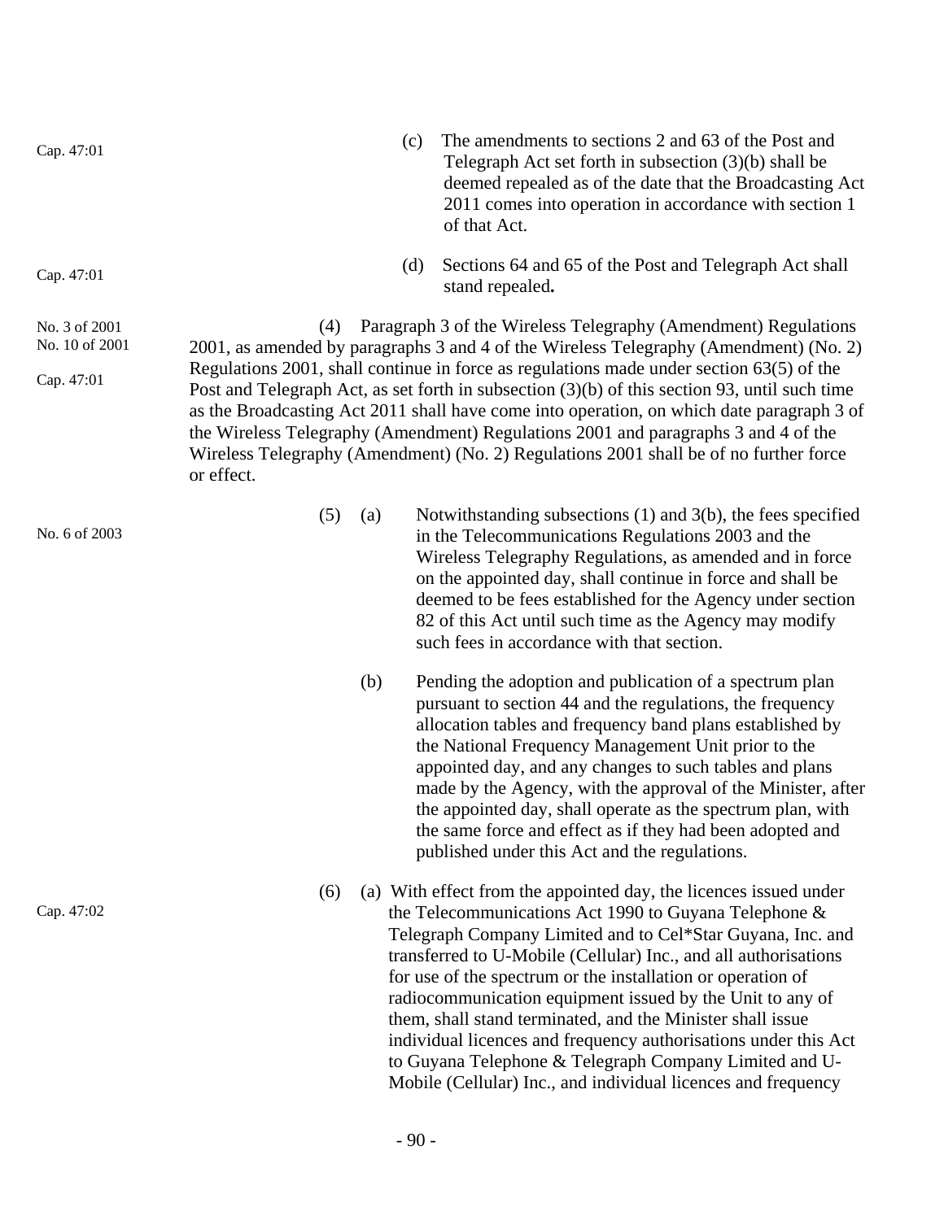Cap. 47:01

(c) The amendments to sections 2 and 63 of the Post and Telegraph Act set forth in subsection (3)(b) shall be deemed repealed as of the date that the Broadcasting Act 2011 comes into operation in accordance with section 1 of that Act.

Cap. 47:01

(d) Sections 64 and 65 of the Post and Telegraph Act shall stand repealed**.**

No. 3 of 2001
No. 10 of 2001

Cap. 47:01

(4) Paragraph 3 of the Wireless Telegraphy (Amendment) Regulations 2001, as amended by paragraphs 3 and 4 of the Wireless Telegraphy (Amendment) (No. 2) Regulations 2001, shall continue in force as regulations made under section 63(5) of the Post and Telegraph Act, as set forth in subsection (3)(b) of this section 93, until such time as the Broadcasting Act 2011 shall have come into operation, on which date paragraph 3 of the Wireless Telegraphy (Amendment) Regulations 2001 and paragraphs 3 and 4 of the Wireless Telegraphy (Amendment) (No. 2) Regulations 2001 shall be of no further force or effect.

No. 6 of 2003

(5) (a) Notwithstanding subsections (1) and 3(b), the fees specified in the Telecommunications Regulations 2003 and the Wireless Telegraphy Regulations, as amended and in force on the appointed day, shall continue in force and shall be deemed to be fees established for the Agency under section 82 of this Act until such time as the Agency may modify such fees in accordance with that section.

(b) Pending the adoption and publication of a spectrum plan pursuant to section 44 and the regulations, the frequency allocation tables and frequency band plans established by the National Frequency Management Unit prior to the appointed day, and any changes to such tables and plans made by the Agency, with the approval of the Minister, after the appointed day, shall operate as the spectrum plan, with the same force and effect as if they had been adopted and published under this Act and the regulations.

Cap. 47:02

(6) (a) With effect from the appointed day, the licences issued under the Telecommunications Act 1990 to Guyana Telephone & Telegraph Company Limited and to Cel*Star Guyana, Inc. and transferred to U-Mobile (Cellular) Inc., and all authorisations for use of the spectrum or the installation or operation of radiocommunication equipment issued by the Unit to any of them, shall stand terminated, and the Minister shall issue individual licences and frequency authorisations under this Act to Guyana Telephone & Telegraph Company Limited and U-Mobile (Cellular) Inc., and individual licences and frequency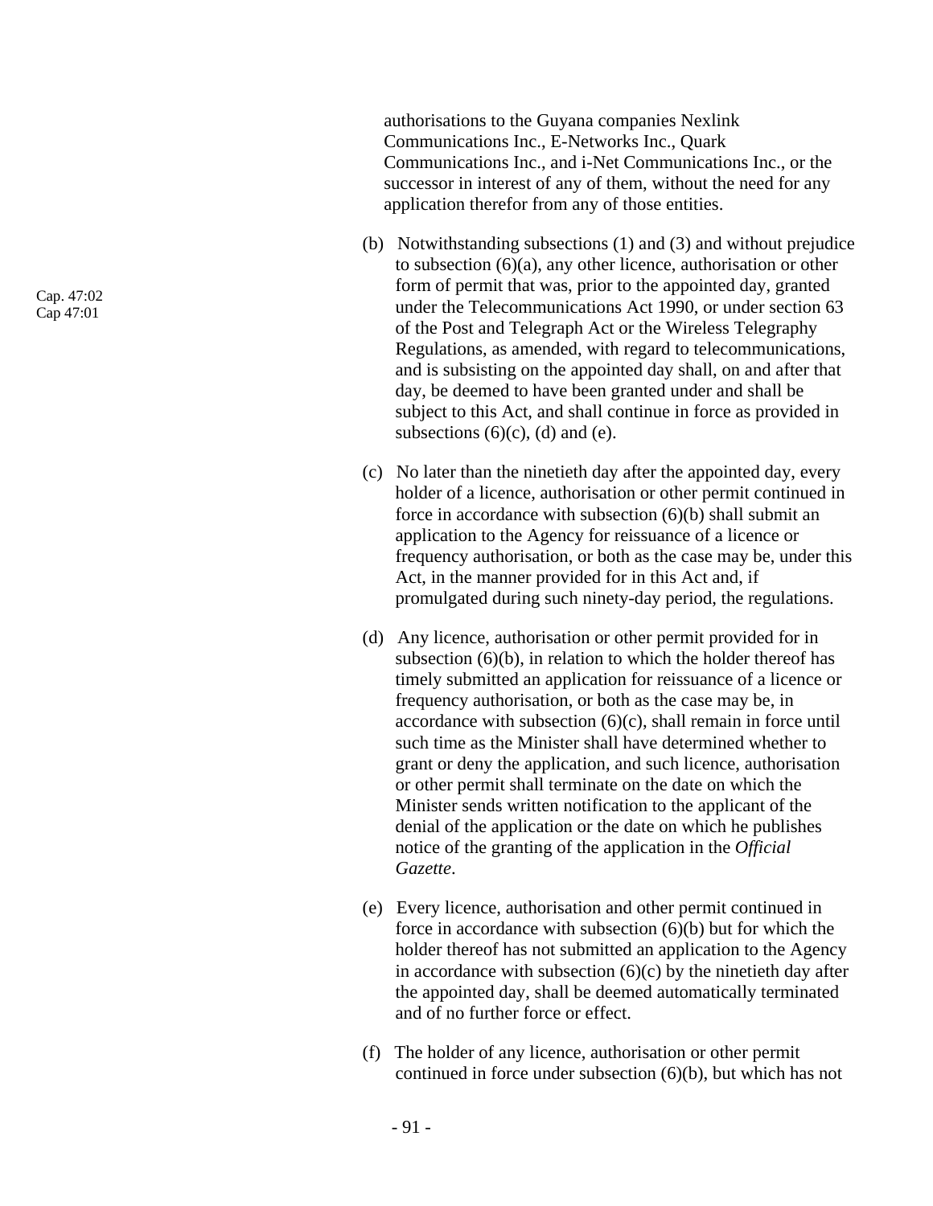authorisations to the Guyana companies Nexlink Communications Inc., E-Networks Inc., Quark Communications Inc., and i-Net Communications Inc., or the successor in interest of any of them, without the need for any application therefor from any of those entities.

Cap. 47:02
Cap 47:01

(b) Notwithstanding subsections (1) and (3) and without prejudice to subsection (6)(a), any other licence, authorisation or other form of permit that was, prior to the appointed day, granted under the Telecommunications Act 1990, or under section 63 of the Post and Telegraph Act or the Wireless Telegraphy Regulations, as amended, with regard to telecommunications, and is subsisting on the appointed day shall, on and after that day, be deemed to have been granted under and shall be subject to this Act, and shall continue in force as provided in subsections (6)(c), (d) and (e).

(c) No later than the ninetieth day after the appointed day, every holder of a licence, authorisation or other permit continued in force in accordance with subsection (6)(b) shall submit an application to the Agency for reissuance of a licence or frequency authorisation, or both as the case may be, under this Act, in the manner provided for in this Act and, if promulgated during such ninety-day period, the regulations.

(d) Any licence, authorisation or other permit provided for in subsection (6)(b), in relation to which the holder thereof has timely submitted an application for reissuance of a licence or frequency authorisation, or both as the case may be, in accordance with subsection (6)(c), shall remain in force until such time as the Minister shall have determined whether to grant or deny the application, and such licence, authorisation or other permit shall terminate on the date on which the Minister sends written notification to the applicant of the denial of the application or the date on which he publishes notice of the granting of the application in the *Official Gazette*.

(e) Every licence, authorisation and other permit continued in force in accordance with subsection (6)(b) but for which the holder thereof has not submitted an application to the Agency in accordance with subsection (6)(c) by the ninetieth day after the appointed day, shall be deemed automatically terminated and of no further force or effect.

(f) The holder of any licence, authorisation or other permit continued in force under subsection (6)(b), but which has not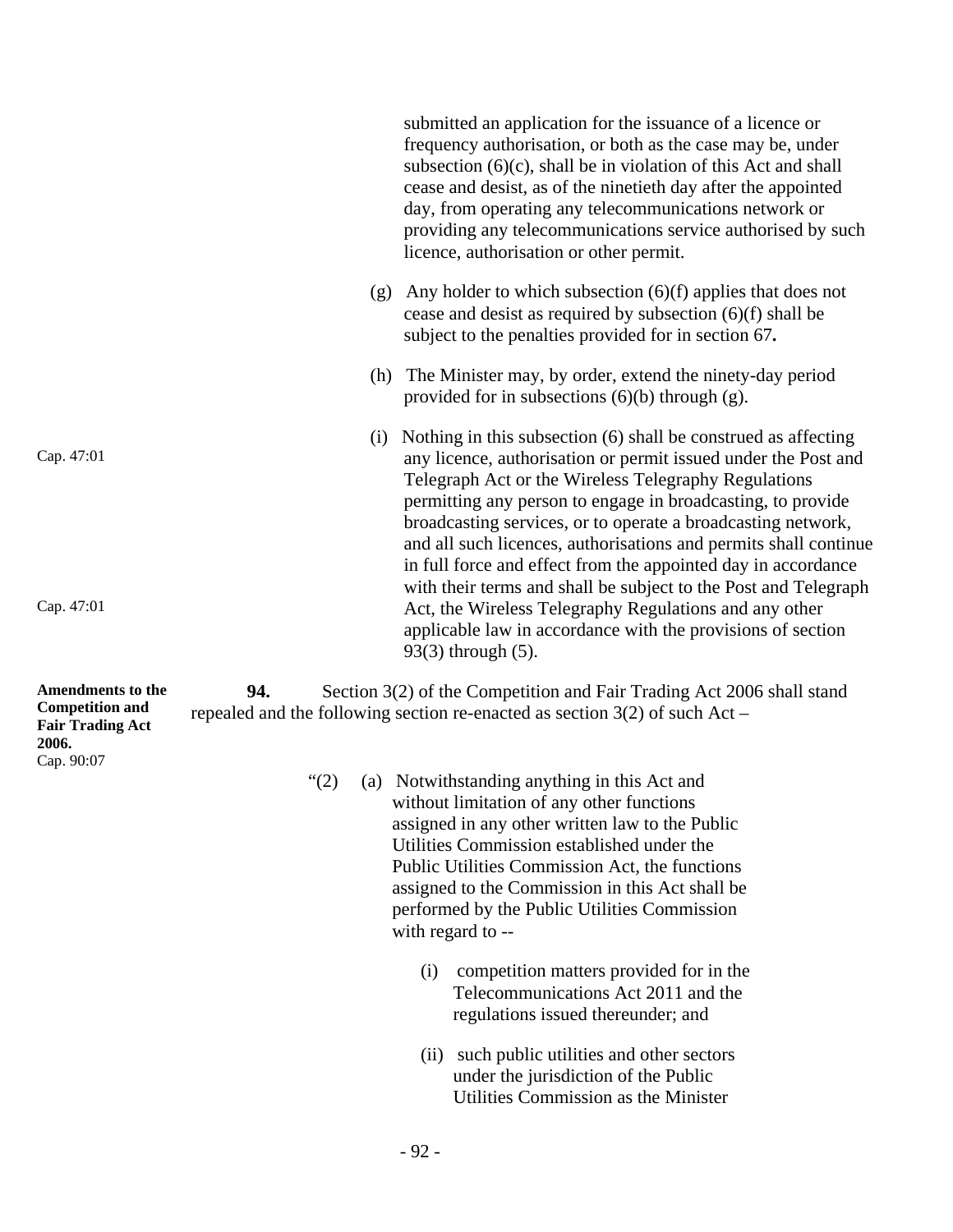submitted an application for the issuance of a licence or frequency authorisation, or both as the case may be, under subsection (6)(c), shall be in violation of this Act and shall cease and desist, as of the ninetieth day after the appointed day, from operating any telecommunications network or providing any telecommunications service authorised by such licence, authorisation or other permit.

(g) Any holder to which subsection (6)(f) applies that does not cease and desist as required by subsection (6)(f) shall be subject to the penalties provided for in section 67**.**

(h) The Minister may, by order, extend the ninety-day period provided for in subsections (6)(b) through (g).

Cap. 47:01

Cap. 47:01

(i) Nothing in this subsection (6) shall be construed as affecting any licence, authorisation or permit issued under the Post and Telegraph Act or the Wireless Telegraphy Regulations permitting any person to engage in broadcasting, to provide broadcasting services, or to operate a broadcasting network, and all such licences, authorisations and permits shall continue in full force and effect from the appointed day in accordance with their terms and shall be subject to the Post and Telegraph Act, the Wireless Telegraphy Regulations and any other applicable law in accordance with the provisions of section 93(3) through (5).

**Amendments to the Competition and Fair Trading Act 2006.**
Cap. 90:07

**94.** Section 3(2) of the Competition and Fair Trading Act 2006 shall stand repealed and the following section re-enacted as section 3(2) of such Act –

"(2) (a) Notwithstanding anything in this Act and without limitation of any other functions assigned in any other written law to the Public Utilities Commission established under the Public Utilities Commission Act, the functions assigned to the Commission in this Act shall be performed by the Public Utilities Commission with regard to --

(i) competition matters provided for in the Telecommunications Act 2011 and the regulations issued thereunder; and

(ii) such public utilities and other sectors under the jurisdiction of the Public Utilities Commission as the Minister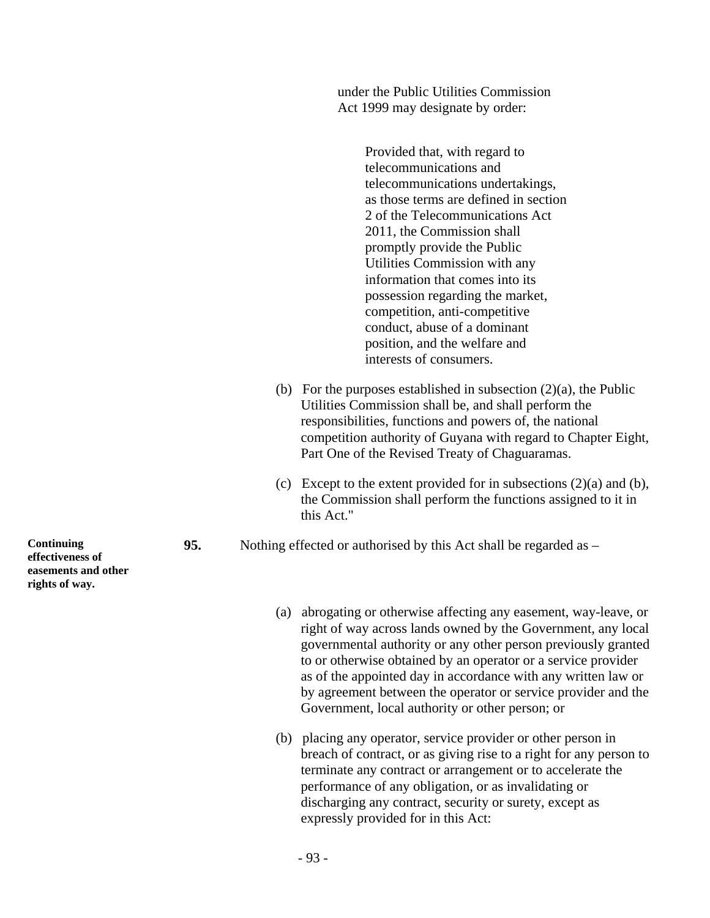under the Public Utilities Commission Act 1999 may designate by order:

> Provided that, with regard to telecommunications and telecommunications undertakings, as those terms are defined in section 2 of the Telecommunications Act 2011, the Commission shall promptly provide the Public Utilities Commission with any information that comes into its possession regarding the market, competition, anti-competitive conduct, abuse of a dominant position, and the welfare and interests of consumers.

(b) For the purposes established in subsection (2)(a), the Public Utilities Commission shall be, and shall perform the responsibilities, functions and powers of, the national competition authority of Guyana with regard to Chapter Eight, Part One of the Revised Treaty of Chaguaramas.

(c) Except to the extent provided for in subsections (2)(a) and (b), the Commission shall perform the functions assigned to it in this Act."

**Continuing effectiveness of easements and other rights of way.**

**95.** Nothing effected or authorised by this Act shall be regarded as –

(a) abrogating or otherwise affecting any easement, way-leave, or right of way across lands owned by the Government, any local governmental authority or any other person previously granted to or otherwise obtained by an operator or a service provider as of the appointed day in accordance with any written law or by agreement between the operator or service provider and the Government, local authority or other person; or

(b) placing any operator, service provider or other person in breach of contract, or as giving rise to a right for any person to terminate any contract or arrangement or to accelerate the performance of any obligation, or as invalidating or discharging any contract, security or surety, except as expressly provided for in this Act: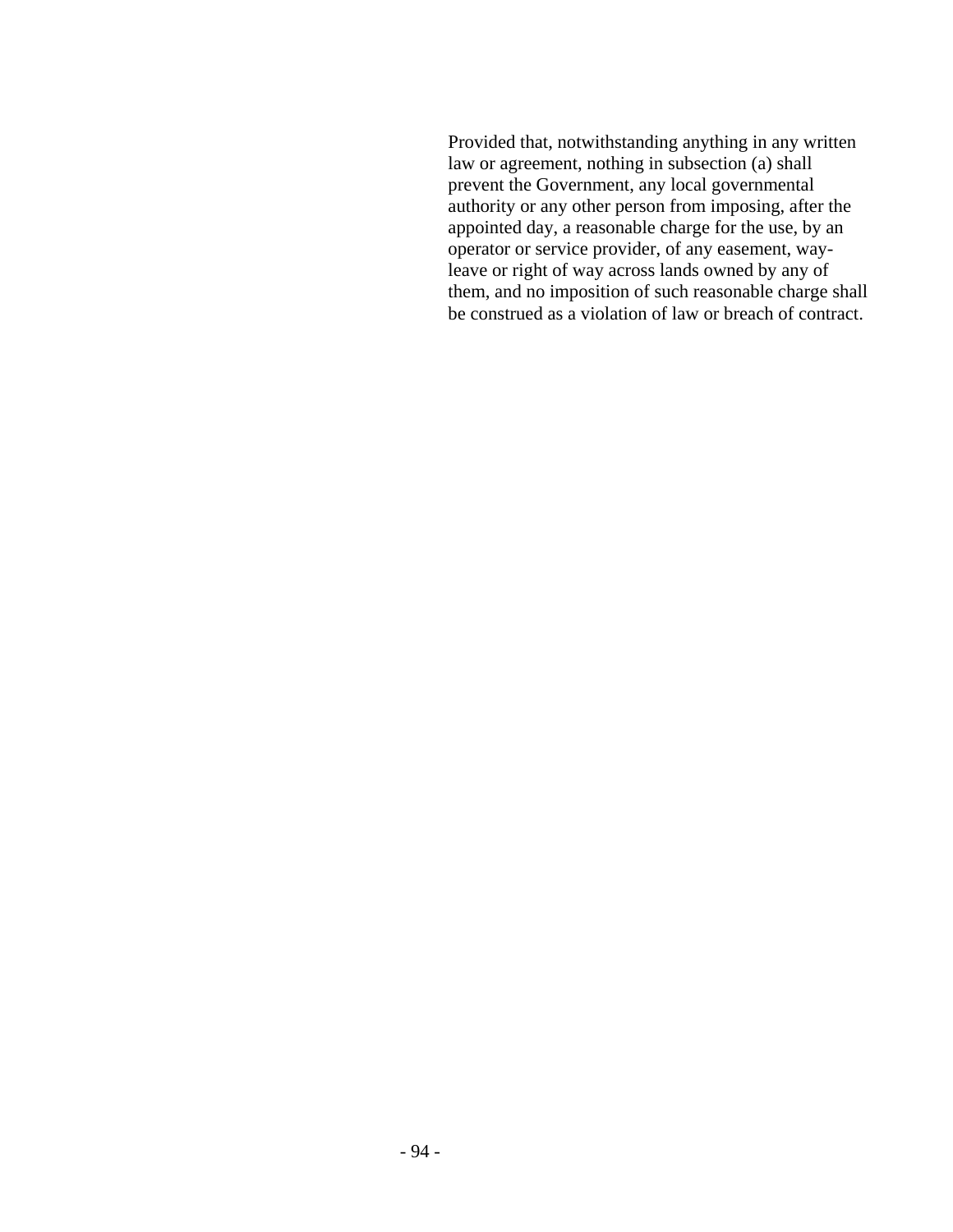Provided that, notwithstanding anything in any written law or agreement, nothing in subsection (a) shall prevent the Government, any local governmental authority or any other person from imposing, after the appointed day, a reasonable charge for the use, by an operator or service provider, of any easement, way-leave or right of way across lands owned by any of them, and no imposition of such reasonable charge shall be construed as a violation of law or breach of contract.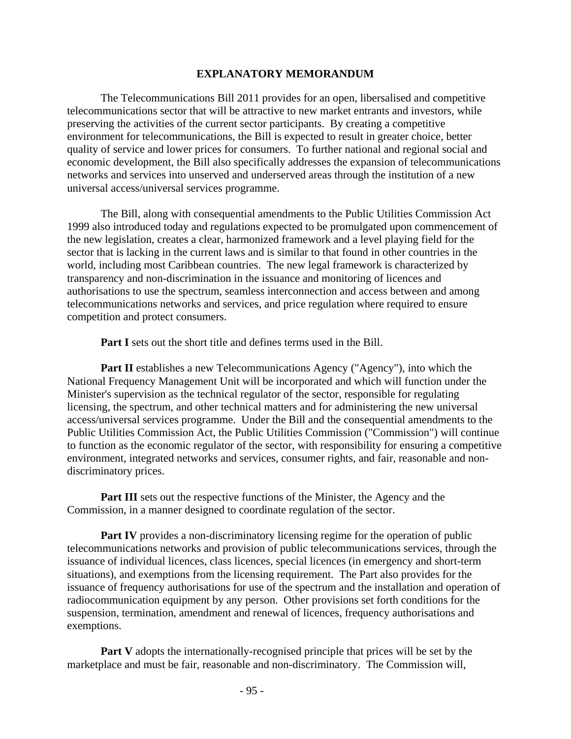# EXPLANATORY MEMORANDUM

The Telecommunications Bill 2011 provides for an open, libersalised and competitive telecommunications sector that will be attractive to new market entrants and investors, while preserving the activities of the current sector participants. By creating a competitive environment for telecommunications, the Bill is expected to result in greater choice, better quality of service and lower prices for consumers. To further national and regional social and economic development, the Bill also specifically addresses the expansion of telecommunications networks and services into unserved and underserved areas through the institution of a new universal access/universal services programme.

The Bill, along with consequential amendments to the Public Utilities Commission Act 1999 also introduced today and regulations expected to be promulgated upon commencement of the new legislation, creates a clear, harmonized framework and a level playing field for the sector that is lacking in the current laws and is similar to that found in other countries in the world, including most Caribbean countries. The new legal framework is characterized by transparency and non-discrimination in the issuance and monitoring of licences and authorisations to use the spectrum, seamless interconnection and access between and among telecommunications networks and services, and price regulation where required to ensure competition and protect consumers.

**Part I** sets out the short title and defines terms used in the Bill.

**Part II** establishes a new Telecommunications Agency ("Agency"), into which the National Frequency Management Unit will be incorporated and which will function under the Minister's supervision as the technical regulator of the sector, responsible for regulating licensing, the spectrum, and other technical matters and for administering the new universal access/universal services programme. Under the Bill and the consequential amendments to the Public Utilities Commission Act, the Public Utilities Commission ("Commission") will continue to function as the economic regulator of the sector, with responsibility for ensuring a competitive environment, integrated networks and services, consumer rights, and fair, reasonable and non-discriminatory prices.

**Part III** sets out the respective functions of the Minister, the Agency and the Commission, in a manner designed to coordinate regulation of the sector.

**Part IV** provides a non-discriminatory licensing regime for the operation of public telecommunications networks and provision of public telecommunications services, through the issuance of individual licences, class licences, special licences (in emergency and short-term situations), and exemptions from the licensing requirement. The Part also provides for the issuance of frequency authorisations for use of the spectrum and the installation and operation of radiocommunication equipment by any person. Other provisions set forth conditions for the suspension, termination, amendment and renewal of licences, frequency authorisations and exemptions.

**Part V** adopts the internationally-recognised principle that prices will be set by the marketplace and must be fair, reasonable and non-discriminatory. The Commission will,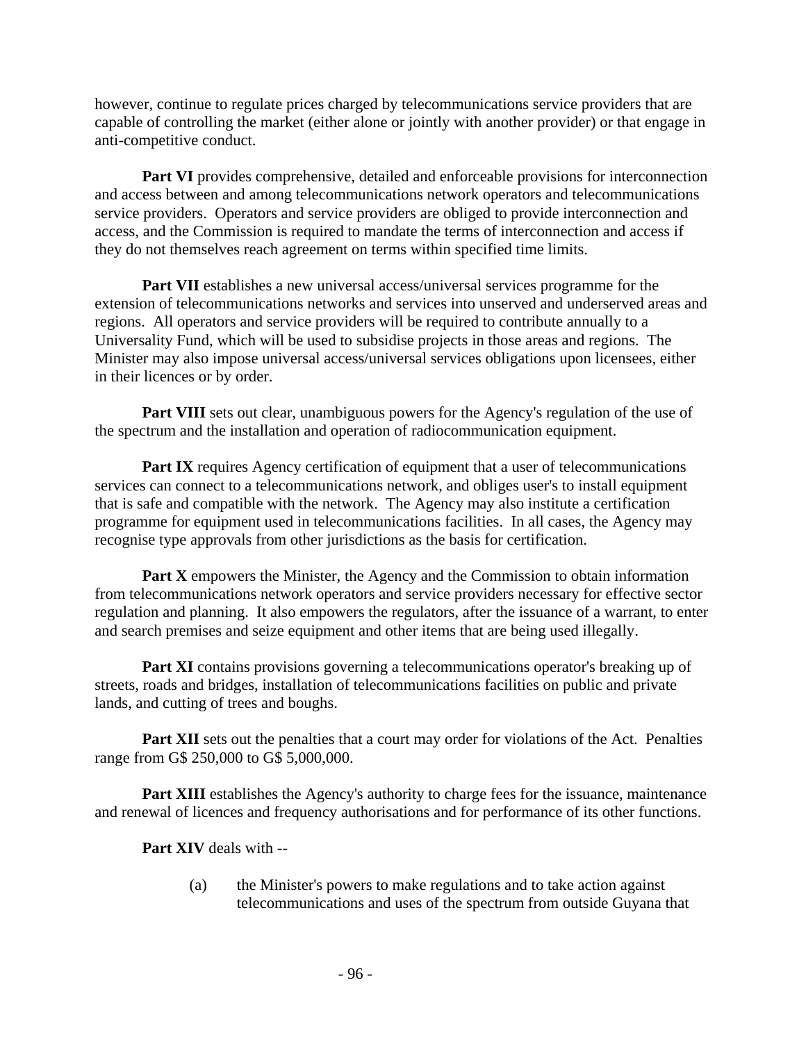however, continue to regulate prices charged by telecommunications service providers that are capable of controlling the market (either alone or jointly with another provider) or that engage in anti-competitive conduct.

**Part VI** provides comprehensive, detailed and enforceable provisions for interconnection and access between and among telecommunications network operators and telecommunications service providers. Operators and service providers are obliged to provide interconnection and access, and the Commission is required to mandate the terms of interconnection and access if they do not themselves reach agreement on terms within specified time limits.

**Part VII** establishes a new universal access/universal services programme for the extension of telecommunications networks and services into unserved and underserved areas and regions. All operators and service providers will be required to contribute annually to a Universality Fund, which will be used to subsidise projects in those areas and regions. The Minister may also impose universal access/universal services obligations upon licensees, either in their licences or by order.

**Part VIII** sets out clear, unambiguous powers for the Agency's regulation of the use of the spectrum and the installation and operation of radiocommunication equipment.

**Part IX** requires Agency certification of equipment that a user of telecommunications services can connect to a telecommunications network, and obliges user's to install equipment that is safe and compatible with the network. The Agency may also institute a certification programme for equipment used in telecommunications facilities. In all cases, the Agency may recognise type approvals from other jurisdictions as the basis for certification.

**Part X** empowers the Minister, the Agency and the Commission to obtain information from telecommunications network operators and service providers necessary for effective sector regulation and planning. It also empowers the regulators, after the issuance of a warrant, to enter and search premises and seize equipment and other items that are being used illegally.

**Part XI** contains provisions governing a telecommunications operator's breaking up of streets, roads and bridges, installation of telecommunications facilities on public and private lands, and cutting of trees and boughs.

**Part XII** sets out the penalties that a court may order for violations of the Act. Penalties range from G$ 250,000 to G$ 5,000,000.

**Part XIII** establishes the Agency's authority to charge fees for the issuance, maintenance and renewal of licences and frequency authorisations and for performance of its other functions.

**Part XIV** deals with --

(a) the Minister's powers to make regulations and to take action against telecommunications and uses of the spectrum from outside Guyana that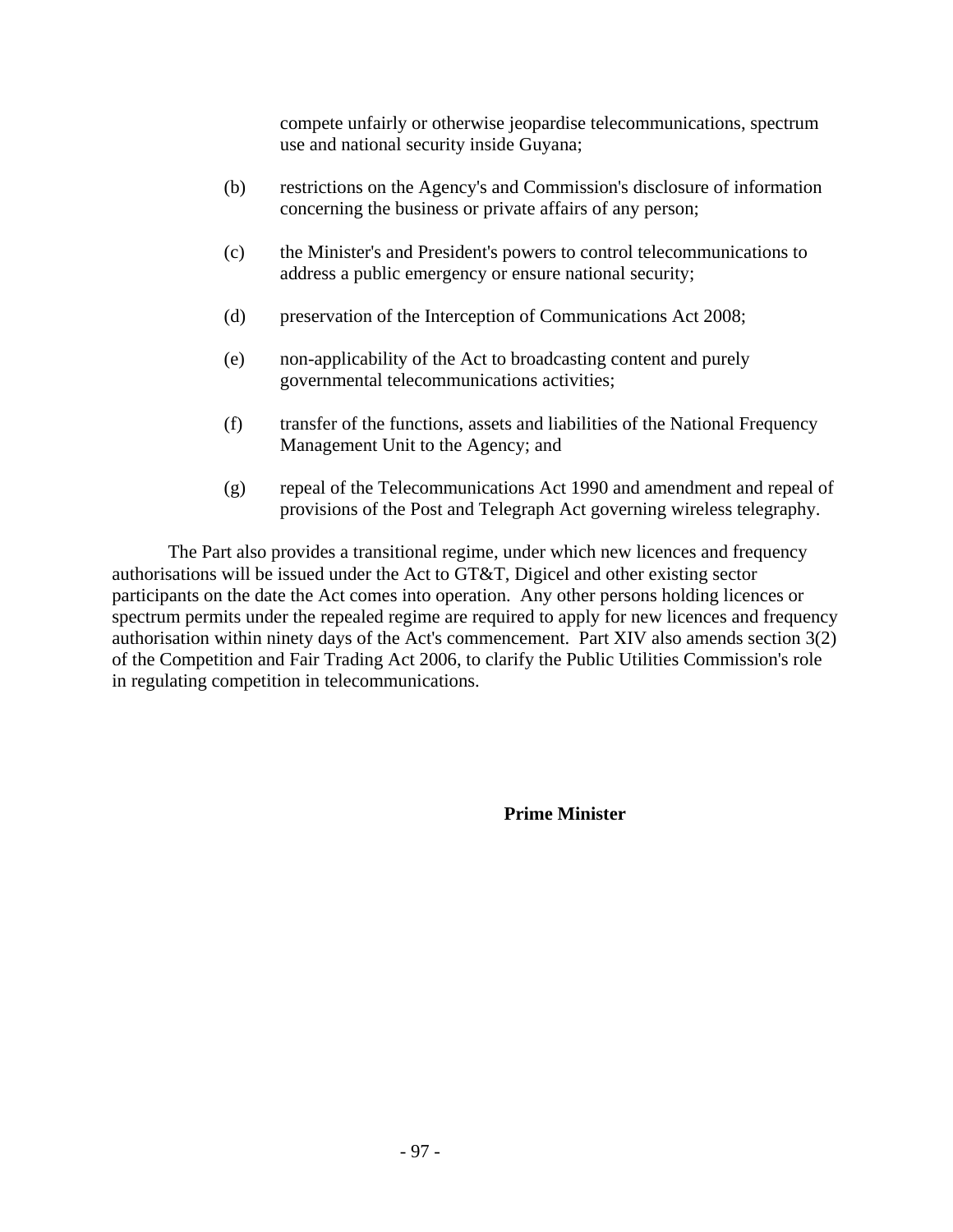compete unfairly or otherwise jeopardise telecommunications, spectrum use and national security inside Guyana;

(b) restrictions on the Agency's and Commission's disclosure of information concerning the business or private affairs of any person;

(c) the Minister's and President's powers to control telecommunications to address a public emergency or ensure national security;

(d) preservation of the Interception of Communications Act 2008;

(e) non-applicability of the Act to broadcasting content and purely governmental telecommunications activities;

(f) transfer of the functions, assets and liabilities of the National Frequency Management Unit to the Agency; and

(g) repeal of the Telecommunications Act 1990 and amendment and repeal of provisions of the Post and Telegraph Act governing wireless telegraphy.

The Part also provides a transitional regime, under which new licences and frequency authorisations will be issued under the Act to GT&T, Digicel and other existing sector participants on the date the Act comes into operation. Any other persons holding licences or spectrum permits under the repealed regime are required to apply for new licences and frequency authorisation within ninety days of the Act's commencement. Part XIV also amends section 3(2) of the Competition and Fair Trading Act 2006, to clarify the Public Utilities Commission's role in regulating competition in telecommunications.

**Prime Minister**